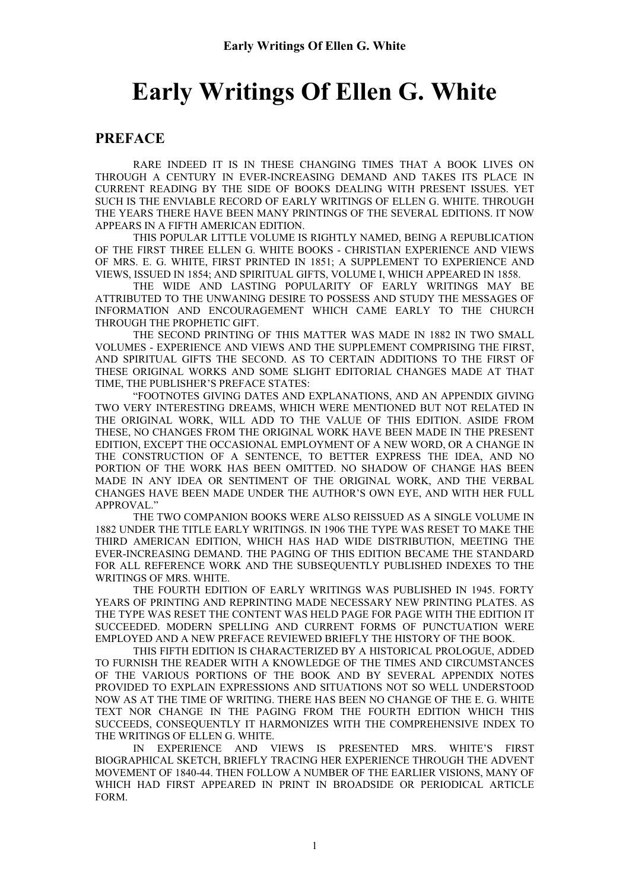# Early Writings Of Ellen G. White

## PREFACE

RARE INDEED IT IS IN THESE CHANGING TIMES THAT A BOOK LIVES ON THROUGH A CENTURY IN EVER-INCREASING DEMAND AND TAKES ITS PLACE IN CURRENT READING BY THE SIDE OF BOOKS DEALING WITH PRESENT ISSUES. YET SUCH IS THE ENVIABLE RECORD OF EARLY WRITINGS OF ELLEN G. WHITE. THROUGH THE YEARS THERE HAVE BEEN MANY PRINTINGS OF THE SEVERAL EDITIONS. IT NOW APPEARS IN A FIFTH AMERICAN EDITION.

THIS POPULAR LITTLE VOLUME IS RIGHTLY NAMED, BEING A REPUBLICATION OF THE FIRST THREE ELLEN G. WHITE BOOKS - CHRISTIAN EXPERIENCE AND VIEWS OF MRS. E. G. WHITE, FIRST PRINTED IN 1851; A SUPPLEMENT TO EXPERIENCE AND VIEWS, ISSUED IN 1854; AND SPIRITUAL GIFTS, VOLUME I, WHICH APPEARED IN 1858.

THE WIDE AND LASTING POPULARITY OF EARLY WRITINGS MAY BE ATTRIBUTED TO THE UNWANING DESIRE TO POSSESS AND STUDY THE MESSAGES OF INFORMATION AND ENCOURAGEMENT WHICH CAME EARLY TO THE CHURCH THROUGH THE PROPHETIC GIFT.

THE SECOND PRINTING OF THIS MATTER WAS MADE IN 1882 IN TWO SMALL VOLUMES - EXPERIENCE AND VIEWS AND THE SUPPLEMENT COMPRISING THE FIRST, AND SPIRITUAL GIFTS THE SECOND. AS TO CERTAIN ADDITIONS TO THE FIRST OF THESE ORIGINAL WORKS AND SOME SLIGHT EDITORIAL CHANGES MADE AT THAT TIME, THE PUBLISHER'S PREFACE STATES:

"FOOTNOTES GIVING DATES AND EXPLANATIONS, AND AN APPENDIX GIVING TWO VERY INTERESTING DREAMS, WHICH WERE MENTIONED BUT NOT RELATED IN THE ORIGINAL WORK, WILL ADD TO THE VALUE OF THIS EDITION. ASIDE FROM THESE, NO CHANGES FROM THE ORIGINAL WORK HAVE BEEN MADE IN THE PRESENT EDITION, EXCEPT THE OCCASIONAL EMPLOYMENT OF A NEW WORD, OR A CHANGE IN THE CONSTRUCTION OF A SENTENCE, TO BETTER EXPRESS THE IDEA, AND NO PORTION OF THE WORK HAS BEEN OMITTED. NO SHADOW OF CHANGE HAS BEEN MADE IN ANY IDEA OR SENTIMENT OF THE ORIGINAL WORK, AND THE VERBAL CHANGES HAVE BEEN MADE UNDER THE AUTHOR'S OWN EYE, AND WITH HER FULL APPROVAL."

THE TWO COMPANION BOOKS WERE ALSO REISSUED AS A SINGLE VOLUME IN 1882 UNDER THE TITLE EARLY WRITINGS. IN 1906 THE TYPE WAS RESET TO MAKE THE THIRD AMERICAN EDITION, WHICH HAS HAD WIDE DISTRIBUTION, MEETING THE EVER-INCREASING DEMAND. THE PAGING OF THIS EDITION BECAME THE STANDARD FOR ALL REFERENCE WORK AND THE SUBSEQUENTLY PUBLISHED INDEXES TO THE WRITINGS OF MRS. WHITE.

THE FOURTH EDITION OF EARLY WRITINGS WAS PUBLISHED IN 1945. FORTY YEARS OF PRINTING AND REPRINTING MADE NECESSARY NEW PRINTING PLATES. AS THE TYPE WAS RESET THE CONTENT WAS HELD PAGE FOR PAGE WITH THE EDITION IT SUCCEEDED. MODERN SPELLING AND CURRENT FORMS OF PUNCTUATION WERE EMPLOYED AND A NEW PREFACE REVIEWED BRIEFLY THE HISTORY OF THE BOOK.

THIS FIFTH EDITION IS CHARACTERIZED BY A HISTORICAL PROLOGUE, ADDED TO FURNISH THE READER WITH A KNOWLEDGE OF THE TIMES AND CIRCUMSTANCES OF THE VARIOUS PORTIONS OF THE BOOK AND BY SEVERAL APPENDIX NOTES PROVIDED TO EXPLAIN EXPRESSIONS AND SITUATIONS NOT SO WELL UNDERSTOOD NOW AS AT THE TIME OF WRITING. THERE HAS BEEN NO CHANGE OF THE E. G. WHITE TEXT NOR CHANGE IN THE PAGING FROM THE FOURTH EDITION WHICH THIS SUCCEEDS, CONSEQUENTLY IT HARMONIZES WITH THE COMPREHENSIVE INDEX TO THE WRITINGS OF ELLEN G. WHITE.

IN EXPERIENCE AND VIEWS IS PRESENTED MRS. WHITE'S FIRST BIOGRAPHICAL SKETCH, BRIEFLY TRACING HER EXPERIENCE THROUGH THE ADVENT MOVEMENT OF 1840-44. THEN FOLLOW A NUMBER OF THE EARLIER VISIONS, MANY OF WHICH HAD FIRST APPEARED IN PRINT IN BROADSIDE OR PERIODICAL ARTICLE FORM.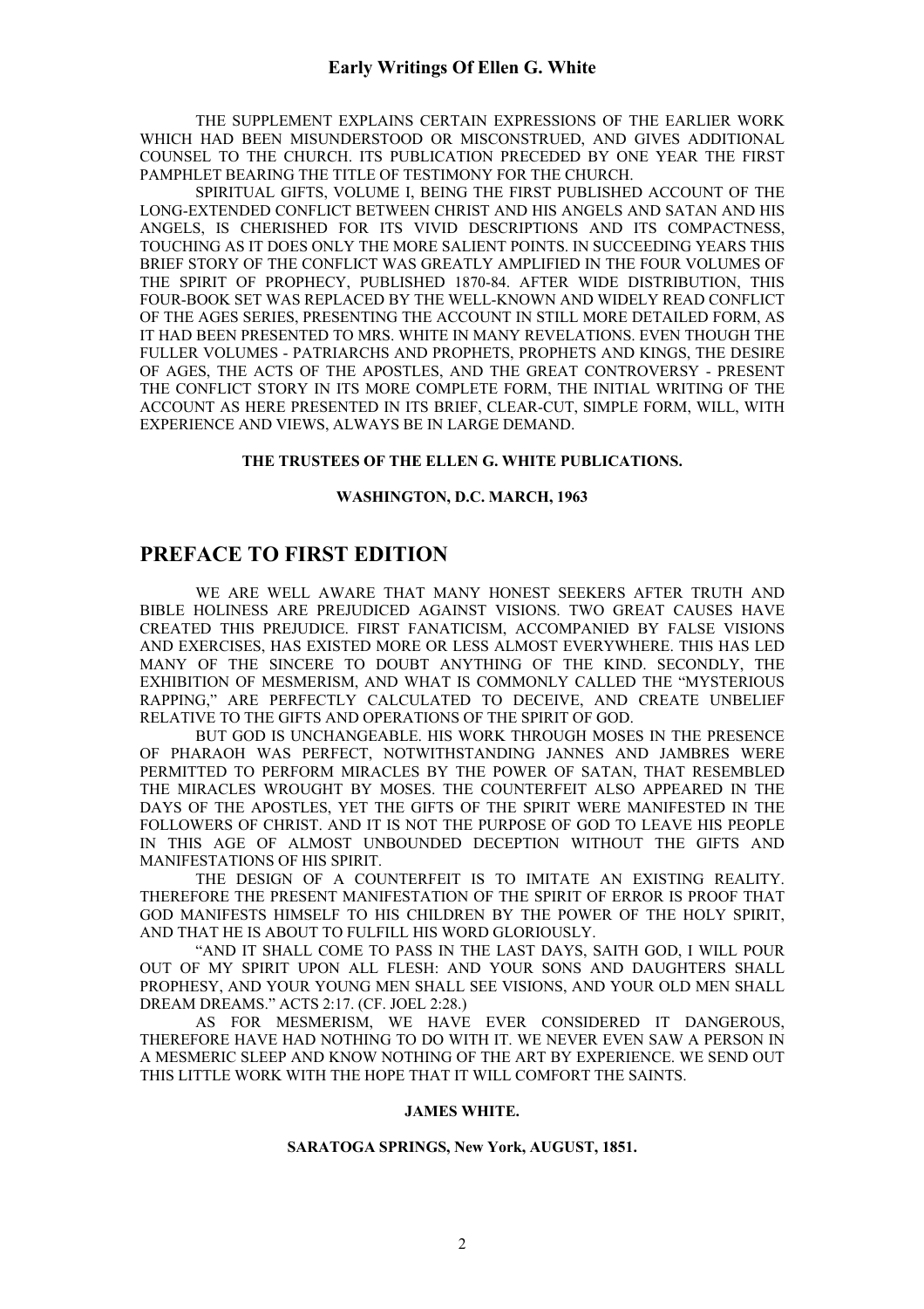THE SUPPLEMENT EXPLAINS CERTAIN EXPRESSIONS OF THE EARLIER WORK WHICH HAD BEEN MISUNDERSTOOD OR MISCONSTRUED, AND GIVES ADDITIONAL COUNSEL TO THE CHURCH. ITS PUBLICATION PRECEDED BY ONE YEAR THE FIRST PAMPHLET BEARING THE TITLE OF TESTIMONY FOR THE CHURCH.

SPIRITUAL GIFTS, VOLUME I, BEING THE FIRST PUBLISHED ACCOUNT OF THE LONG-EXTENDED CONFLICT BETWEEN CHRIST AND HIS ANGELS AND SATAN AND HIS ANGELS, IS CHERISHED FOR ITS VIVID DESCRIPTIONS AND ITS COMPACTNESS, TOUCHING AS IT DOES ONLY THE MORE SALIENT POINTS. IN SUCCEEDING YEARS THIS BRIEF STORY OF THE CONFLICT WAS GREATLY AMPLIFIED IN THE FOUR VOLUMES OF THE SPIRIT OF PROPHECY, PUBLISHED 1870-84. AFTER WIDE DISTRIBUTION, THIS FOUR-BOOK SET WAS REPLACED BY THE WELL-KNOWN AND WIDELY READ CONFLICT OF THE AGES SERIES, PRESENTING THE ACCOUNT IN STILL MORE DETAILED FORM, AS IT HAD BEEN PRESENTED TO MRS. WHITE IN MANY REVELATIONS. EVEN THOUGH THE FULLER VOLUMES - PATRIARCHS AND PROPHETS, PROPHETS AND KINGS, THE DESIRE OF AGES, THE ACTS OF THE APOSTLES, AND THE GREAT CONTROVERSY - PRESENT THE CONFLICT STORY IN ITS MORE COMPLETE FORM, THE INITIAL WRITING OF THE ACCOUNT AS HERE PRESENTED IN ITS BRIEF, CLEAR-CUT, SIMPLE FORM, WILL, WITH EXPERIENCE AND VIEWS, ALWAYS BE IN LARGE DEMAND.

**THE TRUSTEES OF THE ELLEN G. WHITE PUBLICATIONS.**

**WASHINGTON, D.C. MARCH, 1963**

## PREFACE TO FIRST EDITION

WE ARE WELL AWARE THAT MANY HONEST SEEKERS AFTER TRUTH AND BIBLE HOLINESS ARE PREJUDICED AGAINST VISIONS. TWO GREAT CAUSES HAVE CREATED THIS PREJUDICE. FIRST FANATICISM, ACCOMPANIED BY FALSE VISIONS AND EXERCISES, HAS EXISTED MORE OR LESS ALMOST EVERYWHERE. THIS HAS LED MANY OF THE SINCERE TO DOUBT ANYTHING OF THE KIND. SECONDLY, THE EXHIBITION OF MESMERISM, AND WHAT IS COMMONLY CALLED THE "MYSTERIOUS RAPPING," ARE PERFECTLY CALCULATED TO DECEIVE, AND CREATE UNBELIEF RELATIVE TO THE GIFTS AND OPERATIONS OF THE SPIRIT OF GOD.

BUT GOD IS UNCHANGEABLE. HIS WORK THROUGH MOSES IN THE PRESENCE OF PHARAOH WAS PERFECT, NOTWITHSTANDING JANNES AND JAMBRES WERE PERMITTED TO PERFORM MIRACLES BY THE POWER OF SATAN, THAT RESEMBLED THE MIRACLES WROUGHT BY MOSES. THE COUNTERFEIT ALSO APPEARED IN THE DAYS OF THE APOSTLES, YET THE GIFTS OF THE SPIRIT WERE MANIFESTED IN THE FOLLOWERS OF CHRIST. AND IT IS NOT THE PURPOSE OF GOD TO LEAVE HIS PEOPLE IN THIS AGE OF ALMOST UNBOUNDED DECEPTION WITHOUT THE GIFTS AND MANIFESTATIONS OF HIS SPIRIT.

THE DESIGN OF A COUNTERFEIT IS TO IMITATE AN EXISTING REALITY. THEREFORE THE PRESENT MANIFESTATION OF THE SPIRIT OF ERROR IS PROOF THAT GOD MANIFESTS HIMSELF TO HIS CHILDREN BY THE POWER OF THE HOLY SPIRIT, AND THAT HE IS ABOUT TO FULFILL HIS WORD GLORIOUSLY.

"AND IT SHALL COME TO PASS IN THE LAST DAYS, SAITH GOD, I WILL POUR OUT OF MY SPIRIT UPON ALL FLESH: AND YOUR SONS AND DAUGHTERS SHALL PROPHESY, AND YOUR YOUNG MEN SHALL SEE VISIONS, AND YOUR OLD MEN SHALL DREAM DREAMS." ACTS 2:17. (CF. JOEL 2:28.)

AS FOR MESMERISM, WE HAVE EVER CONSIDERED IT DANGEROUS, THEREFORE HAVE HAD NOTHING TO DO WITH IT. WE NEVER EVEN SAW A PERSON IN A MESMERIC SLEEP AND KNOW NOTHING OF THE ART BY EXPERIENCE. WE SEND OUT THIS LITTLE WORK WITH THE HOPE THAT IT WILL COMFORT THE SAINTS.

**JAMES WHITE.**

**SARATOGA SPRINGS, New York, AUGUST, 1851.**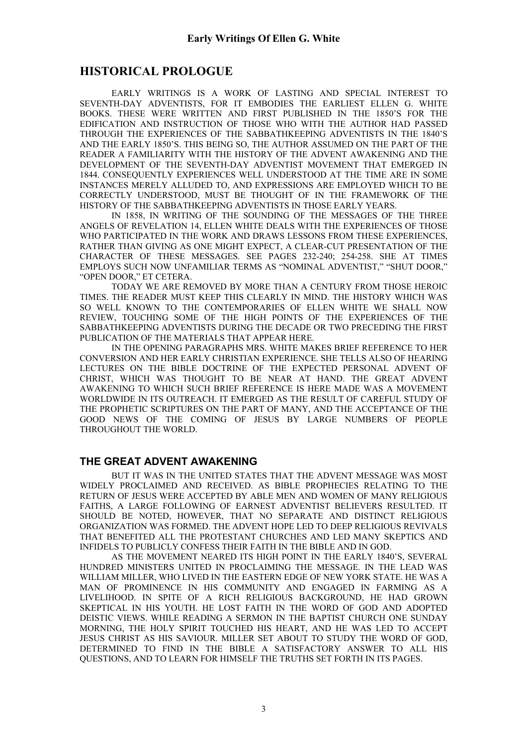## HISTORICAL PROLOGUE

EARLY WRITINGS IS A WORK OF LASTING AND SPECIAL INTEREST TO SEVENTH-DAY ADVENTISTS, FOR IT EMBODIES THE EARLIEST ELLEN G. WHITE BOOKS. THESE WERE WRITTEN AND FIRST PUBLISHED IN THE 1850'S FOR THE EDIFICATION AND INSTRUCTION OF THOSE WHO WITH THE AUTHOR HAD PASSED THROUGH THE EXPERIENCES OF THE SABBATHKEEPING ADVENTISTS IN THE 1840'S AND THE EARLY 1850'S. THIS BEING SO, THE AUTHOR ASSUMED ON THE PART OF THE READER A FAMILIARITY WITH THE HISTORY OF THE ADVENT AWAKENING AND THE DEVELOPMENT OF THE SEVENTH-DAY ADVENTIST MOVEMENT THAT EMERGED IN 1844. CONSEQUENTLY EXPERIENCES WELL UNDERSTOOD AT THE TIME ARE IN SOME INSTANCES MERELY ALLUDED TO, AND EXPRESSIONS ARE EMPLOYED WHICH TO BE CORRECTLY UNDERSTOOD, MUST BE THOUGHT OF IN THE FRAMEWORK OF THE HISTORY OF THE SABBATHKEEPING ADVENTISTS IN THOSE EARLY YEARS.

IN 1858, IN WRITING OF THE SOUNDING OF THE MESSAGES OF THE THREE ANGELS OF REVELATION 14, ELLEN WHITE DEALS WITH THE EXPERIENCES OF THOSE WHO PARTICIPATED IN THE WORK AND DRAWS LESSONS FROM THESE EXPERIENCES, RATHER THAN GIVING AS ONE MIGHT EXPECT, A CLEAR-CUT PRESENTATION OF THE CHARACTER OF THESE MESSAGES. SEE PAGES 232-240; 254-258. SHE AT TIMES EMPLOYS SUCH NOW UNFAMILIAR TERMS AS "NOMINAL ADVENTIST," "SHUT DOOR," "OPEN DOOR," ET CETERA.

TODAY WE ARE REMOVED BY MORE THAN A CENTURY FROM THOSE HEROIC TIMES. THE READER MUST KEEP THIS CLEARLY IN MIND. THE HISTORY WHICH WAS SO WELL KNOWN TO THE CONTEMPORARIES OF ELLEN WHITE WE SHALL NOW REVIEW, TOUCHING SOME OF THE HIGH POINTS OF THE EXPERIENCES OF THE SABBATHKEEPING ADVENTISTS DURING THE DECADE OR TWO PRECEDING THE FIRST PUBLICATION OF THE MATERIALS THAT APPEAR HERE.

IN THE OPENING PARAGRAPHS MRS. WHITE MAKES BRIEF REFERENCE TO HER CONVERSION AND HER EARLY CHRISTIAN EXPERIENCE. SHE TELLS ALSO OF HEARING LECTURES ON THE BIBLE DOCTRINE OF THE EXPECTED PERSONAL ADVENT OF CHRIST, WHICH WAS THOUGHT TO BE NEAR AT HAND. THE GREAT ADVENT AWAKENING TO WHICH SUCH BRIEF REFERENCE IS HERE MADE WAS A MOVEMENT WORLDWIDE IN ITS OUTREACH. IT EMERGED AS THE RESULT OF CAREFUL STUDY OF THE PROPHETIC SCRIPTURES ON THE PART OF MANY, AND THE ACCEPTANCE OF THE GOOD NEWS OF THE COMING OF JESUS BY LARGE NUMBERS OF PEOPLE THROUGHOUT THE WORLD.

### THE GREAT ADVENT AWAKENING

BUT IT WAS IN THE UNITED STATES THAT THE ADVENT MESSAGE WAS MOST WIDELY PROCLAIMED AND RECEIVED. AS BIBLE PROPHECIES RELATING TO THE RETURN OF JESUS WERE ACCEPTED BY ABLE MEN AND WOMEN OF MANY RELIGIOUS FAITHS, A LARGE FOLLOWING OF EARNEST ADVENTIST BELIEVERS RESULTED. IT SHOULD BE NOTED, HOWEVER, THAT NO SEPARATE AND DISTINCT RELIGIOUS ORGANIZATION WAS FORMED. THE ADVENT HOPE LED TO DEEP RELIGIOUS REVIVALS THAT BENEFITED ALL THE PROTESTANT CHURCHES AND LED MANY SKEPTICS AND INFIDELS TO PUBLICLY CONFESS THEIR FAITH IN THE BIBLE AND IN GOD.

AS THE MOVEMENT NEARED ITS HIGH POINT IN THE EARLY 1840'S, SEVERAL HUNDRED MINISTERS UNITED IN PROCLAIMING THE MESSAGE. IN THE LEAD WAS WILLIAM MILLER, WHO LIVED IN THE EASTERN EDGE OF NEW YORK STATE. HE WAS A MAN OF PROMINENCE IN HIS COMMUNITY AND ENGAGED IN FARMING AS A LIVELIHOOD. IN SPITE OF A RICH RELIGIOUS BACKGROUND, HE HAD GROWN SKEPTICAL IN HIS YOUTH. HE LOST FAITH IN THE WORD OF GOD AND ADOPTED DEISTIC VIEWS. WHILE READING A SERMON IN THE BAPTIST CHURCH ONE SUNDAY MORNING, THE HOLY SPIRIT TOUCHED HIS HEART, AND HE WAS LED TO ACCEPT JESUS CHRIST AS HIS SAVIOUR. MILLER SET ABOUT TO STUDY THE WORD OF GOD, DETERMINED TO FIND IN THE BIBLE A SATISFACTORY ANSWER TO ALL HIS QUESTIONS, AND TO LEARN FOR HIMSELF THE TRUTHS SET FORTH IN ITS PAGES.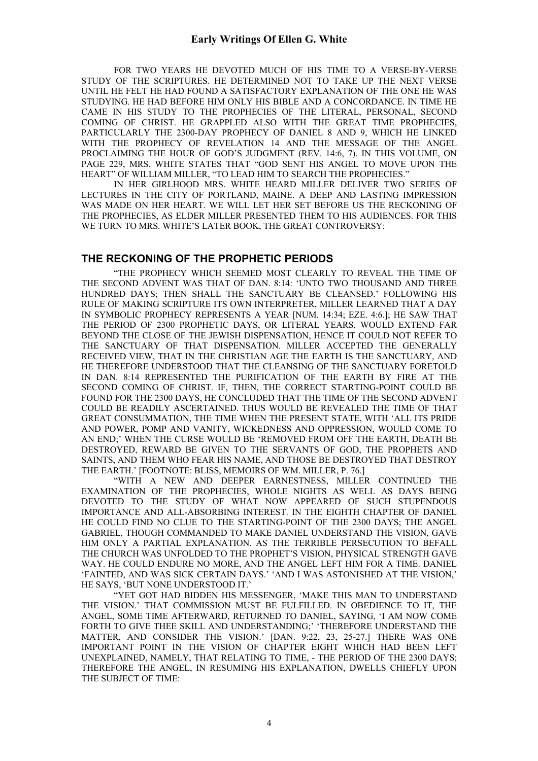FOR TWO YEARS HE DEVOTED MUCH OF HIS TIME TO A VERSE-BY-VERSE STUDY OF THE SCRIPTURES. HE DETERMINED NOT TO TAKE UP THE NEXT VERSE UNTIL HE FELT HE HAD FOUND A SATISFACTORY EXPLANATION OF THE ONE HE WAS STUDYING. HE HAD BEFORE HIM ONLY HIS BIBLE AND A CONCORDANCE. IN TIME HE CAME IN HIS STUDY TO THE PROPHECIES OF THE LITERAL, PERSONAL, SECOND COMING OF CHRIST. HE GRAPPLED ALSO WITH THE GREAT TIME PROPHECIES, PARTICULARLY THE 2300-DAY PROPHECY OF DANIEL 8 AND 9, WHICH HE LINKED WITH THE PROPHECY OF REVELATION 14 AND THE MESSAGE OF THE ANGEL PROCLAIMING THE HOUR OF GOD'S JUDGMENT (REV. 14:6, 7). IN THIS VOLUME, ON PAGE 229, MRS. WHITE STATES THAT "GOD SENT HIS ANGEL TO MOVE UPON THE HEART" OF WILLIAM MILLER, "TO LEAD HIM TO SEARCH THE PROPHECIES."

IN HER GIRLHOOD MRS. WHITE HEARD MILLER DELIVER TWO SERIES OF LECTURES IN THE CITY OF PORTLAND, MAINE. A DEEP AND LASTING IMPRESSION WAS MADE ON HER HEART. WE WILL LET HER SET BEFORE US THE RECKONING OF THE PROPHECIES, AS ELDER MILLER PRESENTED THEM TO HIS AUDIENCES. FOR THIS WE TURN TO MRS. WHITE'S LATER BOOK, THE GREAT CONTROVERSY:

## THE RECKONING OF THE PROPHETIC PERIODS

"THE PROPHECY WHICH SEEMED MOST CLEARLY TO REVEAL THE TIME OF THE SECOND ADVENT WAS THAT OF DAN. 8:14: 'UNTO TWO THOUSAND AND THREE HUNDRED DAYS; THEN SHALL THE SANCTUARY BE CLEANSED.' FOLLOWING HIS RULE OF MAKING SCRIPTURE ITS OWN INTERPRETER, MILLER LEARNED THAT A DAY IN SYMBOLIC PROPHECY REPRESENTS A YEAR [NUM. 14:34; EZE. 4:6.]; HE SAW THAT THE PERIOD OF 2300 PROPHETIC DAYS, OR LITERAL YEARS, WOULD EXTEND FAR BEYOND THE CLOSE OF THE JEWISH DISPENSATION, HENCE IT COULD NOT REFER TO THE SANCTUARY OF THAT DISPENSATION. MILLER ACCEPTED THE GENERALLY RECEIVED VIEW, THAT IN THE CHRISTIAN AGE THE EARTH IS THE SANCTUARY, AND HE THEREFORE UNDERSTOOD THAT THE CLEANSING OF THE SANCTUARY FORETOLD IN DAN. 8:14 REPRESENTED THE PURIFICATION OF THE EARTH BY FIRE AT THE SECOND COMING OF CHRIST. IF, THEN, THE CORRECT STARTING-POINT COULD BE FOUND FOR THE 2300 DAYS, HE CONCLUDED THAT THE TIME OF THE SECOND ADVENT COULD BE READILY ASCERTAINED. THUS WOULD BE REVEALED THE TIME OF THAT GREAT CONSUMMATION, THE TIME WHEN THE PRESENT STATE, WITH 'ALL ITS PRIDE AND POWER, POMP AND VANITY, WICKEDNESS AND OPPRESSION, WOULD COME TO AN END;' WHEN THE CURSE WOULD BE 'REMOVED FROM OFF THE EARTH, DEATH BE DESTROYED, REWARD BE GIVEN TO THE SERVANTS OF GOD, THE PROPHETS AND SAINTS, AND THEM WHO FEAR HIS NAME, AND THOSE BE DESTROYED THAT DESTROY THE EARTH.' [FOOTNOTE: BLISS, MEMOIRS OF WM. MILLER, P. 76.]

"WITH A NEW AND DEEPER EARNESTNESS, MILLER CONTINUED THE EXAMINATION OF THE PROPHECIES, WHOLE NIGHTS AS WELL AS DAYS BEING DEVOTED TO THE STUDY OF WHAT NOW APPEARED OF SUCH STUPENDOUS IMPORTANCE AND ALL-ABSORBING INTEREST. IN THE EIGHTH CHAPTER OF DANIEL HE COULD FIND NO CLUE TO THE STARTING-POINT OF THE 2300 DAYS; THE ANGEL GABRIEL, THOUGH COMMANDED TO MAKE DANIEL UNDERSTAND THE VISION, GAVE HIM ONLY A PARTIAL EXPLANATION. AS THE TERRIBLE PERSECUTION TO BEFALL THE CHURCH WAS UNFOLDED TO THE PROPHET'S VISION, PHYSICAL STRENGTH GAVE WAY. HE COULD ENDURE NO MORE, AND THE ANGEL LEFT HIM FOR A TIME. DANIEL 'FAINTED, AND WAS SICK CERTAIN DAYS.' 'AND I WAS ASTONISHED AT THE VISION,' HE SAYS, 'BUT NONE UNDERSTOOD IT.'

"YET GOT HAD BIDDEN HIS MESSENGER, 'MAKE THIS MAN TO UNDERSTAND THE VISION.' THAT COMMISSION MUST BE FULFILLED. IN OBEDIENCE TO IT, THE ANGEL, SOME TIME AFTERWARD, RETURNED TO DANIEL, SAYING, 'I AM NOW COME FORTH TO GIVE THEE SKILL AND UNDERSTANDING;' 'THEREFORE UNDERSTAND THE MATTER, AND CONSIDER THE VISION.' [DAN. 9:22, 23, 25-27.] THERE WAS ONE IMPORTANT POINT IN THE VISION OF CHAPTER EIGHT WHICH HAD BEEN LEFT UNEXPLAINED, NAMELY, THAT RELATING TO TIME, - THE PERIOD OF THE 2300 DAYS; THEREFORE THE ANGEL, IN RESUMING HIS EXPLANATION, DWELLS CHIEFLY UPON THE SUBJECT OF TIME: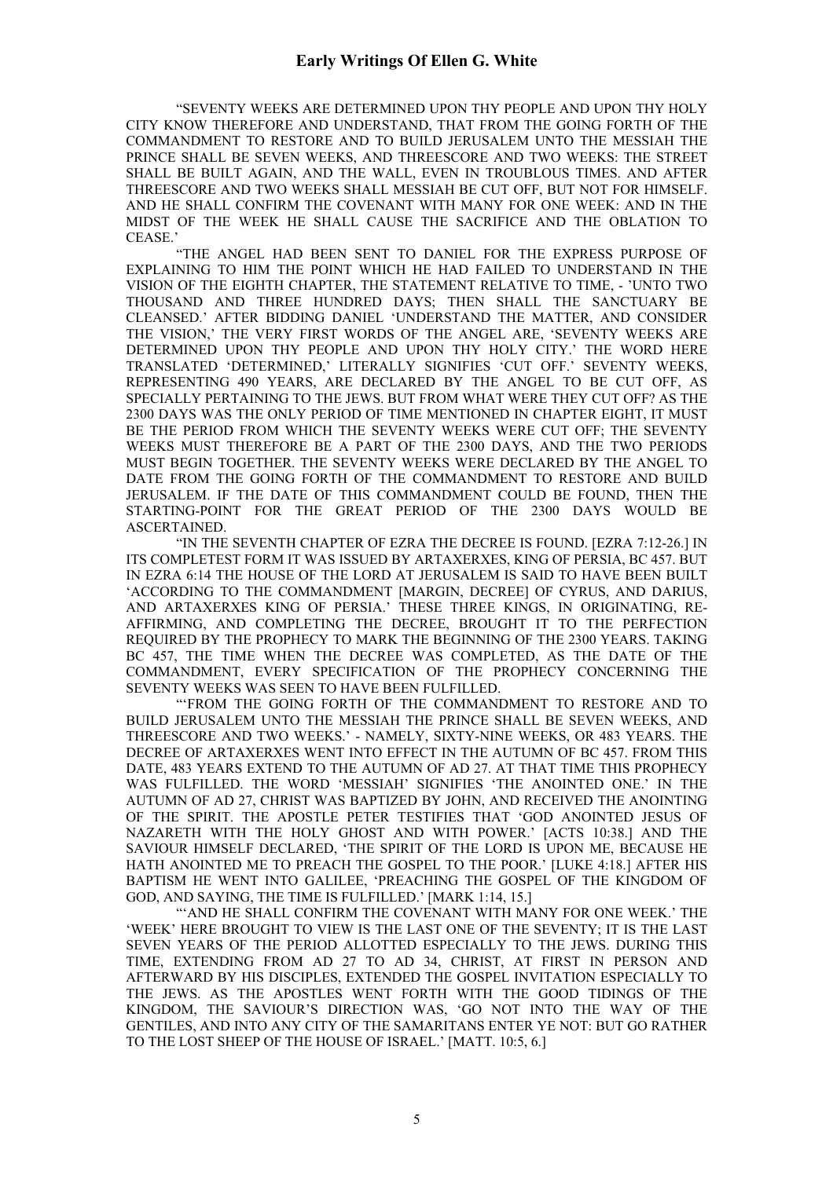"SEVENTY WEEKS ARE DETERMINED UPON THY PEOPLE AND UPON THY HOLY CITY KNOW THEREFORE AND UNDERSTAND, THAT FROM THE GOING FORTH OF THE COMMANDMENT TO RESTORE AND TO BUILD JERUSALEM UNTO THE MESSIAH THE PRINCE SHALL BE SEVEN WEEKS, AND THREESCORE AND TWO WEEKS: THE STREET SHALL BE BUILT AGAIN, AND THE WALL, EVEN IN TROUBLOUS TIMES. AND AFTER THREESCORE AND TWO WEEKS SHALL MESSIAH BE CUT OFF, BUT NOT FOR HIMSELF. AND HE SHALL CONFIRM THE COVENANT WITH MANY FOR ONE WEEK: AND IN THE MIDST OF THE WEEK HE SHALL CAUSE THE SACRIFICE AND THE OBLATION TO CEASE.'

"THE ANGEL HAD BEEN SENT TO DANIEL FOR THE EXPRESS PURPOSE OF EXPLAINING TO HIM THE POINT WHICH HE HAD FAILED TO UNDERSTAND IN THE VISION OF THE EIGHTH CHAPTER, THE STATEMENT RELATIVE TO TIME, - 'UNTO TWO THOUSAND AND THREE HUNDRED DAYS; THEN SHALL THE SANCTUARY BE CLEANSED.' AFTER BIDDING DANIEL 'UNDERSTAND THE MATTER, AND CONSIDER THE VISION,' THE VERY FIRST WORDS OF THE ANGEL ARE, 'SEVENTY WEEKS ARE DETERMINED UPON THY PEOPLE AND UPON THY HOLY CITY.' THE WORD HERE TRANSLATED 'DETERMINED,' LITERALLY SIGNIFIES 'CUT OFF.' SEVENTY WEEKS, REPRESENTING 490 YEARS, ARE DECLARED BY THE ANGEL TO BE CUT OFF, AS SPECIALLY PERTAINING TO THE JEWS. BUT FROM WHAT WERE THEY CUT OFF? AS THE 2300 DAYS WAS THE ONLY PERIOD OF TIME MENTIONED IN CHAPTER EIGHT, IT MUST BE THE PERIOD FROM WHICH THE SEVENTY WEEKS WERE CUT OFF; THE SEVENTY WEEKS MUST THEREFORE BE A PART OF THE 2300 DAYS, AND THE TWO PERIODS MUST BEGIN TOGETHER. THE SEVENTY WEEKS WERE DECLARED BY THE ANGEL TO DATE FROM THE GOING FORTH OF THE COMMANDMENT TO RESTORE AND BUILD JERUSALEM. IF THE DATE OF THIS COMMANDMENT COULD BE FOUND, THEN THE STARTING-POINT FOR THE GREAT PERIOD OF THE 2300 DAYS WOULD BE ASCERTAINED.

"IN THE SEVENTH CHAPTER OF EZRA THE DECREE IS FOUND. [EZRA 7:12-26.] IN ITS COMPLETEST FORM IT WAS ISSUED BY ARTAXERXES, KING OF PERSIA, BC 457. BUT IN EZRA 6:14 THE HOUSE OF THE LORD AT JERUSALEM IS SAID TO HAVE BEEN BUILT 'ACCORDING TO THE COMMANDMENT [MARGIN, DECREE] OF CYRUS, AND DARIUS, AND ARTAXERXES KING OF PERSIA.' THESE THREE KINGS, IN ORIGINATING, RE-AFFIRMING, AND COMPLETING THE DECREE, BROUGHT IT TO THE PERFECTION REQUIRED BY THE PROPHECY TO MARK THE BEGINNING OF THE 2300 YEARS. TAKING BC 457, THE TIME WHEN THE DECREE WAS COMPLETED, AS THE DATE OF THE COMMANDMENT, EVERY SPECIFICATION OF THE PROPHECY CONCERNING THE SEVENTY WEEKS WAS SEEN TO HAVE BEEN FULFILLED.

"'FROM THE GOING FORTH OF THE COMMANDMENT TO RESTORE AND TO BUILD JERUSALEM UNTO THE MESSIAH THE PRINCE SHALL BE SEVEN WEEKS, AND THREESCORE AND TWO WEEKS.' - NAMELY, SIXTY-NINE WEEKS, OR 483 YEARS. THE DECREE OF ARTAXERXES WENT INTO EFFECT IN THE AUTUMN OF BC 457. FROM THIS DATE, 483 YEARS EXTEND TO THE AUTUMN OF AD 27. AT THAT TIME THIS PROPHECY WAS FULFILLED. THE WORD 'MESSIAH' SIGNIFIES 'THE ANOINTED ONE.' IN THE AUTUMN OF AD 27, CHRIST WAS BAPTIZED BY JOHN, AND RECEIVED THE ANOINTING OF THE SPIRIT. THE APOSTLE PETER TESTIFIES THAT 'GOD ANOINTED JESUS OF NAZARETH WITH THE HOLY GHOST AND WITH POWER.' [ACTS 10:38.] AND THE SAVIOUR HIMSELF DECLARED, 'THE SPIRIT OF THE LORD IS UPON ME, BECAUSE HE HATH ANOINTED ME TO PREACH THE GOSPEL TO THE POOR.' [LUKE 4:18.] AFTER HIS BAPTISM HE WENT INTO GALILEE, 'PREACHING THE GOSPEL OF THE KINGDOM OF GOD, AND SAYING, THE TIME IS FULFILLED.' [MARK 1:14, 15.]

"'AND HE SHALL CONFIRM THE COVENANT WITH MANY FOR ONE WEEK.' THE 'WEEK' HERE BROUGHT TO VIEW IS THE LAST ONE OF THE SEVENTY; IT IS THE LAST SEVEN YEARS OF THE PERIOD ALLOTTED ESPECIALLY TO THE JEWS. DURING THIS TIME, EXTENDING FROM AD 27 TO AD 34, CHRIST, AT FIRST IN PERSON AND AFTERWARD BY HIS DISCIPLES, EXTENDED THE GOSPEL INVITATION ESPECIALLY TO THE JEWS. AS THE APOSTLES WENT FORTH WITH THE GOOD TIDINGS OF THE KINGDOM, THE SAVIOUR'S DIRECTION WAS, 'GO NOT INTO THE WAY OF THE GENTILES, AND INTO ANY CITY OF THE SAMARITANS ENTER YE NOT: BUT GO RATHER TO THE LOST SHEEP OF THE HOUSE OF ISRAEL.' [MATT. 10:5, 6.]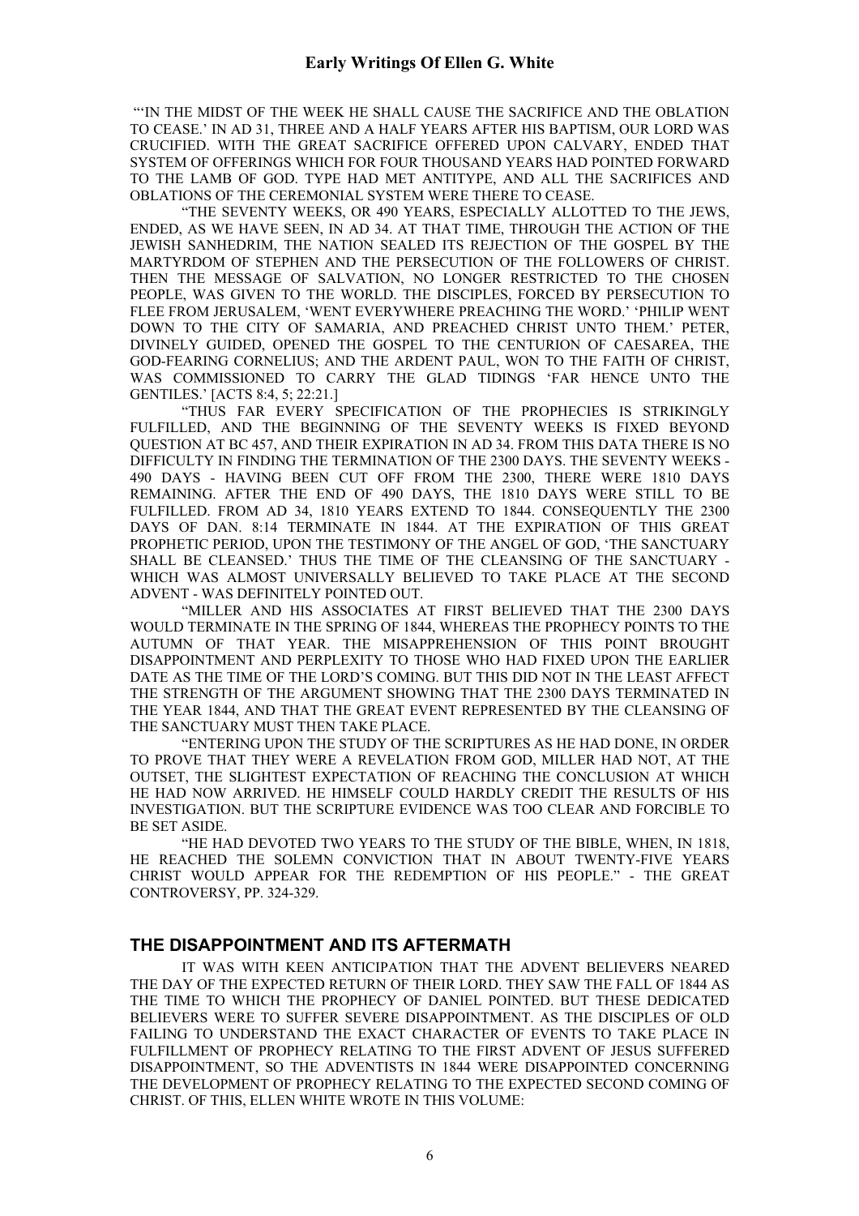"'IN THE MIDST OF THE WEEK HE SHALL CAUSE THE SACRIFICE AND THE OBLATION TO CEASE.' IN AD 31, THREE AND A HALF YEARS AFTER HIS BAPTISM, OUR LORD WAS CRUCIFIED. WITH THE GREAT SACRIFICE OFFERED UPON CALVARY, ENDED THAT SYSTEM OF OFFERINGS WHICH FOR FOUR THOUSAND YEARS HAD POINTED FORWARD TO THE LAMB OF GOD. TYPE HAD MET ANTITYPE, AND ALL THE SACRIFICES AND OBLATIONS OF THE CEREMONIAL SYSTEM WERE THERE TO CEASE.

"THE SEVENTY WEEKS, OR 490 YEARS, ESPECIALLY ALLOTTED TO THE JEWS, ENDED, AS WE HAVE SEEN, IN AD 34. AT THAT TIME, THROUGH THE ACTION OF THE JEWISH SANHEDRIM, THE NATION SEALED ITS REJECTION OF THE GOSPEL BY THE MARTYRDOM OF STEPHEN AND THE PERSECUTION OF THE FOLLOWERS OF CHRIST. THEN THE MESSAGE OF SALVATION, NO LONGER RESTRICTED TO THE CHOSEN PEOPLE, WAS GIVEN TO THE WORLD. THE DISCIPLES, FORCED BY PERSECUTION TO FLEE FROM JERUSALEM, 'WENT EVERYWHERE PREACHING THE WORD.' 'PHILIP WENT DOWN TO THE CITY OF SAMARIA, AND PREACHED CHRIST UNTO THEM.' PETER, DIVINELY GUIDED, OPENED THE GOSPEL TO THE CENTURION OF CAESAREA, THE GOD-FEARING CORNELIUS; AND THE ARDENT PAUL, WON TO THE FAITH OF CHRIST, WAS COMMISSIONED TO CARRY THE GLAD TIDINGS 'FAR HENCE UNTO THE GENTILES.' [ACTS 8:4, 5; 22:21.]

"THUS FAR EVERY SPECIFICATION OF THE PROPHECIES IS STRIKINGLY FULFILLED, AND THE BEGINNING OF THE SEVENTY WEEKS IS FIXED BEYOND QUESTION AT BC 457, AND THEIR EXPIRATION IN AD 34. FROM THIS DATA THERE IS NO DIFFICULTY IN FINDING THE TERMINATION OF THE 2300 DAYS. THE SEVENTY WEEKS - 490 DAYS - HAVING BEEN CUT OFF FROM THE 2300, THERE WERE 1810 DAYS REMAINING. AFTER THE END OF 490 DAYS, THE 1810 DAYS WERE STILL TO BE FULFILLED. FROM AD 34, 1810 YEARS EXTEND TO 1844. CONSEQUENTLY THE 2300 DAYS OF DAN. 8:14 TERMINATE IN 1844. AT THE EXPIRATION OF THIS GREAT PROPHETIC PERIOD, UPON THE TESTIMONY OF THE ANGEL OF GOD, 'THE SANCTUARY SHALL BE CLEANSED.' THUS THE TIME OF THE CLEANSING OF THE SANCTUARY - WHICH WAS ALMOST UNIVERSALLY BELIEVED TO TAKE PLACE AT THE SECOND ADVENT - WAS DEFINITELY POINTED OUT.

"MILLER AND HIS ASSOCIATES AT FIRST BELIEVED THAT THE 2300 DAYS WOULD TERMINATE IN THE SPRING OF 1844, WHEREAS THE PROPHECY POINTS TO THE AUTUMN OF THAT YEAR. THE MISAPPREHENSION OF THIS POINT BROUGHT DISAPPOINTMENT AND PERPLEXITY TO THOSE WHO HAD FIXED UPON THE EARLIER DATE AS THE TIME OF THE LORD'S COMING. BUT THIS DID NOT IN THE LEAST AFFECT THE STRENGTH OF THE ARGUMENT SHOWING THAT THE 2300 DAYS TERMINATED IN THE YEAR 1844, AND THAT THE GREAT EVENT REPRESENTED BY THE CLEANSING OF THE SANCTUARY MUST THEN TAKE PLACE.

"ENTERING UPON THE STUDY OF THE SCRIPTURES AS HE HAD DONE, IN ORDER TO PROVE THAT THEY WERE A REVELATION FROM GOD, MILLER HAD NOT, AT THE OUTSET, THE SLIGHTEST EXPECTATION OF REACHING THE CONCLUSION AT WHICH HE HAD NOW ARRIVED. HE HIMSELF COULD HARDLY CREDIT THE RESULTS OF HIS INVESTIGATION. BUT THE SCRIPTURE EVIDENCE WAS TOO CLEAR AND FORCIBLE TO BE SET ASIDE.

"HE HAD DEVOTED TWO YEARS TO THE STUDY OF THE BIBLE, WHEN, IN 1818, HE REACHED THE SOLEMN CONVICTION THAT IN ABOUT TWENTY-FIVE YEARS CHRIST WOULD APPEAR FOR THE REDEMPTION OF HIS PEOPLE." - THE GREAT CONTROVERSY, PP. 324-329.

## THE DISAPPOINTMENT AND ITS AFTERMATH

IT WAS WITH KEEN ANTICIPATION THAT THE ADVENT BELIEVERS NEARED THE DAY OF THE EXPECTED RETURN OF THEIR LORD. THEY SAW THE FALL OF 1844 AS THE TIME TO WHICH THE PROPHECY OF DANIEL POINTED. BUT THESE DEDICATED BELIEVERS WERE TO SUFFER SEVERE DISAPPOINTMENT. AS THE DISCIPLES OF OLD FAILING TO UNDERSTAND THE EXACT CHARACTER OF EVENTS TO TAKE PLACE IN FULFILLMENT OF PROPHECY RELATING TO THE FIRST ADVENT OF JESUS SUFFERED DISAPPOINTMENT, SO THE ADVENTISTS IN 1844 WERE DISAPPOINTED CONCERNING THE DEVELOPMENT OF PROPHECY RELATING TO THE EXPECTED SECOND COMING OF CHRIST. OF THIS, ELLEN WHITE WROTE IN THIS VOLUME: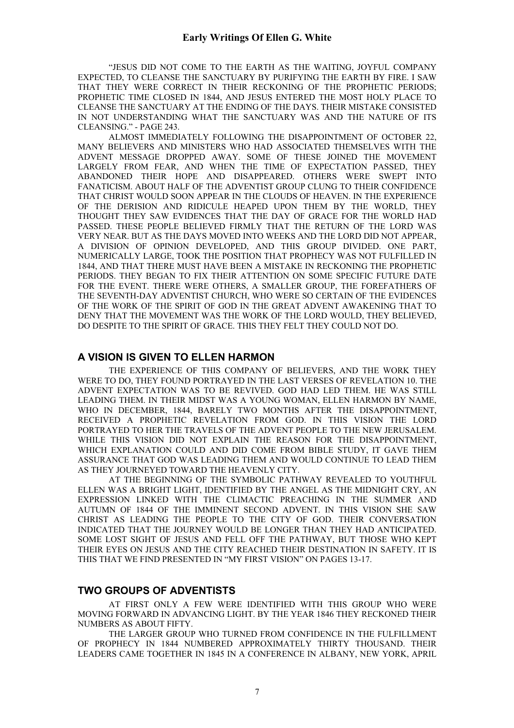"JESUS DID NOT COME TO THE EARTH AS THE WAITING, JOYFUL COMPANY EXPECTED, TO CLEANSE THE SANCTUARY BY PURIFYING THE EARTH BY FIRE. I SAW THAT THEY WERE CORRECT IN THEIR RECKONING OF THE PROPHETIC PERIODS; PROPHETIC TIME CLOSED IN 1844, AND JESUS ENTERED THE MOST HOLY PLACE TO CLEANSE THE SANCTUARY AT THE ENDING OF THE DAYS. THEIR MISTAKE CONSISTED IN NOT UNDERSTANDING WHAT THE SANCTUARY WAS AND THE NATURE OF ITS CLEANSING." - PAGE 243.

ALMOST IMMEDIATELY FOLLOWING THE DISAPPOINTMENT OF OCTOBER 22, MANY BELIEVERS AND MINISTERS WHO HAD ASSOCIATED THEMSELVES WITH THE ADVENT MESSAGE DROPPED AWAY. SOME OF THESE JOINED THE MOVEMENT LARGELY FROM FEAR, AND WHEN THE TIME OF EXPECTATION PASSED, THEY ABANDONED THEIR HOPE AND DISAPPEARED. OTHERS WERE SWEPT INTO FANATICISM. ABOUT HALF OF THE ADVENTIST GROUP CLUNG TO THEIR CONFIDENCE THAT CHRIST WOULD SOON APPEAR IN THE CLOUDS OF HEAVEN. IN THE EXPERIENCE OF THE DERISION AND RIDICULE HEAPED UPON THEM BY THE WORLD, THEY THOUGHT THEY SAW EVIDENCES THAT THE DAY OF GRACE FOR THE WORLD HAD PASSED. THESE PEOPLE BELIEVED FIRMLY THAT THE RETURN OF THE LORD WAS VERY NEAR. BUT AS THE DAYS MOVED INTO WEEKS AND THE LORD DID NOT APPEAR, A DIVISION OF OPINION DEVELOPED, AND THIS GROUP DIVIDED. ONE PART, NUMERICALLY LARGE, TOOK THE POSITION THAT PROPHECY WAS NOT FULFILLED IN 1844, AND THAT THERE MUST HAVE BEEN A MISTAKE IN RECKONING THE PROPHETIC PERIODS. THEY BEGAN TO FIX THEIR ATTENTION ON SOME SPECIFIC FUTURE DATE FOR THE EVENT. THERE WERE OTHERS, A SMALLER GROUP, THE FOREFATHERS OF THE SEVENTH-DAY ADVENTIST CHURCH, WHO WERE SO CERTAIN OF THE EVIDENCES OF THE WORK OF THE SPIRIT OF GOD IN THE GREAT ADVENT AWAKENING THAT TO DENY THAT THE MOVEMENT WAS THE WORK OF THE LORD WOULD, THEY BELIEVED, DO DESPITE TO THE SPIRIT OF GRACE. THIS THEY FELT THEY COULD NOT DO.

## A VISION IS GIVEN TO ELLEN HARMON

THE EXPERIENCE OF THIS COMPANY OF BELIEVERS, AND THE WORK THEY WERE TO DO, THEY FOUND PORTRAYED IN THE LAST VERSES OF REVELATION 10. THE ADVENT EXPECTATION WAS TO BE REVIVED. GOD HAD LED THEM. HE WAS STILL LEADING THEM. IN THEIR MIDST WAS A YOUNG WOMAN, ELLEN HARMON BY NAME, WHO IN DECEMBER, 1844, BARELY TWO MONTHS AFTER THE DISAPPOINTMENT, RECEIVED A PROPHETIC REVELATION FROM GOD. IN THIS VISION THE LORD PORTRAYED TO HER THE TRAVELS OF THE ADVENT PEOPLE TO THE NEW JERUSALEM. WHILE THIS VISION DID NOT EXPLAIN THE REASON FOR THE DISAPPOINTMENT, WHICH EXPLANATION COULD AND DID COME FROM BIBLE STUDY, IT GAVE THEM ASSURANCE THAT GOD WAS LEADING THEM AND WOULD CONTINUE TO LEAD THEM AS THEY JOURNEYED TOWARD THE HEAVENLY CITY.

AT THE BEGINNING OF THE SYMBOLIC PATHWAY REVEALED TO YOUTHFUL ELLEN WAS A BRIGHT LIGHT, IDENTIFIED BY THE ANGEL AS THE MIDNIGHT CRY, AN EXPRESSION LINKED WITH THE CLIMACTIC PREACHING IN THE SUMMER AND AUTUMN OF 1844 OF THE IMMINENT SECOND ADVENT. IN THIS VISION SHE SAW CHRIST AS LEADING THE PEOPLE TO THE CITY OF GOD. THEIR CONVERSATION INDICATED THAT THE JOURNEY WOULD BE LONGER THAN THEY HAD ANTICIPATED. SOME LOST SIGHT OF JESUS AND FELL OFF THE PATHWAY, BUT THOSE WHO KEPT THEIR EYES ON JESUS AND THE CITY REACHED THEIR DESTINATION IN SAFETY. IT IS THIS THAT WE FIND PRESENTED IN "MY FIRST VISION" ON PAGES 13-17.

## TWO GROUPS OF ADVENTISTS

AT FIRST ONLY A FEW WERE IDENTIFIED WITH THIS GROUP WHO WERE MOVING FORWARD IN ADVANCING LIGHT. BY THE YEAR 1846 THEY RECKONED THEIR NUMBERS AS ABOUT FIFTY.

THE LARGER GROUP WHO TURNED FROM CONFIDENCE IN THE FULFILLMENT OF PROPHECY IN 1844 NUMBERED APPROXIMATELY THIRTY THOUSAND. THEIR LEADERS CAME TOGETHER IN 1845 IN A CONFERENCE IN ALBANY, NEW YORK, APRIL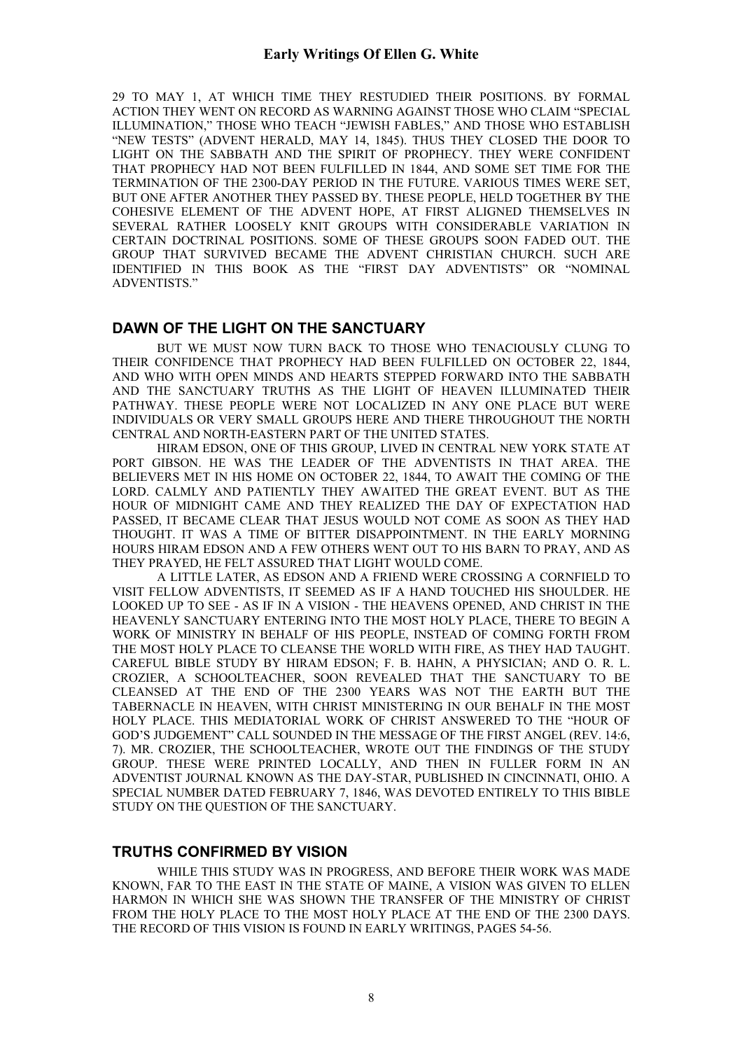29 TO MAY 1, AT WHICH TIME THEY RESTUDIED THEIR POSITIONS. BY FORMAL ACTION THEY WENT ON RECORD AS WARNING AGAINST THOSE WHO CLAIM "SPECIAL ILLUMINATION," THOSE WHO TEACH "JEWISH FABLES," AND THOSE WHO ESTABLISH "NEW TESTS" (ADVENT HERALD, MAY 14, 1845). THUS THEY CLOSED THE DOOR TO LIGHT ON THE SABBATH AND THE SPIRIT OF PROPHECY. THEY WERE CONFIDENT THAT PROPHECY HAD NOT BEEN FULFILLED IN 1844, AND SOME SET TIME FOR THE TERMINATION OF THE 2300-DAY PERIOD IN THE FUTURE. VARIOUS TIMES WERE SET, BUT ONE AFTER ANOTHER THEY PASSED BY. THESE PEOPLE, HELD TOGETHER BY THE COHESIVE ELEMENT OF THE ADVENT HOPE, AT FIRST ALIGNED THEMSELVES IN SEVERAL RATHER LOOSELY KNIT GROUPS WITH CONSIDERABLE VARIATION IN CERTAIN DOCTRINAL POSITIONS. SOME OF THESE GROUPS SOON FADED OUT. THE GROUP THAT SURVIVED BECAME THE ADVENT CHRISTIAN CHURCH. SUCH ARE IDENTIFIED IN THIS BOOK AS THE "FIRST DAY ADVENTISTS" OR "NOMINAL ADVENTISTS."

## DAWN OF THE LIGHT ON THE SANCTUARY

BUT WE MUST NOW TURN BACK TO THOSE WHO TENACIOUSLY CLUNG TO THEIR CONFIDENCE THAT PROPHECY HAD BEEN FULFILLED ON OCTOBER 22, 1844, AND WHO WITH OPEN MINDS AND HEARTS STEPPED FORWARD INTO THE SABBATH AND THE SANCTUARY TRUTHS AS THE LIGHT OF HEAVEN ILLUMINATED THEIR PATHWAY. THESE PEOPLE WERE NOT LOCALIZED IN ANY ONE PLACE BUT WERE INDIVIDUALS OR VERY SMALL GROUPS HERE AND THERE THROUGHOUT THE NORTH CENTRAL AND NORTH-EASTERN PART OF THE UNITED STATES.

HIRAM EDSON, ONE OF THIS GROUP, LIVED IN CENTRAL NEW YORK STATE AT PORT GIBSON. HE WAS THE LEADER OF THE ADVENTISTS IN THAT AREA. THE BELIEVERS MET IN HIS HOME ON OCTOBER 22, 1844, TO AWAIT THE COMING OF THE LORD. CALMLY AND PATIENTLY THEY AWAITED THE GREAT EVENT. BUT AS THE HOUR OF MIDNIGHT CAME AND THEY REALIZED THE DAY OF EXPECTATION HAD PASSED, IT BECAME CLEAR THAT JESUS WOULD NOT COME AS SOON AS THEY HAD THOUGHT. IT WAS A TIME OF BITTER DISAPPOINTMENT. IN THE EARLY MORNING HOURS HIRAM EDSON AND A FEW OTHERS WENT OUT TO HIS BARN TO PRAY, AND AS THEY PRAYED, HE FELT ASSURED THAT LIGHT WOULD COME.

A LITTLE LATER, AS EDSON AND A FRIEND WERE CROSSING A CORNFIELD TO VISIT FELLOW ADVENTISTS, IT SEEMED AS IF A HAND TOUCHED HIS SHOULDER. HE LOOKED UP TO SEE - AS IF IN A VISION - THE HEAVENS OPENED, AND CHRIST IN THE HEAVENLY SANCTUARY ENTERING INTO THE MOST HOLY PLACE, THERE TO BEGIN A WORK OF MINISTRY IN BEHALF OF HIS PEOPLE, INSTEAD OF COMING FORTH FROM THE MOST HOLY PLACE TO CLEANSE THE WORLD WITH FIRE, AS THEY HAD TAUGHT. CAREFUL BIBLE STUDY BY HIRAM EDSON; F. B. HAHN, A PHYSICIAN; AND O. R. L. CROZIER, A SCHOOLTEACHER, SOON REVEALED THAT THE SANCTUARY TO BE CLEANSED AT THE END OF THE 2300 YEARS WAS NOT THE EARTH BUT THE TABERNACLE IN HEAVEN, WITH CHRIST MINISTERING IN OUR BEHALF IN THE MOST HOLY PLACE. THIS MEDIATORIAL WORK OF CHRIST ANSWERED TO THE "HOUR OF GOD'S JUDGEMENT" CALL SOUNDED IN THE MESSAGE OF THE FIRST ANGEL (REV. 14:6, 7). MR. CROZIER, THE SCHOOLTEACHER, WROTE OUT THE FINDINGS OF THE STUDY GROUP. THESE WERE PRINTED LOCALLY, AND THEN IN FULLER FORM IN AN ADVENTIST JOURNAL KNOWN AS THE DAY-STAR, PUBLISHED IN CINCINNATI, OHIO. A SPECIAL NUMBER DATED FEBRUARY 7, 1846, WAS DEVOTED ENTIRELY TO THIS BIBLE STUDY ON THE QUESTION OF THE SANCTUARY.

## TRUTHS CONFIRMED BY VISION

WHILE THIS STUDY WAS IN PROGRESS, AND BEFORE THEIR WORK WAS MADE KNOWN, FAR TO THE EAST IN THE STATE OF MAINE, A VISION WAS GIVEN TO ELLEN HARMON IN WHICH SHE WAS SHOWN THE TRANSFER OF THE MINISTRY OF CHRIST FROM THE HOLY PLACE TO THE MOST HOLY PLACE AT THE END OF THE 2300 DAYS. THE RECORD OF THIS VISION IS FOUND IN EARLY WRITINGS, PAGES 54-56.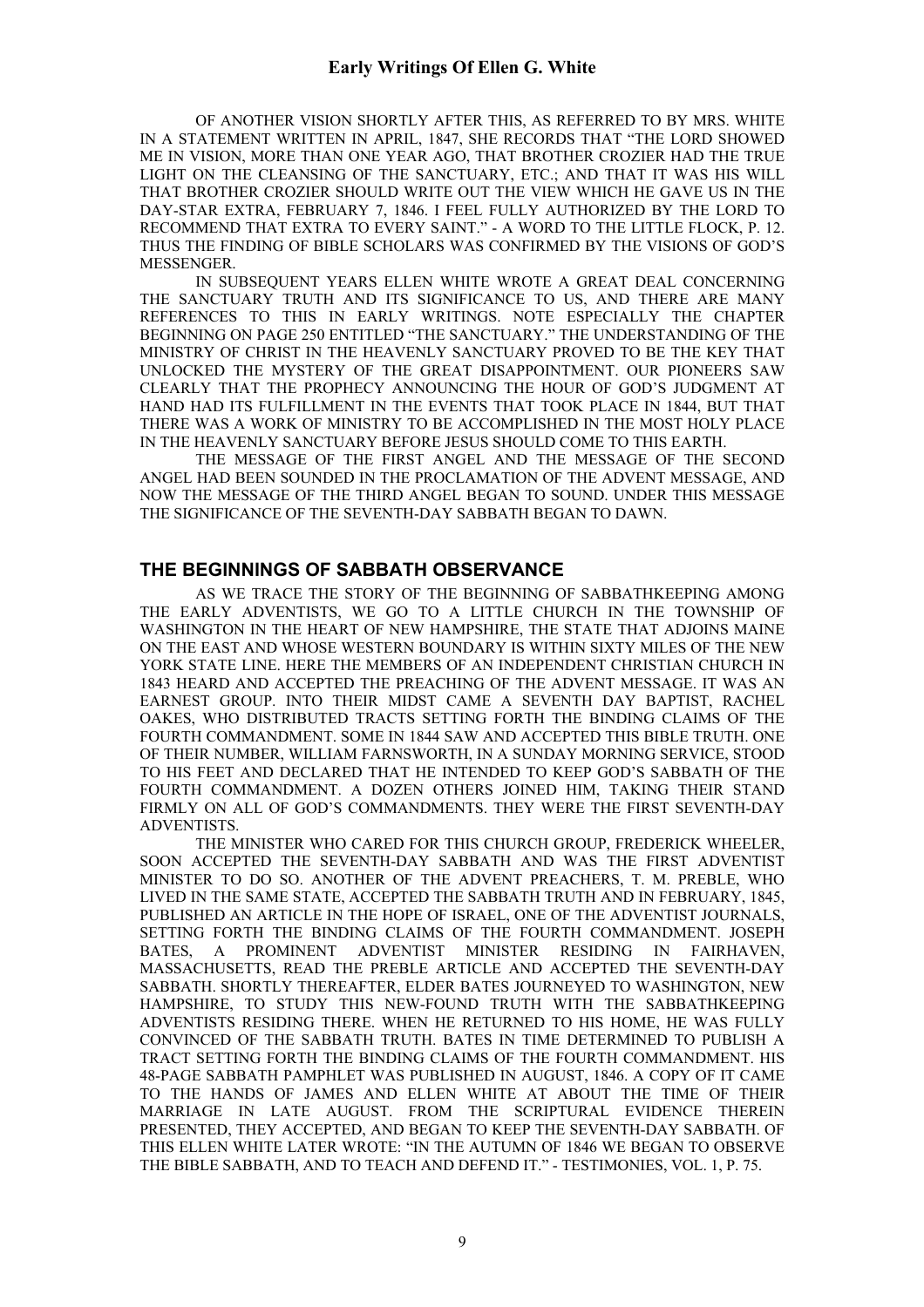OF ANOTHER VISION SHORTLY AFTER THIS, AS REFERRED TO BY MRS. WHITE IN A STATEMENT WRITTEN IN APRIL, 1847, SHE RECORDS THAT "THE LORD SHOWED ME IN VISION, MORE THAN ONE YEAR AGO, THAT BROTHER CROZIER HAD THE TRUE LIGHT ON THE CLEANSING OF THE SANCTUARY, ETC.; AND THAT IT WAS HIS WILL THAT BROTHER CROZIER SHOULD WRITE OUT THE VIEW WHICH HE GAVE US IN THE DAY-STAR EXTRA, FEBRUARY 7, 1846. I FEEL FULLY AUTHORIZED BY THE LORD TO RECOMMEND THAT EXTRA TO EVERY SAINT." - A WORD TO THE LITTLE FLOCK, P. 12. THUS THE FINDING OF BIBLE SCHOLARS WAS CONFIRMED BY THE VISIONS OF GOD'S MESSENGER.

IN SUBSEQUENT YEARS ELLEN WHITE WROTE A GREAT DEAL CONCERNING THE SANCTUARY TRUTH AND ITS SIGNIFICANCE TO US, AND THERE ARE MANY REFERENCES TO THIS IN EARLY WRITINGS. NOTE ESPECIALLY THE CHAPTER BEGINNING ON PAGE 250 ENTITLED "THE SANCTUARY." THE UNDERSTANDING OF THE MINISTRY OF CHRIST IN THE HEAVENLY SANCTUARY PROVED TO BE THE KEY THAT UNLOCKED THE MYSTERY OF THE GREAT DISAPPOINTMENT. OUR PIONEERS SAW CLEARLY THAT THE PROPHECY ANNOUNCING THE HOUR OF GOD'S JUDGMENT AT HAND HAD ITS FULFILLMENT IN THE EVENTS THAT TOOK PLACE IN 1844, BUT THAT THERE WAS A WORK OF MINISTRY TO BE ACCOMPLISHED IN THE MOST HOLY PLACE IN THE HEAVENLY SANCTUARY BEFORE JESUS SHOULD COME TO THIS EARTH.

THE MESSAGE OF THE FIRST ANGEL AND THE MESSAGE OF THE SECOND ANGEL HAD BEEN SOUNDED IN THE PROCLAMATION OF THE ADVENT MESSAGE, AND NOW THE MESSAGE OF THE THIRD ANGEL BEGAN TO SOUND. UNDER THIS MESSAGE THE SIGNIFICANCE OF THE SEVENTH-DAY SABBATH BEGAN TO DAWN.

## THE BEGINNINGS OF SABBATH OBSERVANCE

AS WE TRACE THE STORY OF THE BEGINNING OF SABBATHKEEPING AMONG THE EARLY ADVENTISTS, WE GO TO A LITTLE CHURCH IN THE TOWNSHIP OF WASHINGTON IN THE HEART OF NEW HAMPSHIRE, THE STATE THAT ADJOINS MAINE ON THE EAST AND WHOSE WESTERN BOUNDARY IS WITHIN SIXTY MILES OF THE NEW YORK STATE LINE. HERE THE MEMBERS OF AN INDEPENDENT CHRISTIAN CHURCH IN 1843 HEARD AND ACCEPTED THE PREACHING OF THE ADVENT MESSAGE. IT WAS AN EARNEST GROUP. INTO THEIR MIDST CAME A SEVENTH DAY BAPTIST, RACHEL OAKES, WHO DISTRIBUTED TRACTS SETTING FORTH THE BINDING CLAIMS OF THE FOURTH COMMANDMENT. SOME IN 1844 SAW AND ACCEPTED THIS BIBLE TRUTH. ONE OF THEIR NUMBER, WILLIAM FARNSWORTH, IN A SUNDAY MORNING SERVICE, STOOD TO HIS FEET AND DECLARED THAT HE INTENDED TO KEEP GOD'S SABBATH OF THE FOURTH COMMANDMENT. A DOZEN OTHERS JOINED HIM, TAKING THEIR STAND FIRMLY ON ALL OF GOD'S COMMANDMENTS. THEY WERE THE FIRST SEVENTH-DAY ADVENTISTS.

THE MINISTER WHO CARED FOR THIS CHURCH GROUP, FREDERICK WHEELER, SOON ACCEPTED THE SEVENTH-DAY SABBATH AND WAS THE FIRST ADVENTIST MINISTER TO DO SO. ANOTHER OF THE ADVENT PREACHERS, T. M. PREBLE, WHO LIVED IN THE SAME STATE, ACCEPTED THE SABBATH TRUTH AND IN FEBRUARY, 1845, PUBLISHED AN ARTICLE IN THE HOPE OF ISRAEL, ONE OF THE ADVENTIST JOURNALS, SETTING FORTH THE BINDING CLAIMS OF THE FOURTH COMMANDMENT. JOSEPH BATES, A PROMINENT ADVENTIST MINISTER RESIDING IN FAIRHAVEN, MASSACHUSETTS, READ THE PREBLE ARTICLE AND ACCEPTED THE SEVENTH-DAY SABBATH. SHORTLY THEREAFTER, ELDER BATES JOURNEYED TO WASHINGTON, NEW HAMPSHIRE, TO STUDY THIS NEW-FOUND TRUTH WITH THE SABBATHKEEPING ADVENTISTS RESIDING THERE. WHEN HE RETURNED TO HIS HOME, HE WAS FULLY CONVINCED OF THE SABBATH TRUTH. BATES IN TIME DETERMINED TO PUBLISH A TRACT SETTING FORTH THE BINDING CLAIMS OF THE FOURTH COMMANDMENT. HIS 48-PAGE SABBATH PAMPHLET WAS PUBLISHED IN AUGUST, 1846. A COPY OF IT CAME TO THE HANDS OF JAMES AND ELLEN WHITE AT ABOUT THE TIME OF THEIR MARRIAGE IN LATE AUGUST. FROM THE SCRIPTURAL EVIDENCE THEREIN PRESENTED, THEY ACCEPTED, AND BEGAN TO KEEP THE SEVENTH-DAY SABBATH. OF THIS ELLEN WHITE LATER WROTE: "IN THE AUTUMN OF 1846 WE BEGAN TO OBSERVE THE BIBLE SABBATH, AND TO TEACH AND DEFEND IT." - TESTIMONIES, VOL. 1, P. 75.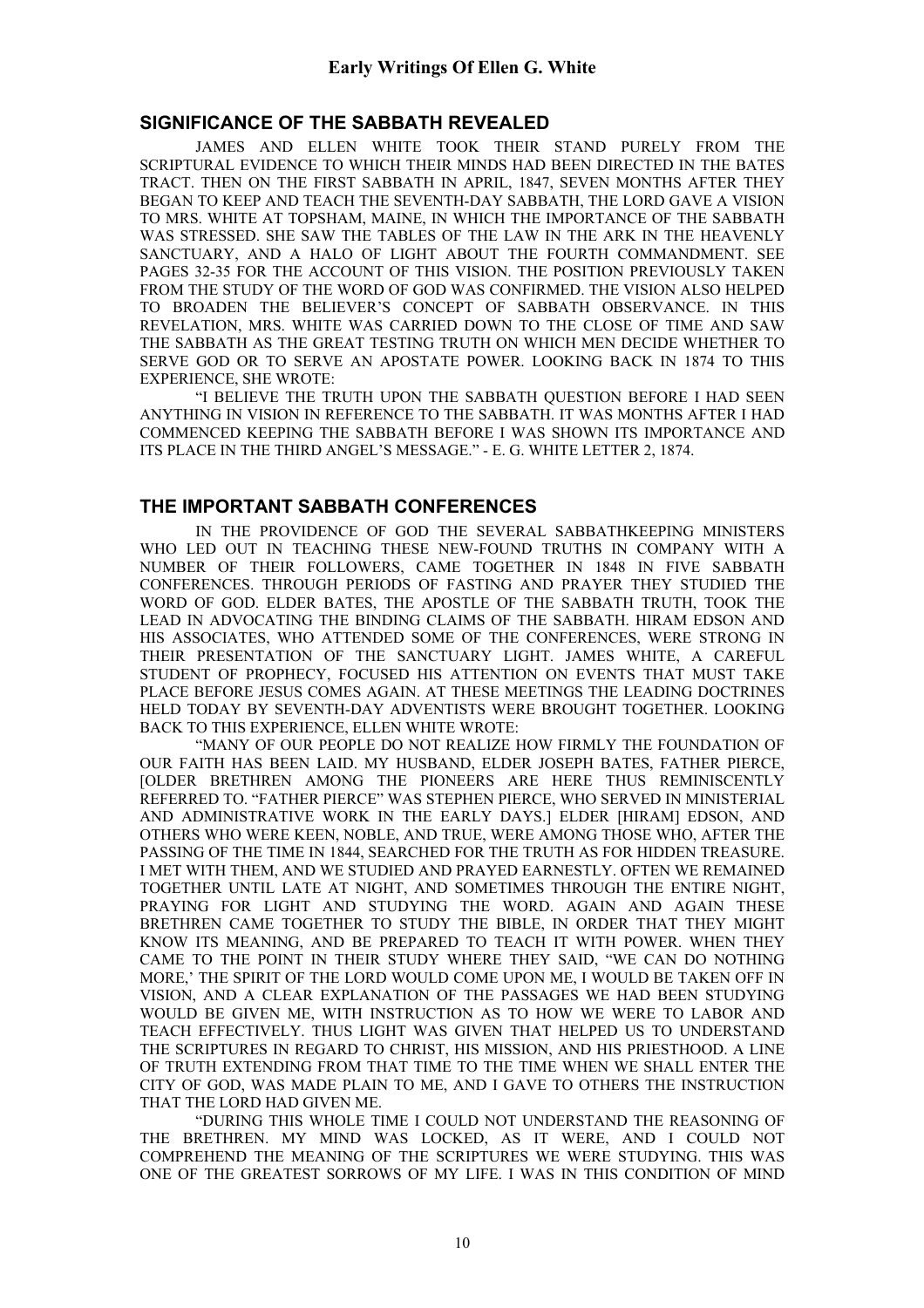## SIGNIFICANCE OF THE SABBATH REVEALED

JAMES AND ELLEN WHITE TOOK THEIR STAND PURELY FROM THE SCRIPTURAL EVIDENCE TO WHICH THEIR MINDS HAD BEEN DIRECTED IN THE BATES TRACT. THEN ON THE FIRST SABBATH IN APRIL, 1847, SEVEN MONTHS AFTER THEY BEGAN TO KEEP AND TEACH THE SEVENTH-DAY SABBATH, THE LORD GAVE A VISION TO MRS. WHITE AT TOPSHAM, MAINE, IN WHICH THE IMPORTANCE OF THE SABBATH WAS STRESSED. SHE SAW THE TABLES OF THE LAW IN THE ARK IN THE HEAVENLY SANCTUARY, AND A HALO OF LIGHT ABOUT THE FOURTH COMMANDMENT. SEE PAGES 32-35 FOR THE ACCOUNT OF THIS VISION. THE POSITION PREVIOUSLY TAKEN FROM THE STUDY OF THE WORD OF GOD WAS CONFIRMED. THE VISION ALSO HELPED TO BROADEN THE BELIEVER'S CONCEPT OF SABBATH OBSERVANCE. IN THIS REVELATION, MRS. WHITE WAS CARRIED DOWN TO THE CLOSE OF TIME AND SAW THE SABBATH AS THE GREAT TESTING TRUTH ON WHICH MEN DECIDE WHETHER TO SERVE GOD OR TO SERVE AN APOSTATE POWER. LOOKING BACK IN 1874 TO THIS EXPERIENCE, SHE WROTE:

"I BELIEVE THE TRUTH UPON THE SABBATH QUESTION BEFORE I HAD SEEN ANYTHING IN VISION IN REFERENCE TO THE SABBATH. IT WAS MONTHS AFTER I HAD COMMENCED KEEPING THE SABBATH BEFORE I WAS SHOWN ITS IMPORTANCE AND ITS PLACE IN THE THIRD ANGEL'S MESSAGE." - E. G. WHITE LETTER 2, 1874.

## THE IMPORTANT SABBATH CONFERENCES

IN THE PROVIDENCE OF GOD THE SEVERAL SABBATHKEEPING MINISTERS WHO LED OUT IN TEACHING THESE NEW-FOUND TRUTHS IN COMPANY WITH A NUMBER OF THEIR FOLLOWERS, CAME TOGETHER IN 1848 IN FIVE SABBATH CONFERENCES. THROUGH PERIODS OF FASTING AND PRAYER THEY STUDIED THE WORD OF GOD. ELDER BATES, THE APOSTLE OF THE SABBATH TRUTH, TOOK THE LEAD IN ADVOCATING THE BINDING CLAIMS OF THE SABBATH. HIRAM EDSON AND HIS ASSOCIATES, WHO ATTENDED SOME OF THE CONFERENCES, WERE STRONG IN THEIR PRESENTATION OF THE SANCTUARY LIGHT. JAMES WHITE, A CAREFUL STUDENT OF PROPHECY, FOCUSED HIS ATTENTION ON EVENTS THAT MUST TAKE PLACE BEFORE JESUS COMES AGAIN. AT THESE MEETINGS THE LEADING DOCTRINES HELD TODAY BY SEVENTH-DAY ADVENTISTS WERE BROUGHT TOGETHER. LOOKING BACK TO THIS EXPERIENCE, ELLEN WHITE WROTE:

"MANY OF OUR PEOPLE DO NOT REALIZE HOW FIRMLY THE FOUNDATION OF OUR FAITH HAS BEEN LAID. MY HUSBAND, ELDER JOSEPH BATES, FATHER PIERCE, [OLDER BRETHREN AMONG THE PIONEERS ARE HERE THUS REMINISCENTLY REFERRED TO. "FATHER PIERCE" WAS STEPHEN PIERCE, WHO SERVED IN MINISTERIAL AND ADMINISTRATIVE WORK IN THE EARLY DAYS.] ELDER [HIRAM] EDSON, AND OTHERS WHO WERE KEEN, NOBLE, AND TRUE, WERE AMONG THOSE WHO, AFTER THE PASSING OF THE TIME IN 1844, SEARCHED FOR THE TRUTH AS FOR HIDDEN TREASURE. I MET WITH THEM, AND WE STUDIED AND PRAYED EARNESTLY. OFTEN WE REMAINED TOGETHER UNTIL LATE AT NIGHT, AND SOMETIMES THROUGH THE ENTIRE NIGHT, PRAYING FOR LIGHT AND STUDYING THE WORD. AGAIN AND AGAIN THESE BRETHREN CAME TOGETHER TO STUDY THE BIBLE, IN ORDER THAT THEY MIGHT KNOW ITS MEANING, AND BE PREPARED TO TEACH IT WITH POWER. WHEN THEY CAME TO THE POINT IN THEIR STUDY WHERE THEY SAID, "WE CAN DO NOTHING MORE,' THE SPIRIT OF THE LORD WOULD COME UPON ME, I WOULD BE TAKEN OFF IN VISION, AND A CLEAR EXPLANATION OF THE PASSAGES WE HAD BEEN STUDYING WOULD BE GIVEN ME, WITH INSTRUCTION AS TO HOW WE WERE TO LABOR AND TEACH EFFECTIVELY. THUS LIGHT WAS GIVEN THAT HELPED US TO UNDERSTAND THE SCRIPTURES IN REGARD TO CHRIST, HIS MISSION, AND HIS PRIESTHOOD. A LINE OF TRUTH EXTENDING FROM THAT TIME TO THE TIME WHEN WE SHALL ENTER THE CITY OF GOD, WAS MADE PLAIN TO ME, AND I GAVE TO OTHERS THE INSTRUCTION THAT THE LORD HAD GIVEN ME.

"DURING THIS WHOLE TIME I COULD NOT UNDERSTAND THE REASONING OF THE BRETHREN. MY MIND WAS LOCKED, AS IT WERE, AND I COULD NOT COMPREHEND THE MEANING OF THE SCRIPTURES WE WERE STUDYING. THIS WAS ONE OF THE GREATEST SORROWS OF MY LIFE. I WAS IN THIS CONDITION OF MIND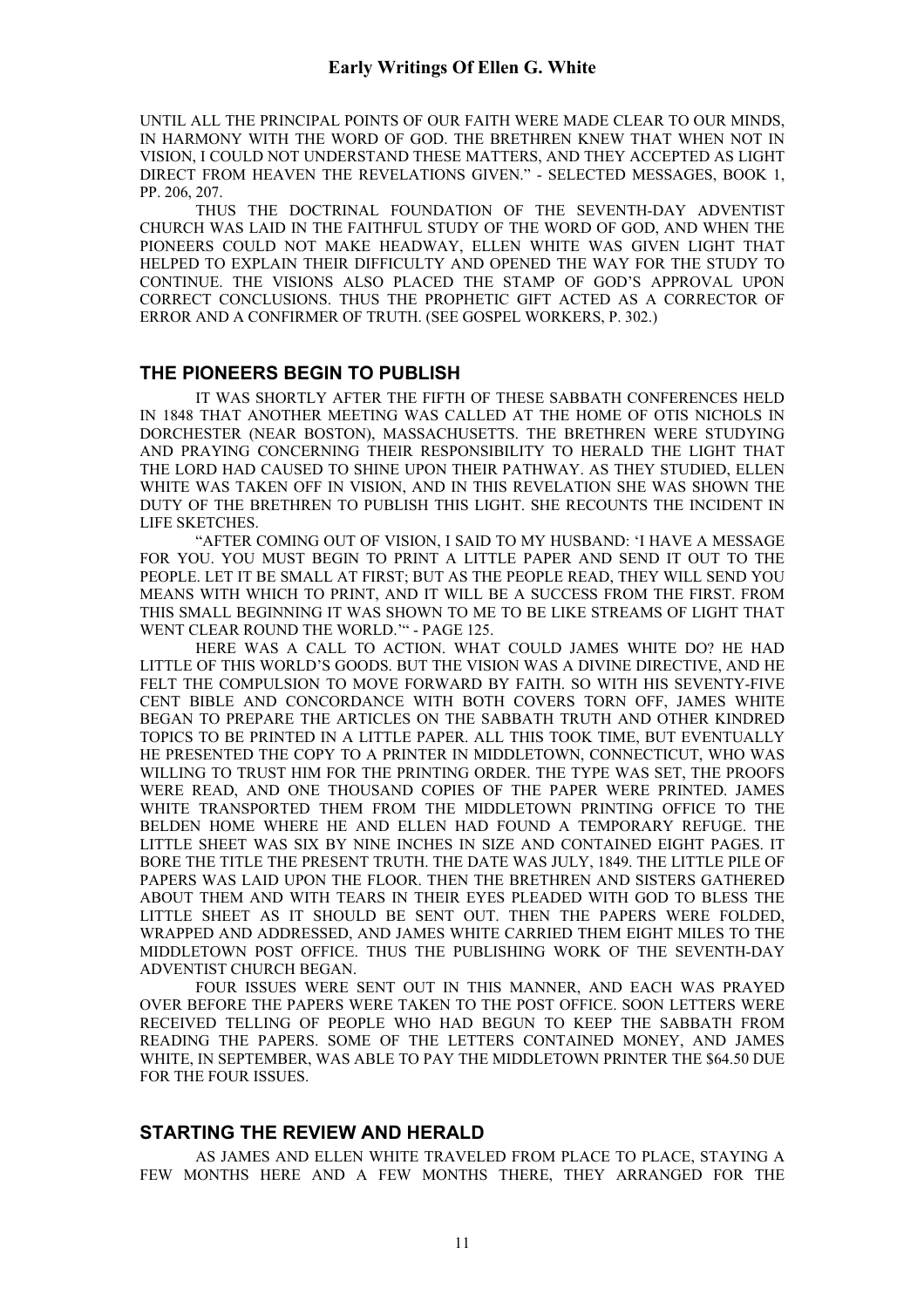UNTIL ALL THE PRINCIPAL POINTS OF OUR FAITH WERE MADE CLEAR TO OUR MINDS, IN HARMONY WITH THE WORD OF GOD. THE BRETHREN KNEW THAT WHEN NOT IN VISION, I COULD NOT UNDERSTAND THESE MATTERS, AND THEY ACCEPTED AS LIGHT DIRECT FROM HEAVEN THE REVELATIONS GIVEN." - SELECTED MESSAGES, BOOK 1, PP. 206, 207.

THUS THE DOCTRINAL FOUNDATION OF THE SEVENTH-DAY ADVENTIST CHURCH WAS LAID IN THE FAITHFUL STUDY OF THE WORD OF GOD, AND WHEN THE PIONEERS COULD NOT MAKE HEADWAY, ELLEN WHITE WAS GIVEN LIGHT THAT HELPED TO EXPLAIN THEIR DIFFICULTY AND OPENED THE WAY FOR THE STUDY TO CONTINUE. THE VISIONS ALSO PLACED THE STAMP OF GOD'S APPROVAL UPON CORRECT CONCLUSIONS. THUS THE PROPHETIC GIFT ACTED AS A CORRECTOR OF ERROR AND A CONFIRMER OF TRUTH. (SEE GOSPEL WORKERS, P. 302.)

## THE PIONEERS BEGIN TO PUBLISH

IT WAS SHORTLY AFTER THE FIFTH OF THESE SABBATH CONFERENCES HELD IN 1848 THAT ANOTHER MEETING WAS CALLED AT THE HOME OF OTIS NICHOLS IN DORCHESTER (NEAR BOSTON), MASSACHUSETTS. THE BRETHREN WERE STUDYING AND PRAYING CONCERNING THEIR RESPONSIBILITY TO HERALD THE LIGHT THAT THE LORD HAD CAUSED TO SHINE UPON THEIR PATHWAY. AS THEY STUDIED, ELLEN WHITE WAS TAKEN OFF IN VISION, AND IN THIS REVELATION SHE WAS SHOWN THE DUTY OF THE BRETHREN TO PUBLISH THIS LIGHT. SHE RECOUNTS THE INCIDENT IN LIFE SKETCHES.

"AFTER COMING OUT OF VISION, I SAID TO MY HUSBAND: 'I HAVE A MESSAGE FOR YOU. YOU MUST BEGIN TO PRINT A LITTLE PAPER AND SEND IT OUT TO THE PEOPLE. LET IT BE SMALL AT FIRST; BUT AS THE PEOPLE READ, THEY WILL SEND YOU MEANS WITH WHICH TO PRINT, AND IT WILL BE A SUCCESS FROM THE FIRST. FROM THIS SMALL BEGINNING IT WAS SHOWN TO ME TO BE LIKE STREAMS OF LIGHT THAT WENT CLEAR ROUND THE WORLD.'" - PAGE 125.

HERE WAS A CALL TO ACTION. WHAT COULD JAMES WHITE DO? HE HAD LITTLE OF THIS WORLD'S GOODS. BUT THE VISION WAS A DIVINE DIRECTIVE, AND HE FELT THE COMPULSION TO MOVE FORWARD BY FAITH. SO WITH HIS SEVENTY-FIVE CENT BIBLE AND CONCORDANCE WITH BOTH COVERS TORN OFF, JAMES WHITE BEGAN TO PREPARE THE ARTICLES ON THE SABBATH TRUTH AND OTHER KINDRED TOPICS TO BE PRINTED IN A LITTLE PAPER. ALL THIS TOOK TIME, BUT EVENTUALLY HE PRESENTED THE COPY TO A PRINTER IN MIDDLETOWN, CONNECTICUT, WHO WAS WILLING TO TRUST HIM FOR THE PRINTING ORDER. THE TYPE WAS SET, THE PROOFS WERE READ, AND ONE THOUSAND COPIES OF THE PAPER WERE PRINTED. JAMES WHITE TRANSPORTED THEM FROM THE MIDDLETOWN PRINTING OFFICE TO THE BELDEN HOME WHERE HE AND ELLEN HAD FOUND A TEMPORARY REFUGE. THE LITTLE SHEET WAS SIX BY NINE INCHES IN SIZE AND CONTAINED EIGHT PAGES. IT BORE THE TITLE THE PRESENT TRUTH. THE DATE WAS JULY, 1849. THE LITTLE PILE OF PAPERS WAS LAID UPON THE FLOOR. THEN THE BRETHREN AND SISTERS GATHERED ABOUT THEM AND WITH TEARS IN THEIR EYES PLEADED WITH GOD TO BLESS THE LITTLE SHEET AS IT SHOULD BE SENT OUT. THEN THE PAPERS WERE FOLDED, WRAPPED AND ADDRESSED, AND JAMES WHITE CARRIED THEM EIGHT MILES TO THE MIDDLETOWN POST OFFICE. THUS THE PUBLISHING WORK OF THE SEVENTH-DAY ADVENTIST CHURCH BEGAN.

FOUR ISSUES WERE SENT OUT IN THIS MANNER, AND EACH WAS PRAYED OVER BEFORE THE PAPERS WERE TAKEN TO THE POST OFFICE. SOON LETTERS WERE RECEIVED TELLING OF PEOPLE WHO HAD BEGUN TO KEEP THE SABBATH FROM READING THE PAPERS. SOME OF THE LETTERS CONTAINED MONEY, AND JAMES WHITE, IN SEPTEMBER, WAS ABLE TO PAY THE MIDDLETOWN PRINTER THE $64.50 DUE FOR THE FOUR ISSUES.

## STARTING THE REVIEW AND HERALD

AS JAMES AND ELLEN WHITE TRAVELED FROM PLACE TO PLACE, STAYING A FEW MONTHS HERE AND A FEW MONTHS THERE, THEY ARRANGED FOR THE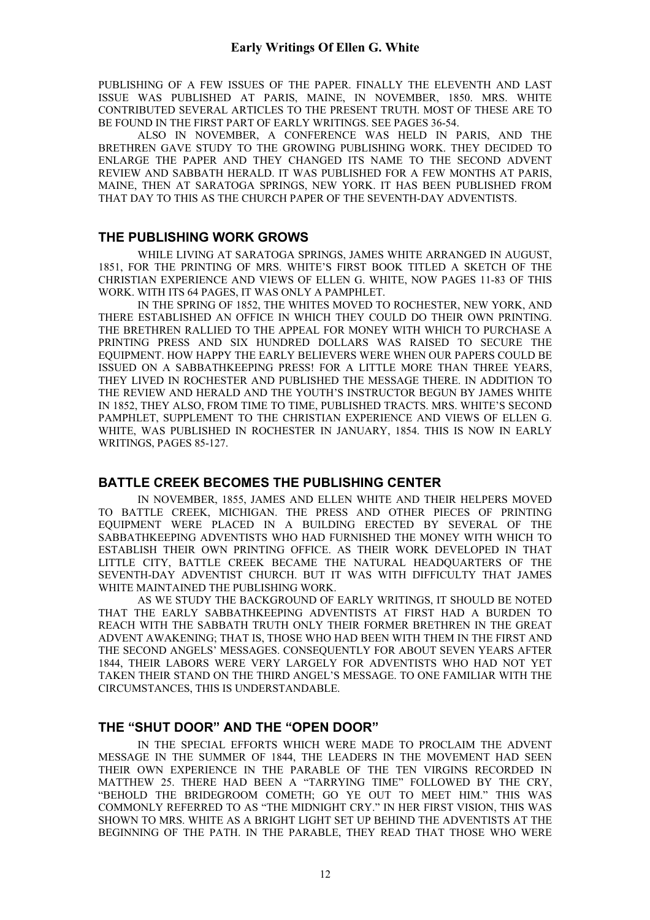PUBLISHING OF A FEW ISSUES OF THE PAPER. FINALLY THE ELEVENTH AND LAST ISSUE WAS PUBLISHED AT PARIS, MAINE, IN NOVEMBER, 1850. MRS. WHITE CONTRIBUTED SEVERAL ARTICLES TO THE PRESENT TRUTH. MOST OF THESE ARE TO BE FOUND IN THE FIRST PART OF EARLY WRITINGS. SEE PAGES 36-54.

ALSO IN NOVEMBER, A CONFERENCE WAS HELD IN PARIS, AND THE BRETHREN GAVE STUDY TO THE GROWING PUBLISHING WORK. THEY DECIDED TO ENLARGE THE PAPER AND THEY CHANGED ITS NAME TO THE SECOND ADVENT REVIEW AND SABBATH HERALD. IT WAS PUBLISHED FOR A FEW MONTHS AT PARIS, MAINE, THEN AT SARATOGA SPRINGS, NEW YORK. IT HAS BEEN PUBLISHED FROM THAT DAY TO THIS AS THE CHURCH PAPER OF THE SEVENTH-DAY ADVENTISTS.

## THE PUBLISHING WORK GROWS

WHILE LIVING AT SARATOGA SPRINGS, JAMES WHITE ARRANGED IN AUGUST, 1851, FOR THE PRINTING OF MRS. WHITE'S FIRST BOOK TITLED A SKETCH OF THE CHRISTIAN EXPERIENCE AND VIEWS OF ELLEN G. WHITE, NOW PAGES 11-83 OF THIS WORK. WITH ITS 64 PAGES, IT WAS ONLY A PAMPHLET.

IN THE SPRING OF 1852, THE WHITES MOVED TO ROCHESTER, NEW YORK, AND THERE ESTABLISHED AN OFFICE IN WHICH THEY COULD DO THEIR OWN PRINTING. THE BRETHREN RALLIED TO THE APPEAL FOR MONEY WITH WHICH TO PURCHASE A PRINTING PRESS AND SIX HUNDRED DOLLARS WAS RAISED TO SECURE THE EQUIPMENT. HOW HAPPY THE EARLY BELIEVERS WERE WHEN OUR PAPERS COULD BE ISSUED ON A SABBATHKEEPING PRESS! FOR A LITTLE MORE THAN THREE YEARS, THEY LIVED IN ROCHESTER AND PUBLISHED THE MESSAGE THERE. IN ADDITION TO THE REVIEW AND HERALD AND THE YOUTH'S INSTRUCTOR BEGUN BY JAMES WHITE IN 1852, THEY ALSO, FROM TIME TO TIME, PUBLISHED TRACTS. MRS. WHITE'S SECOND PAMPHLET, SUPPLEMENT TO THE CHRISTIAN EXPERIENCE AND VIEWS OF ELLEN G. WHITE, WAS PUBLISHED IN ROCHESTER IN JANUARY, 1854. THIS IS NOW IN EARLY WRITINGS, PAGES 85-127.

## BATTLE CREEK BECOMES THE PUBLISHING CENTER

IN NOVEMBER, 1855, JAMES AND ELLEN WHITE AND THEIR HELPERS MOVED TO BATTLE CREEK, MICHIGAN. THE PRESS AND OTHER PIECES OF PRINTING EQUIPMENT WERE PLACED IN A BUILDING ERECTED BY SEVERAL OF THE SABBATHKEEPING ADVENTISTS WHO HAD FURNISHED THE MONEY WITH WHICH TO ESTABLISH THEIR OWN PRINTING OFFICE. AS THEIR WORK DEVELOPED IN THAT LITTLE CITY, BATTLE CREEK BECAME THE NATURAL HEADQUARTERS OF THE SEVENTH-DAY ADVENTIST CHURCH. BUT IT WAS WITH DIFFICULTY THAT JAMES WHITE MAINTAINED THE PUBLISHING WORK.

AS WE STUDY THE BACKGROUND OF EARLY WRITINGS, IT SHOULD BE NOTED THAT THE EARLY SABBATHKEEPING ADVENTISTS AT FIRST HAD A BURDEN TO REACH WITH THE SABBATH TRUTH ONLY THEIR FORMER BRETHREN IN THE GREAT ADVENT AWAKENING; THAT IS, THOSE WHO HAD BEEN WITH THEM IN THE FIRST AND THE SECOND ANGELS' MESSAGES. CONSEQUENTLY FOR ABOUT SEVEN YEARS AFTER 1844, THEIR LABORS WERE VERY LARGELY FOR ADVENTISTS WHO HAD NOT YET TAKEN THEIR STAND ON THE THIRD ANGEL'S MESSAGE. TO ONE FAMILIAR WITH THE CIRCUMSTANCES, THIS IS UNDERSTANDABLE.

## THE "SHUT DOOR" AND THE "OPEN DOOR"

IN THE SPECIAL EFFORTS WHICH WERE MADE TO PROCLAIM THE ADVENT MESSAGE IN THE SUMMER OF 1844, THE LEADERS IN THE MOVEMENT HAD SEEN THEIR OWN EXPERIENCE IN THE PARABLE OF THE TEN VIRGINS RECORDED IN MATTHEW 25. THERE HAD BEEN A "TARRYING TIME" FOLLOWED BY THE CRY, "BEHOLD THE BRIDEGROOM COMETH; GO YE OUT TO MEET HIM." THIS WAS COMMONLY REFERRED TO AS "THE MIDNIGHT CRY." IN HER FIRST VISION, THIS WAS SHOWN TO MRS. WHITE AS A BRIGHT LIGHT SET UP BEHIND THE ADVENTISTS AT THE BEGINNING OF THE PATH. IN THE PARABLE, THEY READ THAT THOSE WHO WERE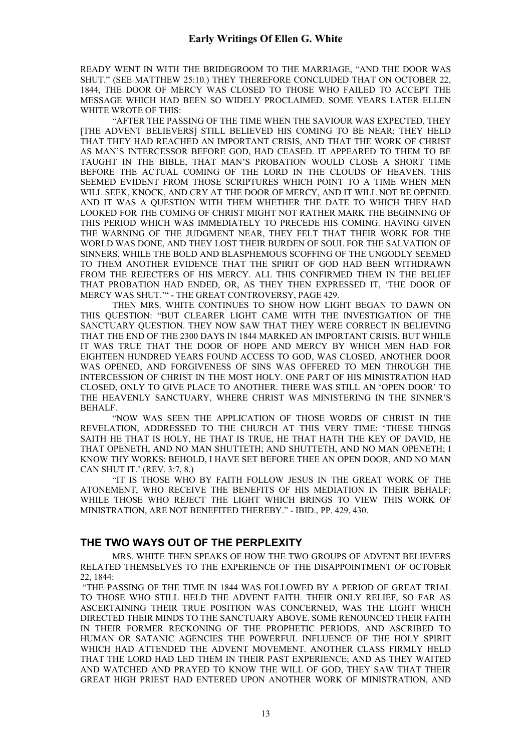READY WENT IN WITH THE BRIDEGROOM TO THE MARRIAGE, "AND THE DOOR WAS SHUT." (SEE MATTHEW 25:10.) THEY THEREFORE CONCLUDED THAT ON OCTOBER 22, 1844, THE DOOR OF MERCY WAS CLOSED TO THOSE WHO FAILED TO ACCEPT THE MESSAGE WHICH HAD BEEN SO WIDELY PROCLAIMED. SOME YEARS LATER ELLEN WHITE WROTE OF THIS:

"AFTER THE PASSING OF THE TIME WHEN THE SAVIOUR WAS EXPECTED, THEY [THE ADVENT BELIEVERS] STILL BELIEVED HIS COMING TO BE NEAR; THEY HELD THAT THEY HAD REACHED AN IMPORTANT CRISIS, AND THAT THE WORK OF CHRIST AS MAN'S INTERCESSOR BEFORE GOD, HAD CEASED. IT APPEARED TO THEM TO BE TAUGHT IN THE BIBLE, THAT MAN'S PROBATION WOULD CLOSE A SHORT TIME BEFORE THE ACTUAL COMING OF THE LORD IN THE CLOUDS OF HEAVEN. THIS SEEMED EVIDENT FROM THOSE SCRIPTURES WHICH POINT TO A TIME WHEN MEN WILL SEEK, KNOCK, AND CRY AT THE DOOR OF MERCY, AND IT WILL NOT BE OPENED. AND IT WAS A QUESTION WITH THEM WHETHER THE DATE TO WHICH THEY HAD LOOKED FOR THE COMING OF CHRIST MIGHT NOT RATHER MARK THE BEGINNING OF THIS PERIOD WHICH WAS IMMEDIATELY TO PRECEDE HIS COMING. HAVING GIVEN THE WARNING OF THE JUDGMENT NEAR, THEY FELT THAT THEIR WORK FOR THE WORLD WAS DONE, AND THEY LOST THEIR BURDEN OF SOUL FOR THE SALVATION OF SINNERS, WHILE THE BOLD AND BLASPHEMOUS SCOFFING OF THE UNGODLY SEEMED TO THEM ANOTHER EVIDENCE THAT THE SPIRIT OF GOD HAD BEEN WITHDRAWN FROM THE REJECTERS OF HIS MERCY. ALL THIS CONFIRMED THEM IN THE BELIEF THAT PROBATION HAD ENDED, OR, AS THEY THEN EXPRESSED IT, 'THE DOOR OF MERCY WAS SHUT.'" - THE GREAT CONTROVERSY, PAGE 429.

THEN MRS. WHITE CONTINUES TO SHOW HOW LIGHT BEGAN TO DAWN ON THIS QUESTION: "BUT CLEARER LIGHT CAME WITH THE INVESTIGATION OF THE SANCTUARY QUESTION. THEY NOW SAW THAT THEY WERE CORRECT IN BELIEVING THAT THE END OF THE 2300 DAYS IN 1844 MARKED AN IMPORTANT CRISIS. BUT WHILE IT WAS TRUE THAT THE DOOR OF HOPE AND MERCY BY WHICH MEN HAD FOR EIGHTEEN HUNDRED YEARS FOUND ACCESS TO GOD, WAS CLOSED, ANOTHER DOOR WAS OPENED, AND FORGIVENESS OF SINS WAS OFFERED TO MEN THROUGH THE INTERCESSION OF CHRIST IN THE MOST HOLY. ONE PART OF HIS MINISTRATION HAD CLOSED, ONLY TO GIVE PLACE TO ANOTHER. THERE WAS STILL AN 'OPEN DOOR' TO THE HEAVENLY SANCTUARY, WHERE CHRIST WAS MINISTERING IN THE SINNER'S BEHALF.

"NOW WAS SEEN THE APPLICATION OF THOSE WORDS OF CHRIST IN THE REVELATION, ADDRESSED TO THE CHURCH AT THIS VERY TIME: 'THESE THINGS SAITH HE THAT IS HOLY, HE THAT IS TRUE, HE THAT HATH THE KEY OF DAVID, HE THAT OPENETH, AND NO MAN SHUTTETH; AND SHUTTETH, AND NO MAN OPENETH; I KNOW THY WORKS: BEHOLD, I HAVE SET BEFORE THEE AN OPEN DOOR, AND NO MAN CAN SHUT IT.' (REV. 3:7, 8.)

"IT IS THOSE WHO BY FAITH FOLLOW JESUS IN THE GREAT WORK OF THE ATONEMENT, WHO RECEIVE THE BENEFITS OF HIS MEDIATION IN THEIR BEHALF; WHILE THOSE WHO REJECT THE LIGHT WHICH BRINGS TO VIEW THIS WORK OF MINISTRATION, ARE NOT BENEFITED THEREBY." - IBID., PP. 429, 430.

## THE TWO WAYS OUT OF THE PERPLEXITY

MRS. WHITE THEN SPEAKS OF HOW THE TWO GROUPS OF ADVENT BELIEVERS RELATED THEMSELVES TO THE EXPERIENCE OF THE DISAPPOINTMENT OF OCTOBER 22, 1844:

"THE PASSING OF THE TIME IN 1844 WAS FOLLOWED BY A PERIOD OF GREAT TRIAL TO THOSE WHO STILL HELD THE ADVENT FAITH. THEIR ONLY RELIEF, SO FAR AS ASCERTAINING THEIR TRUE POSITION WAS CONCERNED, WAS THE LIGHT WHICH DIRECTED THEIR MINDS TO THE SANCTUARY ABOVE. SOME RENOUNCED THEIR FAITH IN THEIR FORMER RECKONING OF THE PROPHETIC PERIODS, AND ASCRIBED TO HUMAN OR SATANIC AGENCIES THE POWERFUL INFLUENCE OF THE HOLY SPIRIT WHICH HAD ATTENDED THE ADVENT MOVEMENT. ANOTHER CLASS FIRMLY HELD THAT THE LORD HAD LED THEM IN THEIR PAST EXPERIENCE; AND AS THEY WAITED AND WATCHED AND PRAYED TO KNOW THE WILL OF GOD, THEY SAW THAT THEIR GREAT HIGH PRIEST HAD ENTERED UPON ANOTHER WORK OF MINISTRATION, AND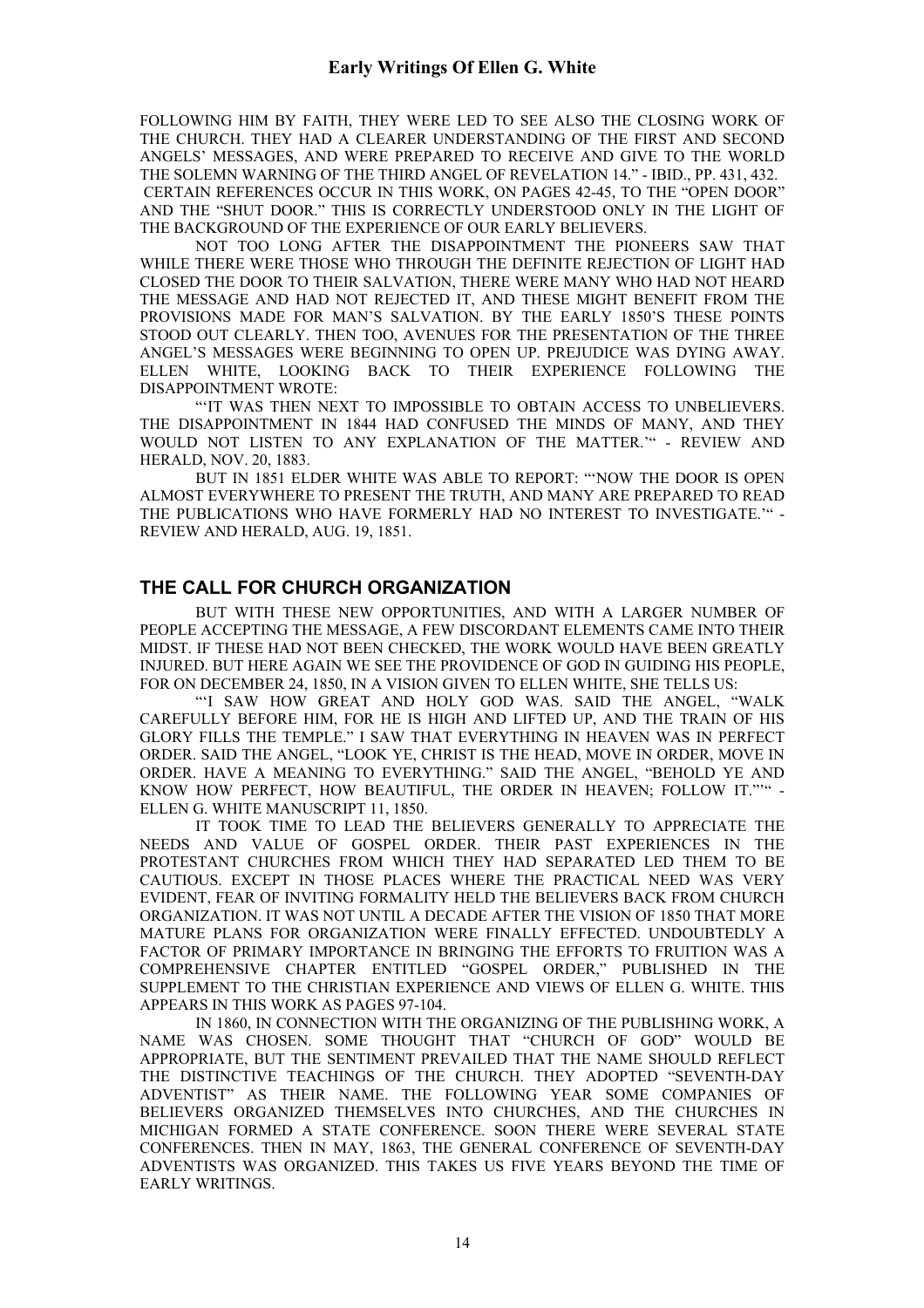FOLLOWING HIM BY FAITH, THEY WERE LED TO SEE ALSO THE CLOSING WORK OF THE CHURCH. THEY HAD A CLEARER UNDERSTANDING OF THE FIRST AND SECOND ANGELS' MESSAGES, AND WERE PREPARED TO RECEIVE AND GIVE TO THE WORLD THE SOLEMN WARNING OF THE THIRD ANGEL OF REVELATION 14." - IBID., PP. 431, 432.

CERTAIN REFERENCES OCCUR IN THIS WORK, ON PAGES 42-45, TO THE "OPEN DOOR" AND THE "SHUT DOOR." THIS IS CORRECTLY UNDERSTOOD ONLY IN THE LIGHT OF THE BACKGROUND OF THE EXPERIENCE OF OUR EARLY BELIEVERS.

NOT TOO LONG AFTER THE DISAPPOINTMENT THE PIONEERS SAW THAT WHILE THERE WERE THOSE WHO THROUGH THE DEFINITE REJECTION OF LIGHT HAD CLOSED THE DOOR TO THEIR SALVATION, THERE WERE MANY WHO HAD NOT HEARD THE MESSAGE AND HAD NOT REJECTED IT, AND THESE MIGHT BENEFIT FROM THE PROVISIONS MADE FOR MAN'S SALVATION. BY THE EARLY 1850'S THESE POINTS STOOD OUT CLEARLY. THEN TOO, AVENUES FOR THE PRESENTATION OF THE THREE ANGEL'S MESSAGES WERE BEGINNING TO OPEN UP. PREJUDICE WAS DYING AWAY. ELLEN WHITE, LOOKING BACK TO THEIR EXPERIENCE FOLLOWING THE DISAPPOINTMENT WROTE:

"'IT WAS THEN NEXT TO IMPOSSIBLE TO OBTAIN ACCESS TO UNBELIEVERS. THE DISAPPOINTMENT IN 1844 HAD CONFUSED THE MINDS OF MANY, AND THEY WOULD NOT LISTEN TO ANY EXPLANATION OF THE MATTER.'" - REVIEW AND HERALD, NOV. 20, 1883.

BUT IN 1851 ELDER WHITE WAS ABLE TO REPORT: "'NOW THE DOOR IS OPEN ALMOST EVERYWHERE TO PRESENT THE TRUTH, AND MANY ARE PREPARED TO READ THE PUBLICATIONS WHO HAVE FORMERLY HAD NO INTEREST TO INVESTIGATE.'" - REVIEW AND HERALD, AUG. 19, 1851.

## THE CALL FOR CHURCH ORGANIZATION

BUT WITH THESE NEW OPPORTUNITIES, AND WITH A LARGER NUMBER OF PEOPLE ACCEPTING THE MESSAGE, A FEW DISCORDANT ELEMENTS CAME INTO THEIR MIDST. IF THESE HAD NOT BEEN CHECKED, THE WORK WOULD HAVE BEEN GREATLY INJURED. BUT HERE AGAIN WE SEE THE PROVIDENCE OF GOD IN GUIDING HIS PEOPLE, FOR ON DECEMBER 24, 1850, IN A VISION GIVEN TO ELLEN WHITE, SHE TELLS US:

"'I SAW HOW GREAT AND HOLY GOD WAS. SAID THE ANGEL, "WALK CAREFULLY BEFORE HIM, FOR HE IS HIGH AND LIFTED UP, AND THE TRAIN OF HIS GLORY FILLS THE TEMPLE." I SAW THAT EVERYTHING IN HEAVEN WAS IN PERFECT ORDER. SAID THE ANGEL, "LOOK YE, CHRIST IS THE HEAD, MOVE IN ORDER, MOVE IN ORDER. HAVE A MEANING TO EVERYTHING." SAID THE ANGEL, "BEHOLD YE AND KNOW HOW PERFECT, HOW BEAUTIFUL, THE ORDER IN HEAVEN; FOLLOW IT."'" - ELLEN G. WHITE MANUSCRIPT 11, 1850.

IT TOOK TIME TO LEAD THE BELIEVERS GENERALLY TO APPRECIATE THE NEEDS AND VALUE OF GOSPEL ORDER. THEIR PAST EXPERIENCES IN THE PROTESTANT CHURCHES FROM WHICH THEY HAD SEPARATED LED THEM TO BE CAUTIOUS. EXCEPT IN THOSE PLACES WHERE THE PRACTICAL NEED WAS VERY EVIDENT, FEAR OF INVITING FORMALITY HELD THE BELIEVERS BACK FROM CHURCH ORGANIZATION. IT WAS NOT UNTIL A DECADE AFTER THE VISION OF 1850 THAT MORE MATURE PLANS FOR ORGANIZATION WERE FINALLY EFFECTED. UNDOUBTEDLY A FACTOR OF PRIMARY IMPORTANCE IN BRINGING THE EFFORTS TO FRUITION WAS A COMPREHENSIVE CHAPTER ENTITLED "GOSPEL ORDER," PUBLISHED IN THE SUPPLEMENT TO THE CHRISTIAN EXPERIENCE AND VIEWS OF ELLEN G. WHITE. THIS APPEARS IN THIS WORK AS PAGES 97-104.

IN 1860, IN CONNECTION WITH THE ORGANIZING OF THE PUBLISHING WORK, A NAME WAS CHOSEN. SOME THOUGHT THAT "CHURCH OF GOD" WOULD BE APPROPRIATE, BUT THE SENTIMENT PREVAILED THAT THE NAME SHOULD REFLECT THE DISTINCTIVE TEACHINGS OF THE CHURCH. THEY ADOPTED "SEVENTH-DAY ADVENTIST" AS THEIR NAME. THE FOLLOWING YEAR SOME COMPANIES OF BELIEVERS ORGANIZED THEMSELVES INTO CHURCHES, AND THE CHURCHES IN MICHIGAN FORMED A STATE CONFERENCE. SOON THERE WERE SEVERAL STATE CONFERENCES. THEN IN MAY, 1863, THE GENERAL CONFERENCE OF SEVENTH-DAY ADVENTISTS WAS ORGANIZED. THIS TAKES US FIVE YEARS BEYOND THE TIME OF EARLY WRITINGS.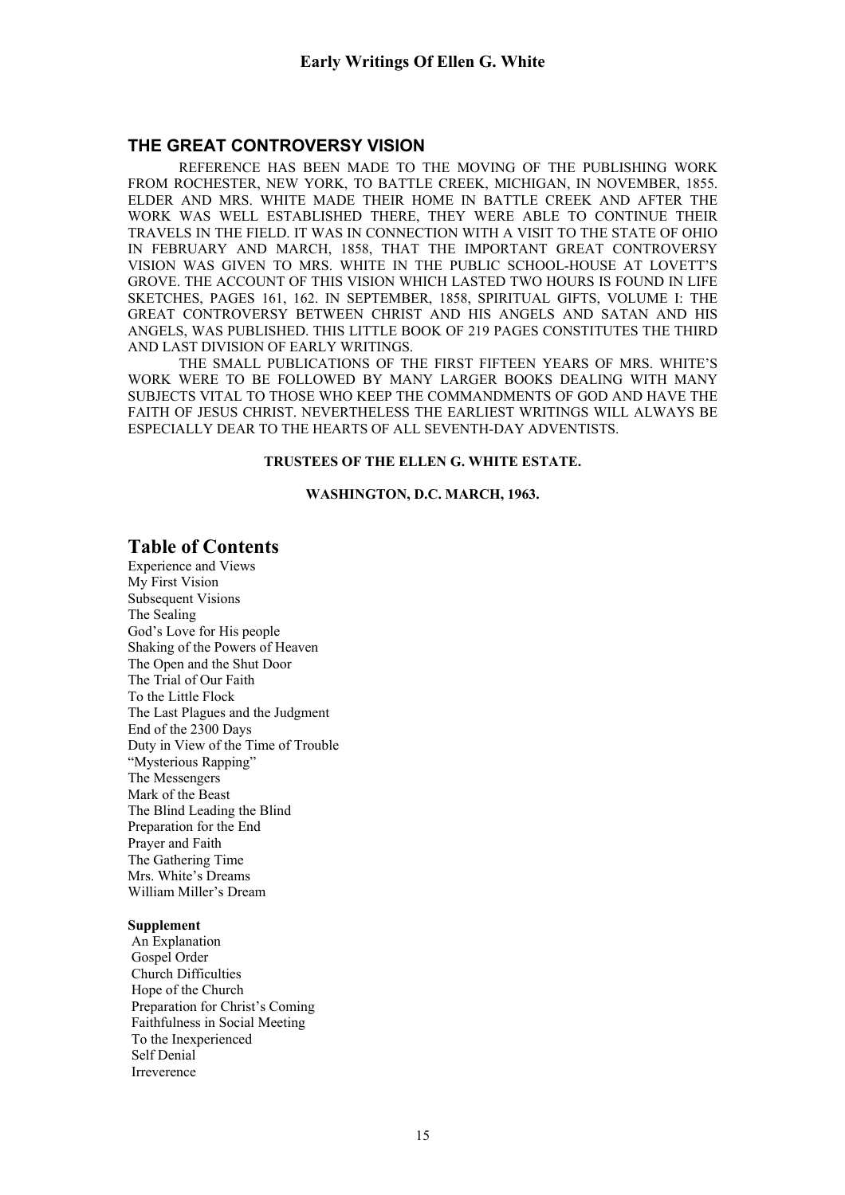## THE GREAT CONTROVERSY VISION

REFERENCE HAS BEEN MADE TO THE MOVING OF THE PUBLISHING WORK FROM ROCHESTER, NEW YORK, TO BATTLE CREEK, MICHIGAN, IN NOVEMBER, 1855. ELDER AND MRS. WHITE MADE THEIR HOME IN BATTLE CREEK AND AFTER THE WORK WAS WELL ESTABLISHED THERE, THEY WERE ABLE TO CONTINUE THEIR TRAVELS IN THE FIELD. IT WAS IN CONNECTION WITH A VISIT TO THE STATE OF OHIO IN FEBRUARY AND MARCH, 1858, THAT THE IMPORTANT GREAT CONTROVERSY VISION WAS GIVEN TO MRS. WHITE IN THE PUBLIC SCHOOL-HOUSE AT LOVETT'S GROVE. THE ACCOUNT OF THIS VISION WHICH LASTED TWO HOURS IS FOUND IN LIFE SKETCHES, PAGES 161, 162. IN SEPTEMBER, 1858, SPIRITUAL GIFTS, VOLUME I: THE GREAT CONTROVERSY BETWEEN CHRIST AND HIS ANGELS AND SATAN AND HIS ANGELS, WAS PUBLISHED. THIS LITTLE BOOK OF 219 PAGES CONSTITUTES THE THIRD AND LAST DIVISION OF EARLY WRITINGS.

THE SMALL PUBLICATIONS OF THE FIRST FIFTEEN YEARS OF MRS. WHITE'S WORK WERE TO BE FOLLOWED BY MANY LARGER BOOKS DEALING WITH MANY SUBJECTS VITAL TO THOSE WHO KEEP THE COMMANDMENTS OF GOD AND HAVE THE FAITH OF JESUS CHRIST. NEVERTHELESS THE EARLIEST WRITINGS WILL ALWAYS BE ESPECIALLY DEAR TO THE HEARTS OF ALL SEVENTH-DAY ADVENTISTS.

**TRUSTEES OF THE ELLEN G. WHITE ESTATE.**

**WASHINGTON, D.C. MARCH, 1963.**

# Table of Contents

Experience and Views
My First Vision
Subsequent Visions
The Sealing
God's Love for His people
Shaking of the Powers of Heaven
The Open and the Shut Door
The Trial of Our Faith
To the Little Flock
The Last Plagues and the Judgment
End of the 2300 Days
Duty in View of the Time of Trouble
"Mysterious Rapping"
The Messengers
Mark of the Beast
The Blind Leading the Blind
Preparation for the End
Prayer and Faith
The Gathering Time
Mrs. White's Dreams
William Miller's Dream

**Supplement**

An Explanation
Gospel Order
Church Difficulties
Hope of the Church
Preparation for Christ's Coming
Faithfulness in Social Meeting
To the Inexperienced
Self Denial
Irreverence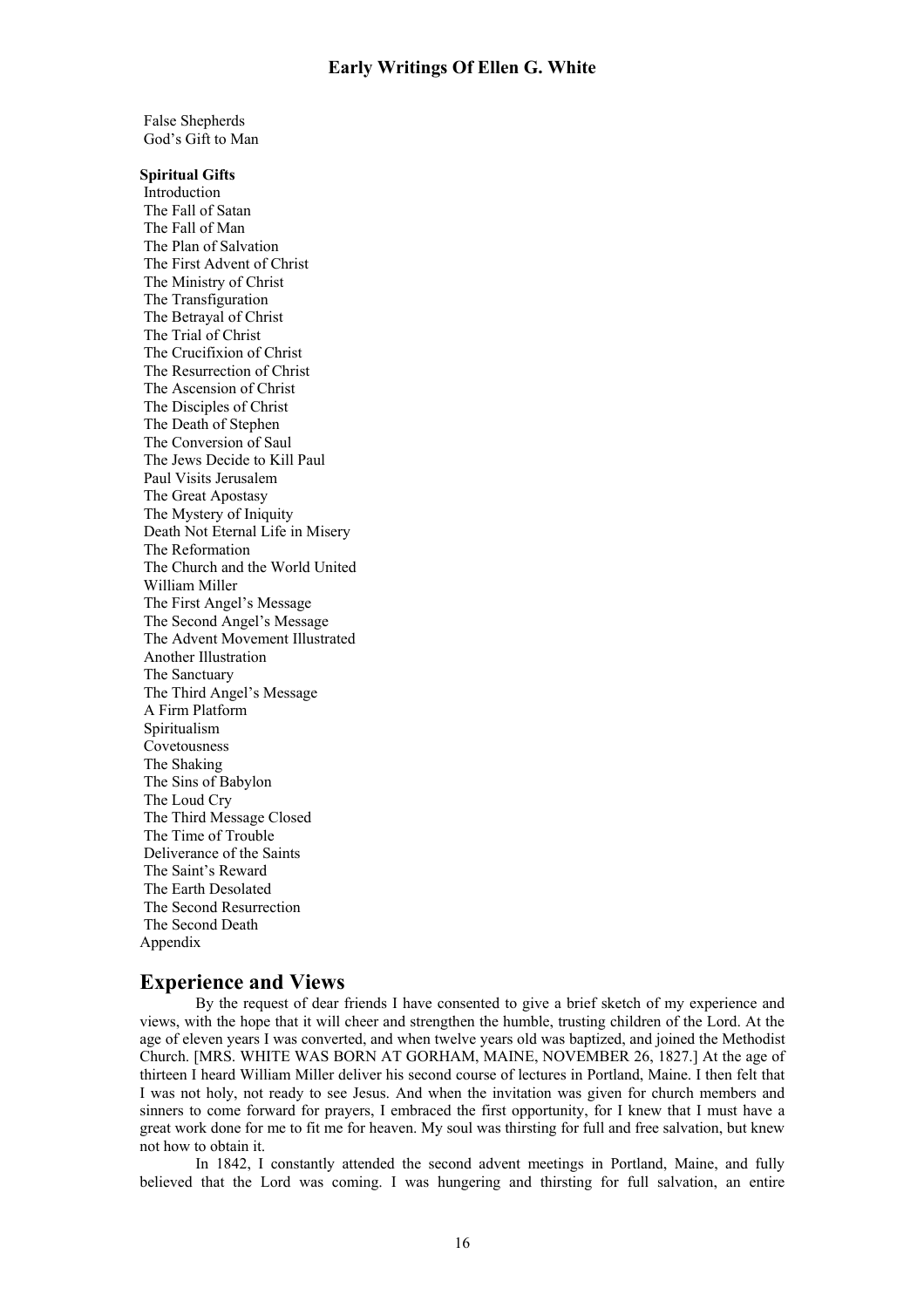False Shepherds
God's Gift to Man

**Spiritual Gifts**

Introduction
The Fall of Satan
The Fall of Man
The Plan of Salvation
The First Advent of Christ
The Ministry of Christ
The Transfiguration
The Betrayal of Christ
The Trial of Christ
The Crucifixion of Christ
The Resurrection of Christ
The Ascension of Christ
The Disciples of Christ
The Death of Stephen
The Conversion of Saul
The Jews Decide to Kill Paul
Paul Visits Jerusalem
The Great Apostasy
The Mystery of Iniquity
Death Not Eternal Life in Misery
The Reformation
The Church and the World United
William Miller
The First Angel's Message
The Second Angel's Message
The Advent Movement Illustrated
Another Illustration
The Sanctuary
The Third Angel's Message
A Firm Platform
Spiritualism
Covetousness
The Shaking
The Sins of Babylon
The Loud Cry
The Third Message Closed
The Time of Trouble
Deliverance of the Saints
The Saint's Reward
The Earth Desolated
The Second Resurrection
The Second Death

Appendix

## Experience and Views

By the request of dear friends I have consented to give a brief sketch of my experience and views, with the hope that it will cheer and strengthen the humble, trusting children of the Lord. At the age of eleven years I was converted, and when twelve years old was baptized, and joined the Methodist Church. [MRS. WHITE WAS BORN AT GORHAM, MAINE, NOVEMBER 26, 1827.] At the age of thirteen I heard William Miller deliver his second course of lectures in Portland, Maine. I then felt that I was not holy, not ready to see Jesus. And when the invitation was given for church members and sinners to come forward for prayers, I embraced the first opportunity, for I knew that I must have a great work done for me to fit me for heaven. My soul was thirsting for full and free salvation, but knew not how to obtain it.

In 1842, I constantly attended the second advent meetings in Portland, Maine, and fully believed that the Lord was coming. I was hungering and thirsting for full salvation, an entire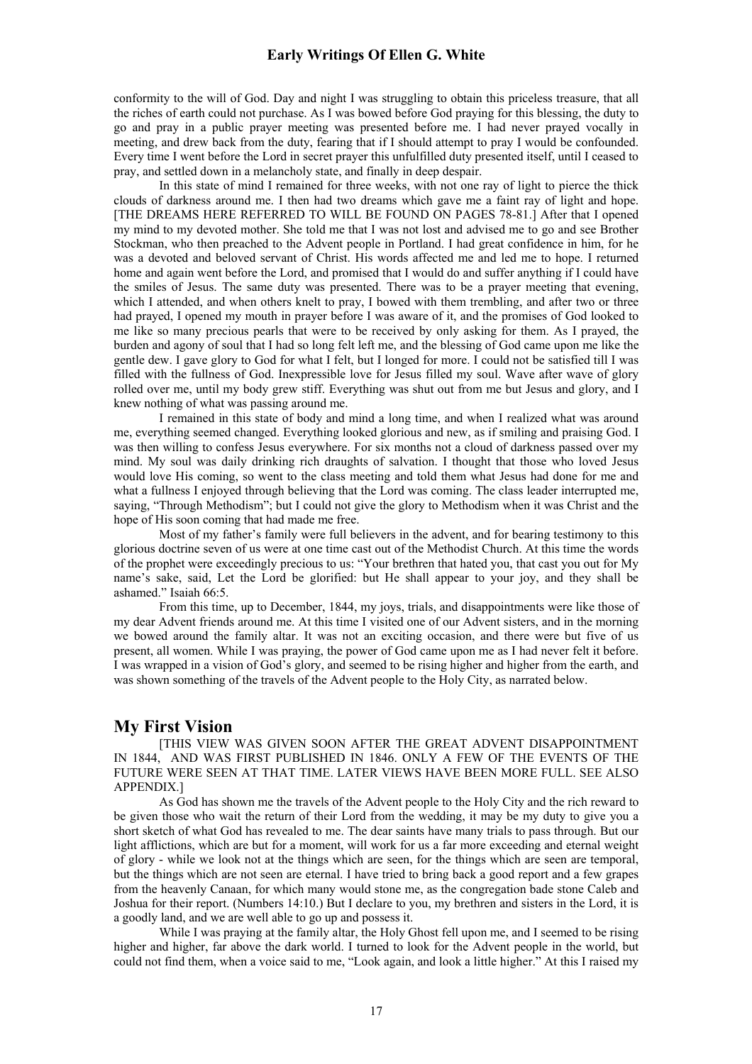conformity to the will of God. Day and night I was struggling to obtain this priceless treasure, that all the riches of earth could not purchase. As I was bowed before God praying for this blessing, the duty to go and pray in a public prayer meeting was presented before me. I had never prayed vocally in meeting, and drew back from the duty, fearing that if I should attempt to pray I would be confounded. Every time I went before the Lord in secret prayer this unfulfilled duty presented itself, until I ceased to pray, and settled down in a melancholy state, and finally in deep despair.

In this state of mind I remained for three weeks, with not one ray of light to pierce the thick clouds of darkness around me. I then had two dreams which gave me a faint ray of light and hope. [THE DREAMS HERE REFERRED TO WILL BE FOUND ON PAGES 78-81.] After that I opened my mind to my devoted mother. She told me that I was not lost and advised me to go and see Brother Stockman, who then preached to the Advent people in Portland. I had great confidence in him, for he was a devoted and beloved servant of Christ. His words affected me and led me to hope. I returned home and again went before the Lord, and promised that I would do and suffer anything if I could have the smiles of Jesus. The same duty was presented. There was to be a prayer meeting that evening, which I attended, and when others knelt to pray, I bowed with them trembling, and after two or three had prayed, I opened my mouth in prayer before I was aware of it, and the promises of God looked to me like so many precious pearls that were to be received by only asking for them. As I prayed, the burden and agony of soul that I had so long felt left me, and the blessing of God came upon me like the gentle dew. I gave glory to God for what I felt, but I longed for more. I could not be satisfied till I was filled with the fullness of God. Inexpressible love for Jesus filled my soul. Wave after wave of glory rolled over me, until my body grew stiff. Everything was shut out from me but Jesus and glory, and I knew nothing of what was passing around me.

I remained in this state of body and mind a long time, and when I realized what was around me, everything seemed changed. Everything looked glorious and new, as if smiling and praising God. I was then willing to confess Jesus everywhere. For six months not a cloud of darkness passed over my mind. My soul was daily drinking rich draughts of salvation. I thought that those who loved Jesus would love His coming, so went to the class meeting and told them what Jesus had done for me and what a fullness I enjoyed through believing that the Lord was coming. The class leader interrupted me, saying, "Through Methodism"; but I could not give the glory to Methodism when it was Christ and the hope of His soon coming that had made me free.

Most of my father's family were full believers in the advent, and for bearing testimony to this glorious doctrine seven of us were at one time cast out of the Methodist Church. At this time the words of the prophet were exceedingly precious to us: "Your brethren that hated you, that cast you out for My name's sake, said, Let the Lord be glorified: but He shall appear to your joy, and they shall be ashamed." Isaiah 66:5.

From this time, up to December, 1844, my joys, trials, and disappointments were like those of my dear Advent friends around me. At this time I visited one of our Advent sisters, and in the morning we bowed around the family altar. It was not an exciting occasion, and there were but five of us present, all women. While I was praying, the power of God came upon me as I had never felt it before. I was wrapped in a vision of God's glory, and seemed to be rising higher and higher from the earth, and was shown something of the travels of the Advent people to the Holy City, as narrated below.

## My First Vision

[THIS VIEW WAS GIVEN SOON AFTER THE GREAT ADVENT DISAPPOINTMENT IN 1844, AND WAS FIRST PUBLISHED IN 1846. ONLY A FEW OF THE EVENTS OF THE FUTURE WERE SEEN AT THAT TIME. LATER VIEWS HAVE BEEN MORE FULL. SEE ALSO APPENDIX.]

As God has shown me the travels of the Advent people to the Holy City and the rich reward to be given those who wait the return of their Lord from the wedding, it may be my duty to give you a short sketch of what God has revealed to me. The dear saints have many trials to pass through. But our light afflictions, which are but for a moment, will work for us a far more exceeding and eternal weight of glory - while we look not at the things which are seen, for the things which are seen are temporal, but the things which are not seen are eternal. I have tried to bring back a good report and a few grapes from the heavenly Canaan, for which many would stone me, as the congregation bade stone Caleb and Joshua for their report. (Numbers 14:10.) But I declare to you, my brethren and sisters in the Lord, it is a goodly land, and we are well able to go up and possess it.

While I was praying at the family altar, the Holy Ghost fell upon me, and I seemed to be rising higher and higher, far above the dark world. I turned to look for the Advent people in the world, but could not find them, when a voice said to me, "Look again, and look a little higher." At this I raised my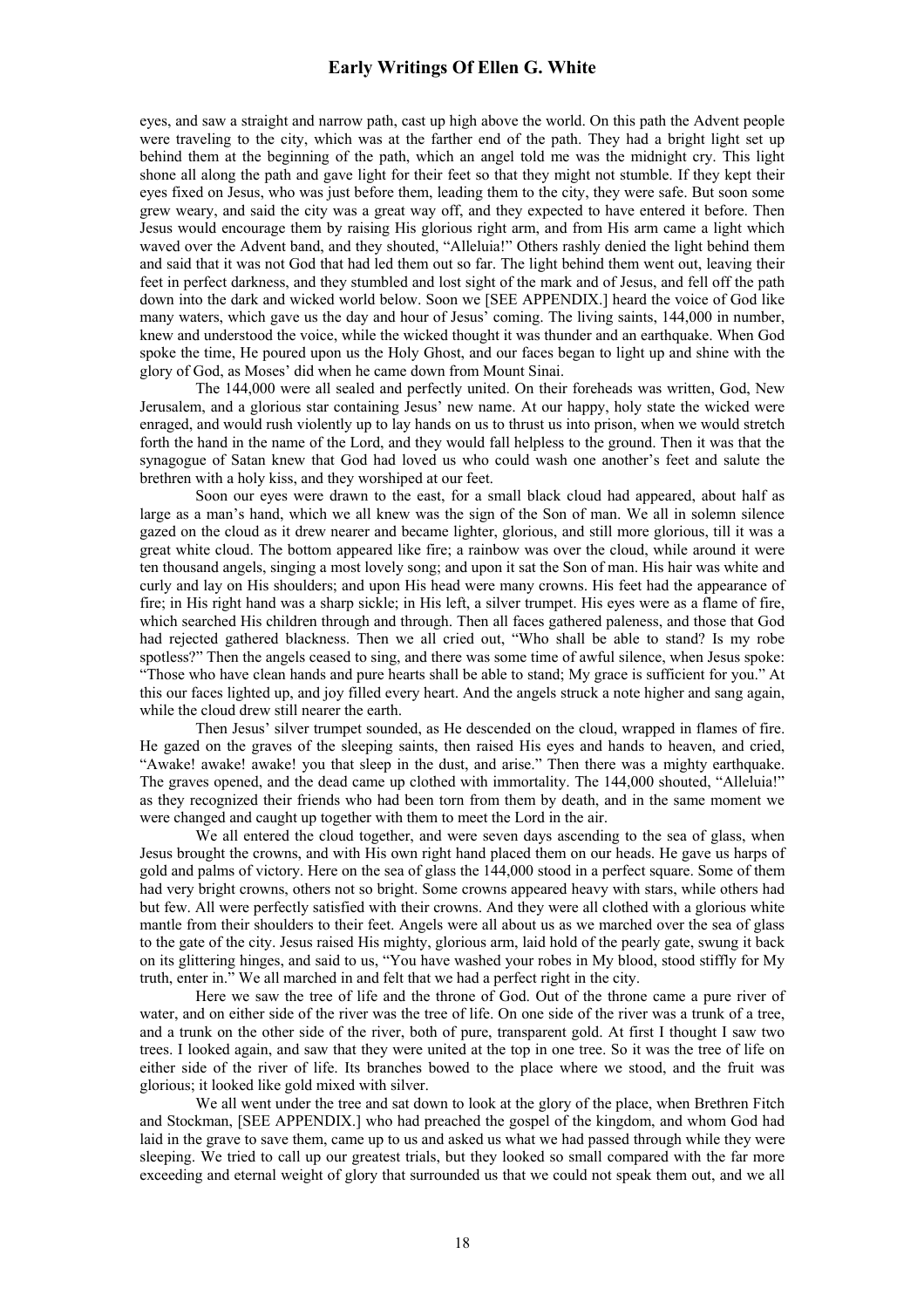eyes, and saw a straight and narrow path, cast up high above the world. On this path the Advent people were traveling to the city, which was at the farther end of the path. They had a bright light set up behind them at the beginning of the path, which an angel told me was the midnight cry. This light shone all along the path and gave light for their feet so that they might not stumble. If they kept their eyes fixed on Jesus, who was just before them, leading them to the city, they were safe. But soon some grew weary, and said the city was a great way off, and they expected to have entered it before. Then Jesus would encourage them by raising His glorious right arm, and from His arm came a light which waved over the Advent band, and they shouted, "Alleluia!" Others rashly denied the light behind them and said that it was not God that had led them out so far. The light behind them went out, leaving their feet in perfect darkness, and they stumbled and lost sight of the mark and of Jesus, and fell off the path down into the dark and wicked world below. Soon we [SEE APPENDIX.] heard the voice of God like many waters, which gave us the day and hour of Jesus' coming. The living saints, 144,000 in number, knew and understood the voice, while the wicked thought it was thunder and an earthquake. When God spoke the time, He poured upon us the Holy Ghost, and our faces began to light up and shine with the glory of God, as Moses' did when he came down from Mount Sinai.

The 144,000 were all sealed and perfectly united. On their foreheads was written, God, New Jerusalem, and a glorious star containing Jesus' new name. At our happy, holy state the wicked were enraged, and would rush violently up to lay hands on us to thrust us into prison, when we would stretch forth the hand in the name of the Lord, and they would fall helpless to the ground. Then it was that the synagogue of Satan knew that God had loved us who could wash one another's feet and salute the brethren with a holy kiss, and they worshiped at our feet.

Soon our eyes were drawn to the east, for a small black cloud had appeared, about half as large as a man's hand, which we all knew was the sign of the Son of man. We all in solemn silence gazed on the cloud as it drew nearer and became lighter, glorious, and still more glorious, till it was a great white cloud. The bottom appeared like fire; a rainbow was over the cloud, while around it were ten thousand angels, singing a most lovely song; and upon it sat the Son of man. His hair was white and curly and lay on His shoulders; and upon His head were many crowns. His feet had the appearance of fire; in His right hand was a sharp sickle; in His left, a silver trumpet. His eyes were as a flame of fire, which searched His children through and through. Then all faces gathered paleness, and those that God had rejected gathered blackness. Then we all cried out, "Who shall be able to stand? Is my robe spotless?" Then the angels ceased to sing, and there was some time of awful silence, when Jesus spoke: "Those who have clean hands and pure hearts shall be able to stand; My grace is sufficient for you." At this our faces lighted up, and joy filled every heart. And the angels struck a note higher and sang again, while the cloud drew still nearer the earth.

Then Jesus' silver trumpet sounded, as He descended on the cloud, wrapped in flames of fire. He gazed on the graves of the sleeping saints, then raised His eyes and hands to heaven, and cried, "Awake! awake! awake! you that sleep in the dust, and arise." Then there was a mighty earthquake. The graves opened, and the dead came up clothed with immortality. The 144,000 shouted, "Alleluia!" as they recognized their friends who had been torn from them by death, and in the same moment we were changed and caught up together with them to meet the Lord in the air.

We all entered the cloud together, and were seven days ascending to the sea of glass, when Jesus brought the crowns, and with His own right hand placed them on our heads. He gave us harps of gold and palms of victory. Here on the sea of glass the 144,000 stood in a perfect square. Some of them had very bright crowns, others not so bright. Some crowns appeared heavy with stars, while others had but few. All were perfectly satisfied with their crowns. And they were all clothed with a glorious white mantle from their shoulders to their feet. Angels were all about us as we marched over the sea of glass to the gate of the city. Jesus raised His mighty, glorious arm, laid hold of the pearly gate, swung it back on its glittering hinges, and said to us, "You have washed your robes in My blood, stood stiffly for My truth, enter in." We all marched in and felt that we had a perfect right in the city.

Here we saw the tree of life and the throne of God. Out of the throne came a pure river of water, and on either side of the river was the tree of life. On one side of the river was a trunk of a tree, and a trunk on the other side of the river, both of pure, transparent gold. At first I thought I saw two trees. I looked again, and saw that they were united at the top in one tree. So it was the tree of life on either side of the river of life. Its branches bowed to the place where we stood, and the fruit was glorious; it looked like gold mixed with silver.

We all went under the tree and sat down to look at the glory of the place, when Brethren Fitch and Stockman, [SEE APPENDIX.] who had preached the gospel of the kingdom, and whom God had laid in the grave to save them, came up to us and asked us what we had passed through while they were sleeping. We tried to call up our greatest trials, but they looked so small compared with the far more exceeding and eternal weight of glory that surrounded us that we could not speak them out, and we all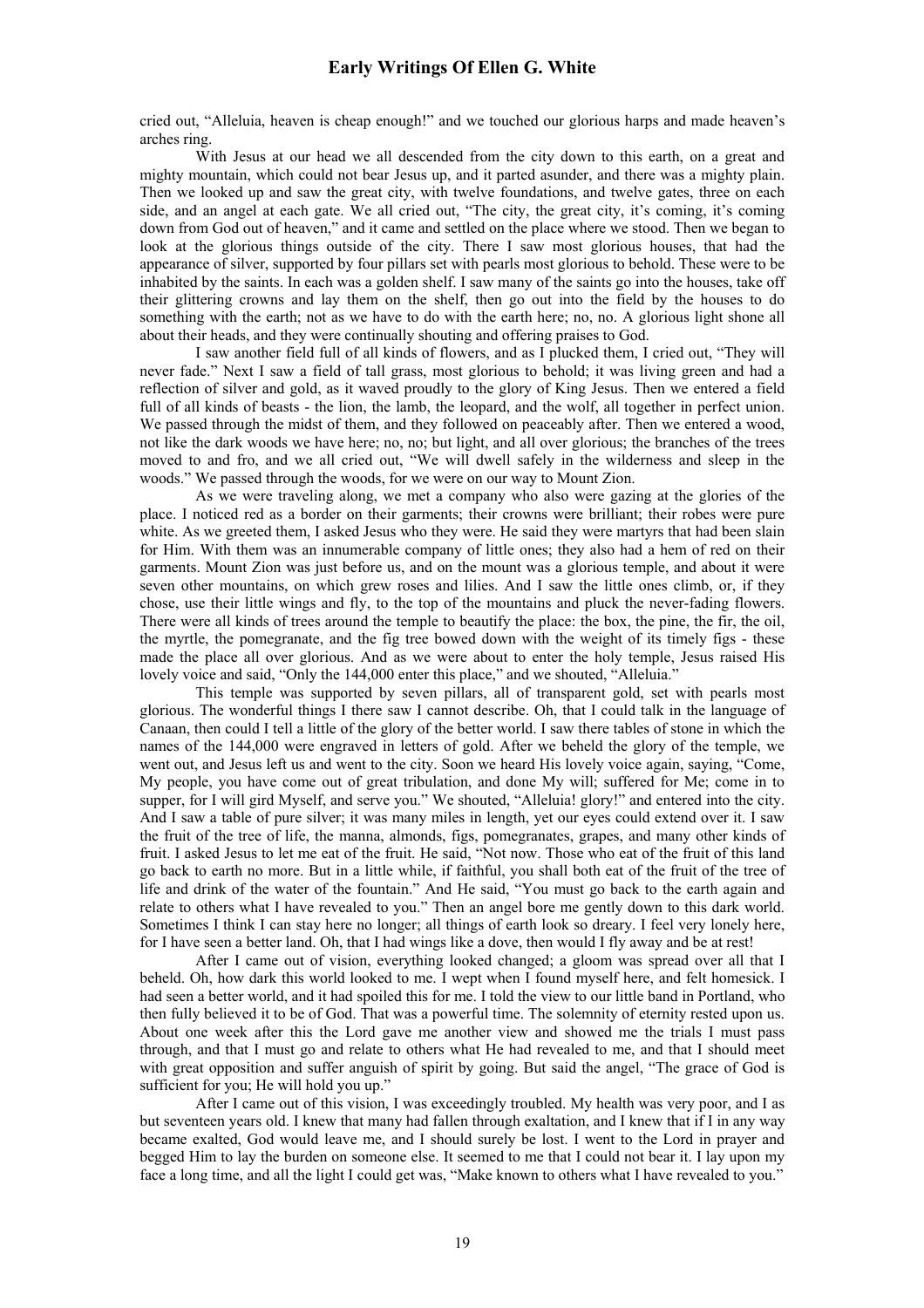cried out, "Alleluia, heaven is cheap enough!" and we touched our glorious harps and made heaven's arches ring.

With Jesus at our head we all descended from the city down to this earth, on a great and mighty mountain, which could not bear Jesus up, and it parted asunder, and there was a mighty plain. Then we looked up and saw the great city, with twelve foundations, and twelve gates, three on each side, and an angel at each gate. We all cried out, "The city, the great city, it's coming, it's coming down from God out of heaven," and it came and settled on the place where we stood. Then we began to look at the glorious things outside of the city. There I saw most glorious houses, that had the appearance of silver, supported by four pillars set with pearls most glorious to behold. These were to be inhabited by the saints. In each was a golden shelf. I saw many of the saints go into the houses, take off their glittering crowns and lay them on the shelf, then go out into the field by the houses to do something with the earth; not as we have to do with the earth here; no, no. A glorious light shone all about their heads, and they were continually shouting and offering praises to God.

I saw another field full of all kinds of flowers, and as I plucked them, I cried out, "They will never fade." Next I saw a field of tall grass, most glorious to behold; it was living green and had a reflection of silver and gold, as it waved proudly to the glory of King Jesus. Then we entered a field full of all kinds of beasts - the lion, the lamb, the leopard, and the wolf, all together in perfect union. We passed through the midst of them, and they followed on peaceably after. Then we entered a wood, not like the dark woods we have here; no, no; but light, and all over glorious; the branches of the trees moved to and fro, and we all cried out, "We will dwell safely in the wilderness and sleep in the woods." We passed through the woods, for we were on our way to Mount Zion.

As we were traveling along, we met a company who also were gazing at the glories of the place. I noticed red as a border on their garments; their crowns were brilliant; their robes were pure white. As we greeted them, I asked Jesus who they were. He said they were martyrs that had been slain for Him. With them was an innumerable company of little ones; they also had a hem of red on their garments. Mount Zion was just before us, and on the mount was a glorious temple, and about it were seven other mountains, on which grew roses and lilies. And I saw the little ones climb, or, if they chose, use their little wings and fly, to the top of the mountains and pluck the never-fading flowers. There were all kinds of trees around the temple to beautify the place: the box, the pine, the fir, the oil, the myrtle, the pomegranate, and the fig tree bowed down with the weight of its timely figs - these made the place all over glorious. And as we were about to enter the holy temple, Jesus raised His lovely voice and said, "Only the 144,000 enter this place," and we shouted, "Alleluia."

This temple was supported by seven pillars, all of transparent gold, set with pearls most glorious. The wonderful things I there saw I cannot describe. Oh, that I could talk in the language of Canaan, then could I tell a little of the glory of the better world. I saw there tables of stone in which the names of the 144,000 were engraved in letters of gold. After we beheld the glory of the temple, we went out, and Jesus left us and went to the city. Soon we heard His lovely voice again, saying, "Come, My people, you have come out of great tribulation, and done My will; suffered for Me; come in to supper, for I will gird Myself, and serve you." We shouted, "Alleluia! glory!" and entered into the city. And I saw a table of pure silver; it was many miles in length, yet our eyes could extend over it. I saw the fruit of the tree of life, the manna, almonds, figs, pomegranates, grapes, and many other kinds of fruit. I asked Jesus to let me eat of the fruit. He said, "Not now. Those who eat of the fruit of this land go back to earth no more. But in a little while, if faithful, you shall both eat of the fruit of the tree of life and drink of the water of the fountain." And He said, "You must go back to the earth again and relate to others what I have revealed to you." Then an angel bore me gently down to this dark world. Sometimes I think I can stay here no longer; all things of earth look so dreary. I feel very lonely here, for I have seen a better land. Oh, that I had wings like a dove, then would I fly away and be at rest!

After I came out of vision, everything looked changed; a gloom was spread over all that I beheld. Oh, how dark this world looked to me. I wept when I found myself here, and felt homesick. I had seen a better world, and it had spoiled this for me. I told the view to our little band in Portland, who then fully believed it to be of God. That was a powerful time. The solemnity of eternity rested upon us. About one week after this the Lord gave me another view and showed me the trials I must pass through, and that I must go and relate to others what He had revealed to me, and that I should meet with great opposition and suffer anguish of spirit by going. But said the angel, "The grace of God is sufficient for you; He will hold you up."

After I came out of this vision, I was exceedingly troubled. My health was very poor, and I as but seventeen years old. I knew that many had fallen through exaltation, and I knew that if I in any way became exalted, God would leave me, and I should surely be lost. I went to the Lord in prayer and begged Him to lay the burden on someone else. It seemed to me that I could not bear it. I lay upon my face a long time, and all the light I could get was, "Make known to others what I have revealed to you."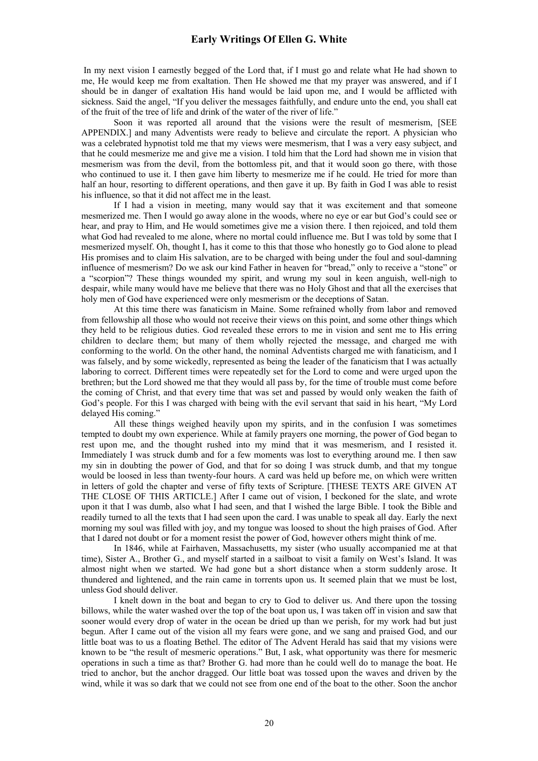In my next vision I earnestly begged of the Lord that, if I must go and relate what He had shown to me, He would keep me from exaltation. Then He showed me that my prayer was answered, and if I should be in danger of exaltation His hand would be laid upon me, and I would be afflicted with sickness. Said the angel, "If you deliver the messages faithfully, and endure unto the end, you shall eat of the fruit of the tree of life and drink of the water of the river of life."

Soon it was reported all around that the visions were the result of mesmerism, [SEE APPENDIX.] and many Adventists were ready to believe and circulate the report. A physician who was a celebrated hypnotist told me that my views were mesmerism, that I was a very easy subject, and that he could mesmerize me and give me a vision. I told him that the Lord had shown me in vision that mesmerism was from the devil, from the bottomless pit, and that it would soon go there, with those who continued to use it. I then gave him liberty to mesmerize me if he could. He tried for more than half an hour, resorting to different operations, and then gave it up. By faith in God I was able to resist his influence, so that it did not affect me in the least.

If I had a vision in meeting, many would say that it was excitement and that someone mesmerized me. Then I would go away alone in the woods, where no eye or ear but God's could see or hear, and pray to Him, and He would sometimes give me a vision there. I then rejoiced, and told them what God had revealed to me alone, where no mortal could influence me. But I was told by some that I mesmerized myself. Oh, thought I, has it come to this that those who honestly go to God alone to plead His promises and to claim His salvation, are to be charged with being under the foul and soul-damning influence of mesmerism? Do we ask our kind Father in heaven for "bread," only to receive a "stone" or a "scorpion"? These things wounded my spirit, and wrung my soul in keen anguish, well-nigh to despair, while many would have me believe that there was no Holy Ghost and that all the exercises that holy men of God have experienced were only mesmerism or the deceptions of Satan.

At this time there was fanaticism in Maine. Some refrained wholly from labor and removed from fellowship all those who would not receive their views on this point, and some other things which they held to be religious duties. God revealed these errors to me in vision and sent me to His erring children to declare them; but many of them wholly rejected the message, and charged me with conforming to the world. On the other hand, the nominal Adventists charged me with fanaticism, and I was falsely, and by some wickedly, represented as being the leader of the fanaticism that I was actually laboring to correct. Different times were repeatedly set for the Lord to come and were urged upon the brethren; but the Lord showed me that they would all pass by, for the time of trouble must come before the coming of Christ, and that every time that was set and passed by would only weaken the faith of God's people. For this I was charged with being with the evil servant that said in his heart, "My Lord delayed His coming."

All these things weighed heavily upon my spirits, and in the confusion I was sometimes tempted to doubt my own experience. While at family prayers one morning, the power of God began to rest upon me, and the thought rushed into my mind that it was mesmerism, and I resisted it. Immediately I was struck dumb and for a few moments was lost to everything around me. I then saw my sin in doubting the power of God, and that for so doing I was struck dumb, and that my tongue would be loosed in less than twenty-four hours. A card was held up before me, on which were written in letters of gold the chapter and verse of fifty texts of Scripture. [THESE TEXTS ARE GIVEN AT THE CLOSE OF THIS ARTICLE.] After I came out of vision, I beckoned for the slate, and wrote upon it that I was dumb, also what I had seen, and that I wished the large Bible. I took the Bible and readily turned to all the texts that I had seen upon the card. I was unable to speak all day. Early the next morning my soul was filled with joy, and my tongue was loosed to shout the high praises of God. After that I dared not doubt or for a moment resist the power of God, however others might think of me.

In 1846, while at Fairhaven, Massachusetts, my sister (who usually accompanied me at that time), Sister A., Brother G., and myself started in a sailboat to visit a family on West's Island. It was almost night when we started. We had gone but a short distance when a storm suddenly arose. It thundered and lightened, and the rain came in torrents upon us. It seemed plain that we must be lost, unless God should deliver.

I knelt down in the boat and began to cry to God to deliver us. And there upon the tossing billows, while the water washed over the top of the boat upon us, I was taken off in vision and saw that sooner would every drop of water in the ocean be dried up than we perish, for my work had but just begun. After I came out of the vision all my fears were gone, and we sang and praised God, and our little boat was to us a floating Bethel. The editor of The Advent Herald has said that my visions were known to be "the result of mesmeric operations." But, I ask, what opportunity was there for mesmeric operations in such a time as that? Brother G. had more than he could well do to manage the boat. He tried to anchor, but the anchor dragged. Our little boat was tossed upon the waves and driven by the wind, while it was so dark that we could not see from one end of the boat to the other. Soon the anchor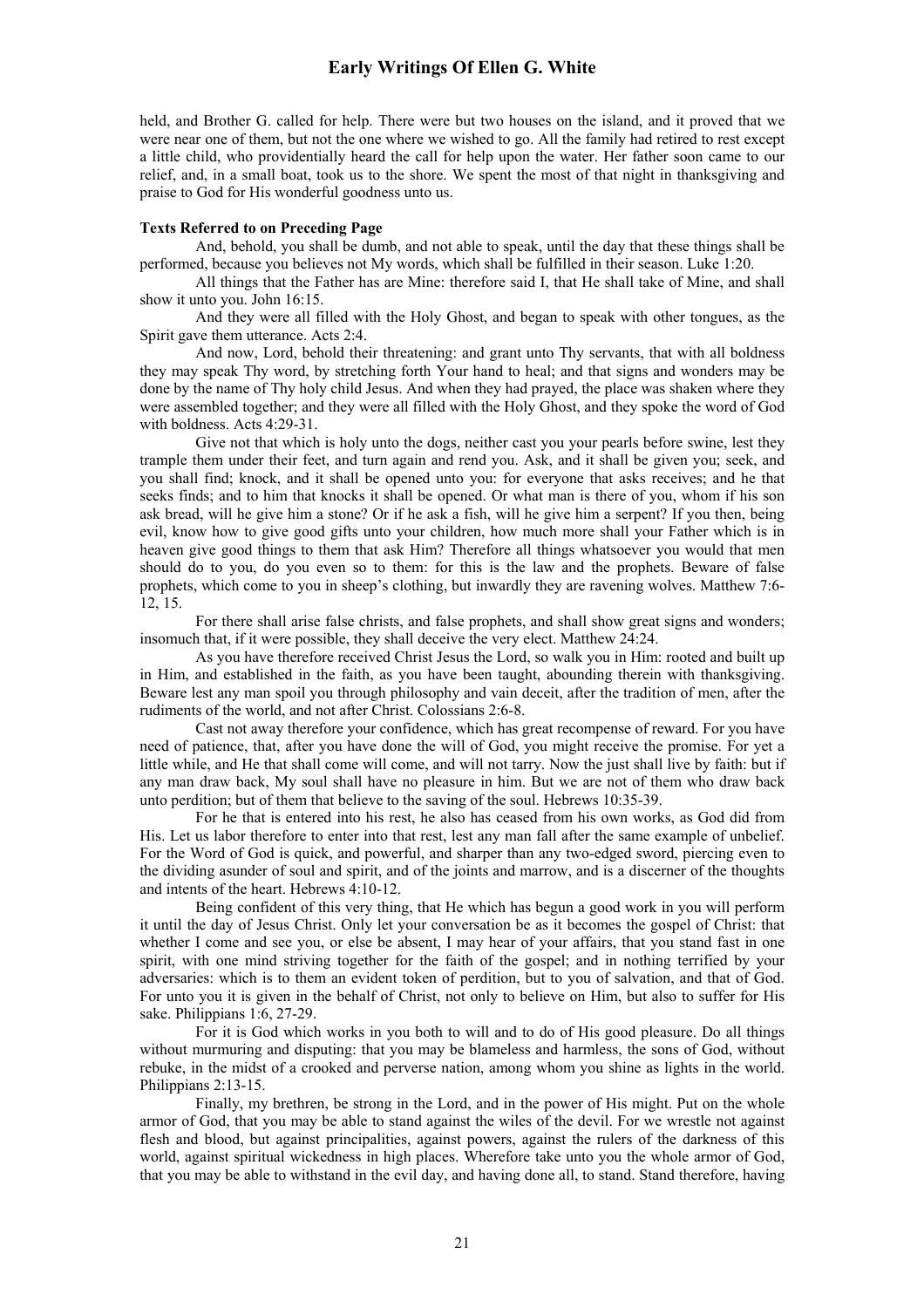held, and Brother G. called for help. There were but two houses on the island, and it proved that we were near one of them, but not the one where we wished to go. All the family had retired to rest except a little child, who providentially heard the call for help upon the water. Her father soon came to our relief, and, in a small boat, took us to the shore. We spent the most of that night in thanksgiving and praise to God for His wonderful goodness unto us.

**Texts Referred to on Preceding Page**

And, behold, you shall be dumb, and not able to speak, until the day that these things shall be performed, because you believes not My words, which shall be fulfilled in their season. Luke 1:20.

All things that the Father has are Mine: therefore said I, that He shall take of Mine, and shall show it unto you. John 16:15.

And they were all filled with the Holy Ghost, and began to speak with other tongues, as the Spirit gave them utterance. Acts 2:4.

And now, Lord, behold their threatening: and grant unto Thy servants, that with all boldness they may speak Thy word, by stretching forth Your hand to heal; and that signs and wonders may be done by the name of Thy holy child Jesus. And when they had prayed, the place was shaken where they were assembled together; and they were all filled with the Holy Ghost, and they spoke the word of God with boldness. Acts 4:29-31.

Give not that which is holy unto the dogs, neither cast you your pearls before swine, lest they trample them under their feet, and turn again and rend you. Ask, and it shall be given you; seek, and you shall find; knock, and it shall be opened unto you: for everyone that asks receives; and he that seeks finds; and to him that knocks it shall be opened. Or what man is there of you, whom if his son ask bread, will he give him a stone? Or if he ask a fish, will he give him a serpent? If you then, being evil, know how to give good gifts unto your children, how much more shall your Father which is in heaven give good things to them that ask Him? Therefore all things whatsoever you would that men should do to you, do you even so to them: for this is the law and the prophets. Beware of false prophets, which come to you in sheep's clothing, but inwardly they are ravening wolves. Matthew 7:6-12, 15.

For there shall arise false christs, and false prophets, and shall show great signs and wonders; insomuch that, if it were possible, they shall deceive the very elect. Matthew 24:24.

As you have therefore received Christ Jesus the Lord, so walk you in Him: rooted and built up in Him, and established in the faith, as you have been taught, abounding therein with thanksgiving. Beware lest any man spoil you through philosophy and vain deceit, after the tradition of men, after the rudiments of the world, and not after Christ. Colossians 2:6-8.

Cast not away therefore your confidence, which has great recompense of reward. For you have need of patience, that, after you have done the will of God, you might receive the promise. For yet a little while, and He that shall come will come, and will not tarry. Now the just shall live by faith: but if any man draw back, My soul shall have no pleasure in him. But we are not of them who draw back unto perdition; but of them that believe to the saving of the soul. Hebrews 10:35-39.

For he that is entered into his rest, he also has ceased from his own works, as God did from His. Let us labor therefore to enter into that rest, lest any man fall after the same example of unbelief. For the Word of God is quick, and powerful, and sharper than any two-edged sword, piercing even to the dividing asunder of soul and spirit, and of the joints and marrow, and is a discerner of the thoughts and intents of the heart. Hebrews 4:10-12.

Being confident of this very thing, that He which has begun a good work in you will perform it until the day of Jesus Christ. Only let your conversation be as it becomes the gospel of Christ: that whether I come and see you, or else be absent, I may hear of your affairs, that you stand fast in one spirit, with one mind striving together for the faith of the gospel; and in nothing terrified by your adversaries: which is to them an evident token of perdition, but to you of salvation, and that of God. For unto you it is given in the behalf of Christ, not only to believe on Him, but also to suffer for His sake. Philippians 1:6, 27-29.

For it is God which works in you both to will and to do of His good pleasure. Do all things without murmuring and disputing: that you may be blameless and harmless, the sons of God, without rebuke, in the midst of a crooked and perverse nation, among whom you shine as lights in the world. Philippians 2:13-15.

Finally, my brethren, be strong in the Lord, and in the power of His might. Put on the whole armor of God, that you may be able to stand against the wiles of the devil. For we wrestle not against flesh and blood, but against principalities, against powers, against the rulers of the darkness of this world, against spiritual wickedness in high places. Wherefore take unto you the whole armor of God, that you may be able to withstand in the evil day, and having done all, to stand. Stand therefore, having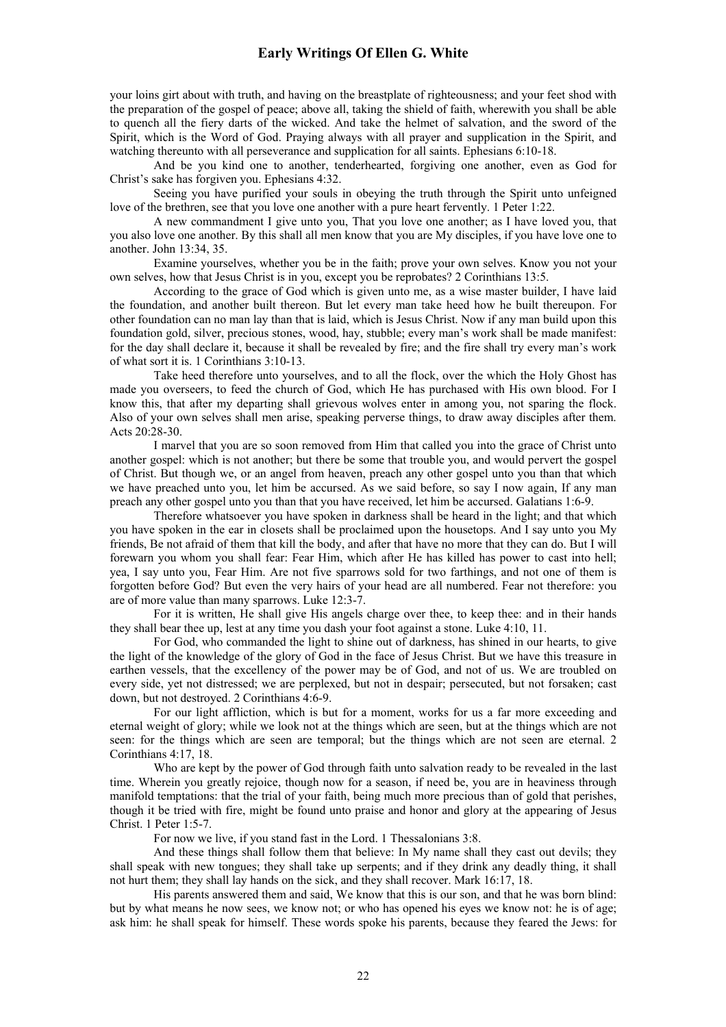your loins girt about with truth, and having on the breastplate of righteousness; and your feet shod with the preparation of the gospel of peace; above all, taking the shield of faith, wherewith you shall be able to quench all the fiery darts of the wicked. And take the helmet of salvation, and the sword of the Spirit, which is the Word of God. Praying always with all prayer and supplication in the Spirit, and watching thereunto with all perseverance and supplication for all saints. Ephesians 6:10-18.

And be you kind one to another, tenderhearted, forgiving one another, even as God for Christ's sake has forgiven you. Ephesians 4:32.

Seeing you have purified your souls in obeying the truth through the Spirit unto unfeigned love of the brethren, see that you love one another with a pure heart fervently. 1 Peter 1:22.

A new commandment I give unto you, That you love one another; as I have loved you, that you also love one another. By this shall all men know that you are My disciples, if you have love one to another. John 13:34, 35.

Examine yourselves, whether you be in the faith; prove your own selves. Know you not your own selves, how that Jesus Christ is in you, except you be reprobates? 2 Corinthians 13:5.

According to the grace of God which is given unto me, as a wise master builder, I have laid the foundation, and another built thereon. But let every man take heed how he built thereupon. For other foundation can no man lay than that is laid, which is Jesus Christ. Now if any man build upon this foundation gold, silver, precious stones, wood, hay, stubble; every man's work shall be made manifest: for the day shall declare it, because it shall be revealed by fire; and the fire shall try every man's work of what sort it is. 1 Corinthians 3:10-13.

Take heed therefore unto yourselves, and to all the flock, over the which the Holy Ghost has made you overseers, to feed the church of God, which He has purchased with His own blood. For I know this, that after my departing shall grievous wolves enter in among you, not sparing the flock. Also of your own selves shall men arise, speaking perverse things, to draw away disciples after them. Acts 20:28-30.

I marvel that you are so soon removed from Him that called you into the grace of Christ unto another gospel: which is not another; but there be some that trouble you, and would pervert the gospel of Christ. But though we, or an angel from heaven, preach any other gospel unto you than that which we have preached unto you, let him be accursed. As we said before, so say I now again, If any man preach any other gospel unto you than that you have received, let him be accursed. Galatians 1:6-9.

Therefore whatsoever you have spoken in darkness shall be heard in the light; and that which you have spoken in the ear in closets shall be proclaimed upon the housetops. And I say unto you My friends, Be not afraid of them that kill the body, and after that have no more that they can do. But I will forewarn you whom you shall fear: Fear Him, which after He has killed has power to cast into hell; yea, I say unto you, Fear Him. Are not five sparrows sold for two farthings, and not one of them is forgotten before God? But even the very hairs of your head are all numbered. Fear not therefore: you are of more value than many sparrows. Luke 12:3-7.

For it is written, He shall give His angels charge over thee, to keep thee: and in their hands they shall bear thee up, lest at any time you dash your foot against a stone. Luke 4:10, 11.

For God, who commanded the light to shine out of darkness, has shined in our hearts, to give the light of the knowledge of the glory of God in the face of Jesus Christ. But we have this treasure in earthen vessels, that the excellency of the power may be of God, and not of us. We are troubled on every side, yet not distressed; we are perplexed, but not in despair; persecuted, but not forsaken; cast down, but not destroyed. 2 Corinthians 4:6-9.

For our light affliction, which is but for a moment, works for us a far more exceeding and eternal weight of glory; while we look not at the things which are seen, but at the things which are not seen: for the things which are seen are temporal; but the things which are not seen are eternal. 2 Corinthians 4:17, 18.

Who are kept by the power of God through faith unto salvation ready to be revealed in the last time. Wherein you greatly rejoice, though now for a season, if need be, you are in heaviness through manifold temptations: that the trial of your faith, being much more precious than of gold that perishes, though it be tried with fire, might be found unto praise and honor and glory at the appearing of Jesus Christ. 1 Peter 1:5-7.

For now we live, if you stand fast in the Lord. 1 Thessalonians 3:8.

And these things shall follow them that believe: In My name shall they cast out devils; they shall speak with new tongues; they shall take up serpents; and if they drink any deadly thing, it shall not hurt them; they shall lay hands on the sick, and they shall recover. Mark 16:17, 18.

His parents answered them and said, We know that this is our son, and that he was born blind: but by what means he now sees, we know not; or who has opened his eyes we know not: he is of age; ask him: he shall speak for himself. These words spoke his parents, because they feared the Jews: for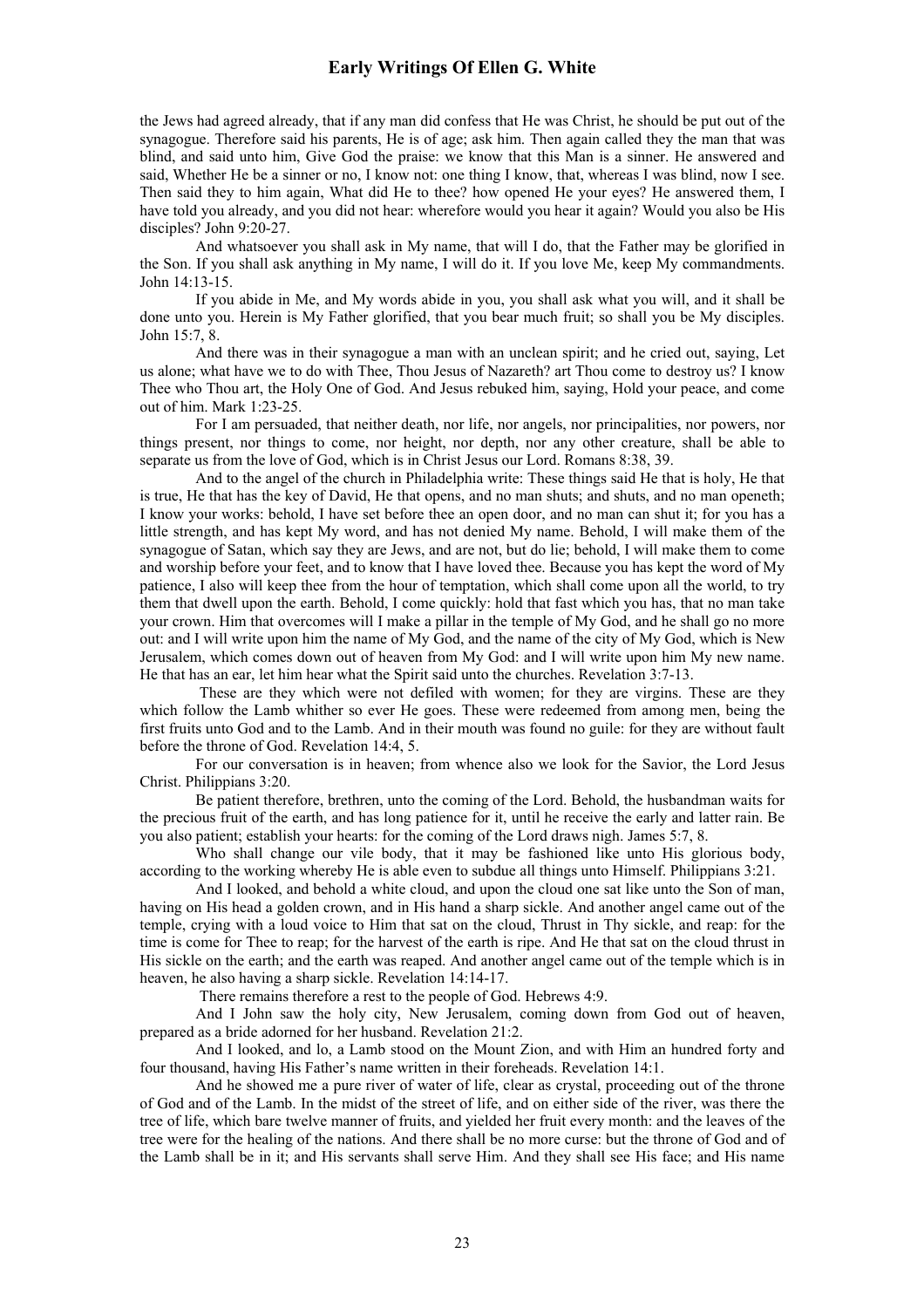the Jews had agreed already, that if any man did confess that He was Christ, he should be put out of the synagogue. Therefore said his parents, He is of age; ask him. Then again called they the man that was blind, and said unto him, Give God the praise: we know that this Man is a sinner. He answered and said, Whether He be a sinner or no, I know not: one thing I know, that, whereas I was blind, now I see. Then said they to him again, What did He to thee? how opened He your eyes? He answered them, I have told you already, and you did not hear: wherefore would you hear it again? Would you also be His disciples? John 9:20-27.

And whatsoever you shall ask in My name, that will I do, that the Father may be glorified in the Son. If you shall ask anything in My name, I will do it. If you love Me, keep My commandments. John 14:13-15.

If you abide in Me, and My words abide in you, you shall ask what you will, and it shall be done unto you. Herein is My Father glorified, that you bear much fruit; so shall you be My disciples. John 15:7, 8.

And there was in their synagogue a man with an unclean spirit; and he cried out, saying, Let us alone; what have we to do with Thee, Thou Jesus of Nazareth? art Thou come to destroy us? I know Thee who Thou art, the Holy One of God. And Jesus rebuked him, saying, Hold your peace, and come out of him. Mark 1:23-25.

For I am persuaded, that neither death, nor life, nor angels, nor principalities, nor powers, nor things present, nor things to come, nor height, nor depth, nor any other creature, shall be able to separate us from the love of God, which is in Christ Jesus our Lord. Romans 8:38, 39.

And to the angel of the church in Philadelphia write: These things said He that is holy, He that is true, He that has the key of David, He that opens, and no man shuts; and shuts, and no man openeth; I know your works: behold, I have set before thee an open door, and no man can shut it; for you has a little strength, and has kept My word, and has not denied My name. Behold, I will make them of the synagogue of Satan, which say they are Jews, and are not, but do lie; behold, I will make them to come and worship before your feet, and to know that I have loved thee. Because you has kept the word of My patience, I also will keep thee from the hour of temptation, which shall come upon all the world, to try them that dwell upon the earth. Behold, I come quickly: hold that fast which you has, that no man take your crown. Him that overcomes will I make a pillar in the temple of My God, and he shall go no more out: and I will write upon him the name of My God, and the name of the city of My God, which is New Jerusalem, which comes down out of heaven from My God: and I will write upon him My new name. He that has an ear, let him hear what the Spirit said unto the churches. Revelation 3:7-13.

These are they which were not defiled with women; for they are virgins. These are they which follow the Lamb whither so ever He goes. These were redeemed from among men, being the first fruits unto God and to the Lamb. And in their mouth was found no guile: for they are without fault before the throne of God. Revelation 14:4, 5.

For our conversation is in heaven; from whence also we look for the Savior, the Lord Jesus Christ. Philippians 3:20.

Be patient therefore, brethren, unto the coming of the Lord. Behold, the husbandman waits for the precious fruit of the earth, and has long patience for it, until he receive the early and latter rain. Be you also patient; establish your hearts: for the coming of the Lord draws nigh. James 5:7, 8.

Who shall change our vile body, that it may be fashioned like unto His glorious body, according to the working whereby He is able even to subdue all things unto Himself. Philippians 3:21.

And I looked, and behold a white cloud, and upon the cloud one sat like unto the Son of man, having on His head a golden crown, and in His hand a sharp sickle. And another angel came out of the temple, crying with a loud voice to Him that sat on the cloud, Thrust in Thy sickle, and reap: for the time is come for Thee to reap; for the harvest of the earth is ripe. And He that sat on the cloud thrust in His sickle on the earth; and the earth was reaped. And another angel came out of the temple which is in heaven, he also having a sharp sickle. Revelation 14:14-17.

There remains therefore a rest to the people of God. Hebrews 4:9.

And I John saw the holy city, New Jerusalem, coming down from God out of heaven, prepared as a bride adorned for her husband. Revelation 21:2.

And I looked, and lo, a Lamb stood on the Mount Zion, and with Him an hundred forty and four thousand, having His Father's name written in their foreheads. Revelation 14:1.

And he showed me a pure river of water of life, clear as crystal, proceeding out of the throne of God and of the Lamb. In the midst of the street of life, and on either side of the river, was there the tree of life, which bare twelve manner of fruits, and yielded her fruit every month: and the leaves of the tree were for the healing of the nations. And there shall be no more curse: but the throne of God and of the Lamb shall be in it; and His servants shall serve Him. And they shall see His face; and His name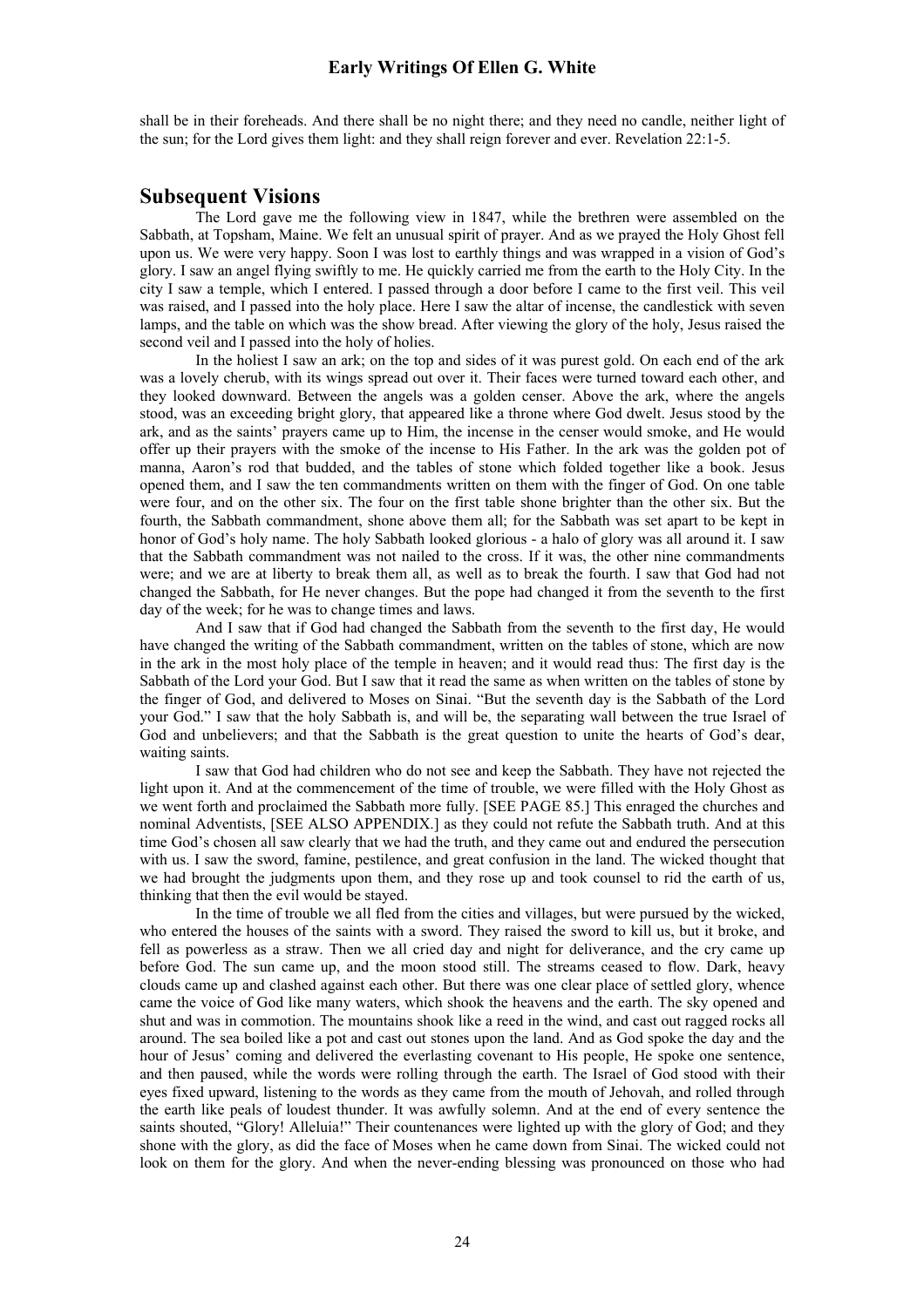shall be in their foreheads. And there shall be no night there; and they need no candle, neither light of the sun; for the Lord gives them light: and they shall reign forever and ever. Revelation 22:1-5.

## Subsequent Visions

The Lord gave me the following view in 1847, while the brethren were assembled on the Sabbath, at Topsham, Maine. We felt an unusual spirit of prayer. And as we prayed the Holy Ghost fell upon us. We were very happy. Soon I was lost to earthly things and was wrapped in a vision of God's glory. I saw an angel flying swiftly to me. He quickly carried me from the earth to the Holy City. In the city I saw a temple, which I entered. I passed through a door before I came to the first veil. This veil was raised, and I passed into the holy place. Here I saw the altar of incense, the candlestick with seven lamps, and the table on which was the show bread. After viewing the glory of the holy, Jesus raised the second veil and I passed into the holy of holies.

In the holiest I saw an ark; on the top and sides of it was purest gold. On each end of the ark was a lovely cherub, with its wings spread out over it. Their faces were turned toward each other, and they looked downward. Between the angels was a golden censer. Above the ark, where the angels stood, was an exceeding bright glory, that appeared like a throne where God dwelt. Jesus stood by the ark, and as the saints' prayers came up to Him, the incense in the censer would smoke, and He would offer up their prayers with the smoke of the incense to His Father. In the ark was the golden pot of manna, Aaron's rod that budded, and the tables of stone which folded together like a book. Jesus opened them, and I saw the ten commandments written on them with the finger of God. On one table were four, and on the other six. The four on the first table shone brighter than the other six. But the fourth, the Sabbath commandment, shone above them all; for the Sabbath was set apart to be kept in honor of God's holy name. The holy Sabbath looked glorious - a halo of glory was all around it. I saw that the Sabbath commandment was not nailed to the cross. If it was, the other nine commandments were; and we are at liberty to break them all, as well as to break the fourth. I saw that God had not changed the Sabbath, for He never changes. But the pope had changed it from the seventh to the first day of the week; for he was to change times and laws.

And I saw that if God had changed the Sabbath from the seventh to the first day, He would have changed the writing of the Sabbath commandment, written on the tables of stone, which are now in the ark in the most holy place of the temple in heaven; and it would read thus: The first day is the Sabbath of the Lord your God. But I saw that it read the same as when written on the tables of stone by the finger of God, and delivered to Moses on Sinai. "But the seventh day is the Sabbath of the Lord your God." I saw that the holy Sabbath is, and will be, the separating wall between the true Israel of God and unbelievers; and that the Sabbath is the great question to unite the hearts of God's dear, waiting saints.

I saw that God had children who do not see and keep the Sabbath. They have not rejected the light upon it. And at the commencement of the time of trouble, we were filled with the Holy Ghost as we went forth and proclaimed the Sabbath more fully. [SEE PAGE 85.] This enraged the churches and nominal Adventists, [SEE ALSO APPENDIX.] as they could not refute the Sabbath truth. And at this time God's chosen all saw clearly that we had the truth, and they came out and endured the persecution with us. I saw the sword, famine, pestilence, and great confusion in the land. The wicked thought that we had brought the judgments upon them, and they rose up and took counsel to rid the earth of us, thinking that then the evil would be stayed.

In the time of trouble we all fled from the cities and villages, but were pursued by the wicked, who entered the houses of the saints with a sword. They raised the sword to kill us, but it broke, and fell as powerless as a straw. Then we all cried day and night for deliverance, and the cry came up before God. The sun came up, and the moon stood still. The streams ceased to flow. Dark, heavy clouds came up and clashed against each other. But there was one clear place of settled glory, whence came the voice of God like many waters, which shook the heavens and the earth. The sky opened and shut and was in commotion. The mountains shook like a reed in the wind, and cast out ragged rocks all around. The sea boiled like a pot and cast out stones upon the land. And as God spoke the day and the hour of Jesus' coming and delivered the everlasting covenant to His people, He spoke one sentence, and then paused, while the words were rolling through the earth. The Israel of God stood with their eyes fixed upward, listening to the words as they came from the mouth of Jehovah, and rolled through the earth like peals of loudest thunder. It was awfully solemn. And at the end of every sentence the saints shouted, "Glory! Alleluia!" Their countenances were lighted up with the glory of God; and they shone with the glory, as did the face of Moses when he came down from Sinai. The wicked could not look on them for the glory. And when the never-ending blessing was pronounced on those who had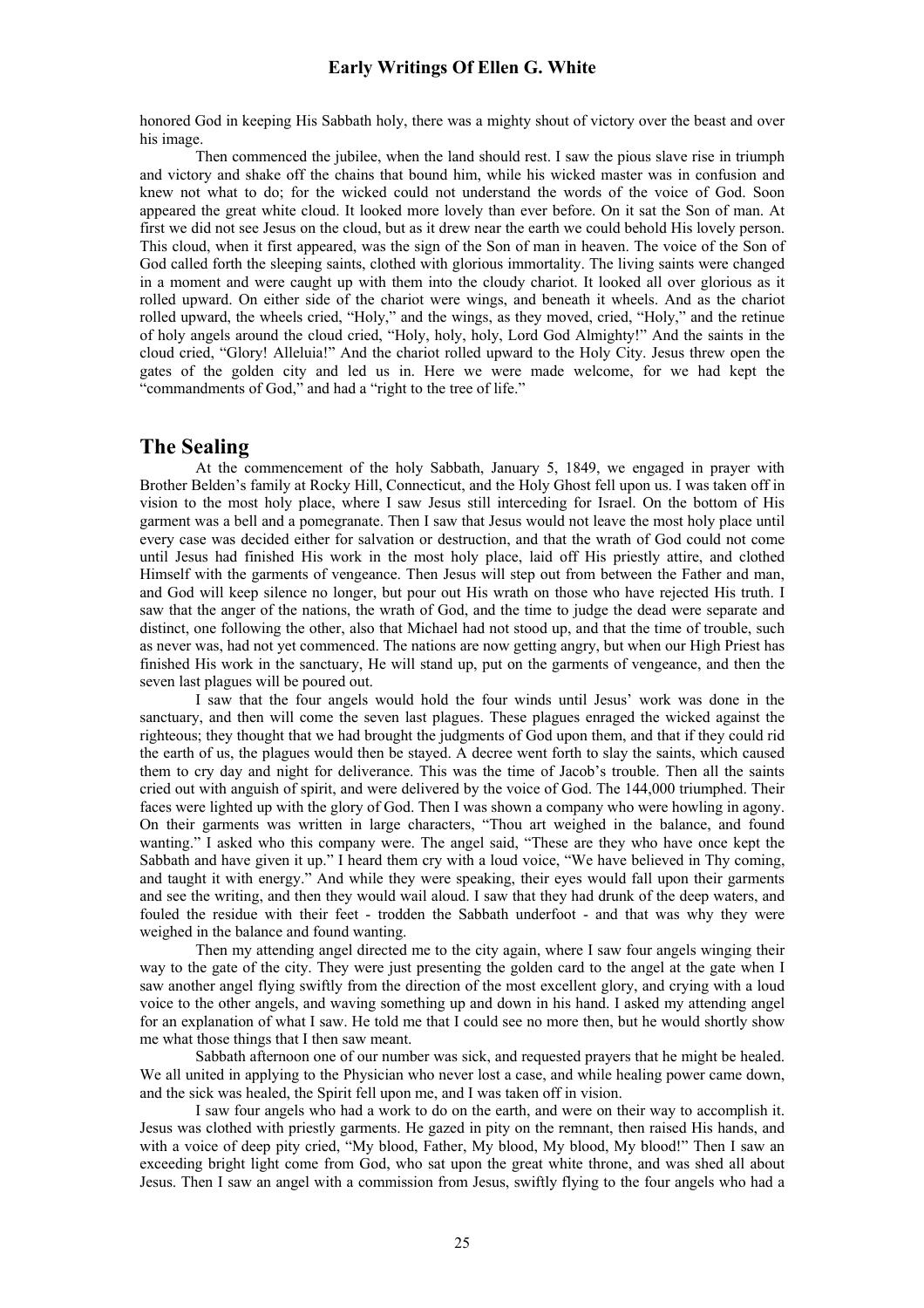honored God in keeping His Sabbath holy, there was a mighty shout of victory over the beast and over his image.

Then commenced the jubilee, when the land should rest. I saw the pious slave rise in triumph and victory and shake off the chains that bound him, while his wicked master was in confusion and knew not what to do; for the wicked could not understand the words of the voice of God. Soon appeared the great white cloud. It looked more lovely than ever before. On it sat the Son of man. At first we did not see Jesus on the cloud, but as it drew near the earth we could behold His lovely person. This cloud, when it first appeared, was the sign of the Son of man in heaven. The voice of the Son of God called forth the sleeping saints, clothed with glorious immortality. The living saints were changed in a moment and were caught up with them into the cloudy chariot. It looked all over glorious as it rolled upward. On either side of the chariot were wings, and beneath it wheels. And as the chariot rolled upward, the wheels cried, "Holy," and the wings, as they moved, cried, "Holy," and the retinue of holy angels around the cloud cried, "Holy, holy, holy, Lord God Almighty!" And the saints in the cloud cried, "Glory! Alleluia!" And the chariot rolled upward to the Holy City. Jesus threw open the gates of the golden city and led us in. Here we were made welcome, for we had kept the "commandments of God," and had a "right to the tree of life."

## The Sealing

At the commencement of the holy Sabbath, January 5, 1849, we engaged in prayer with Brother Belden's family at Rocky Hill, Connecticut, and the Holy Ghost fell upon us. I was taken off in vision to the most holy place, where I saw Jesus still interceding for Israel. On the bottom of His garment was a bell and a pomegranate. Then I saw that Jesus would not leave the most holy place until every case was decided either for salvation or destruction, and that the wrath of God could not come until Jesus had finished His work in the most holy place, laid off His priestly attire, and clothed Himself with the garments of vengeance. Then Jesus will step out from between the Father and man, and God will keep silence no longer, but pour out His wrath on those who have rejected His truth. I saw that the anger of the nations, the wrath of God, and the time to judge the dead were separate and distinct, one following the other, also that Michael had not stood up, and that the time of trouble, such as never was, had not yet commenced. The nations are now getting angry, but when our High Priest has finished His work in the sanctuary, He will stand up, put on the garments of vengeance, and then the seven last plagues will be poured out.

I saw that the four angels would hold the four winds until Jesus' work was done in the sanctuary, and then will come the seven last plagues. These plagues enraged the wicked against the righteous; they thought that we had brought the judgments of God upon them, and that if they could rid the earth of us, the plagues would then be stayed. A decree went forth to slay the saints, which caused them to cry day and night for deliverance. This was the time of Jacob's trouble. Then all the saints cried out with anguish of spirit, and were delivered by the voice of God. The 144,000 triumphed. Their faces were lighted up with the glory of God. Then I was shown a company who were howling in agony. On their garments was written in large characters, "Thou art weighed in the balance, and found wanting." I asked who this company were. The angel said, "These are they who have once kept the Sabbath and have given it up." I heard them cry with a loud voice, "We have believed in Thy coming, and taught it with energy." And while they were speaking, their eyes would fall upon their garments and see the writing, and then they would wail aloud. I saw that they had drunk of the deep waters, and fouled the residue with their feet - trodden the Sabbath underfoot - and that was why they were weighed in the balance and found wanting.

Then my attending angel directed me to the city again, where I saw four angels winging their way to the gate of the city. They were just presenting the golden card to the angel at the gate when I saw another angel flying swiftly from the direction of the most excellent glory, and crying with a loud voice to the other angels, and waving something up and down in his hand. I asked my attending angel for an explanation of what I saw. He told me that I could see no more then, but he would shortly show me what those things that I then saw meant.

Sabbath afternoon one of our number was sick, and requested prayers that he might be healed. We all united in applying to the Physician who never lost a case, and while healing power came down, and the sick was healed, the Spirit fell upon me, and I was taken off in vision.

I saw four angels who had a work to do on the earth, and were on their way to accomplish it. Jesus was clothed with priestly garments. He gazed in pity on the remnant, then raised His hands, and with a voice of deep pity cried, "My blood, Father, My blood, My blood, My blood!" Then I saw an exceeding bright light come from God, who sat upon the great white throne, and was shed all about Jesus. Then I saw an angel with a commission from Jesus, swiftly flying to the four angels who had a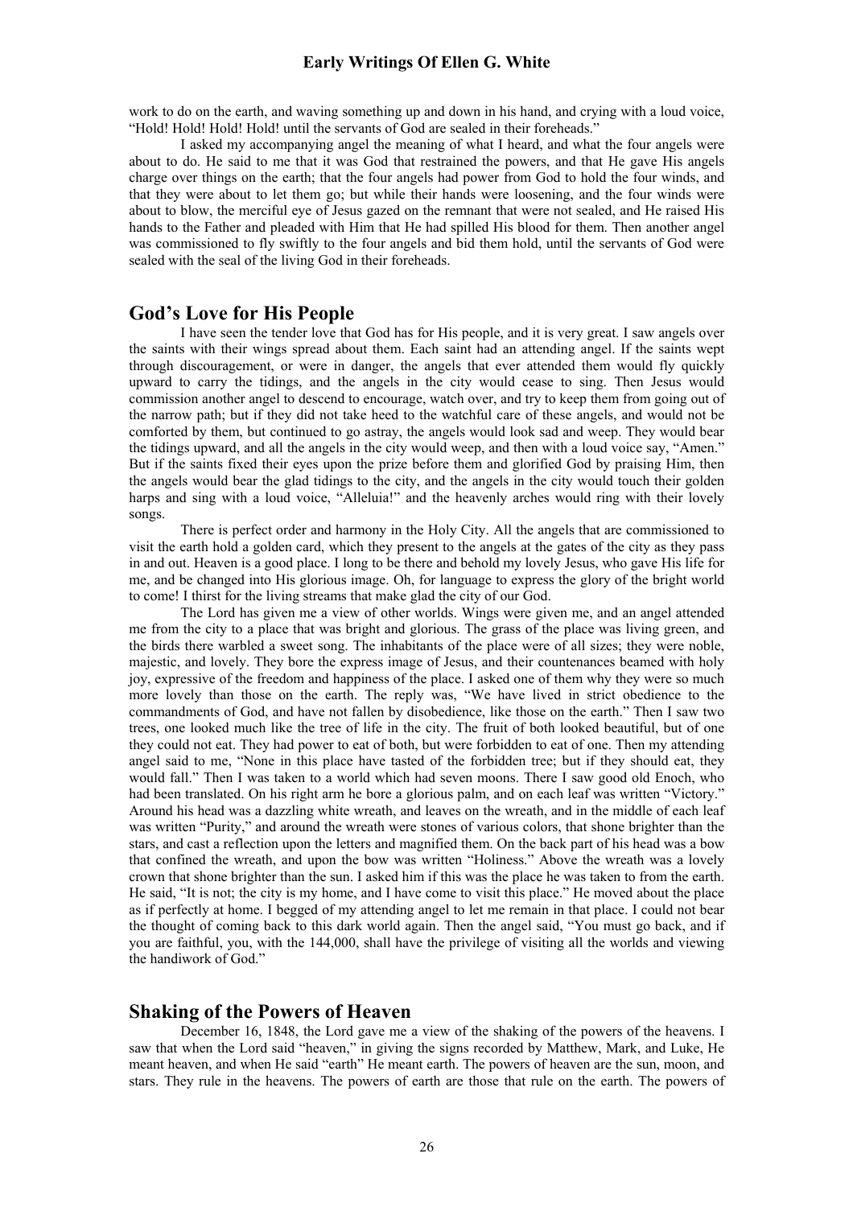work to do on the earth, and waving something up and down in his hand, and crying with a loud voice, "Hold! Hold! Hold! Hold! until the servants of God are sealed in their foreheads."

I asked my accompanying angel the meaning of what I heard, and what the four angels were about to do. He said to me that it was God that restrained the powers, and that He gave His angels charge over things on the earth; that the four angels had power from God to hold the four winds, and that they were about to let them go; but while their hands were loosening, and the four winds were about to blow, the merciful eye of Jesus gazed on the remnant that were not sealed, and He raised His hands to the Father and pleaded with Him that He had spilled His blood for them. Then another angel was commissioned to fly swiftly to the four angels and bid them hold, until the servants of God were sealed with the seal of the living God in their foreheads.

## God's Love for His People

I have seen the tender love that God has for His people, and it is very great. I saw angels over the saints with their wings spread about them. Each saint had an attending angel. If the saints wept through discouragement, or were in danger, the angels that ever attended them would fly quickly upward to carry the tidings, and the angels in the city would cease to sing. Then Jesus would commission another angel to descend to encourage, watch over, and try to keep them from going out of the narrow path; but if they did not take heed to the watchful care of these angels, and would not be comforted by them, but continued to go astray, the angels would look sad and weep. They would bear the tidings upward, and all the angels in the city would weep, and then with a loud voice say, "Amen." But if the saints fixed their eyes upon the prize before them and glorified God by praising Him, then the angels would bear the glad tidings to the city, and the angels in the city would touch their golden harps and sing with a loud voice, "Alleluia!" and the heavenly arches would ring with their lovely songs.

There is perfect order and harmony in the Holy City. All the angels that are commissioned to visit the earth hold a golden card, which they present to the angels at the gates of the city as they pass in and out. Heaven is a good place. I long to be there and behold my lovely Jesus, who gave His life for me, and be changed into His glorious image. Oh, for language to express the glory of the bright world to come! I thirst for the living streams that make glad the city of our God.

The Lord has given me a view of other worlds. Wings were given me, and an angel attended me from the city to a place that was bright and glorious. The grass of the place was living green, and the birds there warbled a sweet song. The inhabitants of the place were of all sizes; they were noble, majestic, and lovely. They bore the express image of Jesus, and their countenances beamed with holy joy, expressive of the freedom and happiness of the place. I asked one of them why they were so much more lovely than those on the earth. The reply was, "We have lived in strict obedience to the commandments of God, and have not fallen by disobedience, like those on the earth." Then I saw two trees, one looked much like the tree of life in the city. The fruit of both looked beautiful, but of one they could not eat. They had power to eat of both, but were forbidden to eat of one. Then my attending angel said to me, "None in this place have tasted of the forbidden tree; but if they should eat, they would fall." Then I was taken to a world which had seven moons. There I saw good old Enoch, who had been translated. On his right arm he bore a glorious palm, and on each leaf was written "Victory." Around his head was a dazzling white wreath, and leaves on the wreath, and in the middle of each leaf was written "Purity," and around the wreath were stones of various colors, that shone brighter than the stars, and cast a reflection upon the letters and magnified them. On the back part of his head was a bow that confined the wreath, and upon the bow was written "Holiness." Above the wreath was a lovely crown that shone brighter than the sun. I asked him if this was the place he was taken to from the earth. He said, "It is not; the city is my home, and I have come to visit this place." He moved about the place as if perfectly at home. I begged of my attending angel to let me remain in that place. I could not bear the thought of coming back to this dark world again. Then the angel said, "You must go back, and if you are faithful, you, with the 144,000, shall have the privilege of visiting all the worlds and viewing the handiwork of God."

## Shaking of the Powers of Heaven

December 16, 1848, the Lord gave me a view of the shaking of the powers of the heavens. I saw that when the Lord said "heaven," in giving the signs recorded by Matthew, Mark, and Luke, He meant heaven, and when He said "earth" He meant earth. The powers of heaven are the sun, moon, and stars. They rule in the heavens. The powers of earth are those that rule on the earth. The powers of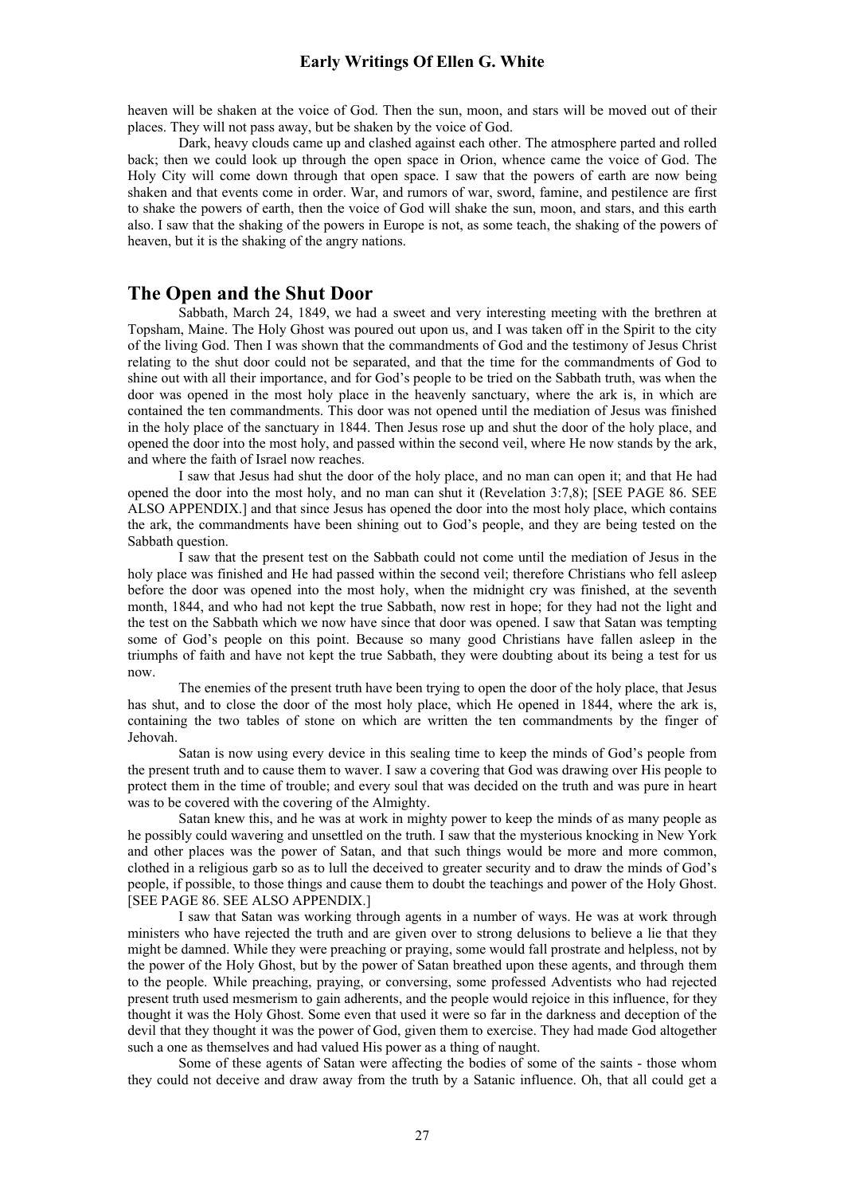heaven will be shaken at the voice of God. Then the sun, moon, and stars will be moved out of their places. They will not pass away, but be shaken by the voice of God.

Dark, heavy clouds came up and clashed against each other. The atmosphere parted and rolled back; then we could look up through the open space in Orion, whence came the voice of God. The Holy City will come down through that open space. I saw that the powers of earth are now being shaken and that events come in order. War, and rumors of war, sword, famine, and pestilence are first to shake the powers of earth, then the voice of God will shake the sun, moon, and stars, and this earth also. I saw that the shaking of the powers in Europe is not, as some teach, the shaking of the powers of heaven, but it is the shaking of the angry nations.

## The Open and the Shut Door

Sabbath, March 24, 1849, we had a sweet and very interesting meeting with the brethren at Topsham, Maine. The Holy Ghost was poured out upon us, and I was taken off in the Spirit to the city of the living God. Then I was shown that the commandments of God and the testimony of Jesus Christ relating to the shut door could not be separated, and that the time for the commandments of God to shine out with all their importance, and for God's people to be tried on the Sabbath truth, was when the door was opened in the most holy place in the heavenly sanctuary, where the ark is, in which are contained the ten commandments. This door was not opened until the mediation of Jesus was finished in the holy place of the sanctuary in 1844. Then Jesus rose up and shut the door of the holy place, and opened the door into the most holy, and passed within the second veil, where He now stands by the ark, and where the faith of Israel now reaches.

I saw that Jesus had shut the door of the holy place, and no man can open it; and that He had opened the door into the most holy, and no man can shut it (Revelation 3:7,8); [SEE PAGE 86. SEE ALSO APPENDIX.] and that since Jesus has opened the door into the most holy place, which contains the ark, the commandments have been shining out to God's people, and they are being tested on the Sabbath question.

I saw that the present test on the Sabbath could not come until the mediation of Jesus in the holy place was finished and He had passed within the second veil; therefore Christians who fell asleep before the door was opened into the most holy, when the midnight cry was finished, at the seventh month, 1844, and who had not kept the true Sabbath, now rest in hope; for they had not the light and the test on the Sabbath which we now have since that door was opened. I saw that Satan was tempting some of God's people on this point. Because so many good Christians have fallen asleep in the triumphs of faith and have not kept the true Sabbath, they were doubting about its being a test for us now.

The enemies of the present truth have been trying to open the door of the holy place, that Jesus has shut, and to close the door of the most holy place, which He opened in 1844, where the ark is, containing the two tables of stone on which are written the ten commandments by the finger of Jehovah.

Satan is now using every device in this sealing time to keep the minds of God's people from the present truth and to cause them to waver. I saw a covering that God was drawing over His people to protect them in the time of trouble; and every soul that was decided on the truth and was pure in heart was to be covered with the covering of the Almighty.

Satan knew this, and he was at work in mighty power to keep the minds of as many people as he possibly could wavering and unsettled on the truth. I saw that the mysterious knocking in New York and other places was the power of Satan, and that such things would be more and more common, clothed in a religious garb so as to lull the deceived to greater security and to draw the minds of God's people, if possible, to those things and cause them to doubt the teachings and power of the Holy Ghost. [SEE PAGE 86. SEE ALSO APPENDIX.]

I saw that Satan was working through agents in a number of ways. He was at work through ministers who have rejected the truth and are given over to strong delusions to believe a lie that they might be damned. While they were preaching or praying, some would fall prostrate and helpless, not by the power of the Holy Ghost, but by the power of Satan breathed upon these agents, and through them to the people. While preaching, praying, or conversing, some professed Adventists who had rejected present truth used mesmerism to gain adherents, and the people would rejoice in this influence, for they thought it was the Holy Ghost. Some even that used it were so far in the darkness and deception of the devil that they thought it was the power of God, given them to exercise. They had made God altogether such a one as themselves and had valued His power as a thing of naught.

Some of these agents of Satan were affecting the bodies of some of the saints - those whom they could not deceive and draw away from the truth by a Satanic influence. Oh, that all could get a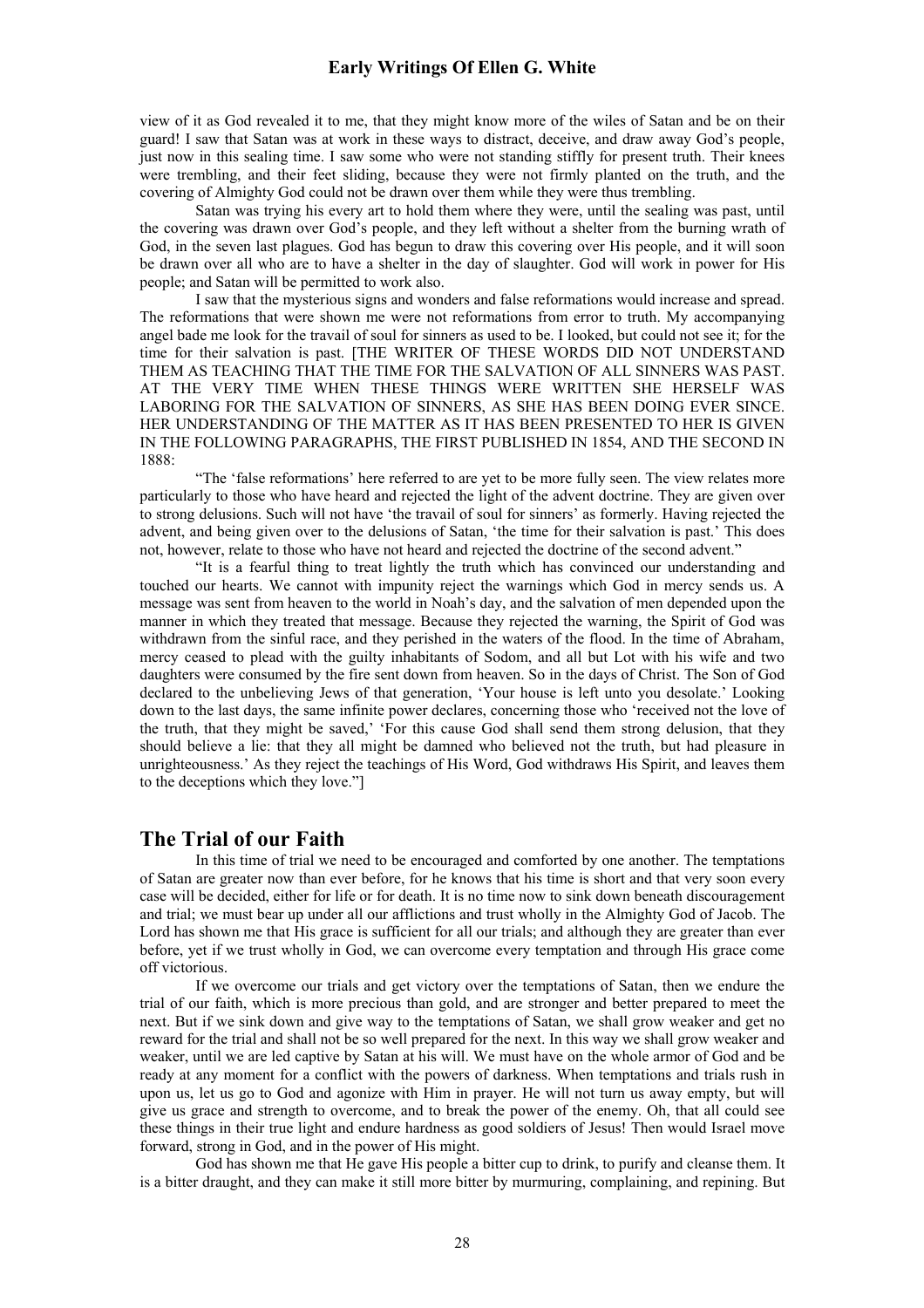view of it as God revealed it to me, that they might know more of the wiles of Satan and be on their guard! I saw that Satan was at work in these ways to distract, deceive, and draw away God's people, just now in this sealing time. I saw some who were not standing stiffly for present truth. Their knees were trembling, and their feet sliding, because they were not firmly planted on the truth, and the covering of Almighty God could not be drawn over them while they were thus trembling.

Satan was trying his every art to hold them where they were, until the sealing was past, until the covering was drawn over God's people, and they left without a shelter from the burning wrath of God, in the seven last plagues. God has begun to draw this covering over His people, and it will soon be drawn over all who are to have a shelter in the day of slaughter. God will work in power for His people; and Satan will be permitted to work also.

I saw that the mysterious signs and wonders and false reformations would increase and spread. The reformations that were shown me were not reformations from error to truth. My accompanying angel bade me look for the travail of soul for sinners as used to be. I looked, but could not see it; for the time for their salvation is past. [THE WRITER OF THESE WORDS DID NOT UNDERSTAND THEM AS TEACHING THAT THE TIME FOR THE SALVATION OF ALL SINNERS WAS PAST. AT THE VERY TIME WHEN THESE THINGS WERE WRITTEN SHE HERSELF WAS LABORING FOR THE SALVATION OF SINNERS, AS SHE HAS BEEN DOING EVER SINCE. HER UNDERSTANDING OF THE MATTER AS IT HAS BEEN PRESENTED TO HER IS GIVEN IN THE FOLLOWING PARAGRAPHS, THE FIRST PUBLISHED IN 1854, AND THE SECOND IN 1888:

"The 'false reformations' here referred to are yet to be more fully seen. The view relates more particularly to those who have heard and rejected the light of the advent doctrine. They are given over to strong delusions. Such will not have 'the travail of soul for sinners' as formerly. Having rejected the advent, and being given over to the delusions of Satan, 'the time for their salvation is past.' This does not, however, relate to those who have not heard and rejected the doctrine of the second advent."

"It is a fearful thing to treat lightly the truth which has convinced our understanding and touched our hearts. We cannot with impunity reject the warnings which God in mercy sends us. A message was sent from heaven to the world in Noah's day, and the salvation of men depended upon the manner in which they treated that message. Because they rejected the warning, the Spirit of God was withdrawn from the sinful race, and they perished in the waters of the flood. In the time of Abraham, mercy ceased to plead with the guilty inhabitants of Sodom, and all but Lot with his wife and two daughters were consumed by the fire sent down from heaven. So in the days of Christ. The Son of God declared to the unbelieving Jews of that generation, 'Your house is left unto you desolate.' Looking down to the last days, the same infinite power declares, concerning those who 'received not the love of the truth, that they might be saved,' 'For this cause God shall send them strong delusion, that they should believe a lie: that they all might be damned who believed not the truth, but had pleasure in unrighteousness.' As they reject the teachings of His Word, God withdraws His Spirit, and leaves them to the deceptions which they love."]

## The Trial of our Faith

In this time of trial we need to be encouraged and comforted by one another. The temptations of Satan are greater now than ever before, for he knows that his time is short and that very soon every case will be decided, either for life or for death. It is no time now to sink down beneath discouragement and trial; we must bear up under all our afflictions and trust wholly in the Almighty God of Jacob. The Lord has shown me that His grace is sufficient for all our trials; and although they are greater than ever before, yet if we trust wholly in God, we can overcome every temptation and through His grace come off victorious.

If we overcome our trials and get victory over the temptations of Satan, then we endure the trial of our faith, which is more precious than gold, and are stronger and better prepared to meet the next. But if we sink down and give way to the temptations of Satan, we shall grow weaker and get no reward for the trial and shall not be so well prepared for the next. In this way we shall grow weaker and weaker, until we are led captive by Satan at his will. We must have on the whole armor of God and be ready at any moment for a conflict with the powers of darkness. When temptations and trials rush in upon us, let us go to God and agonize with Him in prayer. He will not turn us away empty, but will give us grace and strength to overcome, and to break the power of the enemy. Oh, that all could see these things in their true light and endure hardness as good soldiers of Jesus! Then would Israel move forward, strong in God, and in the power of His might.

God has shown me that He gave His people a bitter cup to drink, to purify and cleanse them. It is a bitter draught, and they can make it still more bitter by murmuring, complaining, and repining. But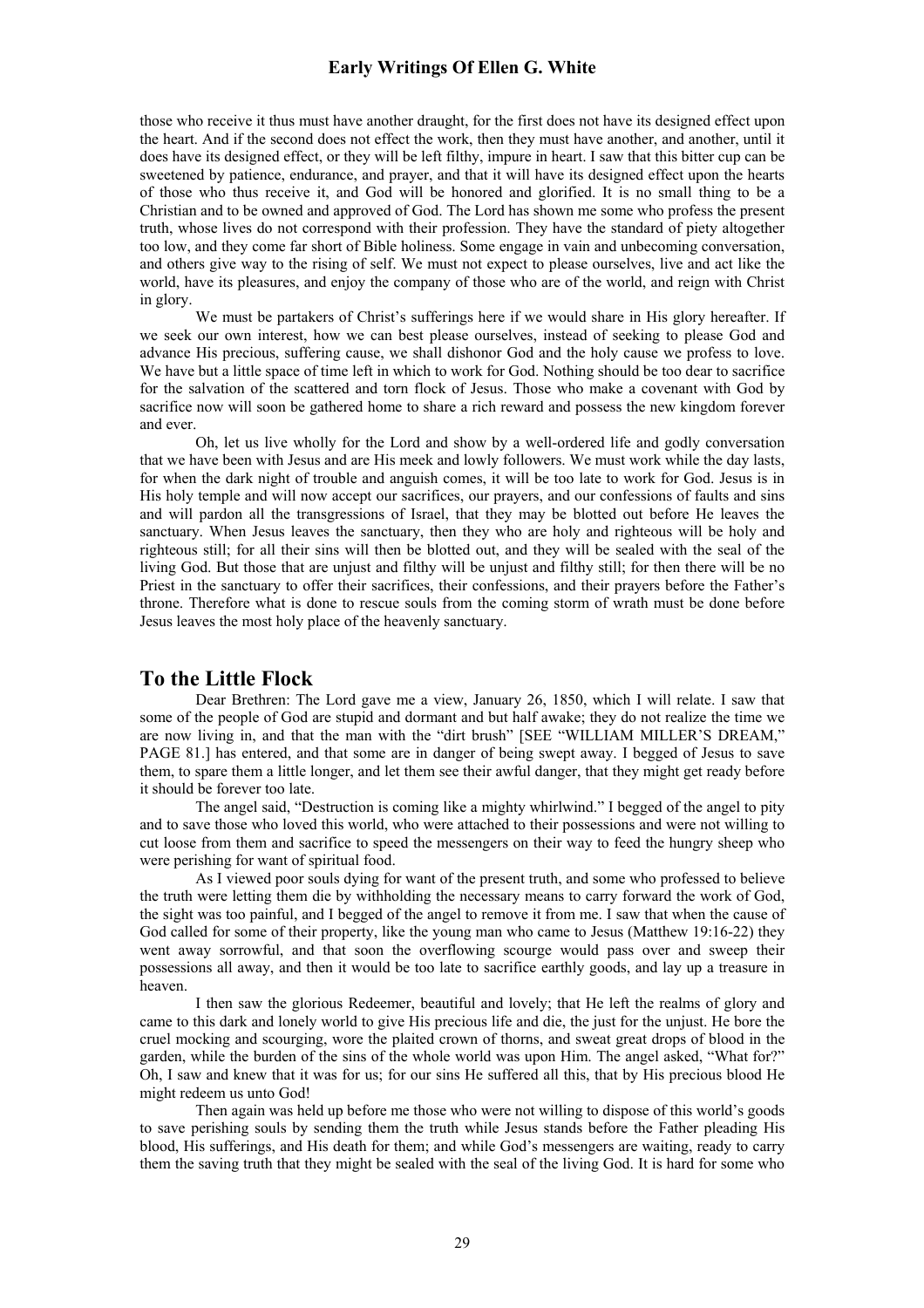those who receive it thus must have another draught, for the first does not have its designed effect upon the heart. And if the second does not effect the work, then they must have another, and another, until it does have its designed effect, or they will be left filthy, impure in heart. I saw that this bitter cup can be sweetened by patience, endurance, and prayer, and that it will have its designed effect upon the hearts of those who thus receive it, and God will be honored and glorified. It is no small thing to be a Christian and to be owned and approved of God. The Lord has shown me some who profess the present truth, whose lives do not correspond with their profession. They have the standard of piety altogether too low, and they come far short of Bible holiness. Some engage in vain and unbecoming conversation, and others give way to the rising of self. We must not expect to please ourselves, live and act like the world, have its pleasures, and enjoy the company of those who are of the world, and reign with Christ in glory.

We must be partakers of Christ's sufferings here if we would share in His glory hereafter. If we seek our own interest, how we can best please ourselves, instead of seeking to please God and advance His precious, suffering cause, we shall dishonor God and the holy cause we profess to love. We have but a little space of time left in which to work for God. Nothing should be too dear to sacrifice for the salvation of the scattered and torn flock of Jesus. Those who make a covenant with God by sacrifice now will soon be gathered home to share a rich reward and possess the new kingdom forever and ever.

Oh, let us live wholly for the Lord and show by a well-ordered life and godly conversation that we have been with Jesus and are His meek and lowly followers. We must work while the day lasts, for when the dark night of trouble and anguish comes, it will be too late to work for God. Jesus is in His holy temple and will now accept our sacrifices, our prayers, and our confessions of faults and sins and will pardon all the transgressions of Israel, that they may be blotted out before He leaves the sanctuary. When Jesus leaves the sanctuary, then they who are holy and righteous will be holy and righteous still; for all their sins will then be blotted out, and they will be sealed with the seal of the living God. But those that are unjust and filthy will be unjust and filthy still; for then there will be no Priest in the sanctuary to offer their sacrifices, their confessions, and their prayers before the Father's throne. Therefore what is done to rescue souls from the coming storm of wrath must be done before Jesus leaves the most holy place of the heavenly sanctuary.

## To the Little Flock

Dear Brethren: The Lord gave me a view, January 26, 1850, which I will relate. I saw that some of the people of God are stupid and dormant and but half awake; they do not realize the time we are now living in, and that the man with the "dirt brush" [SEE "WILLIAM MILLER'S DREAM," PAGE 81.] has entered, and that some are in danger of being swept away. I begged of Jesus to save them, to spare them a little longer, and let them see their awful danger, that they might get ready before it should be forever too late.

The angel said, "Destruction is coming like a mighty whirlwind." I begged of the angel to pity and to save those who loved this world, who were attached to their possessions and were not willing to cut loose from them and sacrifice to speed the messengers on their way to feed the hungry sheep who were perishing for want of spiritual food.

As I viewed poor souls dying for want of the present truth, and some who professed to believe the truth were letting them die by withholding the necessary means to carry forward the work of God, the sight was too painful, and I begged of the angel to remove it from me. I saw that when the cause of God called for some of their property, like the young man who came to Jesus (Matthew 19:16-22) they went away sorrowful, and that soon the overflowing scourge would pass over and sweep their possessions all away, and then it would be too late to sacrifice earthly goods, and lay up a treasure in heaven.

I then saw the glorious Redeemer, beautiful and lovely; that He left the realms of glory and came to this dark and lonely world to give His precious life and die, the just for the unjust. He bore the cruel mocking and scourging, wore the plaited crown of thorns, and sweat great drops of blood in the garden, while the burden of the sins of the whole world was upon Him. The angel asked, "What for?" Oh, I saw and knew that it was for us; for our sins He suffered all this, that by His precious blood He might redeem us unto God!

Then again was held up before me those who were not willing to dispose of this world's goods to save perishing souls by sending them the truth while Jesus stands before the Father pleading His blood, His sufferings, and His death for them; and while God's messengers are waiting, ready to carry them the saving truth that they might be sealed with the seal of the living God. It is hard for some who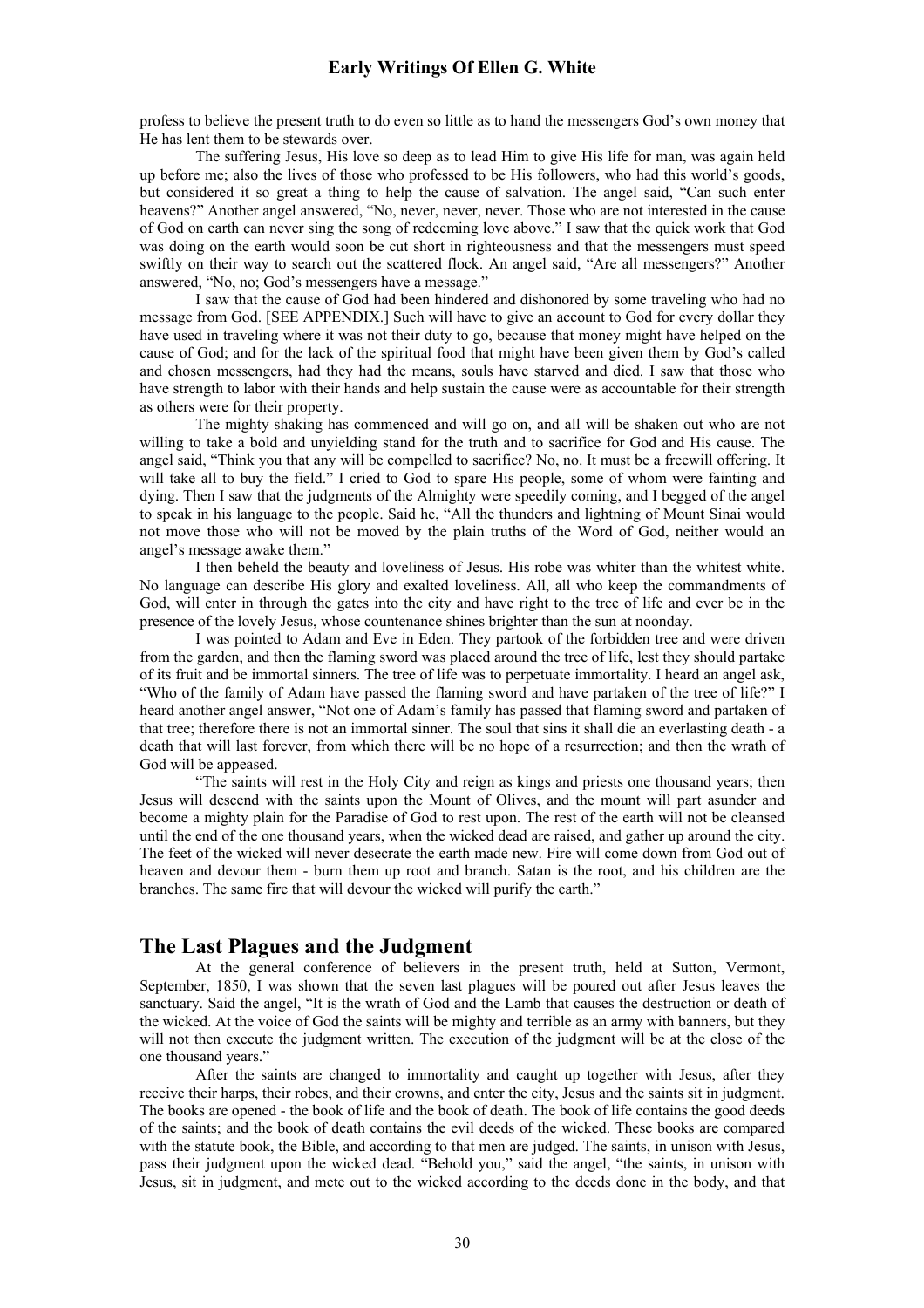profess to believe the present truth to do even so little as to hand the messengers God's own money that He has lent them to be stewards over.

The suffering Jesus, His love so deep as to lead Him to give His life for man, was again held up before me; also the lives of those who professed to be His followers, who had this world's goods, but considered it so great a thing to help the cause of salvation. The angel said, "Can such enter heavens?" Another angel answered, "No, never, never, never. Those who are not interested in the cause of God on earth can never sing the song of redeeming love above." I saw that the quick work that God was doing on the earth would soon be cut short in righteousness and that the messengers must speed swiftly on their way to search out the scattered flock. An angel said, "Are all messengers?" Another answered, "No, no; God's messengers have a message."

I saw that the cause of God had been hindered and dishonored by some traveling who had no message from God. [SEE APPENDIX.] Such will have to give an account to God for every dollar they have used in traveling where it was not their duty to go, because that money might have helped on the cause of God; and for the lack of the spiritual food that might have been given them by God's called and chosen messengers, had they had the means, souls have starved and died. I saw that those who have strength to labor with their hands and help sustain the cause were as accountable for their strength as others were for their property.

The mighty shaking has commenced and will go on, and all will be shaken out who are not willing to take a bold and unyielding stand for the truth and to sacrifice for God and His cause. The angel said, "Think you that any will be compelled to sacrifice? No, no. It must be a freewill offering. It will take all to buy the field." I cried to God to spare His people, some of whom were fainting and dying. Then I saw that the judgments of the Almighty were speedily coming, and I begged of the angel to speak in his language to the people. Said he, "All the thunders and lightning of Mount Sinai would not move those who will not be moved by the plain truths of the Word of God, neither would an angel's message awake them."

I then beheld the beauty and loveliness of Jesus. His robe was whiter than the whitest white. No language can describe His glory and exalted loveliness. All, all who keep the commandments of God, will enter in through the gates into the city and have right to the tree of life and ever be in the presence of the lovely Jesus, whose countenance shines brighter than the sun at noonday.

I was pointed to Adam and Eve in Eden. They partook of the forbidden tree and were driven from the garden, and then the flaming sword was placed around the tree of life, lest they should partake of its fruit and be immortal sinners. The tree of life was to perpetuate immortality. I heard an angel ask, "Who of the family of Adam have passed the flaming sword and have partaken of the tree of life?" I heard another angel answer, "Not one of Adam's family has passed that flaming sword and partaken of that tree; therefore there is not an immortal sinner. The soul that sins it shall die an everlasting death - a death that will last forever, from which there will be no hope of a resurrection; and then the wrath of God will be appeased.

"The saints will rest in the Holy City and reign as kings and priests one thousand years; then Jesus will descend with the saints upon the Mount of Olives, and the mount will part asunder and become a mighty plain for the Paradise of God to rest upon. The rest of the earth will not be cleansed until the end of the one thousand years, when the wicked dead are raised, and gather up around the city. The feet of the wicked will never desecrate the earth made new. Fire will come down from God out of heaven and devour them - burn them up root and branch. Satan is the root, and his children are the branches. The same fire that will devour the wicked will purify the earth."

## The Last Plagues and the Judgment

At the general conference of believers in the present truth, held at Sutton, Vermont, September, 1850, I was shown that the seven last plagues will be poured out after Jesus leaves the sanctuary. Said the angel, "It is the wrath of God and the Lamb that causes the destruction or death of the wicked. At the voice of God the saints will be mighty and terrible as an army with banners, but they will not then execute the judgment written. The execution of the judgment will be at the close of the one thousand years."

After the saints are changed to immortality and caught up together with Jesus, after they receive their harps, their robes, and their crowns, and enter the city, Jesus and the saints sit in judgment. The books are opened - the book of life and the book of death. The book of life contains the good deeds of the saints; and the book of death contains the evil deeds of the wicked. These books are compared with the statute book, the Bible, and according to that men are judged. The saints, in unison with Jesus, pass their judgment upon the wicked dead. "Behold you," said the angel, "the saints, in unison with Jesus, sit in judgment, and mete out to the wicked according to the deeds done in the body, and that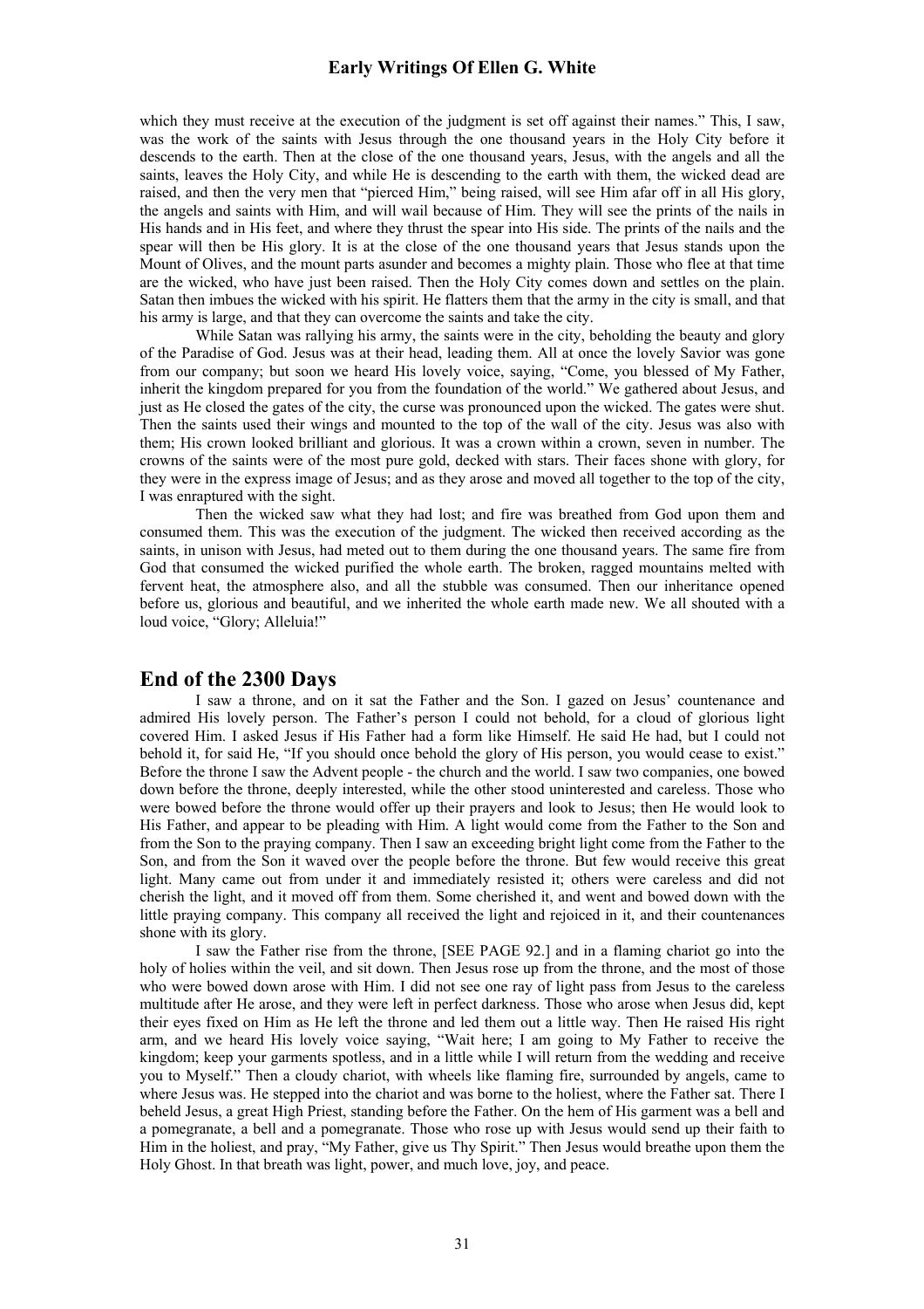which they must receive at the execution of the judgment is set off against their names." This, I saw, was the work of the saints with Jesus through the one thousand years in the Holy City before it descends to the earth. Then at the close of the one thousand years, Jesus, with the angels and all the saints, leaves the Holy City, and while He is descending to the earth with them, the wicked dead are raised, and then the very men that "pierced Him," being raised, will see Him afar off in all His glory, the angels and saints with Him, and will wail because of Him. They will see the prints of the nails in His hands and in His feet, and where they thrust the spear into His side. The prints of the nails and the spear will then be His glory. It is at the close of the one thousand years that Jesus stands upon the Mount of Olives, and the mount parts asunder and becomes a mighty plain. Those who flee at that time are the wicked, who have just been raised. Then the Holy City comes down and settles on the plain. Satan then imbues the wicked with his spirit. He flatters them that the army in the city is small, and that his army is large, and that they can overcome the saints and take the city.

While Satan was rallying his army, the saints were in the city, beholding the beauty and glory of the Paradise of God. Jesus was at their head, leading them. All at once the lovely Savior was gone from our company; but soon we heard His lovely voice, saying, "Come, you blessed of My Father, inherit the kingdom prepared for you from the foundation of the world." We gathered about Jesus, and just as He closed the gates of the city, the curse was pronounced upon the wicked. The gates were shut. Then the saints used their wings and mounted to the top of the wall of the city. Jesus was also with them; His crown looked brilliant and glorious. It was a crown within a crown, seven in number. The crowns of the saints were of the most pure gold, decked with stars. Their faces shone with glory, for they were in the express image of Jesus; and as they arose and moved all together to the top of the city, I was enraptured with the sight.

Then the wicked saw what they had lost; and fire was breathed from God upon them and consumed them. This was the execution of the judgment. The wicked then received according as the saints, in unison with Jesus, had meted out to them during the one thousand years. The same fire from God that consumed the wicked purified the whole earth. The broken, ragged mountains melted with fervent heat, the atmosphere also, and all the stubble was consumed. Then our inheritance opened before us, glorious and beautiful, and we inherited the whole earth made new. We all shouted with a loud voice, "Glory; Alleluia!"

## End of the 2300 Days

I saw a throne, and on it sat the Father and the Son. I gazed on Jesus' countenance and admired His lovely person. The Father's person I could not behold, for a cloud of glorious light covered Him. I asked Jesus if His Father had a form like Himself. He said He had, but I could not behold it, for said He, "If you should once behold the glory of His person, you would cease to exist." Before the throne I saw the Advent people - the church and the world. I saw two companies, one bowed down before the throne, deeply interested, while the other stood uninterested and careless. Those who were bowed before the throne would offer up their prayers and look to Jesus; then He would look to His Father, and appear to be pleading with Him. A light would come from the Father to the Son and from the Son to the praying company. Then I saw an exceeding bright light come from the Father to the Son, and from the Son it waved over the people before the throne. But few would receive this great light. Many came out from under it and immediately resisted it; others were careless and did not cherish the light, and it moved off from them. Some cherished it, and went and bowed down with the little praying company. This company all received the light and rejoiced in it, and their countenances shone with its glory.

I saw the Father rise from the throne, [SEE PAGE 92.] and in a flaming chariot go into the holy of holies within the veil, and sit down. Then Jesus rose up from the throne, and the most of those who were bowed down arose with Him. I did not see one ray of light pass from Jesus to the careless multitude after He arose, and they were left in perfect darkness. Those who arose when Jesus did, kept their eyes fixed on Him as He left the throne and led them out a little way. Then He raised His right arm, and we heard His lovely voice saying, "Wait here; I am going to My Father to receive the kingdom; keep your garments spotless, and in a little while I will return from the wedding and receive you to Myself." Then a cloudy chariot, with wheels like flaming fire, surrounded by angels, came to where Jesus was. He stepped into the chariot and was borne to the holiest, where the Father sat. There I beheld Jesus, a great High Priest, standing before the Father. On the hem of His garment was a bell and a pomegranate, a bell and a pomegranate. Those who rose up with Jesus would send up their faith to Him in the holiest, and pray, "My Father, give us Thy Spirit." Then Jesus would breathe upon them the Holy Ghost. In that breath was light, power, and much love, joy, and peace.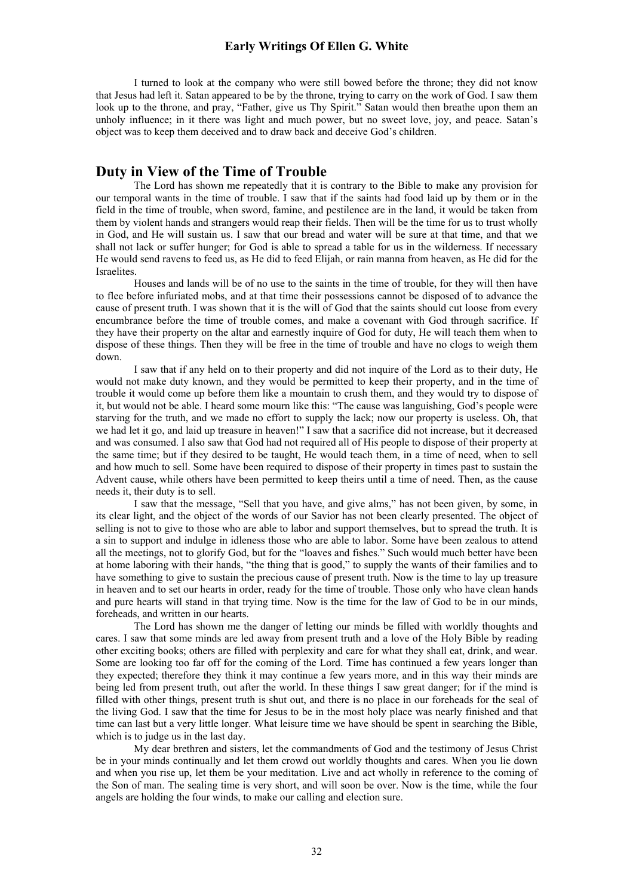I turned to look at the company who were still bowed before the throne; they did not know that Jesus had left it. Satan appeared to be by the throne, trying to carry on the work of God. I saw them look up to the throne, and pray, "Father, give us Thy Spirit." Satan would then breathe upon them an unholy influence; in it there was light and much power, but no sweet love, joy, and peace. Satan's object was to keep them deceived and to draw back and deceive God's children.

## Duty in View of the Time of Trouble

The Lord has shown me repeatedly that it is contrary to the Bible to make any provision for our temporal wants in the time of trouble. I saw that if the saints had food laid up by them or in the field in the time of trouble, when sword, famine, and pestilence are in the land, it would be taken from them by violent hands and strangers would reap their fields. Then will be the time for us to trust wholly in God, and He will sustain us. I saw that our bread and water will be sure at that time, and that we shall not lack or suffer hunger; for God is able to spread a table for us in the wilderness. If necessary He would send ravens to feed us, as He did to feed Elijah, or rain manna from heaven, as He did for the Israelites.

Houses and lands will be of no use to the saints in the time of trouble, for they will then have to flee before infuriated mobs, and at that time their possessions cannot be disposed of to advance the cause of present truth. I was shown that it is the will of God that the saints should cut loose from every encumbrance before the time of trouble comes, and make a covenant with God through sacrifice. If they have their property on the altar and earnestly inquire of God for duty, He will teach them when to dispose of these things. Then they will be free in the time of trouble and have no clogs to weigh them down.

I saw that if any held on to their property and did not inquire of the Lord as to their duty, He would not make duty known, and they would be permitted to keep their property, and in the time of trouble it would come up before them like a mountain to crush them, and they would try to dispose of it, but would not be able. I heard some mourn like this: "The cause was languishing, God's people were starving for the truth, and we made no effort to supply the lack; now our property is useless. Oh, that we had let it go, and laid up treasure in heaven!" I saw that a sacrifice did not increase, but it decreased and was consumed. I also saw that God had not required all of His people to dispose of their property at the same time; but if they desired to be taught, He would teach them, in a time of need, when to sell and how much to sell. Some have been required to dispose of their property in times past to sustain the Advent cause, while others have been permitted to keep theirs until a time of need. Then, as the cause needs it, their duty is to sell.

I saw that the message, "Sell that you have, and give alms," has not been given, by some, in its clear light, and the object of the words of our Savior has not been clearly presented. The object of selling is not to give to those who are able to labor and support themselves, but to spread the truth. It is a sin to support and indulge in idleness those who are able to labor. Some have been zealous to attend all the meetings, not to glorify God, but for the "loaves and fishes." Such would much better have been at home laboring with their hands, "the thing that is good," to supply the wants of their families and to have something to give to sustain the precious cause of present truth. Now is the time to lay up treasure in heaven and to set our hearts in order, ready for the time of trouble. Those only who have clean hands and pure hearts will stand in that trying time. Now is the time for the law of God to be in our minds, foreheads, and written in our hearts.

The Lord has shown me the danger of letting our minds be filled with worldly thoughts and cares. I saw that some minds are led away from present truth and a love of the Holy Bible by reading other exciting books; others are filled with perplexity and care for what they shall eat, drink, and wear. Some are looking too far off for the coming of the Lord. Time has continued a few years longer than they expected; therefore they think it may continue a few years more, and in this way their minds are being led from present truth, out after the world. In these things I saw great danger; for if the mind is filled with other things, present truth is shut out, and there is no place in our foreheads for the seal of the living God. I saw that the time for Jesus to be in the most holy place was nearly finished and that time can last but a very little longer. What leisure time we have should be spent in searching the Bible, which is to judge us in the last day.

My dear brethren and sisters, let the commandments of God and the testimony of Jesus Christ be in your minds continually and let them crowd out worldly thoughts and cares. When you lie down and when you rise up, let them be your meditation. Live and act wholly in reference to the coming of the Son of man. The sealing time is very short, and will soon be over. Now is the time, while the four angels are holding the four winds, to make our calling and election sure.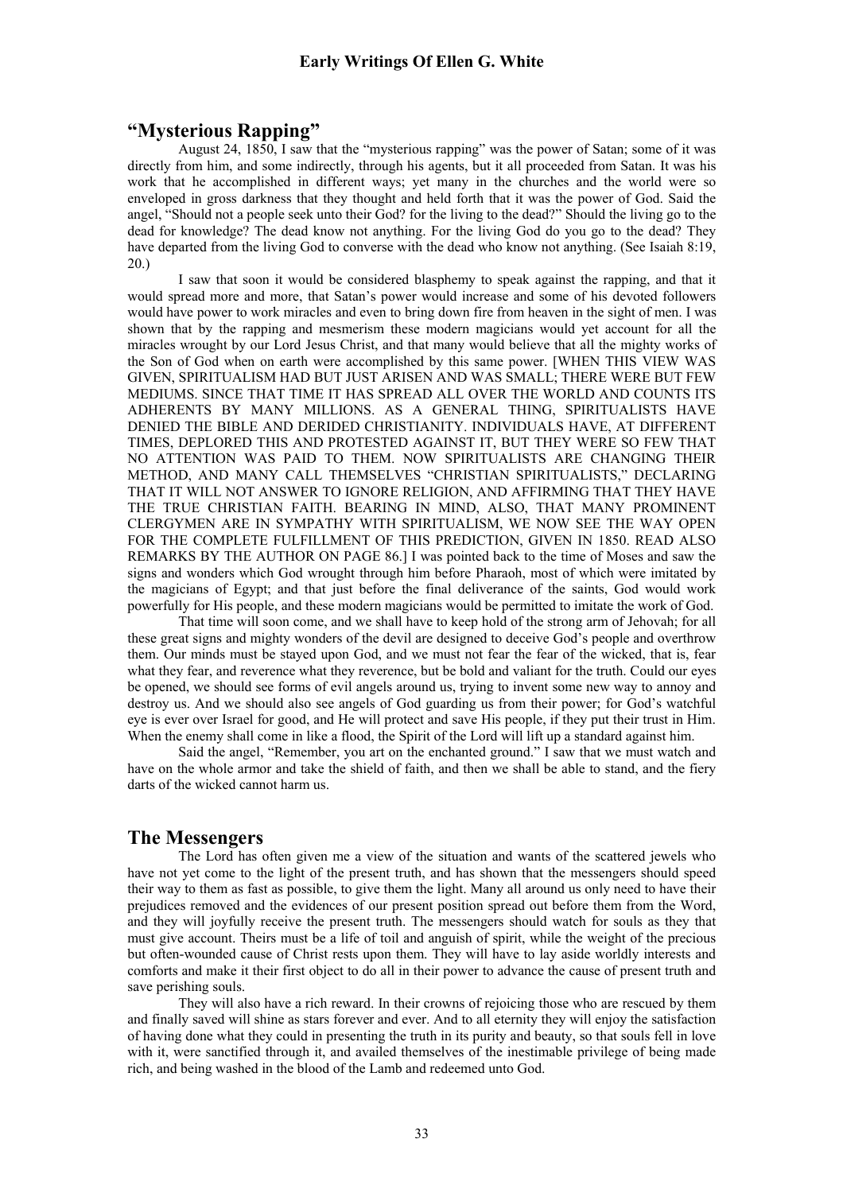## "Mysterious Rapping"

August 24, 1850, I saw that the "mysterious rapping" was the power of Satan; some of it was directly from him, and some indirectly, through his agents, but it all proceeded from Satan. It was his work that he accomplished in different ways; yet many in the churches and the world were so enveloped in gross darkness that they thought and held forth that it was the power of God. Said the angel, "Should not a people seek unto their God? for the living to the dead?" Should the living go to the dead for knowledge? The dead know not anything. For the living God do you go to the dead? They have departed from the living God to converse with the dead who know not anything. (See Isaiah 8:19, 20.)

I saw that soon it would be considered blasphemy to speak against the rapping, and that it would spread more and more, that Satan's power would increase and some of his devoted followers would have power to work miracles and even to bring down fire from heaven in the sight of men. I was shown that by the rapping and mesmerism these modern magicians would yet account for all the miracles wrought by our Lord Jesus Christ, and that many would believe that all the mighty works of the Son of God when on earth were accomplished by this same power. [WHEN THIS VIEW WAS GIVEN, SPIRITUALISM HAD BUT JUST ARISEN AND WAS SMALL; THERE WERE BUT FEW MEDIUMS. SINCE THAT TIME IT HAS SPREAD ALL OVER THE WORLD AND COUNTS ITS ADHERENTS BY MANY MILLIONS. AS A GENERAL THING, SPIRITUALISTS HAVE DENIED THE BIBLE AND DERIDED CHRISTIANITY. INDIVIDUALS HAVE, AT DIFFERENT TIMES, DEPLORED THIS AND PROTESTED AGAINST IT, BUT THEY WERE SO FEW THAT NO ATTENTION WAS PAID TO THEM. NOW SPIRITUALISTS ARE CHANGING THEIR METHOD, AND MANY CALL THEMSELVES "CHRISTIAN SPIRITUALISTS," DECLARING THAT IT WILL NOT ANSWER TO IGNORE RELIGION, AND AFFIRMING THAT THEY HAVE THE TRUE CHRISTIAN FAITH. BEARING IN MIND, ALSO, THAT MANY PROMINENT CLERGYMEN ARE IN SYMPATHY WITH SPIRITUALISM, WE NOW SEE THE WAY OPEN FOR THE COMPLETE FULFILLMENT OF THIS PREDICTION, GIVEN IN 1850. READ ALSO REMARKS BY THE AUTHOR ON PAGE 86.] I was pointed back to the time of Moses and saw the signs and wonders which God wrought through him before Pharaoh, most of which were imitated by the magicians of Egypt; and that just before the final deliverance of the saints, God would work powerfully for His people, and these modern magicians would be permitted to imitate the work of God.

That time will soon come, and we shall have to keep hold of the strong arm of Jehovah; for all these great signs and mighty wonders of the devil are designed to deceive God's people and overthrow them. Our minds must be stayed upon God, and we must not fear the fear of the wicked, that is, fear what they fear, and reverence what they reverence, but be bold and valiant for the truth. Could our eyes be opened, we should see forms of evil angels around us, trying to invent some new way to annoy and destroy us. And we should also see angels of God guarding us from their power; for God's watchful eye is ever over Israel for good, and He will protect and save His people, if they put their trust in Him. When the enemy shall come in like a flood, the Spirit of the Lord will lift up a standard against him.

Said the angel, "Remember, you art on the enchanted ground." I saw that we must watch and have on the whole armor and take the shield of faith, and then we shall be able to stand, and the fiery darts of the wicked cannot harm us.

## The Messengers

The Lord has often given me a view of the situation and wants of the scattered jewels who have not yet come to the light of the present truth, and has shown that the messengers should speed their way to them as fast as possible, to give them the light. Many all around us only need to have their prejudices removed and the evidences of our present position spread out before them from the Word, and they will joyfully receive the present truth. The messengers should watch for souls as they that must give account. Theirs must be a life of toil and anguish of spirit, while the weight of the precious but often-wounded cause of Christ rests upon them. They will have to lay aside worldly interests and comforts and make it their first object to do all in their power to advance the cause of present truth and save perishing souls.

They will also have a rich reward. In their crowns of rejoicing those who are rescued by them and finally saved will shine as stars forever and ever. And to all eternity they will enjoy the satisfaction of having done what they could in presenting the truth in its purity and beauty, so that souls fell in love with it, were sanctified through it, and availed themselves of the inestimable privilege of being made rich, and being washed in the blood of the Lamb and redeemed unto God.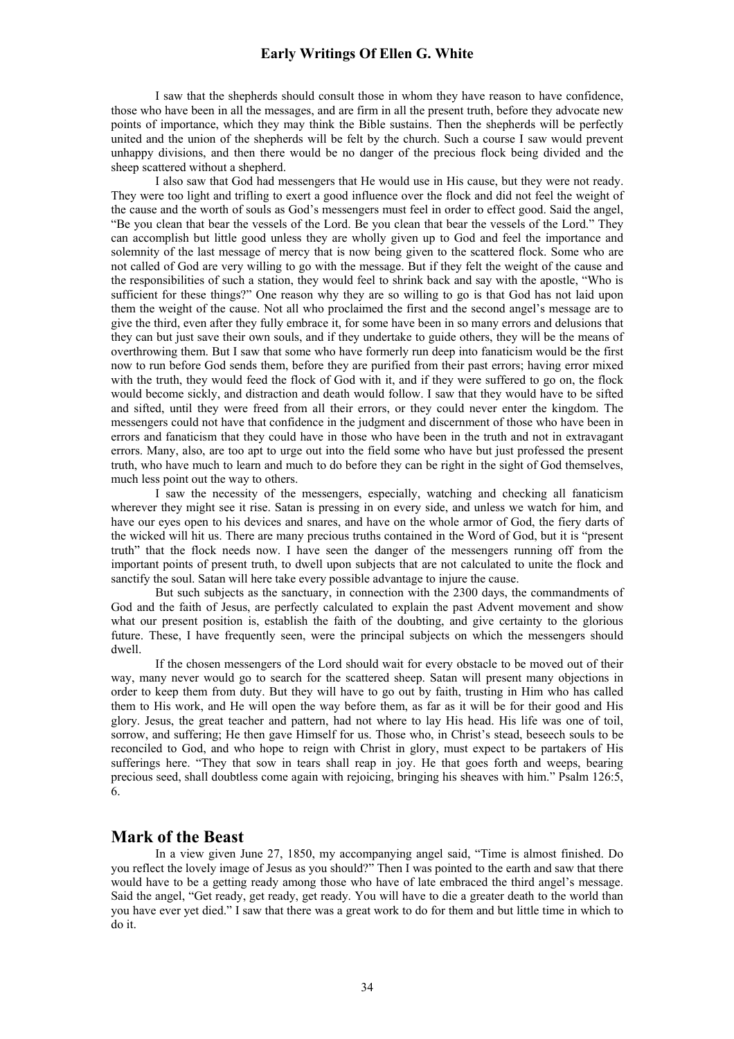I saw that the shepherds should consult those in whom they have reason to have confidence, those who have been in all the messages, and are firm in all the present truth, before they advocate new points of importance, which they may think the Bible sustains. Then the shepherds will be perfectly united and the union of the shepherds will be felt by the church. Such a course I saw would prevent unhappy divisions, and then there would be no danger of the precious flock being divided and the sheep scattered without a shepherd.

I also saw that God had messengers that He would use in His cause, but they were not ready. They were too light and trifling to exert a good influence over the flock and did not feel the weight of the cause and the worth of souls as God's messengers must feel in order to effect good. Said the angel, "Be you clean that bear the vessels of the Lord. Be you clean that bear the vessels of the Lord." They can accomplish but little good unless they are wholly given up to God and feel the importance and solemnity of the last message of mercy that is now being given to the scattered flock. Some who are not called of God are very willing to go with the message. But if they felt the weight of the cause and the responsibilities of such a station, they would feel to shrink back and say with the apostle, "Who is sufficient for these things?" One reason why they are so willing to go is that God has not laid upon them the weight of the cause. Not all who proclaimed the first and the second angel's message are to give the third, even after they fully embrace it, for some have been in so many errors and delusions that they can but just save their own souls, and if they undertake to guide others, they will be the means of overthrowing them. But I saw that some who have formerly run deep into fanaticism would be the first now to run before God sends them, before they are purified from their past errors; having error mixed with the truth, they would feed the flock of God with it, and if they were suffered to go on, the flock would become sickly, and distraction and death would follow. I saw that they would have to be sifted and sifted, until they were freed from all their errors, or they could never enter the kingdom. The messengers could not have that confidence in the judgment and discernment of those who have been in errors and fanaticism that they could have in those who have been in the truth and not in extravagant errors. Many, also, are too apt to urge out into the field some who have but just professed the present truth, who have much to learn and much to do before they can be right in the sight of God themselves, much less point out the way to others.

I saw the necessity of the messengers, especially, watching and checking all fanaticism wherever they might see it rise. Satan is pressing in on every side, and unless we watch for him, and have our eyes open to his devices and snares, and have on the whole armor of God, the fiery darts of the wicked will hit us. There are many precious truths contained in the Word of God, but it is "present truth" that the flock needs now. I have seen the danger of the messengers running off from the important points of present truth, to dwell upon subjects that are not calculated to unite the flock and sanctify the soul. Satan will here take every possible advantage to injure the cause.

But such subjects as the sanctuary, in connection with the 2300 days, the commandments of God and the faith of Jesus, are perfectly calculated to explain the past Advent movement and show what our present position is, establish the faith of the doubting, and give certainty to the glorious future. These, I have frequently seen, were the principal subjects on which the messengers should dwell.

If the chosen messengers of the Lord should wait for every obstacle to be moved out of their way, many never would go to search for the scattered sheep. Satan will present many objections in order to keep them from duty. But they will have to go out by faith, trusting in Him who has called them to His work, and He will open the way before them, as far as it will be for their good and His glory. Jesus, the great teacher and pattern, had not where to lay His head. His life was one of toil, sorrow, and suffering; He then gave Himself for us. Those who, in Christ's stead, beseech souls to be reconciled to God, and who hope to reign with Christ in glory, must expect to be partakers of His sufferings here. "They that sow in tears shall reap in joy. He that goes forth and weeps, bearing precious seed, shall doubtless come again with rejoicing, bringing his sheaves with him." Psalm 126:5, 6.

## Mark of the Beast

In a view given June 27, 1850, my accompanying angel said, "Time is almost finished. Do you reflect the lovely image of Jesus as you should?" Then I was pointed to the earth and saw that there would have to be a getting ready among those who have of late embraced the third angel's message. Said the angel, "Get ready, get ready, get ready. You will have to die a greater death to the world than you have ever yet died." I saw that there was a great work to do for them and but little time in which to do it.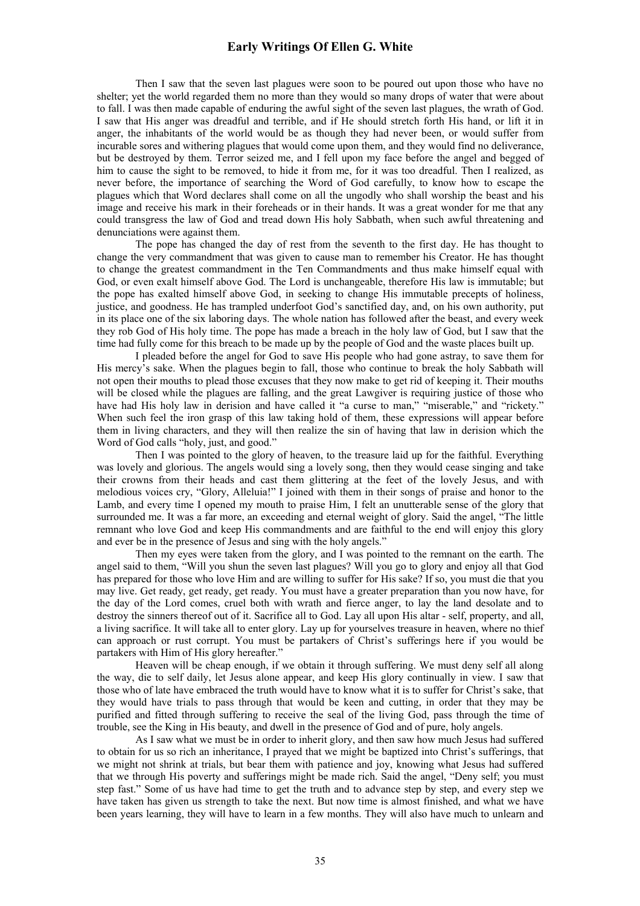Then I saw that the seven last plagues were soon to be poured out upon those who have no shelter; yet the world regarded them no more than they would so many drops of water that were about to fall. I was then made capable of enduring the awful sight of the seven last plagues, the wrath of God. I saw that His anger was dreadful and terrible, and if He should stretch forth His hand, or lift it in anger, the inhabitants of the world would be as though they had never been, or would suffer from incurable sores and withering plagues that would come upon them, and they would find no deliverance, but be destroyed by them. Terror seized me, and I fell upon my face before the angel and begged of him to cause the sight to be removed, to hide it from me, for it was too dreadful. Then I realized, as never before, the importance of searching the Word of God carefully, to know how to escape the plagues which that Word declares shall come on all the ungodly who shall worship the beast and his image and receive his mark in their foreheads or in their hands. It was a great wonder for me that any could transgress the law of God and tread down His holy Sabbath, when such awful threatening and denunciations were against them.

The pope has changed the day of rest from the seventh to the first day. He has thought to change the very commandment that was given to cause man to remember his Creator. He has thought to change the greatest commandment in the Ten Commandments and thus make himself equal with God, or even exalt himself above God. The Lord is unchangeable, therefore His law is immutable; but the pope has exalted himself above God, in seeking to change His immutable precepts of holiness, justice, and goodness. He has trampled underfoot God's sanctified day, and, on his own authority, put in its place one of the six laboring days. The whole nation has followed after the beast, and every week they rob God of His holy time. The pope has made a breach in the holy law of God, but I saw that the time had fully come for this breach to be made up by the people of God and the waste places built up.

I pleaded before the angel for God to save His people who had gone astray, to save them for His mercy's sake. When the plagues begin to fall, those who continue to break the holy Sabbath will not open their mouths to plead those excuses that they now make to get rid of keeping it. Their mouths will be closed while the plagues are falling, and the great Lawgiver is requiring justice of those who have had His holy law in derision and have called it "a curse to man," "miserable," and "rickety." When such feel the iron grasp of this law taking hold of them, these expressions will appear before them in living characters, and they will then realize the sin of having that law in derision which the Word of God calls "holy, just, and good."

Then I was pointed to the glory of heaven, to the treasure laid up for the faithful. Everything was lovely and glorious. The angels would sing a lovely song, then they would cease singing and take their crowns from their heads and cast them glittering at the feet of the lovely Jesus, and with melodious voices cry, "Glory, Alleluia!" I joined with them in their songs of praise and honor to the Lamb, and every time I opened my mouth to praise Him, I felt an unutterable sense of the glory that surrounded me. It was a far more, an exceeding and eternal weight of glory. Said the angel, "The little remnant who love God and keep His commandments and are faithful to the end will enjoy this glory and ever be in the presence of Jesus and sing with the holy angels."

Then my eyes were taken from the glory, and I was pointed to the remnant on the earth. The angel said to them, "Will you shun the seven last plagues? Will you go to glory and enjoy all that God has prepared for those who love Him and are willing to suffer for His sake? If so, you must die that you may live. Get ready, get ready, get ready. You must have a greater preparation than you now have, for the day of the Lord comes, cruel both with wrath and fierce anger, to lay the land desolate and to destroy the sinners thereof out of it. Sacrifice all to God. Lay all upon His altar - self, property, and all, a living sacrifice. It will take all to enter glory. Lay up for yourselves treasure in heaven, where no thief can approach or rust corrupt. You must be partakers of Christ's sufferings here if you would be partakers with Him of His glory hereafter."

Heaven will be cheap enough, if we obtain it through suffering. We must deny self all along the way, die to self daily, let Jesus alone appear, and keep His glory continually in view. I saw that those who of late have embraced the truth would have to know what it is to suffer for Christ's sake, that they would have trials to pass through that would be keen and cutting, in order that they may be purified and fitted through suffering to receive the seal of the living God, pass through the time of trouble, see the King in His beauty, and dwell in the presence of God and of pure, holy angels.

As I saw what we must be in order to inherit glory, and then saw how much Jesus had suffered to obtain for us so rich an inheritance, I prayed that we might be baptized into Christ's sufferings, that we might not shrink at trials, but bear them with patience and joy, knowing what Jesus had suffered that we through His poverty and sufferings might be made rich. Said the angel, "Deny self; you must step fast." Some of us have had time to get the truth and to advance step by step, and every step we have taken has given us strength to take the next. But now time is almost finished, and what we have been years learning, they will have to learn in a few months. They will also have much to unlearn and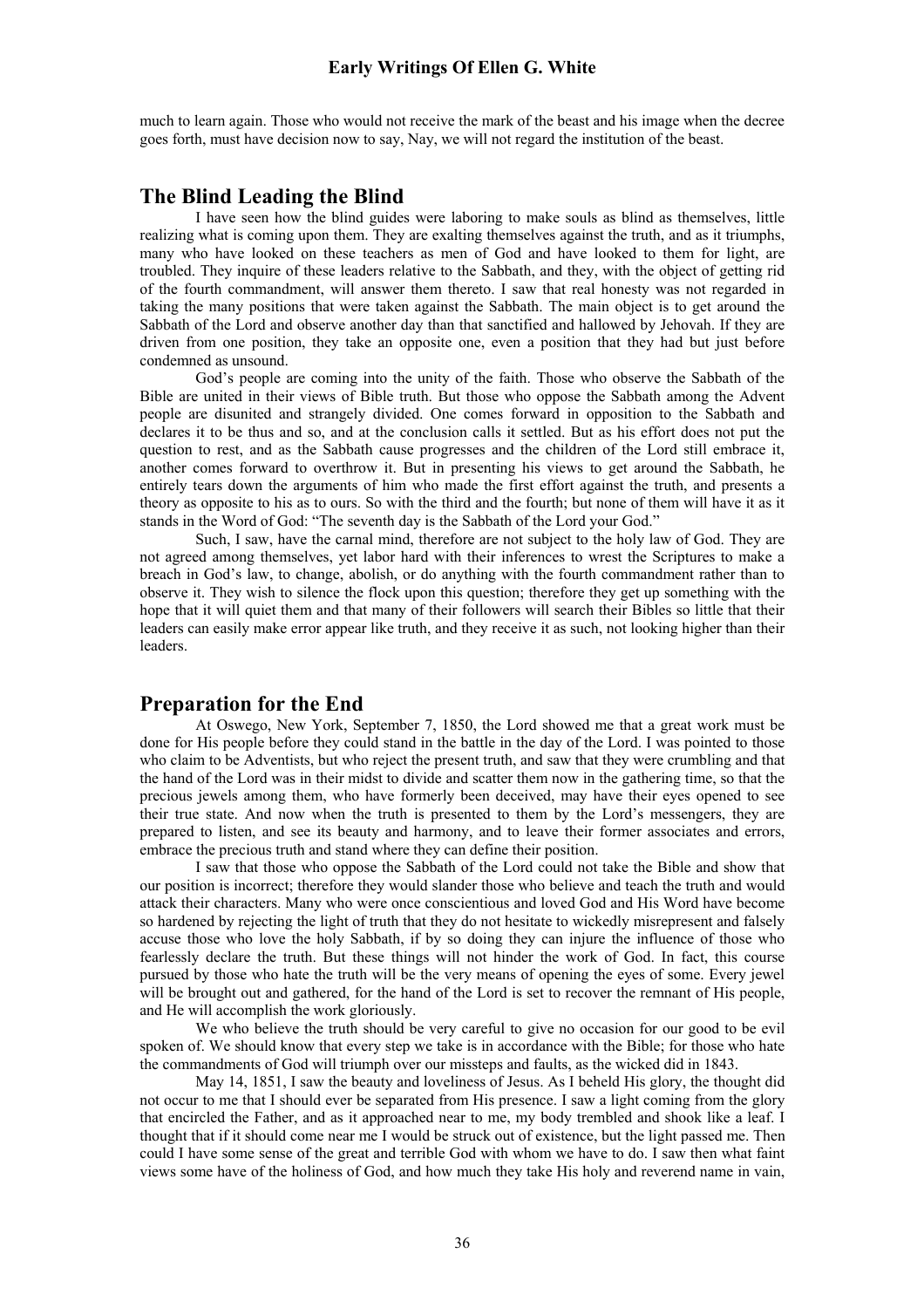much to learn again. Those who would not receive the mark of the beast and his image when the decree goes forth, must have decision now to say, Nay, we will not regard the institution of the beast.

## The Blind Leading the Blind

I have seen how the blind guides were laboring to make souls as blind as themselves, little realizing what is coming upon them. They are exalting themselves against the truth, and as it triumphs, many who have looked on these teachers as men of God and have looked to them for light, are troubled. They inquire of these leaders relative to the Sabbath, and they, with the object of getting rid of the fourth commandment, will answer them thereto. I saw that real honesty was not regarded in taking the many positions that were taken against the Sabbath. The main object is to get around the Sabbath of the Lord and observe another day than that sanctified and hallowed by Jehovah. If they are driven from one position, they take an opposite one, even a position that they had but just before condemned as unsound.

God's people are coming into the unity of the faith. Those who observe the Sabbath of the Bible are united in their views of Bible truth. But those who oppose the Sabbath among the Advent people are disunited and strangely divided. One comes forward in opposition to the Sabbath and declares it to be thus and so, and at the conclusion calls it settled. But as his effort does not put the question to rest, and as the Sabbath cause progresses and the children of the Lord still embrace it, another comes forward to overthrow it. But in presenting his views to get around the Sabbath, he entirely tears down the arguments of him who made the first effort against the truth, and presents a theory as opposite to his as to ours. So with the third and the fourth; but none of them will have it as it stands in the Word of God: "The seventh day is the Sabbath of the Lord your God."

Such, I saw, have the carnal mind, therefore are not subject to the holy law of God. They are not agreed among themselves, yet labor hard with their inferences to wrest the Scriptures to make a breach in God's law, to change, abolish, or do anything with the fourth commandment rather than to observe it. They wish to silence the flock upon this question; therefore they get up something with the hope that it will quiet them and that many of their followers will search their Bibles so little that their leaders can easily make error appear like truth, and they receive it as such, not looking higher than their leaders.

## Preparation for the End

At Oswego, New York, September 7, 1850, the Lord showed me that a great work must be done for His people before they could stand in the battle in the day of the Lord. I was pointed to those who claim to be Adventists, but who reject the present truth, and saw that they were crumbling and that the hand of the Lord was in their midst to divide and scatter them now in the gathering time, so that the precious jewels among them, who have formerly been deceived, may have their eyes opened to see their true state. And now when the truth is presented to them by the Lord's messengers, they are prepared to listen, and see its beauty and harmony, and to leave their former associates and errors, embrace the precious truth and stand where they can define their position.

I saw that those who oppose the Sabbath of the Lord could not take the Bible and show that our position is incorrect; therefore they would slander those who believe and teach the truth and would attack their characters. Many who were once conscientious and loved God and His Word have become so hardened by rejecting the light of truth that they do not hesitate to wickedly misrepresent and falsely accuse those who love the holy Sabbath, if by so doing they can injure the influence of those who fearlessly declare the truth. But these things will not hinder the work of God. In fact, this course pursued by those who hate the truth will be the very means of opening the eyes of some. Every jewel will be brought out and gathered, for the hand of the Lord is set to recover the remnant of His people, and He will accomplish the work gloriously.

We who believe the truth should be very careful to give no occasion for our good to be evil spoken of. We should know that every step we take is in accordance with the Bible; for those who hate the commandments of God will triumph over our missteps and faults, as the wicked did in 1843.

May 14, 1851, I saw the beauty and loveliness of Jesus. As I beheld His glory, the thought did not occur to me that I should ever be separated from His presence. I saw a light coming from the glory that encircled the Father, and as it approached near to me, my body trembled and shook like a leaf. I thought that if it should come near me I would be struck out of existence, but the light passed me. Then could I have some sense of the great and terrible God with whom we have to do. I saw then what faint views some have of the holiness of God, and how much they take His holy and reverend name in vain,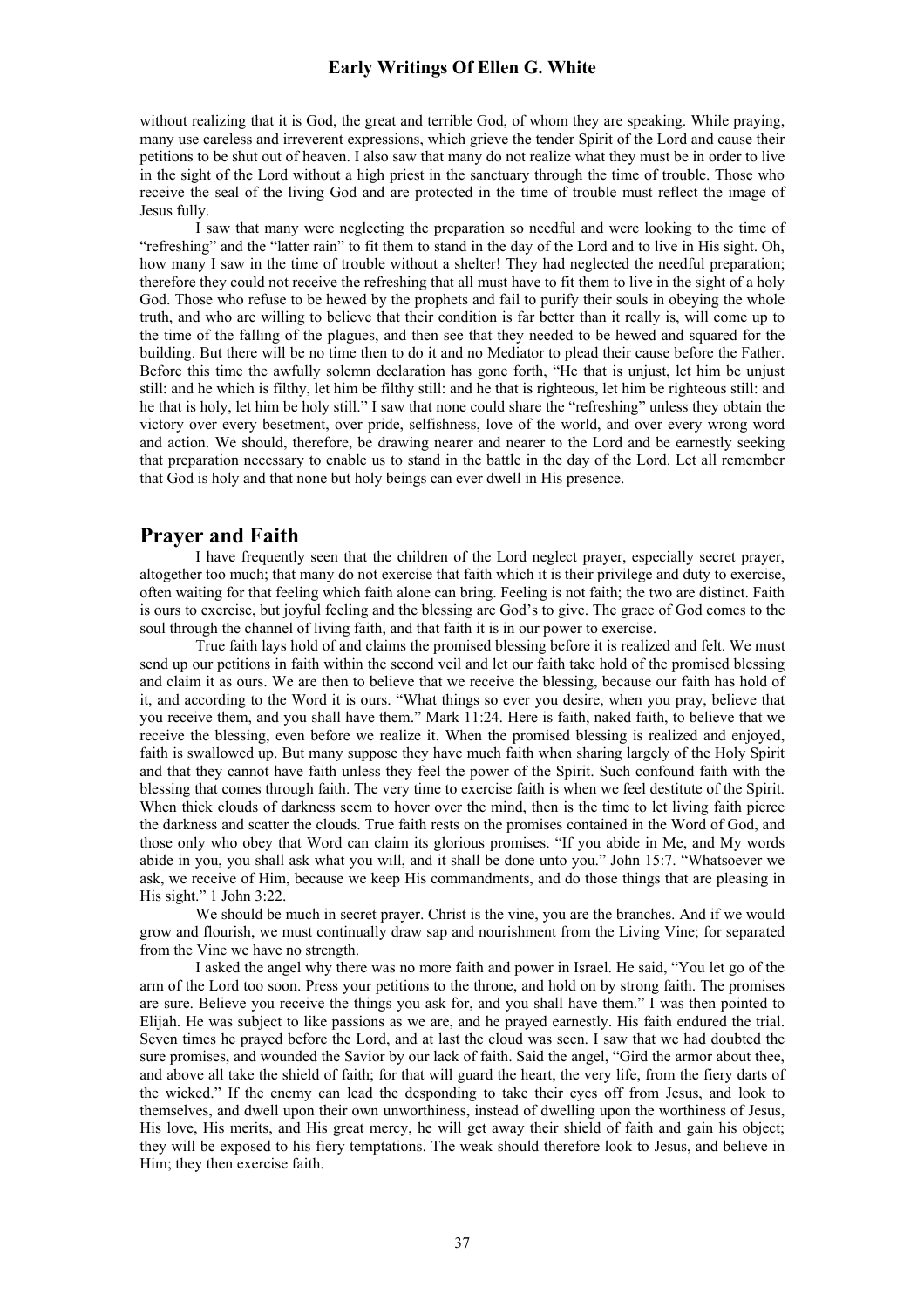without realizing that it is God, the great and terrible God, of whom they are speaking. While praying, many use careless and irreverent expressions, which grieve the tender Spirit of the Lord and cause their petitions to be shut out of heaven. I also saw that many do not realize what they must be in order to live in the sight of the Lord without a high priest in the sanctuary through the time of trouble. Those who receive the seal of the living God and are protected in the time of trouble must reflect the image of Jesus fully.

I saw that many were neglecting the preparation so needful and were looking to the time of "refreshing" and the "latter rain" to fit them to stand in the day of the Lord and to live in His sight. Oh, how many I saw in the time of trouble without a shelter! They had neglected the needful preparation; therefore they could not receive the refreshing that all must have to fit them to live in the sight of a holy God. Those who refuse to be hewed by the prophets and fail to purify their souls in obeying the whole truth, and who are willing to believe that their condition is far better than it really is, will come up to the time of the falling of the plagues, and then see that they needed to be hewed and squared for the building. But there will be no time then to do it and no Mediator to plead their cause before the Father. Before this time the awfully solemn declaration has gone forth, "He that is unjust, let him be unjust still: and he which is filthy, let him be filthy still: and he that is righteous, let him be righteous still: and he that is holy, let him be holy still." I saw that none could share the "refreshing" unless they obtain the victory over every besetment, over pride, selfishness, love of the world, and over every wrong word and action. We should, therefore, be drawing nearer and nearer to the Lord and be earnestly seeking that preparation necessary to enable us to stand in the battle in the day of the Lord. Let all remember that God is holy and that none but holy beings can ever dwell in His presence.

## Prayer and Faith

I have frequently seen that the children of the Lord neglect prayer, especially secret prayer, altogether too much; that many do not exercise that faith which it is their privilege and duty to exercise, often waiting for that feeling which faith alone can bring. Feeling is not faith; the two are distinct. Faith is ours to exercise, but joyful feeling and the blessing are God's to give. The grace of God comes to the soul through the channel of living faith, and that faith it is in our power to exercise.

True faith lays hold of and claims the promised blessing before it is realized and felt. We must send up our petitions in faith within the second veil and let our faith take hold of the promised blessing and claim it as ours. We are then to believe that we receive the blessing, because our faith has hold of it, and according to the Word it is ours. "What things so ever you desire, when you pray, believe that you receive them, and you shall have them." Mark 11:24. Here is faith, naked faith, to believe that we receive the blessing, even before we realize it. When the promised blessing is realized and enjoyed, faith is swallowed up. But many suppose they have much faith when sharing largely of the Holy Spirit and that they cannot have faith unless they feel the power of the Spirit. Such confound faith with the blessing that comes through faith. The very time to exercise faith is when we feel destitute of the Spirit. When thick clouds of darkness seem to hover over the mind, then is the time to let living faith pierce the darkness and scatter the clouds. True faith rests on the promises contained in the Word of God, and those only who obey that Word can claim its glorious promises. "If you abide in Me, and My words abide in you, you shall ask what you will, and it shall be done unto you." John 15:7. "Whatsoever we ask, we receive of Him, because we keep His commandments, and do those things that are pleasing in His sight." 1 John 3:22.

We should be much in secret prayer. Christ is the vine, you are the branches. And if we would grow and flourish, we must continually draw sap and nourishment from the Living Vine; for separated from the Vine we have no strength.

I asked the angel why there was no more faith and power in Israel. He said, "You let go of the arm of the Lord too soon. Press your petitions to the throne, and hold on by strong faith. The promises are sure. Believe you receive the things you ask for, and you shall have them." I was then pointed to Elijah. He was subject to like passions as we are, and he prayed earnestly. His faith endured the trial. Seven times he prayed before the Lord, and at last the cloud was seen. I saw that we had doubted the sure promises, and wounded the Savior by our lack of faith. Said the angel, "Gird the armor about thee, and above all take the shield of faith; for that will guard the heart, the very life, from the fiery darts of the wicked." If the enemy can lead the desponding to take their eyes off from Jesus, and look to themselves, and dwell upon their own unworthiness, instead of dwelling upon the worthiness of Jesus, His love, His merits, and His great mercy, he will get away their shield of faith and gain his object; they will be exposed to his fiery temptations. The weak should therefore look to Jesus, and believe in Him; they then exercise faith.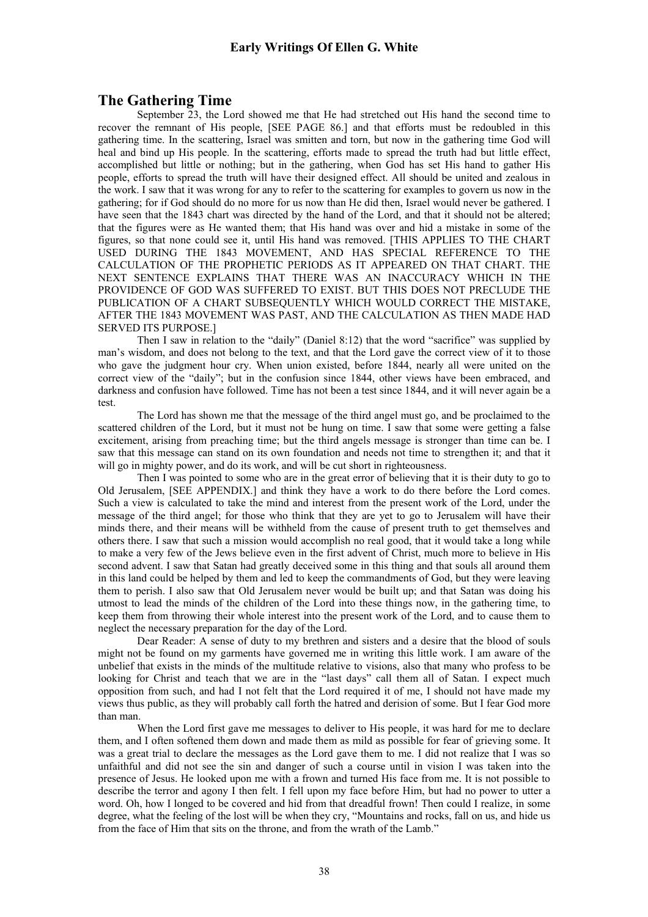## The Gathering Time

September 23, the Lord showed me that He had stretched out His hand the second time to recover the remnant of His people, [SEE PAGE 86.] and that efforts must be redoubled in this gathering time. In the scattering, Israel was smitten and torn, but now in the gathering time God will heal and bind up His people. In the scattering, efforts made to spread the truth had but little effect, accomplished but little or nothing; but in the gathering, when God has set His hand to gather His people, efforts to spread the truth will have their designed effect. All should be united and zealous in the work. I saw that it was wrong for any to refer to the scattering for examples to govern us now in the gathering; for if God should do no more for us now than He did then, Israel would never be gathered. I have seen that the 1843 chart was directed by the hand of the Lord, and that it should not be altered; that the figures were as He wanted them; that His hand was over and hid a mistake in some of the figures, so that none could see it, until His hand was removed. [THIS APPLIES TO THE CHART USED DURING THE 1843 MOVEMENT, AND HAS SPECIAL REFERENCE TO THE CALCULATION OF THE PROPHETIC PERIODS AS IT APPEARED ON THAT CHART. THE NEXT SENTENCE EXPLAINS THAT THERE WAS AN INACCURACY WHICH IN THE PROVIDENCE OF GOD WAS SUFFERED TO EXIST. BUT THIS DOES NOT PRECLUDE THE PUBLICATION OF A CHART SUBSEQUENTLY WHICH WOULD CORRECT THE MISTAKE, AFTER THE 1843 MOVEMENT WAS PAST, AND THE CALCULATION AS THEN MADE HAD SERVED ITS PURPOSE.]

Then I saw in relation to the "daily" (Daniel 8:12) that the word "sacrifice" was supplied by man's wisdom, and does not belong to the text, and that the Lord gave the correct view of it to those who gave the judgment hour cry. When union existed, before 1844, nearly all were united on the correct view of the "daily"; but in the confusion since 1844, other views have been embraced, and darkness and confusion have followed. Time has not been a test since 1844, and it will never again be a test.

The Lord has shown me that the message of the third angel must go, and be proclaimed to the scattered children of the Lord, but it must not be hung on time. I saw that some were getting a false excitement, arising from preaching time; but the third angels message is stronger than time can be. I saw that this message can stand on its own foundation and needs not time to strengthen it; and that it will go in mighty power, and do its work, and will be cut short in righteousness.

Then I was pointed to some who are in the great error of believing that it is their duty to go to Old Jerusalem, [SEE APPENDIX.] and think they have a work to do there before the Lord comes. Such a view is calculated to take the mind and interest from the present work of the Lord, under the message of the third angel; for those who think that they are yet to go to Jerusalem will have their minds there, and their means will be withheld from the cause of present truth to get themselves and others there. I saw that such a mission would accomplish no real good, that it would take a long while to make a very few of the Jews believe even in the first advent of Christ, much more to believe in His second advent. I saw that Satan had greatly deceived some in this thing and that souls all around them in this land could be helped by them and led to keep the commandments of God, but they were leaving them to perish. I also saw that Old Jerusalem never would be built up; and that Satan was doing his utmost to lead the minds of the children of the Lord into these things now, in the gathering time, to keep them from throwing their whole interest into the present work of the Lord, and to cause them to neglect the necessary preparation for the day of the Lord.

Dear Reader: A sense of duty to my brethren and sisters and a desire that the blood of souls might not be found on my garments have governed me in writing this little work. I am aware of the unbelief that exists in the minds of the multitude relative to visions, also that many who profess to be looking for Christ and teach that we are in the "last days" call them all of Satan. I expect much opposition from such, and had I not felt that the Lord required it of me, I should not have made my views thus public, as they will probably call forth the hatred and derision of some. But I fear God more than man.

When the Lord first gave me messages to deliver to His people, it was hard for me to declare them, and I often softened them down and made them as mild as possible for fear of grieving some. It was a great trial to declare the messages as the Lord gave them to me. I did not realize that I was so unfaithful and did not see the sin and danger of such a course until in vision I was taken into the presence of Jesus. He looked upon me with a frown and turned His face from me. It is not possible to describe the terror and agony I then felt. I fell upon my face before Him, but had no power to utter a word. Oh, how I longed to be covered and hid from that dreadful frown! Then could I realize, in some degree, what the feeling of the lost will be when they cry, "Mountains and rocks, fall on us, and hide us from the face of Him that sits on the throne, and from the wrath of the Lamb."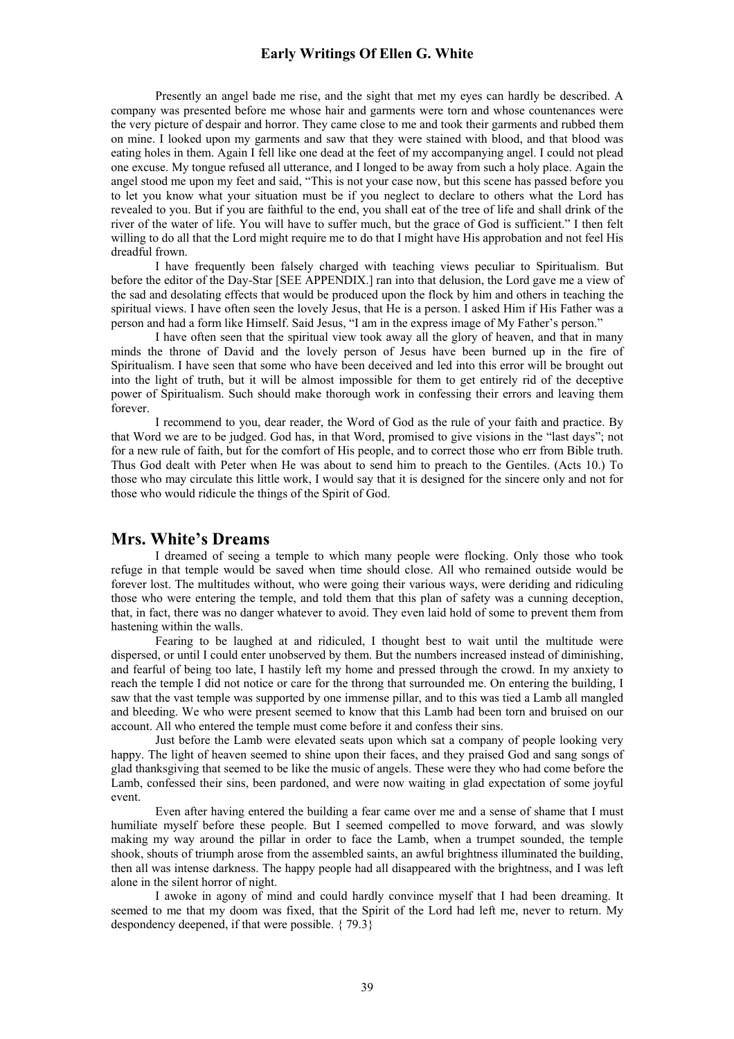Presently an angel bade me rise, and the sight that met my eyes can hardly be described. A company was presented before me whose hair and garments were torn and whose countenances were the very picture of despair and horror. They came close to me and took their garments and rubbed them on mine. I looked upon my garments and saw that they were stained with blood, and that blood was eating holes in them. Again I fell like one dead at the feet of my accompanying angel. I could not plead one excuse. My tongue refused all utterance, and I longed to be away from such a holy place. Again the angel stood me upon my feet and said, "This is not your case now, but this scene has passed before you to let you know what your situation must be if you neglect to declare to others what the Lord has revealed to you. But if you are faithful to the end, you shall eat of the tree of life and shall drink of the river of the water of life. You will have to suffer much, but the grace of God is sufficient." I then felt willing to do all that the Lord might require me to do that I might have His approbation and not feel His dreadful frown.

I have frequently been falsely charged with teaching views peculiar to Spiritualism. But before the editor of the Day-Star [SEE APPENDIX.] ran into that delusion, the Lord gave me a view of the sad and desolating effects that would be produced upon the flock by him and others in teaching the spiritual views. I have often seen the lovely Jesus, that He is a person. I asked Him if His Father was a person and had a form like Himself. Said Jesus, "I am in the express image of My Father's person."

I have often seen that the spiritual view took away all the glory of heaven, and that in many minds the throne of David and the lovely person of Jesus have been burned up in the fire of Spiritualism. I have seen that some who have been deceived and led into this error will be brought out into the light of truth, but it will be almost impossible for them to get entirely rid of the deceptive power of Spiritualism. Such should make thorough work in confessing their errors and leaving them forever.

I recommend to you, dear reader, the Word of God as the rule of your faith and practice. By that Word we are to be judged. God has, in that Word, promised to give visions in the "last days"; not for a new rule of faith, but for the comfort of His people, and to correct those who err from Bible truth. Thus God dealt with Peter when He was about to send him to preach to the Gentiles. (Acts 10.) To those who may circulate this little work, I would say that it is designed for the sincere only and not for those who would ridicule the things of the Spirit of God.

## Mrs. White's Dreams

I dreamed of seeing a temple to which many people were flocking. Only those who took refuge in that temple would be saved when time should close. All who remained outside would be forever lost. The multitudes without, who were going their various ways, were deriding and ridiculing those who were entering the temple, and told them that this plan of safety was a cunning deception, that, in fact, there was no danger whatever to avoid. They even laid hold of some to prevent them from hastening within the walls.

Fearing to be laughed at and ridiculed, I thought best to wait until the multitude were dispersed, or until I could enter unobserved by them. But the numbers increased instead of diminishing, and fearful of being too late, I hastily left my home and pressed through the crowd. In my anxiety to reach the temple I did not notice or care for the throng that surrounded me. On entering the building, I saw that the vast temple was supported by one immense pillar, and to this was tied a Lamb all mangled and bleeding. We who were present seemed to know that this Lamb had been torn and bruised on our account. All who entered the temple must come before it and confess their sins.

Just before the Lamb were elevated seats upon which sat a company of people looking very happy. The light of heaven seemed to shine upon their faces, and they praised God and sang songs of glad thanksgiving that seemed to be like the music of angels. These were they who had come before the Lamb, confessed their sins, been pardoned, and were now waiting in glad expectation of some joyful event.

Even after having entered the building a fear came over me and a sense of shame that I must humiliate myself before these people. But I seemed compelled to move forward, and was slowly making my way around the pillar in order to face the Lamb, when a trumpet sounded, the temple shook, shouts of triumph arose from the assembled saints, an awful brightness illuminated the building, then all was intense darkness. The happy people had all disappeared with the brightness, and I was left alone in the silent horror of night.

I awoke in agony of mind and could hardly convince myself that I had been dreaming. It seemed to me that my doom was fixed, that the Spirit of the Lord had left me, never to return. My despondency deepened, if that were possible. { 79.3}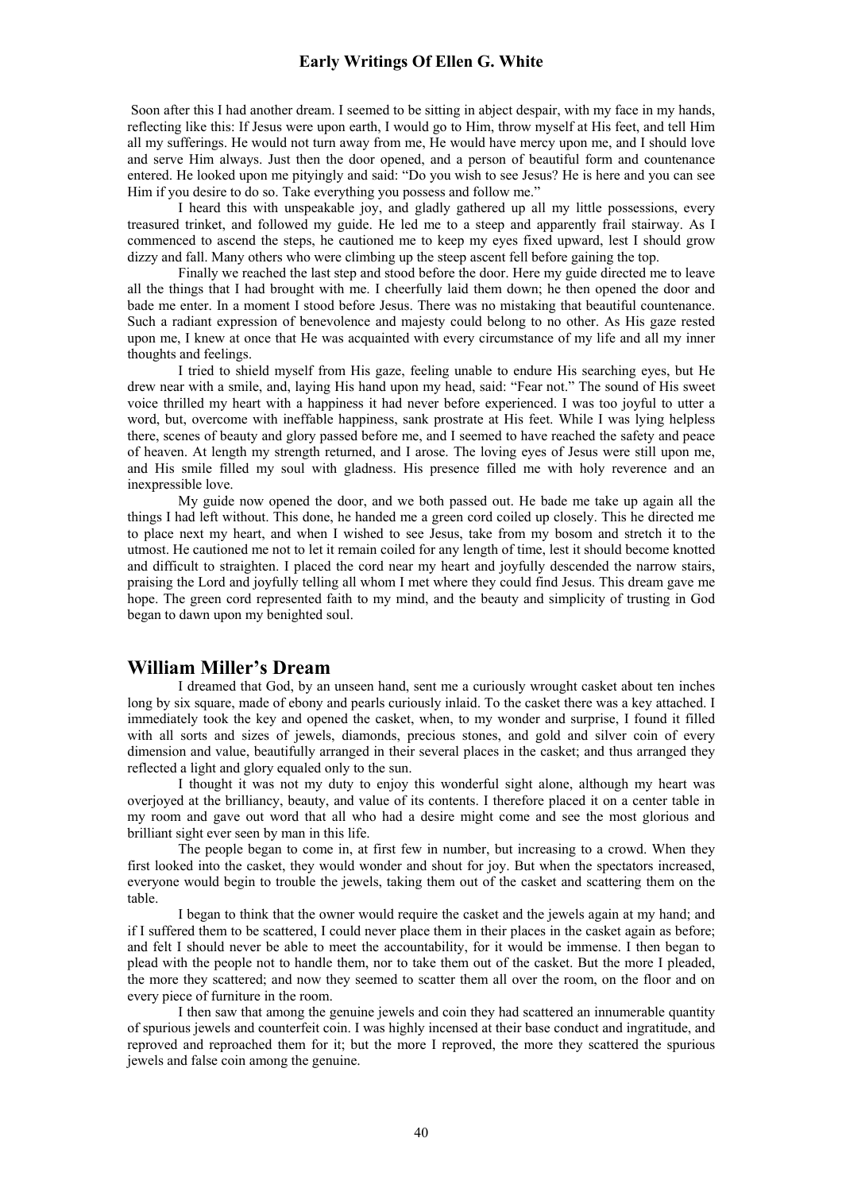Soon after this I had another dream. I seemed to be sitting in abject despair, with my face in my hands, reflecting like this: If Jesus were upon earth, I would go to Him, throw myself at His feet, and tell Him all my sufferings. He would not turn away from me, He would have mercy upon me, and I should love and serve Him always. Just then the door opened, and a person of beautiful form and countenance entered. He looked upon me pityingly and said: "Do you wish to see Jesus? He is here and you can see Him if you desire to do so. Take everything you possess and follow me."

I heard this with unspeakable joy, and gladly gathered up all my little possessions, every treasured trinket, and followed my guide. He led me to a steep and apparently frail stairway. As I commenced to ascend the steps, he cautioned me to keep my eyes fixed upward, lest I should grow dizzy and fall. Many others who were climbing up the steep ascent fell before gaining the top.

Finally we reached the last step and stood before the door. Here my guide directed me to leave all the things that I had brought with me. I cheerfully laid them down; he then opened the door and bade me enter. In a moment I stood before Jesus. There was no mistaking that beautiful countenance. Such a radiant expression of benevolence and majesty could belong to no other. As His gaze rested upon me, I knew at once that He was acquainted with every circumstance of my life and all my inner thoughts and feelings.

I tried to shield myself from His gaze, feeling unable to endure His searching eyes, but He drew near with a smile, and, laying His hand upon my head, said: "Fear not." The sound of His sweet voice thrilled my heart with a happiness it had never before experienced. I was too joyful to utter a word, but, overcome with ineffable happiness, sank prostrate at His feet. While I was lying helpless there, scenes of beauty and glory passed before me, and I seemed to have reached the safety and peace of heaven. At length my strength returned, and I arose. The loving eyes of Jesus were still upon me, and His smile filled my soul with gladness. His presence filled me with holy reverence and an inexpressible love.

My guide now opened the door, and we both passed out. He bade me take up again all the things I had left without. This done, he handed me a green cord coiled up closely. This he directed me to place next my heart, and when I wished to see Jesus, take from my bosom and stretch it to the utmost. He cautioned me not to let it remain coiled for any length of time, lest it should become knotted and difficult to straighten. I placed the cord near my heart and joyfully descended the narrow stairs, praising the Lord and joyfully telling all whom I met where they could find Jesus. This dream gave me hope. The green cord represented faith to my mind, and the beauty and simplicity of trusting in God began to dawn upon my benighted soul.

## William Miller's Dream

I dreamed that God, by an unseen hand, sent me a curiously wrought casket about ten inches long by six square, made of ebony and pearls curiously inlaid. To the casket there was a key attached. I immediately took the key and opened the casket, when, to my wonder and surprise, I found it filled with all sorts and sizes of jewels, diamonds, precious stones, and gold and silver coin of every dimension and value, beautifully arranged in their several places in the casket; and thus arranged they reflected a light and glory equaled only to the sun.

I thought it was not my duty to enjoy this wonderful sight alone, although my heart was overjoyed at the brilliancy, beauty, and value of its contents. I therefore placed it on a center table in my room and gave out word that all who had a desire might come and see the most glorious and brilliant sight ever seen by man in this life.

The people began to come in, at first few in number, but increasing to a crowd. When they first looked into the casket, they would wonder and shout for joy. But when the spectators increased, everyone would begin to trouble the jewels, taking them out of the casket and scattering them on the table.

I began to think that the owner would require the casket and the jewels again at my hand; and if I suffered them to be scattered, I could never place them in their places in the casket again as before; and felt I should never be able to meet the accountability, for it would be immense. I then began to plead with the people not to handle them, nor to take them out of the casket. But the more I pleaded, the more they scattered; and now they seemed to scatter them all over the room, on the floor and on every piece of furniture in the room.

I then saw that among the genuine jewels and coin they had scattered an innumerable quantity of spurious jewels and counterfeit coin. I was highly incensed at their base conduct and ingratitude, and reproved and reproached them for it; but the more I reproved, the more they scattered the spurious jewels and false coin among the genuine.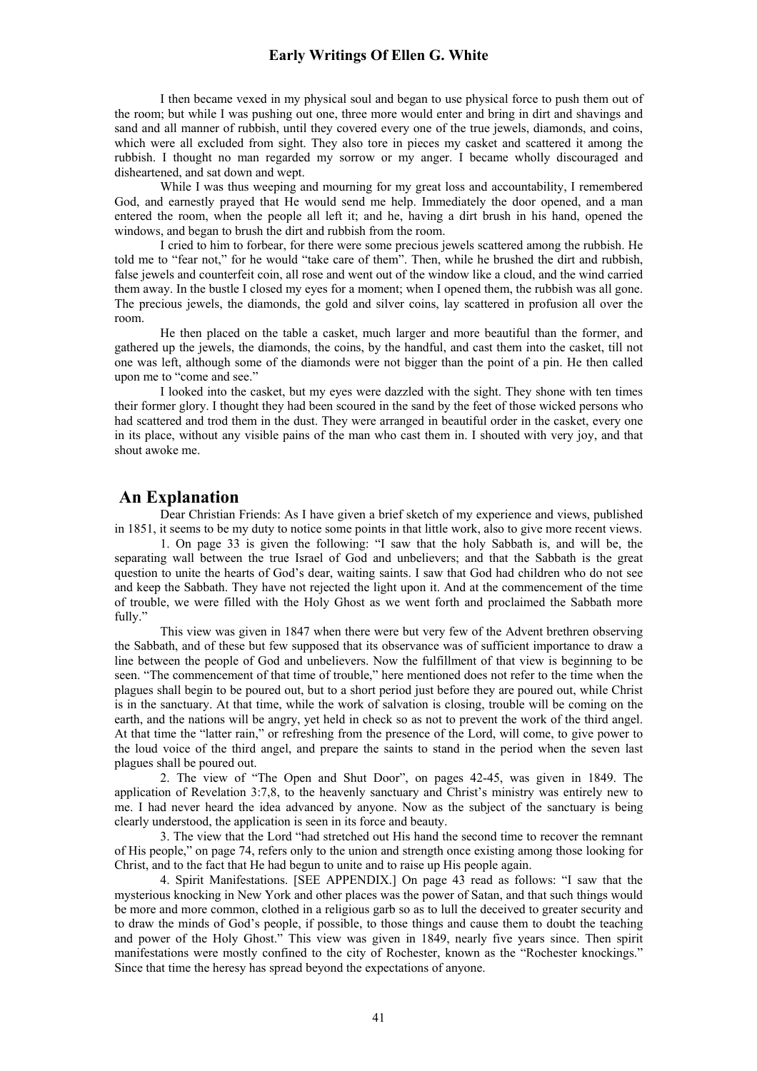I then became vexed in my physical soul and began to use physical force to push them out of the room; but while I was pushing out one, three more would enter and bring in dirt and shavings and sand and all manner of rubbish, until they covered every one of the true jewels, diamonds, and coins, which were all excluded from sight. They also tore in pieces my casket and scattered it among the rubbish. I thought no man regarded my sorrow or my anger. I became wholly discouraged and disheartened, and sat down and wept.

While I was thus weeping and mourning for my great loss and accountability, I remembered God, and earnestly prayed that He would send me help. Immediately the door opened, and a man entered the room, when the people all left it; and he, having a dirt brush in his hand, opened the windows, and began to brush the dirt and rubbish from the room.

I cried to him to forbear, for there were some precious jewels scattered among the rubbish. He told me to "fear not," for he would "take care of them". Then, while he brushed the dirt and rubbish, false jewels and counterfeit coin, all rose and went out of the window like a cloud, and the wind carried them away. In the bustle I closed my eyes for a moment; when I opened them, the rubbish was all gone. The precious jewels, the diamonds, the gold and silver coins, lay scattered in profusion all over the room.

He then placed on the table a casket, much larger and more beautiful than the former, and gathered up the jewels, the diamonds, the coins, by the handful, and cast them into the casket, till not one was left, although some of the diamonds were not bigger than the point of a pin. He then called upon me to "come and see."

I looked into the casket, but my eyes were dazzled with the sight. They shone with ten times their former glory. I thought they had been scoured in the sand by the feet of those wicked persons who had scattered and trod them in the dust. They were arranged in beautiful order in the casket, every one in its place, without any visible pains of the man who cast them in. I shouted with very joy, and that shout awoke me.

## An Explanation

Dear Christian Friends: As I have given a brief sketch of my experience and views, published in 1851, it seems to be my duty to notice some points in that little work, also to give more recent views.

1. On page 33 is given the following: "I saw that the holy Sabbath is, and will be, the separating wall between the true Israel of God and unbelievers; and that the Sabbath is the great question to unite the hearts of God's dear, waiting saints. I saw that God had children who do not see and keep the Sabbath. They have not rejected the light upon it. And at the commencement of the time of trouble, we were filled with the Holy Ghost as we went forth and proclaimed the Sabbath more fully."

This view was given in 1847 when there were but very few of the Advent brethren observing the Sabbath, and of these but few supposed that its observance was of sufficient importance to draw a line between the people of God and unbelievers. Now the fulfillment of that view is beginning to be seen. "The commencement of that time of trouble," here mentioned does not refer to the time when the plagues shall begin to be poured out, but to a short period just before they are poured out, while Christ is in the sanctuary. At that time, while the work of salvation is closing, trouble will be coming on the earth, and the nations will be angry, yet held in check so as not to prevent the work of the third angel. At that time the "latter rain," or refreshing from the presence of the Lord, will come, to give power to the loud voice of the third angel, and prepare the saints to stand in the period when the seven last plagues shall be poured out.

2. The view of "The Open and Shut Door", on pages 42-45, was given in 1849. The application of Revelation 3:7,8, to the heavenly sanctuary and Christ's ministry was entirely new to me. I had never heard the idea advanced by anyone. Now as the subject of the sanctuary is being clearly understood, the application is seen in its force and beauty.

3. The view that the Lord "had stretched out His hand the second time to recover the remnant of His people," on page 74, refers only to the union and strength once existing among those looking for Christ, and to the fact that He had begun to unite and to raise up His people again.

4. Spirit Manifestations. [SEE APPENDIX.] On page 43 read as follows: "I saw that the mysterious knocking in New York and other places was the power of Satan, and that such things would be more and more common, clothed in a religious garb so as to lull the deceived to greater security and to draw the minds of God's people, if possible, to those things and cause them to doubt the teaching and power of the Holy Ghost." This view was given in 1849, nearly five years since. Then spirit manifestations were mostly confined to the city of Rochester, known as the "Rochester knockings." Since that time the heresy has spread beyond the expectations of anyone.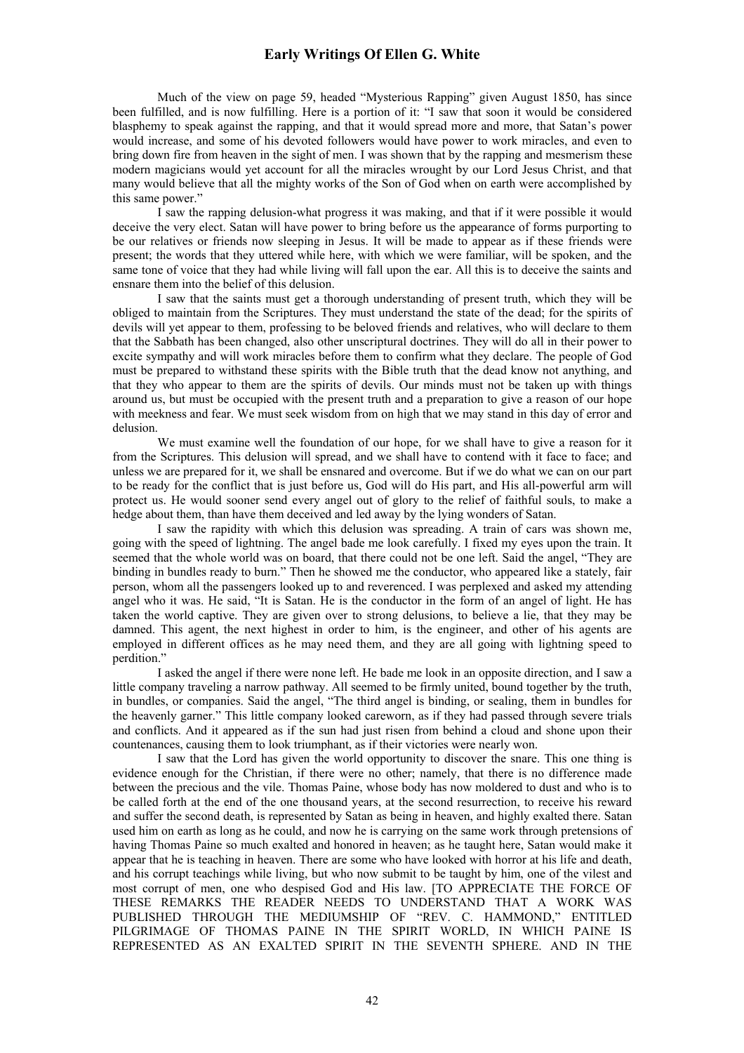Much of the view on page 59, headed "Mysterious Rapping" given August 1850, has since been fulfilled, and is now fulfilling. Here is a portion of it: "I saw that soon it would be considered blasphemy to speak against the rapping, and that it would spread more and more, that Satan's power would increase, and some of his devoted followers would have power to work miracles, and even to bring down fire from heaven in the sight of men. I was shown that by the rapping and mesmerism these modern magicians would yet account for all the miracles wrought by our Lord Jesus Christ, and that many would believe that all the mighty works of the Son of God when on earth were accomplished by this same power."

I saw the rapping delusion-what progress it was making, and that if it were possible it would deceive the very elect. Satan will have power to bring before us the appearance of forms purporting to be our relatives or friends now sleeping in Jesus. It will be made to appear as if these friends were present; the words that they uttered while here, with which we were familiar, will be spoken, and the same tone of voice that they had while living will fall upon the ear. All this is to deceive the saints and ensnare them into the belief of this delusion.

I saw that the saints must get a thorough understanding of present truth, which they will be obliged to maintain from the Scriptures. They must understand the state of the dead; for the spirits of devils will yet appear to them, professing to be beloved friends and relatives, who will declare to them that the Sabbath has been changed, also other unscriptural doctrines. They will do all in their power to excite sympathy and will work miracles before them to confirm what they declare. The people of God must be prepared to withstand these spirits with the Bible truth that the dead know not anything, and that they who appear to them are the spirits of devils. Our minds must not be taken up with things around us, but must be occupied with the present truth and a preparation to give a reason of our hope with meekness and fear. We must seek wisdom from on high that we may stand in this day of error and delusion.

We must examine well the foundation of our hope, for we shall have to give a reason for it from the Scriptures. This delusion will spread, and we shall have to contend with it face to face; and unless we are prepared for it, we shall be ensnared and overcome. But if we do what we can on our part to be ready for the conflict that is just before us, God will do His part, and His all-powerful arm will protect us. He would sooner send every angel out of glory to the relief of faithful souls, to make a hedge about them, than have them deceived and led away by the lying wonders of Satan.

I saw the rapidity with which this delusion was spreading. A train of cars was shown me, going with the speed of lightning. The angel bade me look carefully. I fixed my eyes upon the train. It seemed that the whole world was on board, that there could not be one left. Said the angel, "They are binding in bundles ready to burn." Then he showed me the conductor, who appeared like a stately, fair person, whom all the passengers looked up to and reverenced. I was perplexed and asked my attending angel who it was. He said, "It is Satan. He is the conductor in the form of an angel of light. He has taken the world captive. They are given over to strong delusions, to believe a lie, that they may be damned. This agent, the next highest in order to him, is the engineer, and other of his agents are employed in different offices as he may need them, and they are all going with lightning speed to perdition."

I asked the angel if there were none left. He bade me look in an opposite direction, and I saw a little company traveling a narrow pathway. All seemed to be firmly united, bound together by the truth, in bundles, or companies. Said the angel, "The third angel is binding, or sealing, them in bundles for the heavenly garner." This little company looked careworn, as if they had passed through severe trials and conflicts. And it appeared as if the sun had just risen from behind a cloud and shone upon their countenances, causing them to look triumphant, as if their victories were nearly won.

I saw that the Lord has given the world opportunity to discover the snare. This one thing is evidence enough for the Christian, if there were no other; namely, that there is no difference made between the precious and the vile. Thomas Paine, whose body has now moldered to dust and who is to be called forth at the end of the one thousand years, at the second resurrection, to receive his reward and suffer the second death, is represented by Satan as being in heaven, and highly exalted there. Satan used him on earth as long as he could, and now he is carrying on the same work through pretensions of having Thomas Paine so much exalted and honored in heaven; as he taught here, Satan would make it appear that he is teaching in heaven. There are some who have looked with horror at his life and death, and his corrupt teachings while living, but who now submit to be taught by him, one of the vilest and most corrupt of men, one who despised God and His law. [TO APPRECIATE THE FORCE OF THESE REMARKS THE READER NEEDS TO UNDERSTAND THAT A WORK WAS PUBLISHED THROUGH THE MEDIUMSHIP OF "REV. C. HAMMOND," ENTITLED PILGRIMAGE OF THOMAS PAINE IN THE SPIRIT WORLD, IN WHICH PAINE IS REPRESENTED AS AN EXALTED SPIRIT IN THE SEVENTH SPHERE. AND IN THE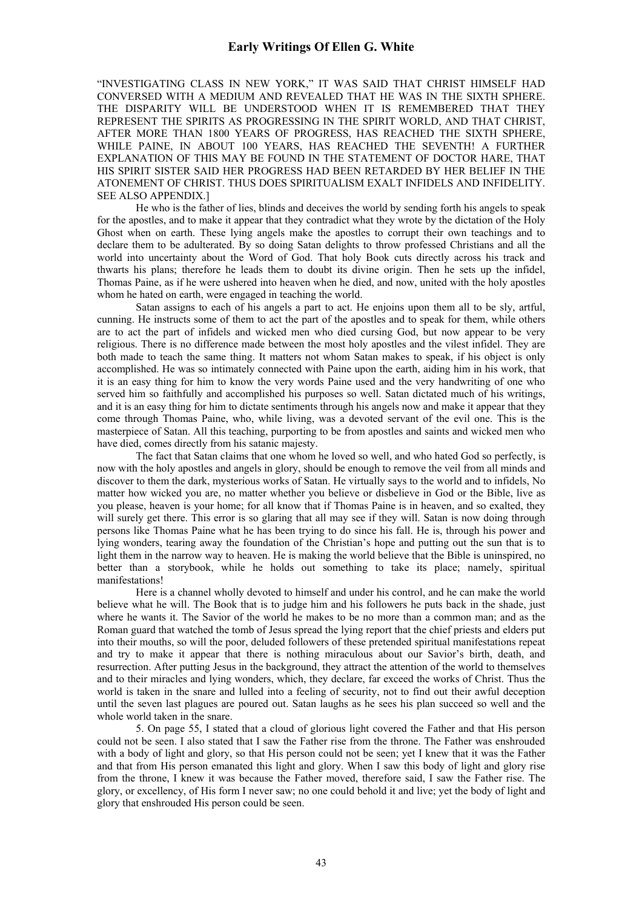"INVESTIGATING CLASS IN NEW YORK," IT WAS SAID THAT CHRIST HIMSELF HAD CONVERSED WITH A MEDIUM AND REVEALED THAT HE WAS IN THE SIXTH SPHERE. THE DISPARITY WILL BE UNDERSTOOD WHEN IT IS REMEMBERED THAT THEY REPRESENT THE SPIRITS AS PROGRESSING IN THE SPIRIT WORLD, AND THAT CHRIST, AFTER MORE THAN 1800 YEARS OF PROGRESS, HAS REACHED THE SIXTH SPHERE, WHILE PAINE, IN ABOUT 100 YEARS, HAS REACHED THE SEVENTH! A FURTHER EXPLANATION OF THIS MAY BE FOUND IN THE STATEMENT OF DOCTOR HARE, THAT HIS SPIRIT SISTER SAID HER PROGRESS HAD BEEN RETARDED BY HER BELIEF IN THE ATONEMENT OF CHRIST. THUS DOES SPIRITUALISM EXALT INFIDELS AND INFIDELITY. SEE ALSO APPENDIX.]

He who is the father of lies, blinds and deceives the world by sending forth his angels to speak for the apostles, and to make it appear that they contradict what they wrote by the dictation of the Holy Ghost when on earth. These lying angels make the apostles to corrupt their own teachings and to declare them to be adulterated. By so doing Satan delights to throw professed Christians and all the world into uncertainty about the Word of God. That holy Book cuts directly across his track and thwarts his plans; therefore he leads them to doubt its divine origin. Then he sets up the infidel, Thomas Paine, as if he were ushered into heaven when he died, and now, united with the holy apostles whom he hated on earth, were engaged in teaching the world.

Satan assigns to each of his angels a part to act. He enjoins upon them all to be sly, artful, cunning. He instructs some of them to act the part of the apostles and to speak for them, while others are to act the part of infidels and wicked men who died cursing God, but now appear to be very religious. There is no difference made between the most holy apostles and the vilest infidel. They are both made to teach the same thing. It matters not whom Satan makes to speak, if his object is only accomplished. He was so intimately connected with Paine upon the earth, aiding him in his work, that it is an easy thing for him to know the very words Paine used and the very handwriting of one who served him so faithfully and accomplished his purposes so well. Satan dictated much of his writings, and it is an easy thing for him to dictate sentiments through his angels now and make it appear that they come through Thomas Paine, who, while living, was a devoted servant of the evil one. This is the masterpiece of Satan. All this teaching, purporting to be from apostles and saints and wicked men who have died, comes directly from his satanic majesty.

The fact that Satan claims that one whom he loved so well, and who hated God so perfectly, is now with the holy apostles and angels in glory, should be enough to remove the veil from all minds and discover to them the dark, mysterious works of Satan. He virtually says to the world and to infidels, No matter how wicked you are, no matter whether you believe or disbelieve in God or the Bible, live as you please, heaven is your home; for all know that if Thomas Paine is in heaven, and so exalted, they will surely get there. This error is so glaring that all may see if they will. Satan is now doing through persons like Thomas Paine what he has been trying to do since his fall. He is, through his power and lying wonders, tearing away the foundation of the Christian's hope and putting out the sun that is to light them in the narrow way to heaven. He is making the world believe that the Bible is uninspired, no better than a storybook, while he holds out something to take its place; namely, spiritual manifestations!

Here is a channel wholly devoted to himself and under his control, and he can make the world believe what he will. The Book that is to judge him and his followers he puts back in the shade, just where he wants it. The Savior of the world he makes to be no more than a common man; and as the Roman guard that watched the tomb of Jesus spread the lying report that the chief priests and elders put into their mouths, so will the poor, deluded followers of these pretended spiritual manifestations repeat and try to make it appear that there is nothing miraculous about our Savior's birth, death, and resurrection. After putting Jesus in the background, they attract the attention of the world to themselves and to their miracles and lying wonders, which, they declare, far exceed the works of Christ. Thus the world is taken in the snare and lulled into a feeling of security, not to find out their awful deception until the seven last plagues are poured out. Satan laughs as he sees his plan succeed so well and the whole world taken in the snare.

5. On page 55, I stated that a cloud of glorious light covered the Father and that His person could not be seen. I also stated that I saw the Father rise from the throne. The Father was enshrouded with a body of light and glory, so that His person could not be seen; yet I knew that it was the Father and that from His person emanated this light and glory. When I saw this body of light and glory rise from the throne, I knew it was because the Father moved, therefore said, I saw the Father rise. The glory, or excellency, of His form I never saw; no one could behold it and live; yet the body of light and glory that enshrouded His person could be seen.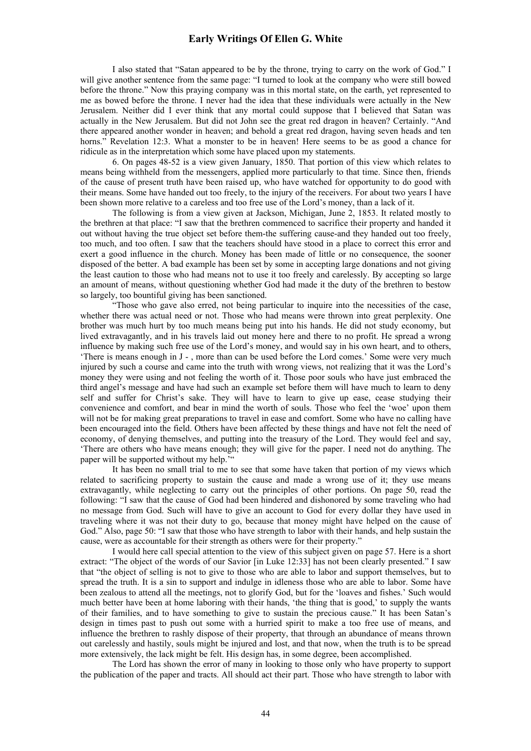I also stated that "Satan appeared to be by the throne, trying to carry on the work of God." I will give another sentence from the same page: "I turned to look at the company who were still bowed before the throne." Now this praying company was in this mortal state, on the earth, yet represented to me as bowed before the throne. I never had the idea that these individuals were actually in the New Jerusalem. Neither did I ever think that any mortal could suppose that I believed that Satan was actually in the New Jerusalem. But did not John see the great red dragon in heaven? Certainly. "And there appeared another wonder in heaven; and behold a great red dragon, having seven heads and ten horns." Revelation 12:3. What a monster to be in heaven! Here seems to be as good a chance for ridicule as in the interpretation which some have placed upon my statements.

6. On pages 48-52 is a view given January, 1850. That portion of this view which relates to means being withheld from the messengers, applied more particularly to that time. Since then, friends of the cause of present truth have been raised up, who have watched for opportunity to do good with their means. Some have handed out too freely, to the injury of the receivers. For about two years I have been shown more relative to a careless and too free use of the Lord's money, than a lack of it.

The following is from a view given at Jackson, Michigan, June 2, 1853. It related mostly to the brethren at that place: "I saw that the brethren commenced to sacrifice their property and handed it out without having the true object set before them-the suffering cause-and they handed out too freely, too much, and too often. I saw that the teachers should have stood in a place to correct this error and exert a good influence in the church. Money has been made of little or no consequence, the sooner disposed of the better. A bad example has been set by some in accepting large donations and not giving the least caution to those who had means not to use it too freely and carelessly. By accepting so large an amount of means, without questioning whether God had made it the duty of the brethren to bestow so largely, too bountiful giving has been sanctioned.

"Those who gave also erred, not being particular to inquire into the necessities of the case, whether there was actual need or not. Those who had means were thrown into great perplexity. One brother was much hurt by too much means being put into his hands. He did not study economy, but lived extravagantly, and in his travels laid out money here and there to no profit. He spread a wrong influence by making such free use of the Lord's money, and would say in his own heart, and to others, 'There is means enough in J - , more than can be used before the Lord comes.' Some were very much injured by such a course and came into the truth with wrong views, not realizing that it was the Lord's money they were using and not feeling the worth of it. Those poor souls who have just embraced the third angel's message and have had such an example set before them will have much to learn to deny self and suffer for Christ's sake. They will have to learn to give up ease, cease studying their convenience and comfort, and bear in mind the worth of souls. Those who feel the 'woe' upon them will not be for making great preparations to travel in ease and comfort. Some who have no calling have been encouraged into the field. Others have been affected by these things and have not felt the need of economy, of denying themselves, and putting into the treasury of the Lord. They would feel and say, 'There are others who have means enough; they will give for the paper. I need not do anything. The paper will be supported without my help.'"

It has been no small trial to me to see that some have taken that portion of my views which related to sacrificing property to sustain the cause and made a wrong use of it; they use means extravagantly, while neglecting to carry out the principles of other portions. On page 50, read the following: "I saw that the cause of God had been hindered and dishonored by some traveling who had no message from God. Such will have to give an account to God for every dollar they have used in traveling where it was not their duty to go, because that money might have helped on the cause of God." Also, page 50: "I saw that those who have strength to labor with their hands, and help sustain the cause, were as accountable for their strength as others were for their property."

I would here call special attention to the view of this subject given on page 57. Here is a short extract: "The object of the words of our Savior [in Luke 12:33] has not been clearly presented." I saw that "the object of selling is not to give to those who are able to labor and support themselves, but to spread the truth. It is a sin to support and indulge in idleness those who are able to labor. Some have been zealous to attend all the meetings, not to glorify God, but for the 'loaves and fishes.' Such would much better have been at home laboring with their hands, 'the thing that is good,' to supply the wants of their families, and to have something to give to sustain the precious cause." It has been Satan's design in times past to push out some with a hurried spirit to make a too free use of means, and influence the brethren to rashly dispose of their property, that through an abundance of means thrown out carelessly and hastily, souls might be injured and lost, and that now, when the truth is to be spread more extensively, the lack might be felt. His design has, in some degree, been accomplished.

The Lord has shown the error of many in looking to those only who have property to support the publication of the paper and tracts. All should act their part. Those who have strength to labor with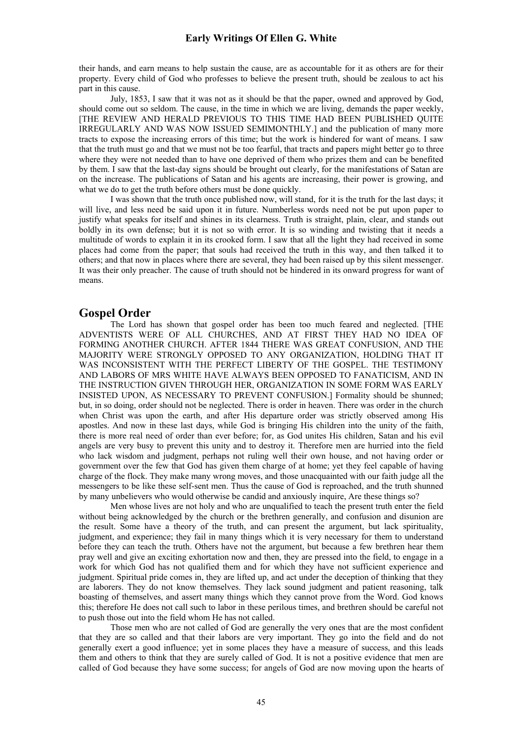their hands, and earn means to help sustain the cause, are as accountable for it as others are for their property. Every child of God who professes to believe the present truth, should be zealous to act his part in this cause.

July, 1853, I saw that it was not as it should be that the paper, owned and approved by God, should come out so seldom. The cause, in the time in which we are living, demands the paper weekly, [THE REVIEW AND HERALD PREVIOUS TO THIS TIME HAD BEEN PUBLISHED QUITE IRREGULARLY AND WAS NOW ISSUED SEMIMONTHLY.] and the publication of many more tracts to expose the increasing errors of this time; but the work is hindered for want of means. I saw that the truth must go and that we must not be too fearful, that tracts and papers might better go to three where they were not needed than to have one deprived of them who prizes them and can be benefited by them. I saw that the last-day signs should be brought out clearly, for the manifestations of Satan are on the increase. The publications of Satan and his agents are increasing, their power is growing, and what we do to get the truth before others must be done quickly.

I was shown that the truth once published now, will stand, for it is the truth for the last days; it will live, and less need be said upon it in future. Numberless words need not be put upon paper to justify what speaks for itself and shines in its clearness. Truth is straight, plain, clear, and stands out boldly in its own defense; but it is not so with error. It is so winding and twisting that it needs a multitude of words to explain it in its crooked form. I saw that all the light they had received in some places had come from the paper; that souls had received the truth in this way, and then talked it to others; and that now in places where there are several, they had been raised up by this silent messenger. It was their only preacher. The cause of truth should not be hindered in its onward progress for want of means.

## Gospel Order

The Lord has shown that gospel order has been too much feared and neglected. [THE ADVENTISTS WERE OF ALL CHURCHES, AND AT FIRST THEY HAD NO IDEA OF FORMING ANOTHER CHURCH. AFTER 1844 THERE WAS GREAT CONFUSION, AND THE MAJORITY WERE STRONGLY OPPOSED TO ANY ORGANIZATION, HOLDING THAT IT WAS INCONSISTENT WITH THE PERFECT LIBERTY OF THE GOSPEL. THE TESTIMONY AND LABORS OF MRS WHITE HAVE ALWAYS BEEN OPPOSED TO FANATICISM, AND IN THE INSTRUCTION GIVEN THROUGH HER, ORGANIZATION IN SOME FORM WAS EARLY INSISTED UPON, AS NECESSARY TO PREVENT CONFUSION.] Formality should be shunned; but, in so doing, order should not be neglected. There is order in heaven. There was order in the church when Christ was upon the earth, and after His departure order was strictly observed among His apostles. And now in these last days, while God is bringing His children into the unity of the faith, there is more real need of order than ever before; for, as God unites His children, Satan and his evil angels are very busy to prevent this unity and to destroy it. Therefore men are hurried into the field who lack wisdom and judgment, perhaps not ruling well their own house, and not having order or government over the few that God has given them charge of at home; yet they feel capable of having charge of the flock. They make many wrong moves, and those unacquainted with our faith judge all the messengers to be like these self-sent men. Thus the cause of God is reproached, and the truth shunned by many unbelievers who would otherwise be candid and anxiously inquire, Are these things so?

Men whose lives are not holy and who are unqualified to teach the present truth enter the field without being acknowledged by the church or the brethren generally, and confusion and disunion are the result. Some have a theory of the truth, and can present the argument, but lack spirituality, judgment, and experience; they fail in many things which it is very necessary for them to understand before they can teach the truth. Others have not the argument, but because a few brethren hear them pray well and give an exciting exhortation now and then, they are pressed into the field, to engage in a work for which God has not qualified them and for which they have not sufficient experience and judgment. Spiritual pride comes in, they are lifted up, and act under the deception of thinking that they are laborers. They do not know themselves. They lack sound judgment and patient reasoning, talk boasting of themselves, and assert many things which they cannot prove from the Word. God knows this; therefore He does not call such to labor in these perilous times, and brethren should be careful not to push those out into the field whom He has not called.

Those men who are not called of God are generally the very ones that are the most confident that they are so called and that their labors are very important. They go into the field and do not generally exert a good influence; yet in some places they have a measure of success, and this leads them and others to think that they are surely called of God. It is not a positive evidence that men are called of God because they have some success; for angels of God are now moving upon the hearts of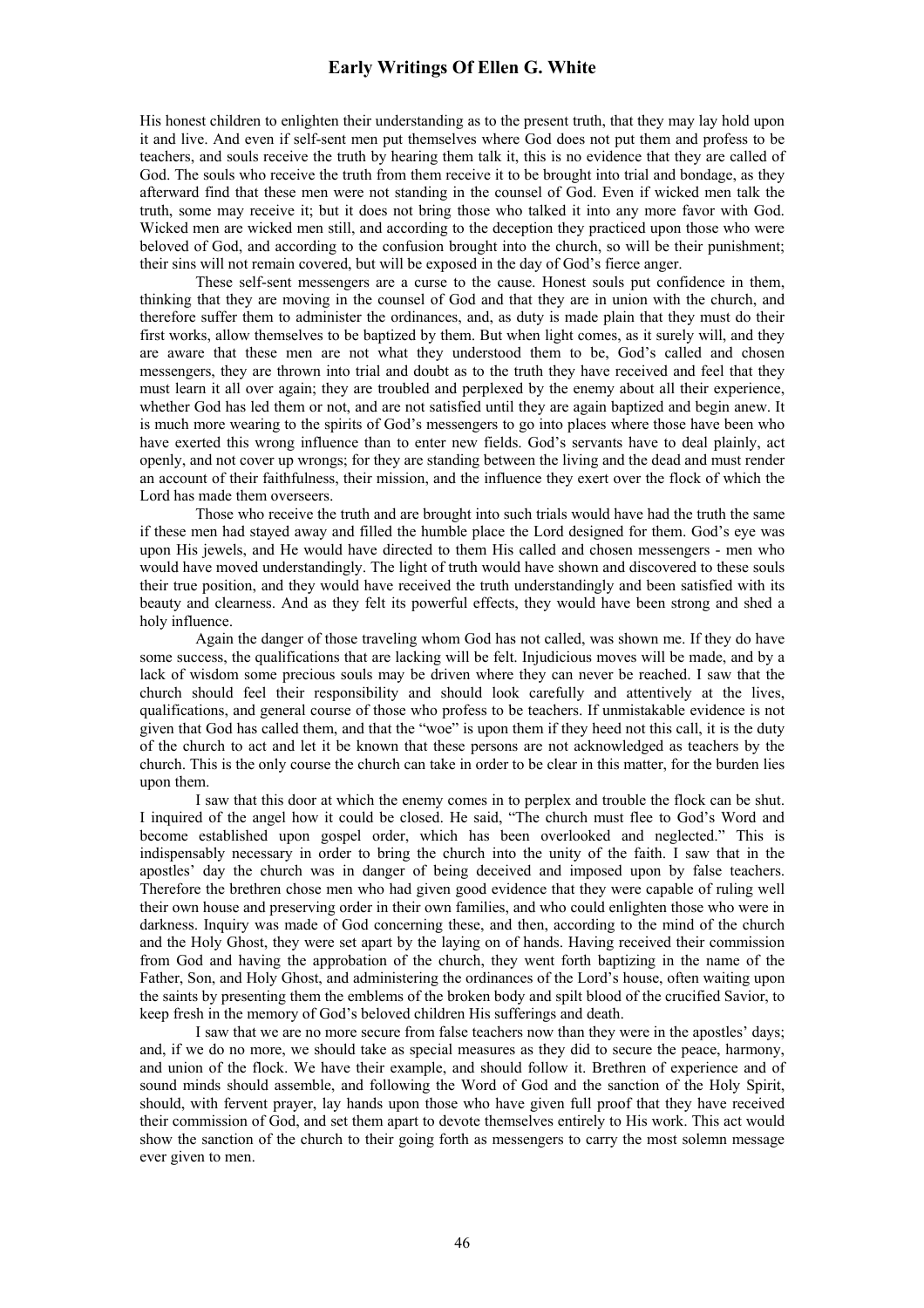His honest children to enlighten their understanding as to the present truth, that they may lay hold upon it and live. And even if self-sent men put themselves where God does not put them and profess to be teachers, and souls receive the truth by hearing them talk it, this is no evidence that they are called of God. The souls who receive the truth from them receive it to be brought into trial and bondage, as they afterward find that these men were not standing in the counsel of God. Even if wicked men talk the truth, some may receive it; but it does not bring those who talked it into any more favor with God. Wicked men are wicked men still, and according to the deception they practiced upon those who were beloved of God, and according to the confusion brought into the church, so will be their punishment; their sins will not remain covered, but will be exposed in the day of God's fierce anger.

These self-sent messengers are a curse to the cause. Honest souls put confidence in them, thinking that they are moving in the counsel of God and that they are in union with the church, and therefore suffer them to administer the ordinances, and, as duty is made plain that they must do their first works, allow themselves to be baptized by them. But when light comes, as it surely will, and they are aware that these men are not what they understood them to be, God's called and chosen messengers, they are thrown into trial and doubt as to the truth they have received and feel that they must learn it all over again; they are troubled and perplexed by the enemy about all their experience, whether God has led them or not, and are not satisfied until they are again baptized and begin anew. It is much more wearing to the spirits of God's messengers to go into places where those have been who have exerted this wrong influence than to enter new fields. God's servants have to deal plainly, act openly, and not cover up wrongs; for they are standing between the living and the dead and must render an account of their faithfulness, their mission, and the influence they exert over the flock of which the Lord has made them overseers.

Those who receive the truth and are brought into such trials would have had the truth the same if these men had stayed away and filled the humble place the Lord designed for them. God's eye was upon His jewels, and He would have directed to them His called and chosen messengers - men who would have moved understandingly. The light of truth would have shown and discovered to these souls their true position, and they would have received the truth understandingly and been satisfied with its beauty and clearness. And as they felt its powerful effects, they would have been strong and shed a holy influence.

Again the danger of those traveling whom God has not called, was shown me. If they do have some success, the qualifications that are lacking will be felt. Injudicious moves will be made, and by a lack of wisdom some precious souls may be driven where they can never be reached. I saw that the church should feel their responsibility and should look carefully and attentively at the lives, qualifications, and general course of those who profess to be teachers. If unmistakable evidence is not given that God has called them, and that the "woe" is upon them if they heed not this call, it is the duty of the church to act and let it be known that these persons are not acknowledged as teachers by the church. This is the only course the church can take in order to be clear in this matter, for the burden lies upon them.

I saw that this door at which the enemy comes in to perplex and trouble the flock can be shut. I inquired of the angel how it could be closed. He said, "The church must flee to God's Word and become established upon gospel order, which has been overlooked and neglected." This is indispensably necessary in order to bring the church into the unity of the faith. I saw that in the apostles' day the church was in danger of being deceived and imposed upon by false teachers. Therefore the brethren chose men who had given good evidence that they were capable of ruling well their own house and preserving order in their own families, and who could enlighten those who were in darkness. Inquiry was made of God concerning these, and then, according to the mind of the church and the Holy Ghost, they were set apart by the laying on of hands. Having received their commission from God and having the approbation of the church, they went forth baptizing in the name of the Father, Son, and Holy Ghost, and administering the ordinances of the Lord's house, often waiting upon the saints by presenting them the emblems of the broken body and spilt blood of the crucified Savior, to keep fresh in the memory of God's beloved children His sufferings and death.

I saw that we are no more secure from false teachers now than they were in the apostles' days; and, if we do no more, we should take as special measures as they did to secure the peace, harmony, and union of the flock. We have their example, and should follow it. Brethren of experience and of sound minds should assemble, and following the Word of God and the sanction of the Holy Spirit, should, with fervent prayer, lay hands upon those who have given full proof that they have received their commission of God, and set them apart to devote themselves entirely to His work. This act would show the sanction of the church to their going forth as messengers to carry the most solemn message ever given to men.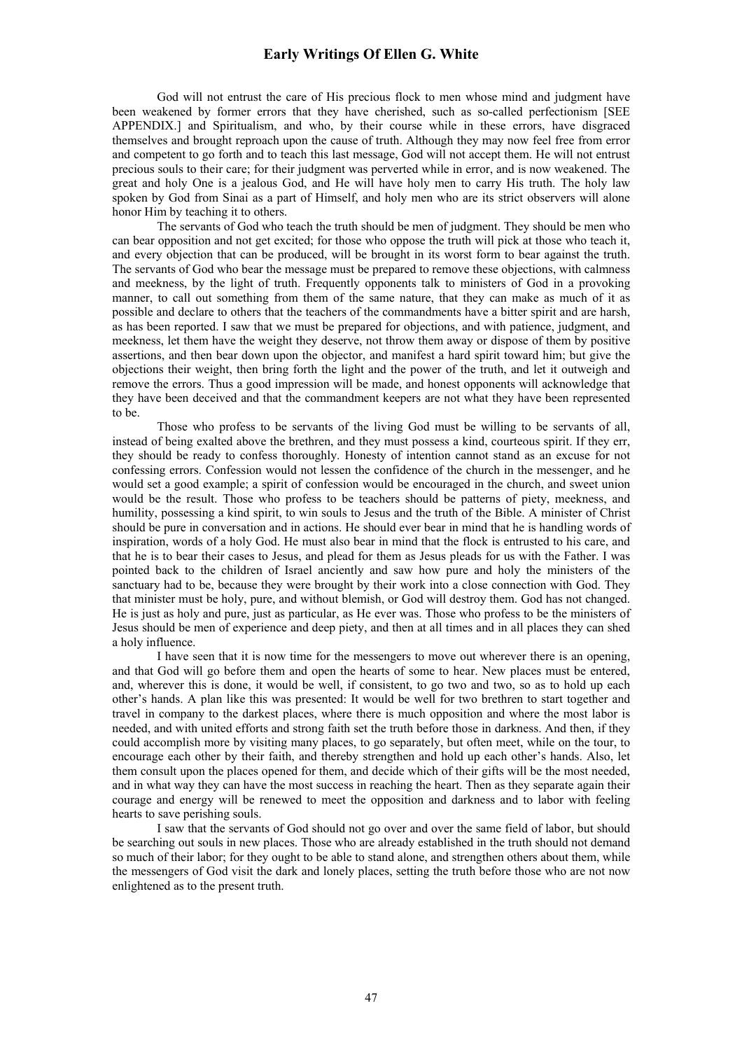God will not entrust the care of His precious flock to men whose mind and judgment have been weakened by former errors that they have cherished, such as so-called perfectionism [SEE APPENDIX.] and Spiritualism, and who, by their course while in these errors, have disgraced themselves and brought reproach upon the cause of truth. Although they may now feel free from error and competent to go forth and to teach this last message, God will not accept them. He will not entrust precious souls to their care; for their judgment was perverted while in error, and is now weakened. The great and holy One is a jealous God, and He will have holy men to carry His truth. The holy law spoken by God from Sinai as a part of Himself, and holy men who are its strict observers will alone honor Him by teaching it to others.

The servants of God who teach the truth should be men of judgment. They should be men who can bear opposition and not get excited; for those who oppose the truth will pick at those who teach it, and every objection that can be produced, will be brought in its worst form to bear against the truth. The servants of God who bear the message must be prepared to remove these objections, with calmness and meekness, by the light of truth. Frequently opponents talk to ministers of God in a provoking manner, to call out something from them of the same nature, that they can make as much of it as possible and declare to others that the teachers of the commandments have a bitter spirit and are harsh, as has been reported. I saw that we must be prepared for objections, and with patience, judgment, and meekness, let them have the weight they deserve, not throw them away or dispose of them by positive assertions, and then bear down upon the objector, and manifest a hard spirit toward him; but give the objections their weight, then bring forth the light and the power of the truth, and let it outweigh and remove the errors. Thus a good impression will be made, and honest opponents will acknowledge that they have been deceived and that the commandment keepers are not what they have been represented to be.

Those who profess to be servants of the living God must be willing to be servants of all, instead of being exalted above the brethren, and they must possess a kind, courteous spirit. If they err, they should be ready to confess thoroughly. Honesty of intention cannot stand as an excuse for not confessing errors. Confession would not lessen the confidence of the church in the messenger, and he would set a good example; a spirit of confession would be encouraged in the church, and sweet union would be the result. Those who profess to be teachers should be patterns of piety, meekness, and humility, possessing a kind spirit, to win souls to Jesus and the truth of the Bible. A minister of Christ should be pure in conversation and in actions. He should ever bear in mind that he is handling words of inspiration, words of a holy God. He must also bear in mind that the flock is entrusted to his care, and that he is to bear their cases to Jesus, and plead for them as Jesus pleads for us with the Father. I was pointed back to the children of Israel anciently and saw how pure and holy the ministers of the sanctuary had to be, because they were brought by their work into a close connection with God. They that minister must be holy, pure, and without blemish, or God will destroy them. God has not changed. He is just as holy and pure, just as particular, as He ever was. Those who profess to be the ministers of Jesus should be men of experience and deep piety, and then at all times and in all places they can shed a holy influence.

I have seen that it is now time for the messengers to move out wherever there is an opening, and that God will go before them and open the hearts of some to hear. New places must be entered, and, wherever this is done, it would be well, if consistent, to go two and two, so as to hold up each other's hands. A plan like this was presented: It would be well for two brethren to start together and travel in company to the darkest places, where there is much opposition and where the most labor is needed, and with united efforts and strong faith set the truth before those in darkness. And then, if they could accomplish more by visiting many places, to go separately, but often meet, while on the tour, to encourage each other by their faith, and thereby strengthen and hold up each other's hands. Also, let them consult upon the places opened for them, and decide which of their gifts will be the most needed, and in what way they can have the most success in reaching the heart. Then as they separate again their courage and energy will be renewed to meet the opposition and darkness and to labor with feeling hearts to save perishing souls.

I saw that the servants of God should not go over and over the same field of labor, but should be searching out souls in new places. Those who are already established in the truth should not demand so much of their labor; for they ought to be able to stand alone, and strengthen others about them, while the messengers of God visit the dark and lonely places, setting the truth before those who are not now enlightened as to the present truth.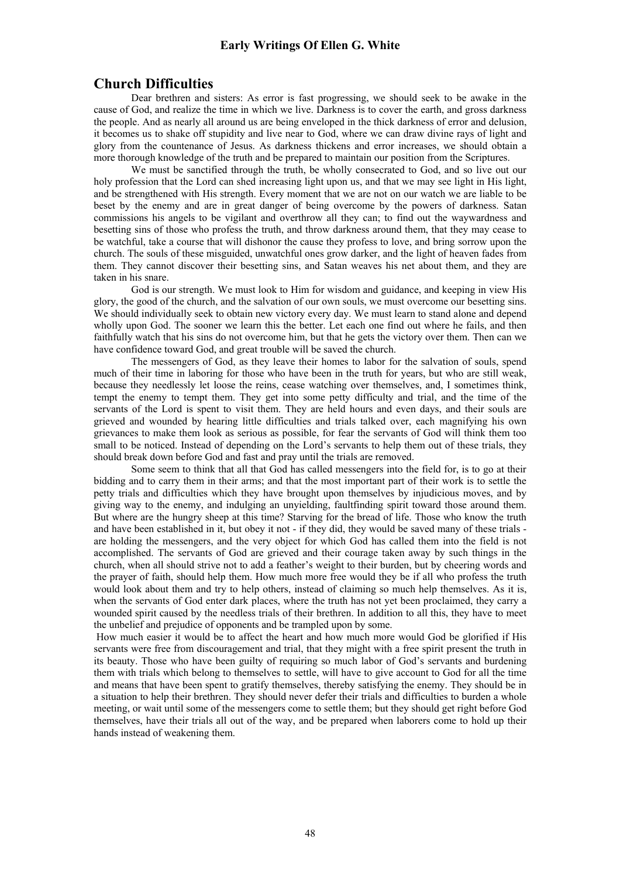## Church Difficulties

Dear brethren and sisters: As error is fast progressing, we should seek to be awake in the cause of God, and realize the time in which we live. Darkness is to cover the earth, and gross darkness the people. And as nearly all around us are being enveloped in the thick darkness of error and delusion, it becomes us to shake off stupidity and live near to God, where we can draw divine rays of light and glory from the countenance of Jesus. As darkness thickens and error increases, we should obtain a more thorough knowledge of the truth and be prepared to maintain our position from the Scriptures.

We must be sanctified through the truth, be wholly consecrated to God, and so live out our holy profession that the Lord can shed increasing light upon us, and that we may see light in His light, and be strengthened with His strength. Every moment that we are not on our watch we are liable to be beset by the enemy and are in great danger of being overcome by the powers of darkness. Satan commissions his angels to be vigilant and overthrow all they can; to find out the waywardness and besetting sins of those who profess the truth, and throw darkness around them, that they may cease to be watchful, take a course that will dishonor the cause they profess to love, and bring sorrow upon the church. The souls of these misguided, unwatchful ones grow darker, and the light of heaven fades from them. They cannot discover their besetting sins, and Satan weaves his net about them, and they are taken in his snare.

God is our strength. We must look to Him for wisdom and guidance, and keeping in view His glory, the good of the church, and the salvation of our own souls, we must overcome our besetting sins. We should individually seek to obtain new victory every day. We must learn to stand alone and depend wholly upon God. The sooner we learn this the better. Let each one find out where he fails, and then faithfully watch that his sins do not overcome him, but that he gets the victory over them. Then can we have confidence toward God, and great trouble will be saved the church.

The messengers of God, as they leave their homes to labor for the salvation of souls, spend much of their time in laboring for those who have been in the truth for years, but who are still weak, because they needlessly let loose the reins, cease watching over themselves, and, I sometimes think, tempt the enemy to tempt them. They get into some petty difficulty and trial, and the time of the servants of the Lord is spent to visit them. They are held hours and even days, and their souls are grieved and wounded by hearing little difficulties and trials talked over, each magnifying his own grievances to make them look as serious as possible, for fear the servants of God will think them too small to be noticed. Instead of depending on the Lord's servants to help them out of these trials, they should break down before God and fast and pray until the trials are removed.

Some seem to think that all that God has called messengers into the field for, is to go at their bidding and to carry them in their arms; and that the most important part of their work is to settle the petty trials and difficulties which they have brought upon themselves by injudicious moves, and by giving way to the enemy, and indulging an unyielding, faultfinding spirit toward those around them. But where are the hungry sheep at this time? Starving for the bread of life. Those who know the truth and have been established in it, but obey it not - if they did, they would be saved many of these trials - are holding the messengers, and the very object for which God has called them into the field is not accomplished. The servants of God are grieved and their courage taken away by such things in the church, when all should strive not to add a feather's weight to their burden, but by cheering words and the prayer of faith, should help them. How much more free would they be if all who profess the truth would look about them and try to help others, instead of claiming so much help themselves. As it is, when the servants of God enter dark places, where the truth has not yet been proclaimed, they carry a wounded spirit caused by the needless trials of their brethren. In addition to all this, they have to meet the unbelief and prejudice of opponents and be trampled upon by some.

How much easier it would be to affect the heart and how much more would God be glorified if His servants were free from discouragement and trial, that they might with a free spirit present the truth in its beauty. Those who have been guilty of requiring so much labor of God's servants and burdening them with trials which belong to themselves to settle, will have to give account to God for all the time and means that have been spent to gratify themselves, thereby satisfying the enemy. They should be in a situation to help their brethren. They should never defer their trials and difficulties to burden a whole meeting, or wait until some of the messengers come to settle them; but they should get right before God themselves, have their trials all out of the way, and be prepared when laborers come to hold up their hands instead of weakening them.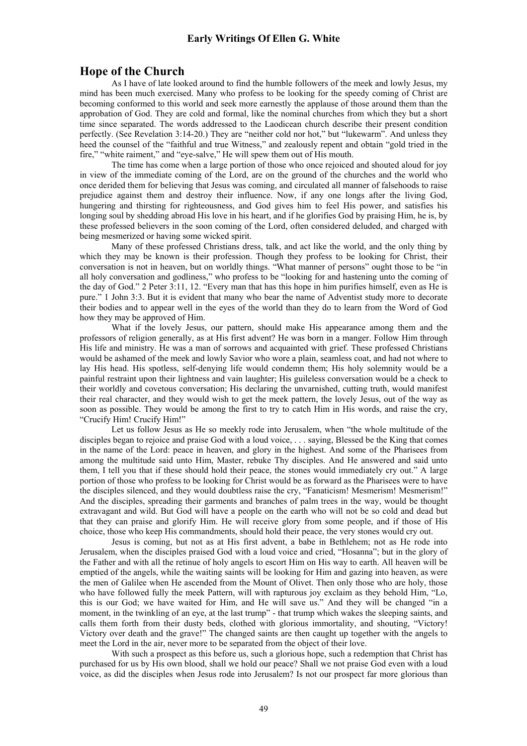## Hope of the Church

As I have of late looked around to find the humble followers of the meek and lowly Jesus, my mind has been much exercised. Many who profess to be looking for the speedy coming of Christ are becoming conformed to this world and seek more earnestly the applause of those around them than the approbation of God. They are cold and formal, like the nominal churches from which they but a short time since separated. The words addressed to the Laodicean church describe their present condition perfectly. (See Revelation 3:14-20.) They are "neither cold nor hot," but "lukewarm". And unless they heed the counsel of the "faithful and true Witness," and zealously repent and obtain "gold tried in the fire," "white raiment," and "eye-salve," He will spew them out of His mouth.

The time has come when a large portion of those who once rejoiced and shouted aloud for joy in view of the immediate coming of the Lord, are on the ground of the churches and the world who once derided them for believing that Jesus was coming, and circulated all manner of falsehoods to raise prejudice against them and destroy their influence. Now, if any one longs after the living God, hungering and thirsting for righteousness, and God gives him to feel His power, and satisfies his longing soul by shedding abroad His love in his heart, and if he glorifies God by praising Him, he is, by these professed believers in the soon coming of the Lord, often considered deluded, and charged with being mesmerized or having some wicked spirit.

Many of these professed Christians dress, talk, and act like the world, and the only thing by which they may be known is their profession. Though they profess to be looking for Christ, their conversation is not in heaven, but on worldly things. "What manner of persons" ought those to be "in all holy conversation and godliness," who profess to be "looking for and hastening unto the coming of the day of God." 2 Peter 3:11, 12. "Every man that has this hope in him purifies himself, even as He is pure." 1 John 3:3. But it is evident that many who bear the name of Adventist study more to decorate their bodies and to appear well in the eyes of the world than they do to learn from the Word of God how they may be approved of Him.

What if the lovely Jesus, our pattern, should make His appearance among them and the professors of religion generally, as at His first advent? He was born in a manger. Follow Him through His life and ministry. He was a man of sorrows and acquainted with grief. These professed Christians would be ashamed of the meek and lowly Savior who wore a plain, seamless coat, and had not where to lay His head. His spotless, self-denying life would condemn them; His holy solemnity would be a painful restraint upon their lightness and vain laughter; His guileless conversation would be a check to their worldly and covetous conversation; His declaring the unvarnished, cutting truth, would manifest their real character, and they would wish to get the meek pattern, the lovely Jesus, out of the way as soon as possible. They would be among the first to try to catch Him in His words, and raise the cry, "Crucify Him! Crucify Him!"

Let us follow Jesus as He so meekly rode into Jerusalem, when "the whole multitude of the disciples began to rejoice and praise God with a loud voice, . . . saying, Blessed be the King that comes in the name of the Lord: peace in heaven, and glory in the highest. And some of the Pharisees from among the multitude said unto Him, Master, rebuke Thy disciples. And He answered and said unto them, I tell you that if these should hold their peace, the stones would immediately cry out." A large portion of those who profess to be looking for Christ would be as forward as the Pharisees were to have the disciples silenced, and they would doubtless raise the cry, "Fanaticism! Mesmerism! Mesmerism!" And the disciples, spreading their garments and branches of palm trees in the way, would be thought extravagant and wild. But God will have a people on the earth who will not be so cold and dead but that they can praise and glorify Him. He will receive glory from some people, and if those of His choice, those who keep His commandments, should hold their peace, the very stones would cry out.

Jesus is coming, but not as at His first advent, a babe in Bethlehem; not as He rode into Jerusalem, when the disciples praised God with a loud voice and cried, "Hosanna"; but in the glory of the Father and with all the retinue of holy angels to escort Him on His way to earth. All heaven will be emptied of the angels, while the waiting saints will be looking for Him and gazing into heaven, as were the men of Galilee when He ascended from the Mount of Olivet. Then only those who are holy, those who have followed fully the meek Pattern, will with rapturous joy exclaim as they behold Him, "Lo, this is our God; we have waited for Him, and He will save us." And they will be changed "in a moment, in the twinkling of an eye, at the last trump" - that trump which wakes the sleeping saints, and calls them forth from their dusty beds, clothed with glorious immortality, and shouting, "Victory! Victory over death and the grave!" The changed saints are then caught up together with the angels to meet the Lord in the air, never more to be separated from the object of their love.

With such a prospect as this before us, such a glorious hope, such a redemption that Christ has purchased for us by His own blood, shall we hold our peace? Shall we not praise God even with a loud voice, as did the disciples when Jesus rode into Jerusalem? Is not our prospect far more glorious than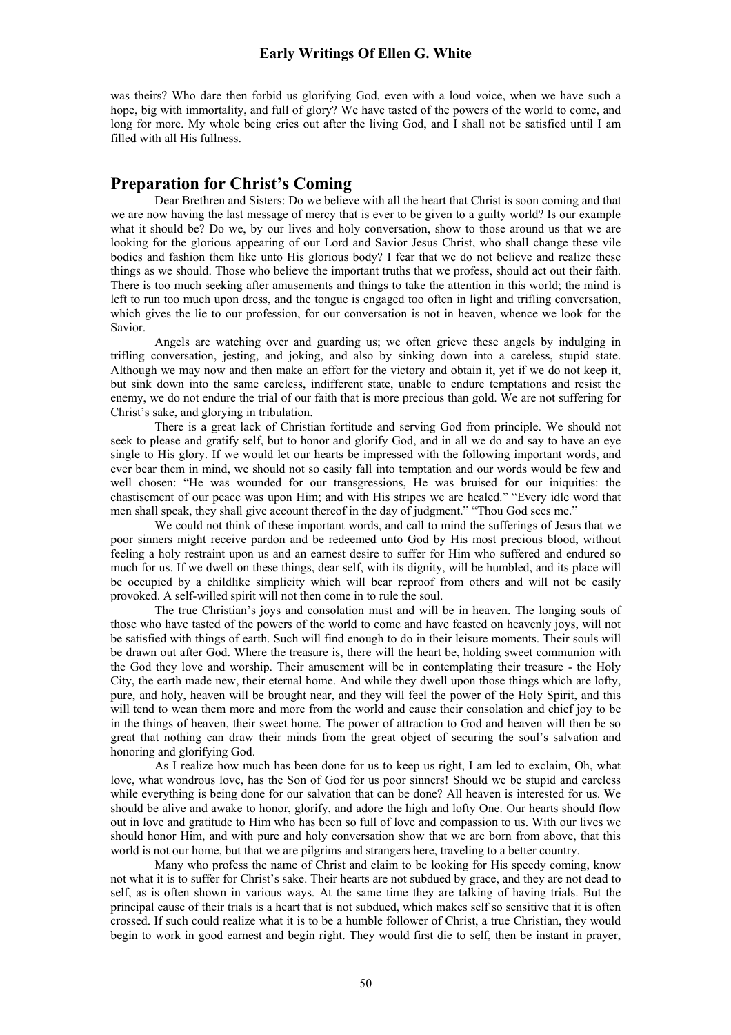was theirs? Who dare then forbid us glorifying God, even with a loud voice, when we have such a hope, big with immortality, and full of glory? We have tasted of the powers of the world to come, and long for more. My whole being cries out after the living God, and I shall not be satisfied until I am filled with all His fullness.

## Preparation for Christ's Coming

Dear Brethren and Sisters: Do we believe with all the heart that Christ is soon coming and that we are now having the last message of mercy that is ever to be given to a guilty world? Is our example what it should be? Do we, by our lives and holy conversation, show to those around us that we are looking for the glorious appearing of our Lord and Savior Jesus Christ, who shall change these vile bodies and fashion them like unto His glorious body? I fear that we do not believe and realize these things as we should. Those who believe the important truths that we profess, should act out their faith. There is too much seeking after amusements and things to take the attention in this world; the mind is left to run too much upon dress, and the tongue is engaged too often in light and trifling conversation, which gives the lie to our profession, for our conversation is not in heaven, whence we look for the Savior.

Angels are watching over and guarding us; we often grieve these angels by indulging in trifling conversation, jesting, and joking, and also by sinking down into a careless, stupid state. Although we may now and then make an effort for the victory and obtain it, yet if we do not keep it, but sink down into the same careless, indifferent state, unable to endure temptations and resist the enemy, we do not endure the trial of our faith that is more precious than gold. We are not suffering for Christ's sake, and glorying in tribulation.

There is a great lack of Christian fortitude and serving God from principle. We should not seek to please and gratify self, but to honor and glorify God, and in all we do and say to have an eye single to His glory. If we would let our hearts be impressed with the following important words, and ever bear them in mind, we should not so easily fall into temptation and our words would be few and well chosen: "He was wounded for our transgressions, He was bruised for our iniquities: the chastisement of our peace was upon Him; and with His stripes we are healed." "Every idle word that men shall speak, they shall give account thereof in the day of judgment." "Thou God sees me."

We could not think of these important words, and call to mind the sufferings of Jesus that we poor sinners might receive pardon and be redeemed unto God by His most precious blood, without feeling a holy restraint upon us and an earnest desire to suffer for Him who suffered and endured so much for us. If we dwell on these things, dear self, with its dignity, will be humbled, and its place will be occupied by a childlike simplicity which will bear reproof from others and will not be easily provoked. A self-willed spirit will not then come in to rule the soul.

The true Christian's joys and consolation must and will be in heaven. The longing souls of those who have tasted of the powers of the world to come and have feasted on heavenly joys, will not be satisfied with things of earth. Such will find enough to do in their leisure moments. Their souls will be drawn out after God. Where the treasure is, there will the heart be, holding sweet communion with the God they love and worship. Their amusement will be in contemplating their treasure - the Holy City, the earth made new, their eternal home. And while they dwell upon those things which are lofty, pure, and holy, heaven will be brought near, and they will feel the power of the Holy Spirit, and this will tend to wean them more and more from the world and cause their consolation and chief joy to be in the things of heaven, their sweet home. The power of attraction to God and heaven will then be so great that nothing can draw their minds from the great object of securing the soul's salvation and honoring and glorifying God.

As I realize how much has been done for us to keep us right, I am led to exclaim, Oh, what love, what wondrous love, has the Son of God for us poor sinners! Should we be stupid and careless while everything is being done for our salvation that can be done? All heaven is interested for us. We should be alive and awake to honor, glorify, and adore the high and lofty One. Our hearts should flow out in love and gratitude to Him who has been so full of love and compassion to us. With our lives we should honor Him, and with pure and holy conversation show that we are born from above, that this world is not our home, but that we are pilgrims and strangers here, traveling to a better country.

Many who profess the name of Christ and claim to be looking for His speedy coming, know not what it is to suffer for Christ's sake. Their hearts are not subdued by grace, and they are not dead to self, as is often shown in various ways. At the same time they are talking of having trials. But the principal cause of their trials is a heart that is not subdued, which makes self so sensitive that it is often crossed. If such could realize what it is to be a humble follower of Christ, a true Christian, they would begin to work in good earnest and begin right. They would first die to self, then be instant in prayer,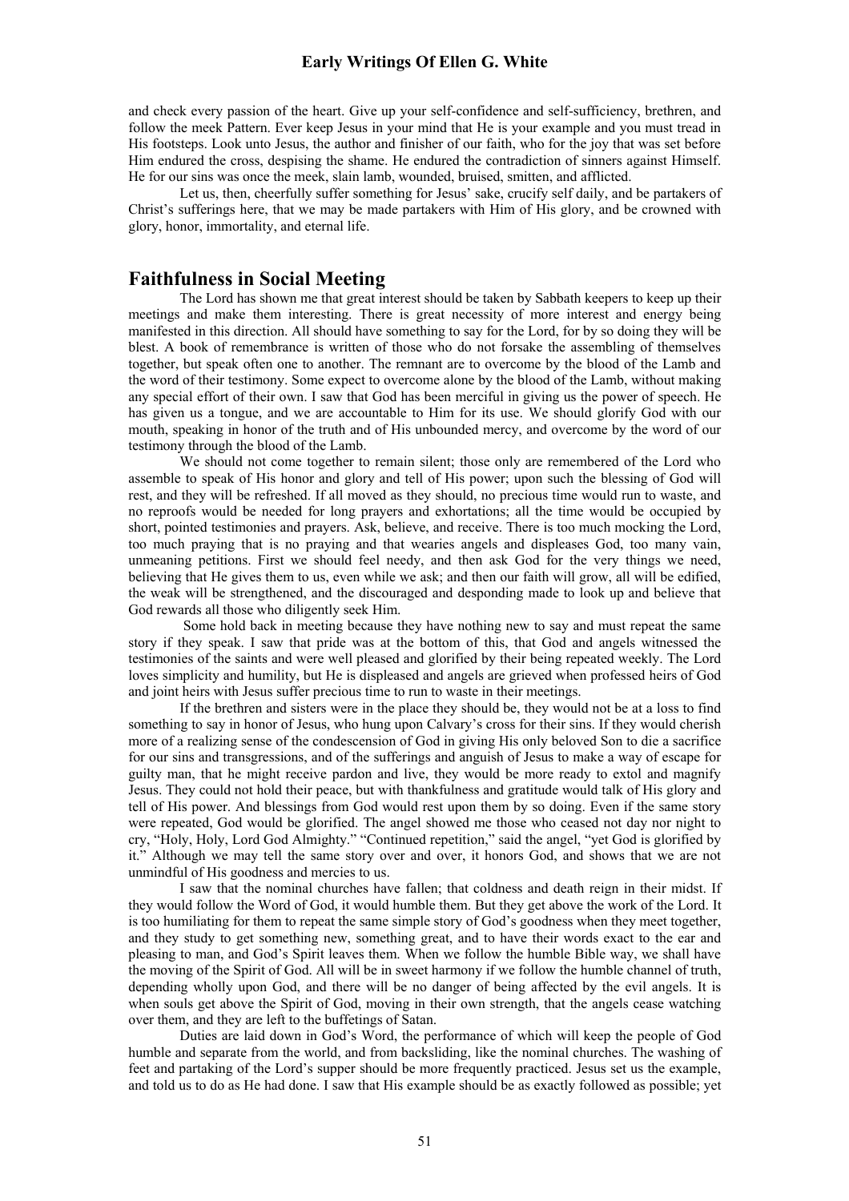and check every passion of the heart. Give up your self-confidence and self-sufficiency, brethren, and follow the meek Pattern. Ever keep Jesus in your mind that He is your example and you must tread in His footsteps. Look unto Jesus, the author and finisher of our faith, who for the joy that was set before Him endured the cross, despising the shame. He endured the contradiction of sinners against Himself. He for our sins was once the meek, slain lamb, wounded, bruised, smitten, and afflicted.

Let us, then, cheerfully suffer something for Jesus' sake, crucify self daily, and be partakers of Christ's sufferings here, that we may be made partakers with Him of His glory, and be crowned with glory, honor, immortality, and eternal life.

## Faithfulness in Social Meeting

The Lord has shown me that great interest should be taken by Sabbath keepers to keep up their meetings and make them interesting. There is great necessity of more interest and energy being manifested in this direction. All should have something to say for the Lord, for by so doing they will be blest. A book of remembrance is written of those who do not forsake the assembling of themselves together, but speak often one to another. The remnant are to overcome by the blood of the Lamb and the word of their testimony. Some expect to overcome alone by the blood of the Lamb, without making any special effort of their own. I saw that God has been merciful in giving us the power of speech. He has given us a tongue, and we are accountable to Him for its use. We should glorify God with our mouth, speaking in honor of the truth and of His unbounded mercy, and overcome by the word of our testimony through the blood of the Lamb.

We should not come together to remain silent; those only are remembered of the Lord who assemble to speak of His honor and glory and tell of His power; upon such the blessing of God will rest, and they will be refreshed. If all moved as they should, no precious time would run to waste, and no reproofs would be needed for long prayers and exhortations; all the time would be occupied by short, pointed testimonies and prayers. Ask, believe, and receive. There is too much mocking the Lord, too much praying that is no praying and that wearies angels and displeases God, too many vain, unmeaning petitions. First we should feel needy, and then ask God for the very things we need, believing that He gives them to us, even while we ask; and then our faith will grow, all will be edified, the weak will be strengthened, and the discouraged and desponding made to look up and believe that God rewards all those who diligently seek Him.

Some hold back in meeting because they have nothing new to say and must repeat the same story if they speak. I saw that pride was at the bottom of this, that God and angels witnessed the testimonies of the saints and were well pleased and glorified by their being repeated weekly. The Lord loves simplicity and humility, but He is displeased and angels are grieved when professed heirs of God and joint heirs with Jesus suffer precious time to run to waste in their meetings.

If the brethren and sisters were in the place they should be, they would not be at a loss to find something to say in honor of Jesus, who hung upon Calvary's cross for their sins. If they would cherish more of a realizing sense of the condescension of God in giving His only beloved Son to die a sacrifice for our sins and transgressions, and of the sufferings and anguish of Jesus to make a way of escape for guilty man, that he might receive pardon and live, they would be more ready to extol and magnify Jesus. They could not hold their peace, but with thankfulness and gratitude would talk of His glory and tell of His power. And blessings from God would rest upon them by so doing. Even if the same story were repeated, God would be glorified. The angel showed me those who ceased not day nor night to cry, "Holy, Holy, Lord God Almighty." "Continued repetition," said the angel, "yet God is glorified by it." Although we may tell the same story over and over, it honors God, and shows that we are not unmindful of His goodness and mercies to us.

I saw that the nominal churches have fallen; that coldness and death reign in their midst. If they would follow the Word of God, it would humble them. But they get above the work of the Lord. It is too humiliating for them to repeat the same simple story of God's goodness when they meet together, and they study to get something new, something great, and to have their words exact to the ear and pleasing to man, and God's Spirit leaves them. When we follow the humble Bible way, we shall have the moving of the Spirit of God. All will be in sweet harmony if we follow the humble channel of truth, depending wholly upon God, and there will be no danger of being affected by the evil angels. It is when souls get above the Spirit of God, moving in their own strength, that the angels cease watching over them, and they are left to the buffetings of Satan.

Duties are laid down in God's Word, the performance of which will keep the people of God humble and separate from the world, and from backsliding, like the nominal churches. The washing of feet and partaking of the Lord's supper should be more frequently practiced. Jesus set us the example, and told us to do as He had done. I saw that His example should be as exactly followed as possible; yet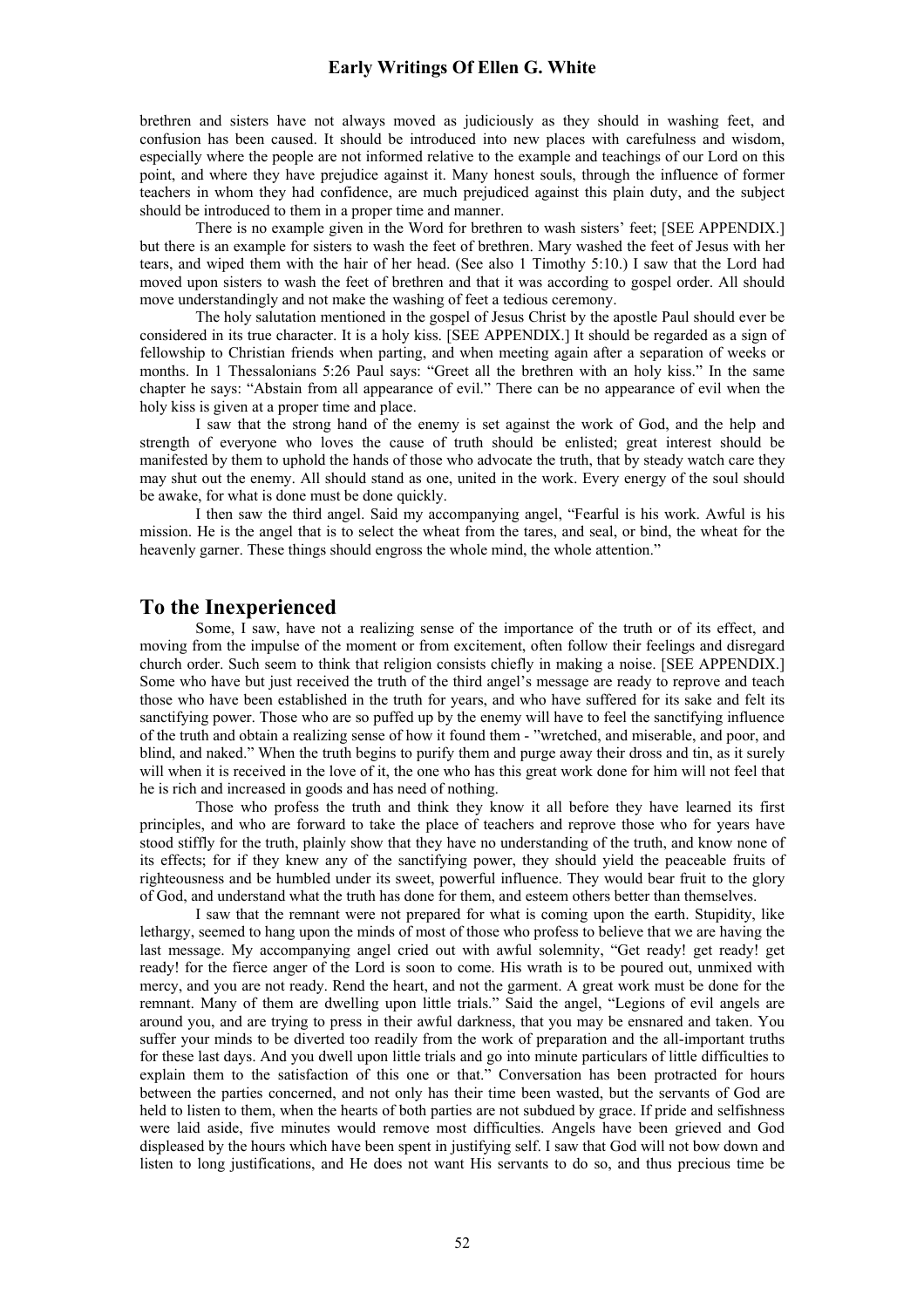brethren and sisters have not always moved as judiciously as they should in washing feet, and confusion has been caused. It should be introduced into new places with carefulness and wisdom, especially where the people are not informed relative to the example and teachings of our Lord on this point, and where they have prejudice against it. Many honest souls, through the influence of former teachers in whom they had confidence, are much prejudiced against this plain duty, and the subject should be introduced to them in a proper time and manner.

There is no example given in the Word for brethren to wash sisters' feet; [SEE APPENDIX.] but there is an example for sisters to wash the feet of brethren. Mary washed the feet of Jesus with her tears, and wiped them with the hair of her head. (See also 1 Timothy 5:10.) I saw that the Lord had moved upon sisters to wash the feet of brethren and that it was according to gospel order. All should move understandingly and not make the washing of feet a tedious ceremony.

The holy salutation mentioned in the gospel of Jesus Christ by the apostle Paul should ever be considered in its true character. It is a holy kiss. [SEE APPENDIX.] It should be regarded as a sign of fellowship to Christian friends when parting, and when meeting again after a separation of weeks or months. In 1 Thessalonians 5:26 Paul says: "Greet all the brethren with an holy kiss." In the same chapter he says: "Abstain from all appearance of evil." There can be no appearance of evil when the holy kiss is given at a proper time and place.

I saw that the strong hand of the enemy is set against the work of God, and the help and strength of everyone who loves the cause of truth should be enlisted; great interest should be manifested by them to uphold the hands of those who advocate the truth, that by steady watch care they may shut out the enemy. All should stand as one, united in the work. Every energy of the soul should be awake, for what is done must be done quickly.

I then saw the third angel. Said my accompanying angel, "Fearful is his work. Awful is his mission. He is the angel that is to select the wheat from the tares, and seal, or bind, the wheat for the heavenly garner. These things should engross the whole mind, the whole attention."

## To the Inexperienced

Some, I saw, have not a realizing sense of the importance of the truth or of its effect, and moving from the impulse of the moment or from excitement, often follow their feelings and disregard church order. Such seem to think that religion consists chiefly in making a noise. [SEE APPENDIX.] Some who have but just received the truth of the third angel's message are ready to reprove and teach those who have been established in the truth for years, and who have suffered for its sake and felt its sanctifying power. Those who are so puffed up by the enemy will have to feel the sanctifying influence of the truth and obtain a realizing sense of how it found them - "wretched, and miserable, and poor, and blind, and naked." When the truth begins to purify them and purge away their dross and tin, as it surely will when it is received in the love of it, the one who has this great work done for him will not feel that he is rich and increased in goods and has need of nothing.

Those who profess the truth and think they know it all before they have learned its first principles, and who are forward to take the place of teachers and reprove those who for years have stood stiffly for the truth, plainly show that they have no understanding of the truth, and know none of its effects; for if they knew any of the sanctifying power, they should yield the peaceable fruits of righteousness and be humbled under its sweet, powerful influence. They would bear fruit to the glory of God, and understand what the truth has done for them, and esteem others better than themselves.

I saw that the remnant were not prepared for what is coming upon the earth. Stupidity, like lethargy, seemed to hang upon the minds of most of those who profess to believe that we are having the last message. My accompanying angel cried out with awful solemnity, "Get ready! get ready! get ready! for the fierce anger of the Lord is soon to come. His wrath is to be poured out, unmixed with mercy, and you are not ready. Rend the heart, and not the garment. A great work must be done for the remnant. Many of them are dwelling upon little trials." Said the angel, "Legions of evil angels are around you, and are trying to press in their awful darkness, that you may be ensnared and taken. You suffer your minds to be diverted too readily from the work of preparation and the all-important truths for these last days. And you dwell upon little trials and go into minute particulars of little difficulties to explain them to the satisfaction of this one or that." Conversation has been protracted for hours between the parties concerned, and not only has their time been wasted, but the servants of God are held to listen to them, when the hearts of both parties are not subdued by grace. If pride and selfishness were laid aside, five minutes would remove most difficulties. Angels have been grieved and God displeased by the hours which have been spent in justifying self. I saw that God will not bow down and listen to long justifications, and He does not want His servants to do so, and thus precious time be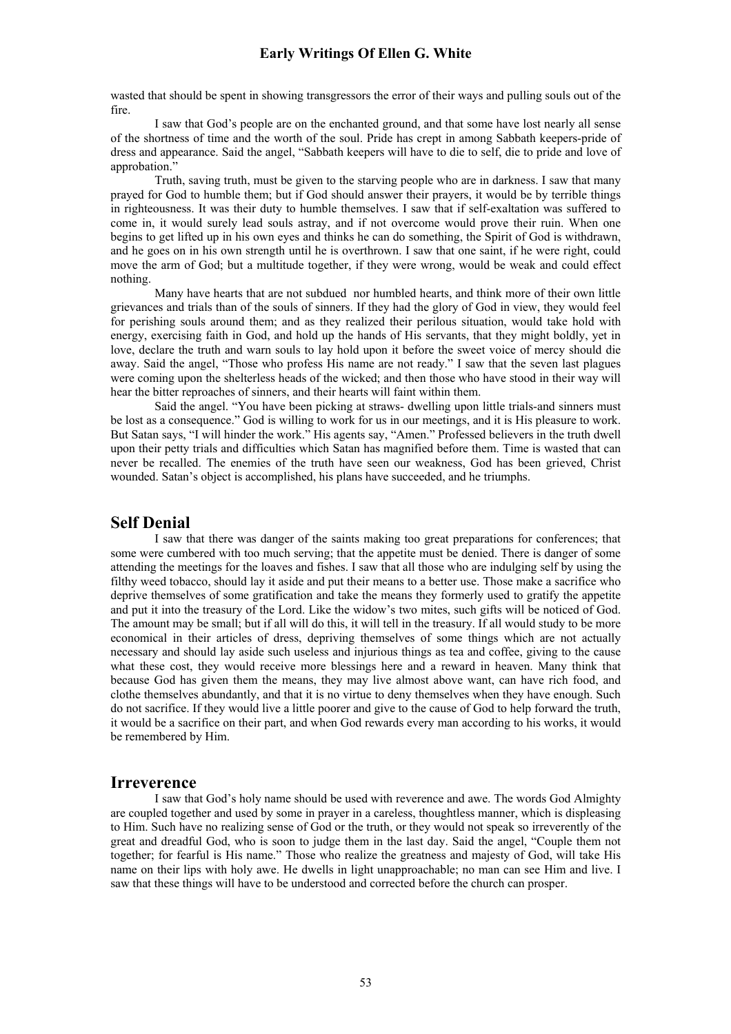wasted that should be spent in showing transgressors the error of their ways and pulling souls out of the fire.

I saw that God's people are on the enchanted ground, and that some have lost nearly all sense of the shortness of time and the worth of the soul. Pride has crept in among Sabbath keepers-pride of dress and appearance. Said the angel, "Sabbath keepers will have to die to self, die to pride and love of approbation."

Truth, saving truth, must be given to the starving people who are in darkness. I saw that many prayed for God to humble them; but if God should answer their prayers, it would be by terrible things in righteousness. It was their duty to humble themselves. I saw that if self-exaltation was suffered to come in, it would surely lead souls astray, and if not overcome would prove their ruin. When one begins to get lifted up in his own eyes and thinks he can do something, the Spirit of God is withdrawn, and he goes on in his own strength until he is overthrown. I saw that one saint, if he were right, could move the arm of God; but a multitude together, if they were wrong, would be weak and could effect nothing.

Many have hearts that are not subdued nor humbled hearts, and think more of their own little grievances and trials than of the souls of sinners. If they had the glory of God in view, they would feel for perishing souls around them; and as they realized their perilous situation, would take hold with energy, exercising faith in God, and hold up the hands of His servants, that they might boldly, yet in love, declare the truth and warn souls to lay hold upon it before the sweet voice of mercy should die away. Said the angel, "Those who profess His name are not ready." I saw that the seven last plagues were coming upon the shelterless heads of the wicked; and then those who have stood in their way will hear the bitter reproaches of sinners, and their hearts will faint within them.

Said the angel. "You have been picking at straws- dwelling upon little trials-and sinners must be lost as a consequence." God is willing to work for us in our meetings, and it is His pleasure to work. But Satan says, "I will hinder the work." His agents say, "Amen." Professed believers in the truth dwell upon their petty trials and difficulties which Satan has magnified before them. Time is wasted that can never be recalled. The enemies of the truth have seen our weakness, God has been grieved, Christ wounded. Satan's object is accomplished, his plans have succeeded, and he triumphs.

## Self Denial

I saw that there was danger of the saints making too great preparations for conferences; that some were cumbered with too much serving; that the appetite must be denied. There is danger of some attending the meetings for the loaves and fishes. I saw that all those who are indulging self by using the filthy weed tobacco, should lay it aside and put their means to a better use. Those make a sacrifice who deprive themselves of some gratification and take the means they formerly used to gratify the appetite and put it into the treasury of the Lord. Like the widow's two mites, such gifts will be noticed of God. The amount may be small; but if all will do this, it will tell in the treasury. If all would study to be more economical in their articles of dress, depriving themselves of some things which are not actually necessary and should lay aside such useless and injurious things as tea and coffee, giving to the cause what these cost, they would receive more blessings here and a reward in heaven. Many think that because God has given them the means, they may live almost above want, can have rich food, and clothe themselves abundantly, and that it is no virtue to deny themselves when they have enough. Such do not sacrifice. If they would live a little poorer and give to the cause of God to help forward the truth, it would be a sacrifice on their part, and when God rewards every man according to his works, it would be remembered by Him.

## Irreverence

I saw that God's holy name should be used with reverence and awe. The words God Almighty are coupled together and used by some in prayer in a careless, thoughtless manner, which is displeasing to Him. Such have no realizing sense of God or the truth, or they would not speak so irreverently of the great and dreadful God, who is soon to judge them in the last day. Said the angel, "Couple them not together; for fearful is His name." Those who realize the greatness and majesty of God, will take His name on their lips with holy awe. He dwells in light unapproachable; no man can see Him and live. I saw that these things will have to be understood and corrected before the church can prosper.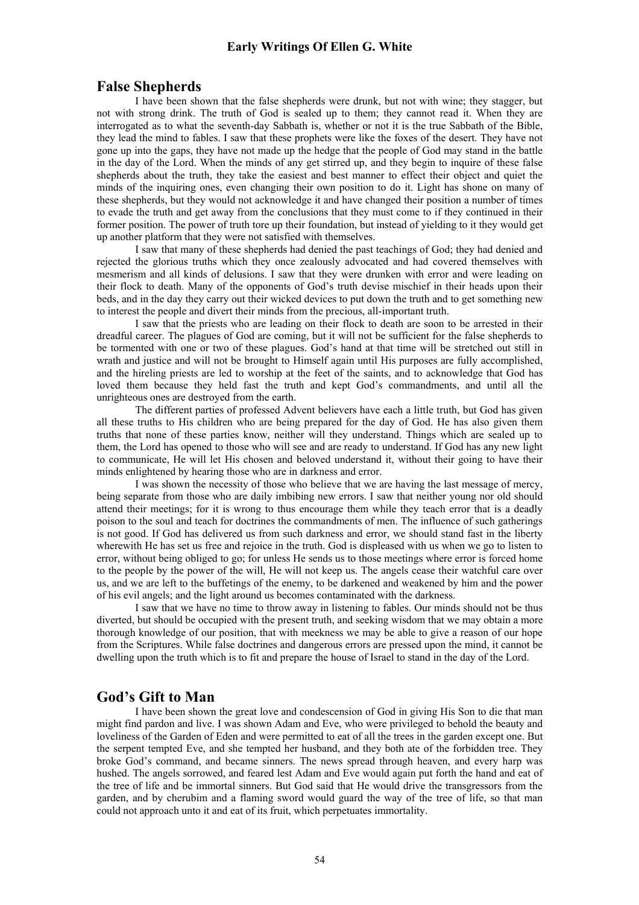## False Shepherds

I have been shown that the false shepherds were drunk, but not with wine; they stagger, but not with strong drink. The truth of God is sealed up to them; they cannot read it. When they are interrogated as to what the seventh-day Sabbath is, whether or not it is the true Sabbath of the Bible, they lead the mind to fables. I saw that these prophets were like the foxes of the desert. They have not gone up into the gaps, they have not made up the hedge that the people of God may stand in the battle in the day of the Lord. When the minds of any get stirred up, and they begin to inquire of these false shepherds about the truth, they take the easiest and best manner to effect their object and quiet the minds of the inquiring ones, even changing their own position to do it. Light has shone on many of these shepherds, but they would not acknowledge it and have changed their position a number of times to evade the truth and get away from the conclusions that they must come to if they continued in their former position. The power of truth tore up their foundation, but instead of yielding to it they would get up another platform that they were not satisfied with themselves.

I saw that many of these shepherds had denied the past teachings of God; they had denied and rejected the glorious truths which they once zealously advocated and had covered themselves with mesmerism and all kinds of delusions. I saw that they were drunken with error and were leading on their flock to death. Many of the opponents of God's truth devise mischief in their heads upon their beds, and in the day they carry out their wicked devices to put down the truth and to get something new to interest the people and divert their minds from the precious, all-important truth.

I saw that the priests who are leading on their flock to death are soon to be arrested in their dreadful career. The plagues of God are coming, but it will not be sufficient for the false shepherds to be tormented with one or two of these plagues. God's hand at that time will be stretched out still in wrath and justice and will not be brought to Himself again until His purposes are fully accomplished, and the hireling priests are led to worship at the feet of the saints, and to acknowledge that God has loved them because they held fast the truth and kept God's commandments, and until all the unrighteous ones are destroyed from the earth.

The different parties of professed Advent believers have each a little truth, but God has given all these truths to His children who are being prepared for the day of God. He has also given them truths that none of these parties know, neither will they understand. Things which are sealed up to them, the Lord has opened to those who will see and are ready to understand. If God has any new light to communicate, He will let His chosen and beloved understand it, without their going to have their minds enlightened by hearing those who are in darkness and error.

I was shown the necessity of those who believe that we are having the last message of mercy, being separate from those who are daily imbibing new errors. I saw that neither young nor old should attend their meetings; for it is wrong to thus encourage them while they teach error that is a deadly poison to the soul and teach for doctrines the commandments of men. The influence of such gatherings is not good. If God has delivered us from such darkness and error, we should stand fast in the liberty wherewith He has set us free and rejoice in the truth. God is displeased with us when we go to listen to error, without being obliged to go; for unless He sends us to those meetings where error is forced home to the people by the power of the will, He will not keep us. The angels cease their watchful care over us, and we are left to the buffetings of the enemy, to be darkened and weakened by him and the power of his evil angels; and the light around us becomes contaminated with the darkness.

I saw that we have no time to throw away in listening to fables. Our minds should not be thus diverted, but should be occupied with the present truth, and seeking wisdom that we may obtain a more thorough knowledge of our position, that with meekness we may be able to give a reason of our hope from the Scriptures. While false doctrines and dangerous errors are pressed upon the mind, it cannot be dwelling upon the truth which is to fit and prepare the house of Israel to stand in the day of the Lord.

## God's Gift to Man

I have been shown the great love and condescension of God in giving His Son to die that man might find pardon and live. I was shown Adam and Eve, who were privileged to behold the beauty and loveliness of the Garden of Eden and were permitted to eat of all the trees in the garden except one. But the serpent tempted Eve, and she tempted her husband, and they both ate of the forbidden tree. They broke God's command, and became sinners. The news spread through heaven, and every harp was hushed. The angels sorrowed, and feared lest Adam and Eve would again put forth the hand and eat of the tree of life and be immortal sinners. But God said that He would drive the transgressors from the garden, and by cherubim and a flaming sword would guard the way of the tree of life, so that man could not approach unto it and eat of its fruit, which perpetuates immortality.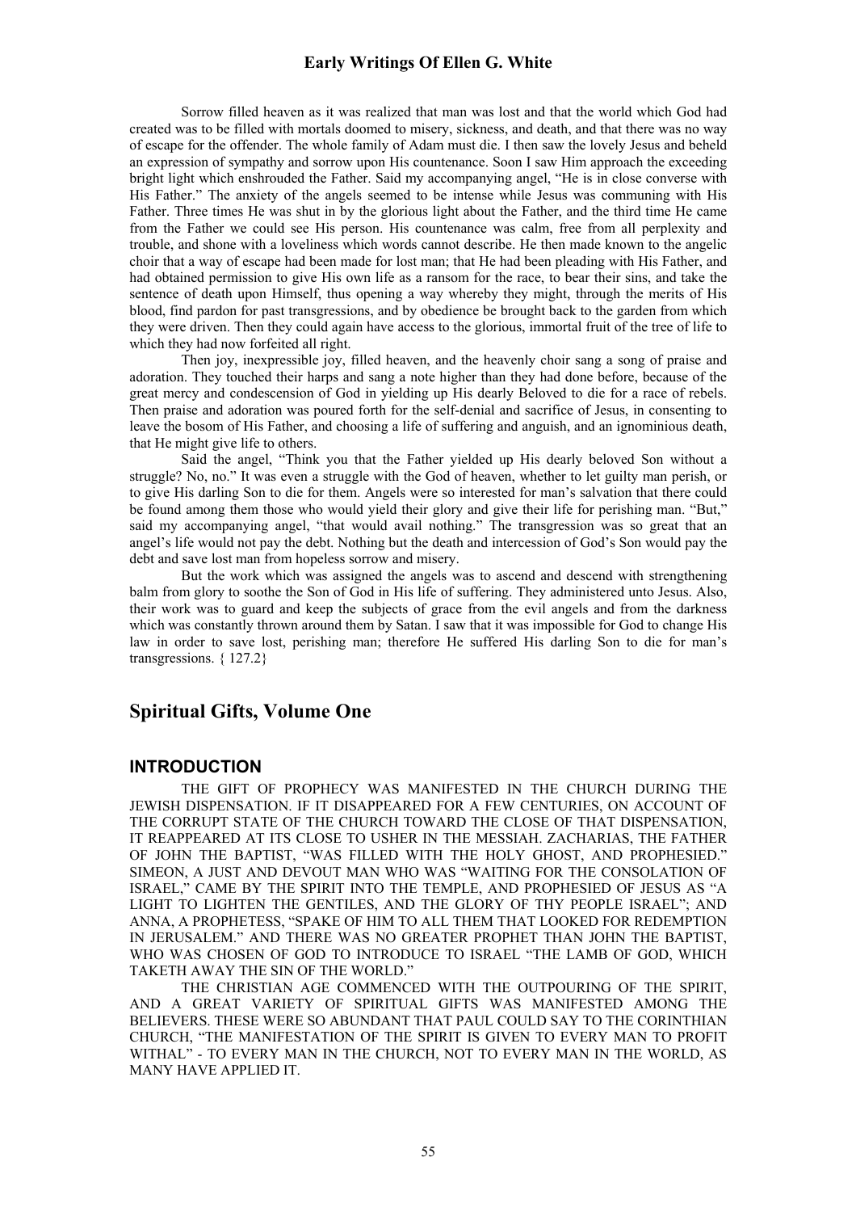Sorrow filled heaven as it was realized that man was lost and that the world which God had created was to be filled with mortals doomed to misery, sickness, and death, and that there was no way of escape for the offender. The whole family of Adam must die. I then saw the lovely Jesus and beheld an expression of sympathy and sorrow upon His countenance. Soon I saw Him approach the exceeding bright light which enshrouded the Father. Said my accompanying angel, "He is in close converse with His Father." The anxiety of the angels seemed to be intense while Jesus was communing with His Father. Three times He was shut in by the glorious light about the Father, and the third time He came from the Father we could see His person. His countenance was calm, free from all perplexity and trouble, and shone with a loveliness which words cannot describe. He then made known to the angelic choir that a way of escape had been made for lost man; that He had been pleading with His Father, and had obtained permission to give His own life as a ransom for the race, to bear their sins, and take the sentence of death upon Himself, thus opening a way whereby they might, through the merits of His blood, find pardon for past transgressions, and by obedience be brought back to the garden from which they were driven. Then they could again have access to the glorious, immortal fruit of the tree of life to which they had now forfeited all right.

Then joy, inexpressible joy, filled heaven, and the heavenly choir sang a song of praise and adoration. They touched their harps and sang a note higher than they had done before, because of the great mercy and condescension of God in yielding up His dearly Beloved to die for a race of rebels. Then praise and adoration was poured forth for the self-denial and sacrifice of Jesus, in consenting to leave the bosom of His Father, and choosing a life of suffering and anguish, and an ignominious death, that He might give life to others.

Said the angel, "Think you that the Father yielded up His dearly beloved Son without a struggle? No, no." It was even a struggle with the God of heaven, whether to let guilty man perish, or to give His darling Son to die for them. Angels were so interested for man's salvation that there could be found among them those who would yield their glory and give their life for perishing man. "But," said my accompanying angel, "that would avail nothing." The transgression was so great that an angel's life would not pay the debt. Nothing but the death and intercession of God's Son would pay the debt and save lost man from hopeless sorrow and misery.

But the work which was assigned the angels was to ascend and descend with strengthening balm from glory to soothe the Son of God in His life of suffering. They administered unto Jesus. Also, their work was to guard and keep the subjects of grace from the evil angels and from the darkness which was constantly thrown around them by Satan. I saw that it was impossible for God to change His law in order to save lost, perishing man; therefore He suffered His darling Son to die for man's transgressions. { 127.2}

## Spiritual Gifts, Volume One

### INTRODUCTION

THE GIFT OF PROPHECY WAS MANIFESTED IN THE CHURCH DURING THE JEWISH DISPENSATION. IF IT DISAPPEARED FOR A FEW CENTURIES, ON ACCOUNT OF THE CORRUPT STATE OF THE CHURCH TOWARD THE CLOSE OF THAT DISPENSATION, IT REAPPEARED AT ITS CLOSE TO USHER IN THE MESSIAH. ZACHARIAS, THE FATHER OF JOHN THE BAPTIST, "WAS FILLED WITH THE HOLY GHOST, AND PROPHESIED." SIMEON, A JUST AND DEVOUT MAN WHO WAS "WAITING FOR THE CONSOLATION OF ISRAEL," CAME BY THE SPIRIT INTO THE TEMPLE, AND PROPHESIED OF JESUS AS "A LIGHT TO LIGHTEN THE GENTILES, AND THE GLORY OF THY PEOPLE ISRAEL"; AND ANNA, A PROPHETESS, "SPAKE OF HIM TO ALL THEM THAT LOOKED FOR REDEMPTION IN JERUSALEM." AND THERE WAS NO GREATER PROPHET THAN JOHN THE BAPTIST, WHO WAS CHOSEN OF GOD TO INTRODUCE TO ISRAEL "THE LAMB OF GOD, WHICH TAKETH AWAY THE SIN OF THE WORLD."

THE CHRISTIAN AGE COMMENCED WITH THE OUTPOURING OF THE SPIRIT, AND A GREAT VARIETY OF SPIRITUAL GIFTS WAS MANIFESTED AMONG THE BELIEVERS. THESE WERE SO ABUNDANT THAT PAUL COULD SAY TO THE CORINTHIAN CHURCH, "THE MANIFESTATION OF THE SPIRIT IS GIVEN TO EVERY MAN TO PROFIT WITHAL" - TO EVERY MAN IN THE CHURCH, NOT TO EVERY MAN IN THE WORLD, AS MANY HAVE APPLIED IT.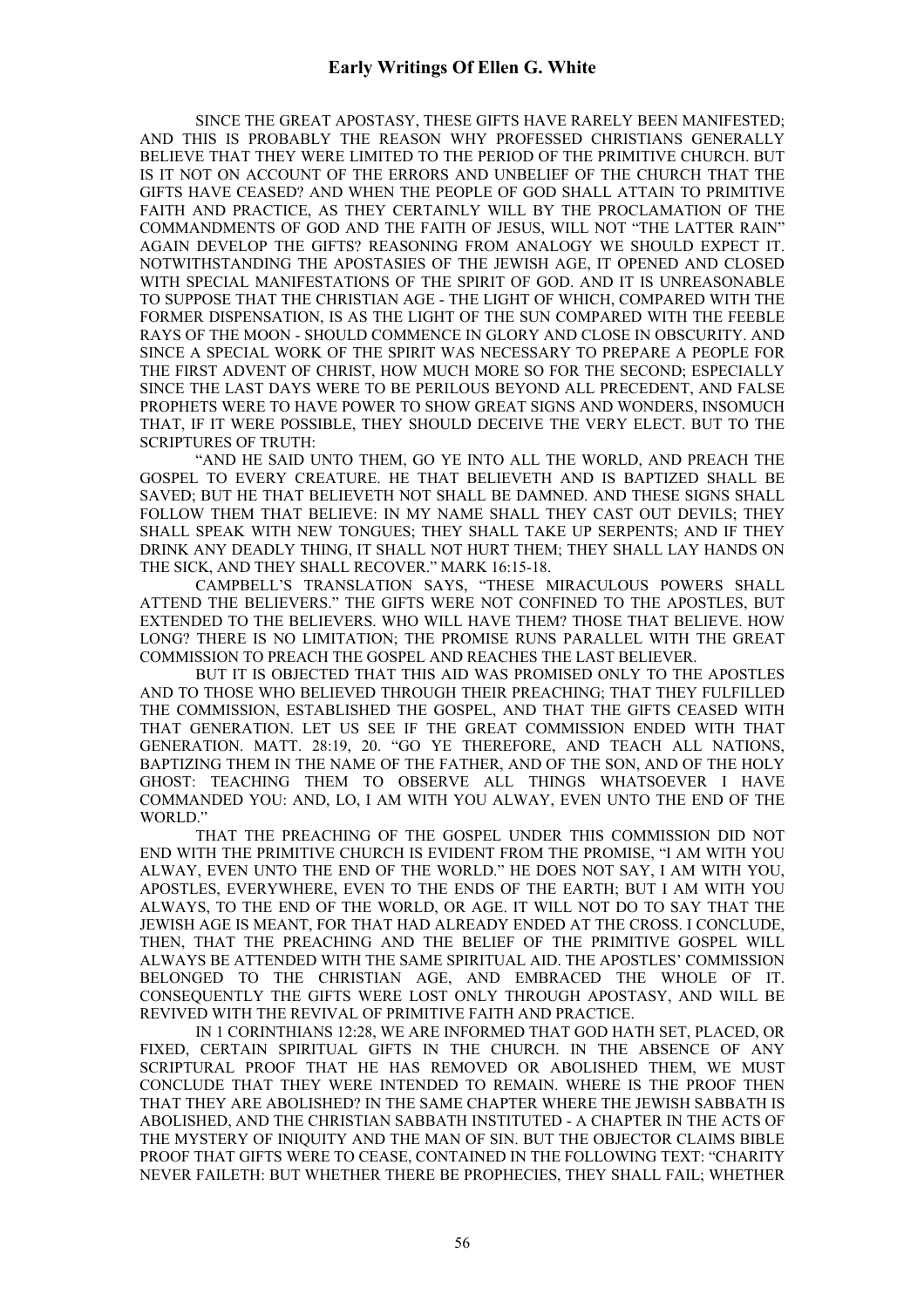SINCE THE GREAT APOSTASY, THESE GIFTS HAVE RARELY BEEN MANIFESTED; AND THIS IS PROBABLY THE REASON WHY PROFESSED CHRISTIANS GENERALLY BELIEVE THAT THEY WERE LIMITED TO THE PERIOD OF THE PRIMITIVE CHURCH. BUT IS IT NOT ON ACCOUNT OF THE ERRORS AND UNBELIEF OF THE CHURCH THAT THE GIFTS HAVE CEASED? AND WHEN THE PEOPLE OF GOD SHALL ATTAIN TO PRIMITIVE FAITH AND PRACTICE, AS THEY CERTAINLY WILL BY THE PROCLAMATION OF THE COMMANDMENTS OF GOD AND THE FAITH OF JESUS, WILL NOT "THE LATTER RAIN" AGAIN DEVELOP THE GIFTS? REASONING FROM ANALOGY WE SHOULD EXPECT IT. NOTWITHSTANDING THE APOSTASIES OF THE JEWISH AGE, IT OPENED AND CLOSED WITH SPECIAL MANIFESTATIONS OF THE SPIRIT OF GOD. AND IT IS UNREASONABLE TO SUPPOSE THAT THE CHRISTIAN AGE - THE LIGHT OF WHICH, COMPARED WITH THE FORMER DISPENSATION, IS AS THE LIGHT OF THE SUN COMPARED WITH THE FEEBLE RAYS OF THE MOON - SHOULD COMMENCE IN GLORY AND CLOSE IN OBSCURITY. AND SINCE A SPECIAL WORK OF THE SPIRIT WAS NECESSARY TO PREPARE A PEOPLE FOR THE FIRST ADVENT OF CHRIST, HOW MUCH MORE SO FOR THE SECOND; ESPECIALLY SINCE THE LAST DAYS WERE TO BE PERILOUS BEYOND ALL PRECEDENT, AND FALSE PROPHETS WERE TO HAVE POWER TO SHOW GREAT SIGNS AND WONDERS, INSOMUCH THAT, IF IT WERE POSSIBLE, THEY SHOULD DECEIVE THE VERY ELECT. BUT TO THE SCRIPTURES OF TRUTH:

"AND HE SAID UNTO THEM, GO YE INTO ALL THE WORLD, AND PREACH THE GOSPEL TO EVERY CREATURE. HE THAT BELIEVETH AND IS BAPTIZED SHALL BE SAVED; BUT HE THAT BELIEVETH NOT SHALL BE DAMNED. AND THESE SIGNS SHALL FOLLOW THEM THAT BELIEVE: IN MY NAME SHALL THEY CAST OUT DEVILS; THEY SHALL SPEAK WITH NEW TONGUES; THEY SHALL TAKE UP SERPENTS; AND IF THEY DRINK ANY DEADLY THING, IT SHALL NOT HURT THEM; THEY SHALL LAY HANDS ON THE SICK, AND THEY SHALL RECOVER." MARK 16:15-18.

CAMPBELL'S TRANSLATION SAYS, "THESE MIRACULOUS POWERS SHALL ATTEND THE BELIEVERS." THE GIFTS WERE NOT CONFINED TO THE APOSTLES, BUT EXTENDED TO THE BELIEVERS. WHO WILL HAVE THEM? THOSE THAT BELIEVE. HOW LONG? THERE IS NO LIMITATION; THE PROMISE RUNS PARALLEL WITH THE GREAT COMMISSION TO PREACH THE GOSPEL AND REACHES THE LAST BELIEVER.

BUT IT IS OBJECTED THAT THIS AID WAS PROMISED ONLY TO THE APOSTLES AND TO THOSE WHO BELIEVED THROUGH THEIR PREACHING; THAT THEY FULFILLED THE COMMISSION, ESTABLISHED THE GOSPEL, AND THAT THE GIFTS CEASED WITH THAT GENERATION. LET US SEE IF THE GREAT COMMISSION ENDED WITH THAT GENERATION. MATT. 28:19, 20. "GO YE THEREFORE, AND TEACH ALL NATIONS, BAPTIZING THEM IN THE NAME OF THE FATHER, AND OF THE SON, AND OF THE HOLY GHOST: TEACHING THEM TO OBSERVE ALL THINGS WHATSOEVER I HAVE COMMANDED YOU: AND, LO, I AM WITH YOU ALWAY, EVEN UNTO THE END OF THE WORLD."

THAT THE PREACHING OF THE GOSPEL UNDER THIS COMMISSION DID NOT END WITH THE PRIMITIVE CHURCH IS EVIDENT FROM THE PROMISE, "I AM WITH YOU ALWAY, EVEN UNTO THE END OF THE WORLD." HE DOES NOT SAY, I AM WITH YOU, APOSTLES, EVERYWHERE, EVEN TO THE ENDS OF THE EARTH; BUT I AM WITH YOU ALWAYS, TO THE END OF THE WORLD, OR AGE. IT WILL NOT DO TO SAY THAT THE JEWISH AGE IS MEANT, FOR THAT HAD ALREADY ENDED AT THE CROSS. I CONCLUDE, THEN, THAT THE PREACHING AND THE BELIEF OF THE PRIMITIVE GOSPEL WILL ALWAYS BE ATTENDED WITH THE SAME SPIRITUAL AID. THE APOSTLES' COMMISSION BELONGED TO THE CHRISTIAN AGE, AND EMBRACED THE WHOLE OF IT. CONSEQUENTLY THE GIFTS WERE LOST ONLY THROUGH APOSTASY, AND WILL BE REVIVED WITH THE REVIVAL OF PRIMITIVE FAITH AND PRACTICE.

IN 1 CORINTHIANS 12:28, WE ARE INFORMED THAT GOD HATH SET, PLACED, OR FIXED, CERTAIN SPIRITUAL GIFTS IN THE CHURCH. IN THE ABSENCE OF ANY SCRIPTURAL PROOF THAT HE HAS REMOVED OR ABOLISHED THEM, WE MUST CONCLUDE THAT THEY WERE INTENDED TO REMAIN. WHERE IS THE PROOF THEN THAT THEY ARE ABOLISHED? IN THE SAME CHAPTER WHERE THE JEWISH SABBATH IS ABOLISHED, AND THE CHRISTIAN SABBATH INSTITUTED - A CHAPTER IN THE ACTS OF THE MYSTERY OF INIQUITY AND THE MAN OF SIN. BUT THE OBJECTOR CLAIMS BIBLE PROOF THAT GIFTS WERE TO CEASE, CONTAINED IN THE FOLLOWING TEXT: "CHARITY NEVER FAILETH: BUT WHETHER THERE BE PROPHECIES, THEY SHALL FAIL; WHETHER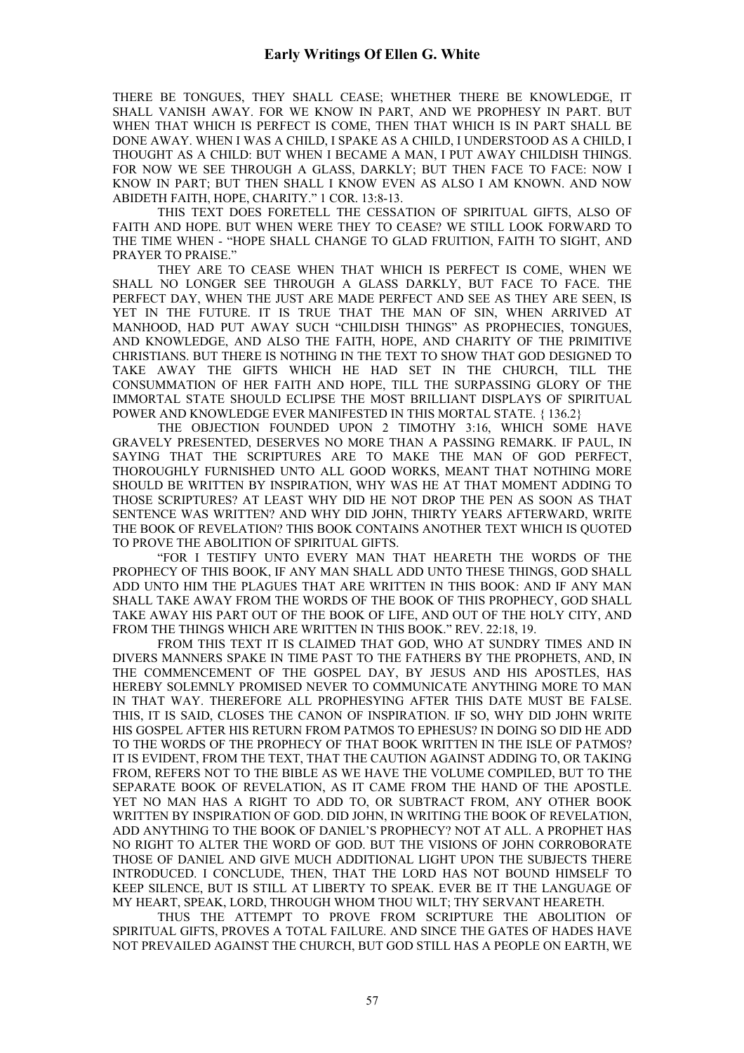THERE BE TONGUES, THEY SHALL CEASE; WHETHER THERE BE KNOWLEDGE, IT SHALL VANISH AWAY. FOR WE KNOW IN PART, AND WE PROPHESY IN PART. BUT WHEN THAT WHICH IS PERFECT IS COME, THEN THAT WHICH IS IN PART SHALL BE DONE AWAY. WHEN I WAS A CHILD, I SPAKE AS A CHILD, I UNDERSTOOD AS A CHILD, I THOUGHT AS A CHILD: BUT WHEN I BECAME A MAN, I PUT AWAY CHILDISH THINGS. FOR NOW WE SEE THROUGH A GLASS, DARKLY; BUT THEN FACE TO FACE: NOW I KNOW IN PART; BUT THEN SHALL I KNOW EVEN AS ALSO I AM KNOWN. AND NOW ABIDETH FAITH, HOPE, CHARITY." 1 COR. 13:8-13.

THIS TEXT DOES FORETELL THE CESSATION OF SPIRITUAL GIFTS, ALSO OF FAITH AND HOPE. BUT WHEN WERE THEY TO CEASE? WE STILL LOOK FORWARD TO THE TIME WHEN - "HOPE SHALL CHANGE TO GLAD FRUITION, FAITH TO SIGHT, AND PRAYER TO PRAISE."

THEY ARE TO CEASE WHEN THAT WHICH IS PERFECT IS COME, WHEN WE SHALL NO LONGER SEE THROUGH A GLASS DARKLY, BUT FACE TO FACE. THE PERFECT DAY, WHEN THE JUST ARE MADE PERFECT AND SEE AS THEY ARE SEEN, IS YET IN THE FUTURE. IT IS TRUE THAT THE MAN OF SIN, WHEN ARRIVED AT MANHOOD, HAD PUT AWAY SUCH "CHILDISH THINGS" AS PROPHECIES, TONGUES, AND KNOWLEDGE, AND ALSO THE FAITH, HOPE, AND CHARITY OF THE PRIMITIVE CHRISTIANS. BUT THERE IS NOTHING IN THE TEXT TO SHOW THAT GOD DESIGNED TO TAKE AWAY THE GIFTS WHICH HE HAD SET IN THE CHURCH, TILL THE CONSUMMATION OF HER FAITH AND HOPE, TILL THE SURPASSING GLORY OF THE IMMORTAL STATE SHOULD ECLIPSE THE MOST BRILLIANT DISPLAYS OF SPIRITUAL POWER AND KNOWLEDGE EVER MANIFESTED IN THIS MORTAL STATE. { 136.2}

THE OBJECTION FOUNDED UPON 2 TIMOTHY 3:16, WHICH SOME HAVE GRAVELY PRESENTED, DESERVES NO MORE THAN A PASSING REMARK. IF PAUL, IN SAYING THAT THE SCRIPTURES ARE TO MAKE THE MAN OF GOD PERFECT, THOROUGHLY FURNISHED UNTO ALL GOOD WORKS, MEANT THAT NOTHING MORE SHOULD BE WRITTEN BY INSPIRATION, WHY WAS HE AT THAT MOMENT ADDING TO THOSE SCRIPTURES? AT LEAST WHY DID HE NOT DROP THE PEN AS SOON AS THAT SENTENCE WAS WRITTEN? AND WHY DID JOHN, THIRTY YEARS AFTERWARD, WRITE THE BOOK OF REVELATION? THIS BOOK CONTAINS ANOTHER TEXT WHICH IS QUOTED TO PROVE THE ABOLITION OF SPIRITUAL GIFTS.

"FOR I TESTIFY UNTO EVERY MAN THAT HEARETH THE WORDS OF THE PROPHECY OF THIS BOOK, IF ANY MAN SHALL ADD UNTO THESE THINGS, GOD SHALL ADD UNTO HIM THE PLAGUES THAT ARE WRITTEN IN THIS BOOK: AND IF ANY MAN SHALL TAKE AWAY FROM THE WORDS OF THE BOOK OF THIS PROPHECY, GOD SHALL TAKE AWAY HIS PART OUT OF THE BOOK OF LIFE, AND OUT OF THE HOLY CITY, AND FROM THE THINGS WHICH ARE WRITTEN IN THIS BOOK." REV. 22:18, 19.

FROM THIS TEXT IT IS CLAIMED THAT GOD, WHO AT SUNDRY TIMES AND IN DIVERS MANNERS SPAKE IN TIME PAST TO THE FATHERS BY THE PROPHETS, AND, IN THE COMMENCEMENT OF THE GOSPEL DAY, BY JESUS AND HIS APOSTLES, HAS HEREBY SOLEMNLY PROMISED NEVER TO COMMUNICATE ANYTHING MORE TO MAN IN THAT WAY. THEREFORE ALL PROPHESYING AFTER THIS DATE MUST BE FALSE. THIS, IT IS SAID, CLOSES THE CANON OF INSPIRATION. IF SO, WHY DID JOHN WRITE HIS GOSPEL AFTER HIS RETURN FROM PATMOS TO EPHESUS? IN DOING SO DID HE ADD TO THE WORDS OF THE PROPHECY OF THAT BOOK WRITTEN IN THE ISLE OF PATMOS? IT IS EVIDENT, FROM THE TEXT, THAT THE CAUTION AGAINST ADDING TO, OR TAKING FROM, REFERS NOT TO THE BIBLE AS WE HAVE THE VOLUME COMPILED, BUT TO THE SEPARATE BOOK OF REVELATION, AS IT CAME FROM THE HAND OF THE APOSTLE. YET NO MAN HAS A RIGHT TO ADD TO, OR SUBTRACT FROM, ANY OTHER BOOK WRITTEN BY INSPIRATION OF GOD. DID JOHN, IN WRITING THE BOOK OF REVELATION, ADD ANYTHING TO THE BOOK OF DANIEL'S PROPHECY? NOT AT ALL. A PROPHET HAS NO RIGHT TO ALTER THE WORD OF GOD. BUT THE VISIONS OF JOHN CORROBORATE THOSE OF DANIEL AND GIVE MUCH ADDITIONAL LIGHT UPON THE SUBJECTS THERE INTRODUCED. I CONCLUDE, THEN, THAT THE LORD HAS NOT BOUND HIMSELF TO KEEP SILENCE, BUT IS STILL AT LIBERTY TO SPEAK. EVER BE IT THE LANGUAGE OF MY HEART, SPEAK, LORD, THROUGH WHOM THOU WILT; THY SERVANT HEARETH.

THUS THE ATTEMPT TO PROVE FROM SCRIPTURE THE ABOLITION OF SPIRITUAL GIFTS, PROVES A TOTAL FAILURE. AND SINCE THE GATES OF HADES HAVE NOT PREVAILED AGAINST THE CHURCH, BUT GOD STILL HAS A PEOPLE ON EARTH, WE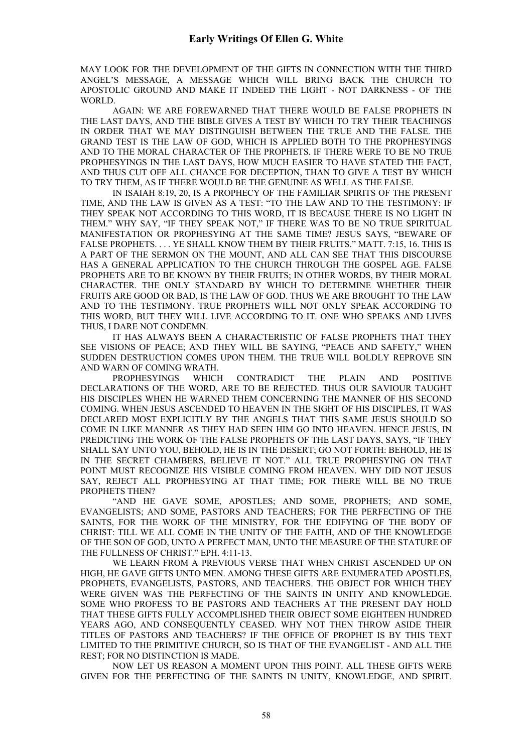MAY LOOK FOR THE DEVELOPMENT OF THE GIFTS IN CONNECTION WITH THE THIRD ANGEL'S MESSAGE, A MESSAGE WHICH WILL BRING BACK THE CHURCH TO APOSTOLIC GROUND AND MAKE IT INDEED THE LIGHT - NOT DARKNESS - OF THE WORLD.

AGAIN: WE ARE FOREWARNED THAT THERE WOULD BE FALSE PROPHETS IN THE LAST DAYS, AND THE BIBLE GIVES A TEST BY WHICH TO TRY THEIR TEACHINGS IN ORDER THAT WE MAY DISTINGUISH BETWEEN THE TRUE AND THE FALSE. THE GRAND TEST IS THE LAW OF GOD, WHICH IS APPLIED BOTH TO THE PROPHESYINGS AND TO THE MORAL CHARACTER OF THE PROPHETS. IF THERE WERE TO BE NO TRUE PROPHESYINGS IN THE LAST DAYS, HOW MUCH EASIER TO HAVE STATED THE FACT, AND THUS CUT OFF ALL CHANCE FOR DECEPTION, THAN TO GIVE A TEST BY WHICH TO TRY THEM, AS IF THERE WOULD BE THE GENUINE AS WELL AS THE FALSE.

IN ISAIAH 8:19, 20, IS A PROPHECY OF THE FAMILIAR SPIRITS OF THE PRESENT TIME, AND THE LAW IS GIVEN AS A TEST: "TO THE LAW AND TO THE TESTIMONY: IF THEY SPEAK NOT ACCORDING TO THIS WORD, IT IS BECAUSE THERE IS NO LIGHT IN THEM." WHY SAY, "IF THEY SPEAK NOT," IF THERE WAS TO BE NO TRUE SPIRITUAL MANIFESTATION OR PROPHESYING AT THE SAME TIME? JESUS SAYS, "BEWARE OF FALSE PROPHETS. . . . YE SHALL KNOW THEM BY THEIR FRUITS." MATT. 7:15, 16. THIS IS A PART OF THE SERMON ON THE MOUNT, AND ALL CAN SEE THAT THIS DISCOURSE HAS A GENERAL APPLICATION TO THE CHURCH THROUGH THE GOSPEL AGE. FALSE PROPHETS ARE TO BE KNOWN BY THEIR FRUITS; IN OTHER WORDS, BY THEIR MORAL CHARACTER. THE ONLY STANDARD BY WHICH TO DETERMINE WHETHER THEIR FRUITS ARE GOOD OR BAD, IS THE LAW OF GOD. THUS WE ARE BROUGHT TO THE LAW AND TO THE TESTIMONY. TRUE PROPHETS WILL NOT ONLY SPEAK ACCORDING TO THIS WORD, BUT THEY WILL LIVE ACCORDING TO IT. ONE WHO SPEAKS AND LIVES THUS, I DARE NOT CONDEMN.

IT HAS ALWAYS BEEN A CHARACTERISTIC OF FALSE PROPHETS THAT THEY SEE VISIONS OF PEACE; AND THEY WILL BE SAYING, "PEACE AND SAFETY," WHEN SUDDEN DESTRUCTION COMES UPON THEM. THE TRUE WILL BOLDLY REPROVE SIN AND WARN OF COMING WRATH.

PROPHESYINGS WHICH CONTRADICT THE PLAIN AND POSITIVE DECLARATIONS OF THE WORD, ARE TO BE REJECTED. THUS OUR SAVIOUR TAUGHT HIS DISCIPLES WHEN HE WARNED THEM CONCERNING THE MANNER OF HIS SECOND COMING. WHEN JESUS ASCENDED TO HEAVEN IN THE SIGHT OF HIS DISCIPLES, IT WAS DECLARED MOST EXPLICITLY BY THE ANGELS THAT THIS SAME JESUS SHOULD SO COME IN LIKE MANNER AS THEY HAD SEEN HIM GO INTO HEAVEN. HENCE JESUS, IN PREDICTING THE WORK OF THE FALSE PROPHETS OF THE LAST DAYS, SAYS, "IF THEY SHALL SAY UNTO YOU, BEHOLD, HE IS IN THE DESERT; GO NOT FORTH: BEHOLD, HE IS IN THE SECRET CHAMBERS, BELIEVE IT NOT." ALL TRUE PROPHESYING ON THAT POINT MUST RECOGNIZE HIS VISIBLE COMING FROM HEAVEN. WHY DID NOT JESUS SAY, REJECT ALL PROPHESYING AT THAT TIME; FOR THERE WILL BE NO TRUE PROPHETS THEN?

"AND HE GAVE SOME, APOSTLES; AND SOME, PROPHETS; AND SOME, EVANGELISTS; AND SOME, PASTORS AND TEACHERS; FOR THE PERFECTING OF THE SAINTS, FOR THE WORK OF THE MINISTRY, FOR THE EDIFYING OF THE BODY OF CHRIST: TILL WE ALL COME IN THE UNITY OF THE FAITH, AND OF THE KNOWLEDGE OF THE SON OF GOD, UNTO A PERFECT MAN, UNTO THE MEASURE OF THE STATURE OF THE FULLNESS OF CHRIST." EPH. 4:11-13.

WE LEARN FROM A PREVIOUS VERSE THAT WHEN CHRIST ASCENDED UP ON HIGH, HE GAVE GIFTS UNTO MEN. AMONG THESE GIFTS ARE ENUMERATED APOSTLES, PROPHETS, EVANGELISTS, PASTORS, AND TEACHERS. THE OBJECT FOR WHICH THEY WERE GIVEN WAS THE PERFECTING OF THE SAINTS IN UNITY AND KNOWLEDGE. SOME WHO PROFESS TO BE PASTORS AND TEACHERS AT THE PRESENT DAY HOLD THAT THESE GIFTS FULLY ACCOMPLISHED THEIR OBJECT SOME EIGHTEEN HUNDRED YEARS AGO, AND CONSEQUENTLY CEASED. WHY NOT THEN THROW ASIDE THEIR TITLES OF PASTORS AND TEACHERS? IF THE OFFICE OF PROPHET IS BY THIS TEXT LIMITED TO THE PRIMITIVE CHURCH, SO IS THAT OF THE EVANGELIST - AND ALL THE REST; FOR NO DISTINCTION IS MADE.

NOW LET US REASON A MOMENT UPON THIS POINT. ALL THESE GIFTS WERE GIVEN FOR THE PERFECTING OF THE SAINTS IN UNITY, KNOWLEDGE, AND SPIRIT.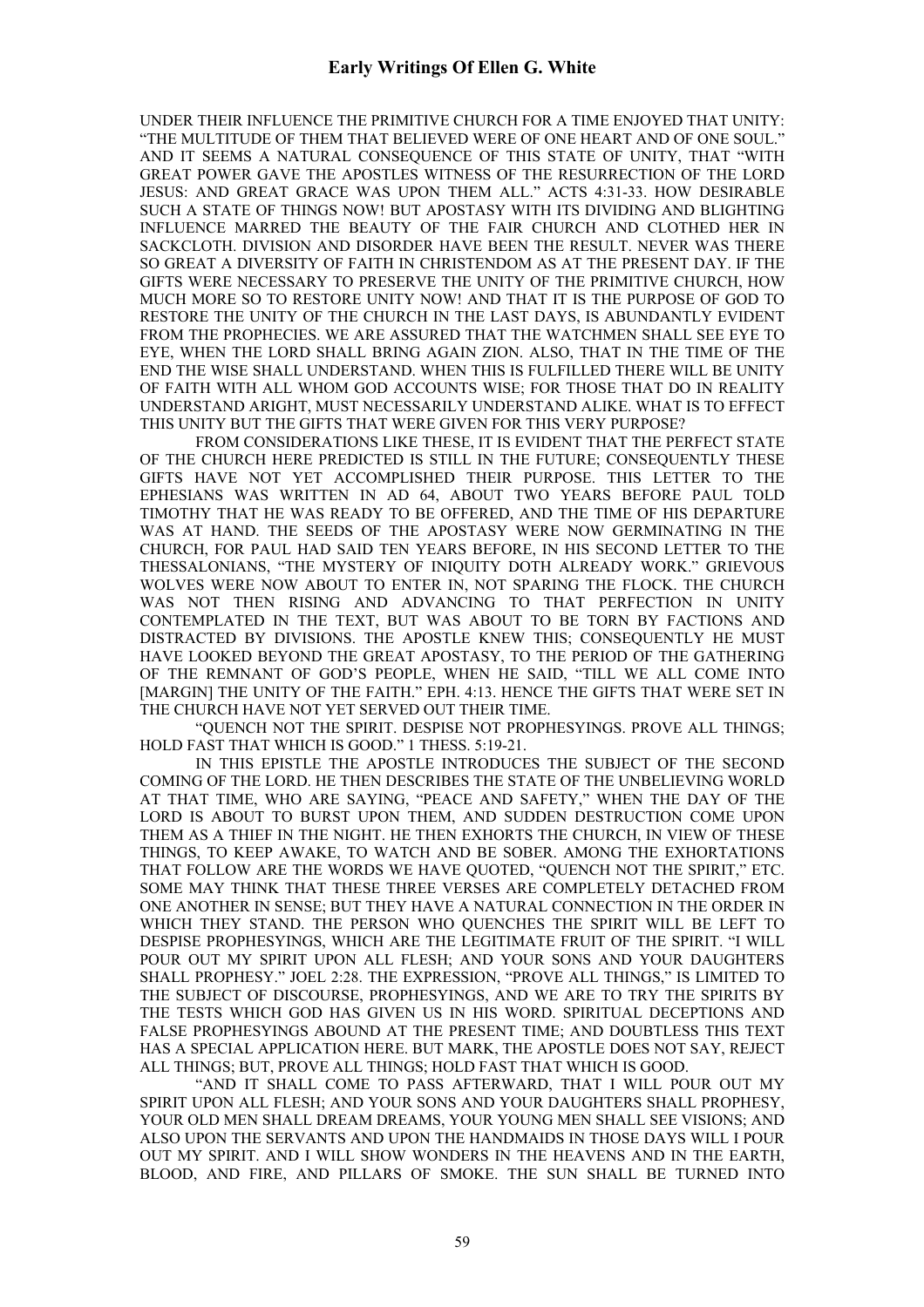UNDER THEIR INFLUENCE THE PRIMITIVE CHURCH FOR A TIME ENJOYED THAT UNITY: "THE MULTITUDE OF THEM THAT BELIEVED WERE OF ONE HEART AND OF ONE SOUL." AND IT SEEMS A NATURAL CONSEQUENCE OF THIS STATE OF UNITY, THAT "WITH GREAT POWER GAVE THE APOSTLES WITNESS OF THE RESURRECTION OF THE LORD JESUS: AND GREAT GRACE WAS UPON THEM ALL." ACTS 4:31-33. HOW DESIRABLE SUCH A STATE OF THINGS NOW! BUT APOSTASY WITH ITS DIVIDING AND BLIGHTING INFLUENCE MARRED THE BEAUTY OF THE FAIR CHURCH AND CLOTHED HER IN SACKCLOTH. DIVISION AND DISORDER HAVE BEEN THE RESULT. NEVER WAS THERE SO GREAT A DIVERSITY OF FAITH IN CHRISTENDOM AS AT THE PRESENT DAY. IF THE GIFTS WERE NECESSARY TO PRESERVE THE UNITY OF THE PRIMITIVE CHURCH, HOW MUCH MORE SO TO RESTORE UNITY NOW! AND THAT IT IS THE PURPOSE OF GOD TO RESTORE THE UNITY OF THE CHURCH IN THE LAST DAYS, IS ABUNDANTLY EVIDENT FROM THE PROPHECIES. WE ARE ASSURED THAT THE WATCHMEN SHALL SEE EYE TO EYE, WHEN THE LORD SHALL BRING AGAIN ZION. ALSO, THAT IN THE TIME OF THE END THE WISE SHALL UNDERSTAND. WHEN THIS IS FULFILLED THERE WILL BE UNITY OF FAITH WITH ALL WHOM GOD ACCOUNTS WISE; FOR THOSE THAT DO IN REALITY UNDERSTAND ARIGHT, MUST NECESSARILY UNDERSTAND ALIKE. WHAT IS TO EFFECT THIS UNITY BUT THE GIFTS THAT WERE GIVEN FOR THIS VERY PURPOSE?

FROM CONSIDERATIONS LIKE THESE, IT IS EVIDENT THAT THE PERFECT STATE OF THE CHURCH HERE PREDICTED IS STILL IN THE FUTURE; CONSEQUENTLY THESE GIFTS HAVE NOT YET ACCOMPLISHED THEIR PURPOSE. THIS LETTER TO THE EPHESIANS WAS WRITTEN IN AD 64, ABOUT TWO YEARS BEFORE PAUL TOLD TIMOTHY THAT HE WAS READY TO BE OFFERED, AND THE TIME OF HIS DEPARTURE WAS AT HAND. THE SEEDS OF THE APOSTASY WERE NOW GERMINATING IN THE CHURCH, FOR PAUL HAD SAID TEN YEARS BEFORE, IN HIS SECOND LETTER TO THE THESSALONIANS, "THE MYSTERY OF INIQUITY DOTH ALREADY WORK." GRIEVOUS WOLVES WERE NOW ABOUT TO ENTER IN, NOT SPARING THE FLOCK. THE CHURCH WAS NOT THEN RISING AND ADVANCING TO THAT PERFECTION IN UNITY CONTEMPLATED IN THE TEXT, BUT WAS ABOUT TO BE TORN BY FACTIONS AND DISTRACTED BY DIVISIONS. THE APOSTLE KNEW THIS; CONSEQUENTLY HE MUST HAVE LOOKED BEYOND THE GREAT APOSTASY, TO THE PERIOD OF THE GATHERING OF THE REMNANT OF GOD'S PEOPLE, WHEN HE SAID, "TILL WE ALL COME INTO [MARGIN] THE UNITY OF THE FAITH." EPH. 4:13. HENCE THE GIFTS THAT WERE SET IN THE CHURCH HAVE NOT YET SERVED OUT THEIR TIME.

"QUENCH NOT THE SPIRIT. DESPISE NOT PROPHESYINGS. PROVE ALL THINGS; HOLD FAST THAT WHICH IS GOOD." 1 THESS. 5:19-21.

IN THIS EPISTLE THE APOSTLE INTRODUCES THE SUBJECT OF THE SECOND COMING OF THE LORD. HE THEN DESCRIBES THE STATE OF THE UNBELIEVING WORLD AT THAT TIME, WHO ARE SAYING, "PEACE AND SAFETY," WHEN THE DAY OF THE LORD IS ABOUT TO BURST UPON THEM, AND SUDDEN DESTRUCTION COME UPON THEM AS A THIEF IN THE NIGHT. HE THEN EXHORTS THE CHURCH, IN VIEW OF THESE THINGS, TO KEEP AWAKE, TO WATCH AND BE SOBER. AMONG THE EXHORTATIONS THAT FOLLOW ARE THE WORDS WE HAVE QUOTED, "QUENCH NOT THE SPIRIT," ETC. SOME MAY THINK THAT THESE THREE VERSES ARE COMPLETELY DETACHED FROM ONE ANOTHER IN SENSE; BUT THEY HAVE A NATURAL CONNECTION IN THE ORDER IN WHICH THEY STAND. THE PERSON WHO QUENCHES THE SPIRIT WILL BE LEFT TO DESPISE PROPHESYINGS, WHICH ARE THE LEGITIMATE FRUIT OF THE SPIRIT. "I WILL POUR OUT MY SPIRIT UPON ALL FLESH; AND YOUR SONS AND YOUR DAUGHTERS SHALL PROPHESY." JOEL 2:28. THE EXPRESSION, "PROVE ALL THINGS," IS LIMITED TO THE SUBJECT OF DISCOURSE, PROPHESYINGS, AND WE ARE TO TRY THE SPIRITS BY THE TESTS WHICH GOD HAS GIVEN US IN HIS WORD. SPIRITUAL DECEPTIONS AND FALSE PROPHESYINGS ABOUND AT THE PRESENT TIME; AND DOUBTLESS THIS TEXT HAS A SPECIAL APPLICATION HERE. BUT MARK, THE APOSTLE DOES NOT SAY, REJECT ALL THINGS; BUT, PROVE ALL THINGS; HOLD FAST THAT WHICH IS GOOD.

"AND IT SHALL COME TO PASS AFTERWARD, THAT I WILL POUR OUT MY SPIRIT UPON ALL FLESH; AND YOUR SONS AND YOUR DAUGHTERS SHALL PROPHESY, YOUR OLD MEN SHALL DREAM DREAMS, YOUR YOUNG MEN SHALL SEE VISIONS; AND ALSO UPON THE SERVANTS AND UPON THE HANDMAIDS IN THOSE DAYS WILL I POUR OUT MY SPIRIT. AND I WILL SHOW WONDERS IN THE HEAVENS AND IN THE EARTH, BLOOD, AND FIRE, AND PILLARS OF SMOKE. THE SUN SHALL BE TURNED INTO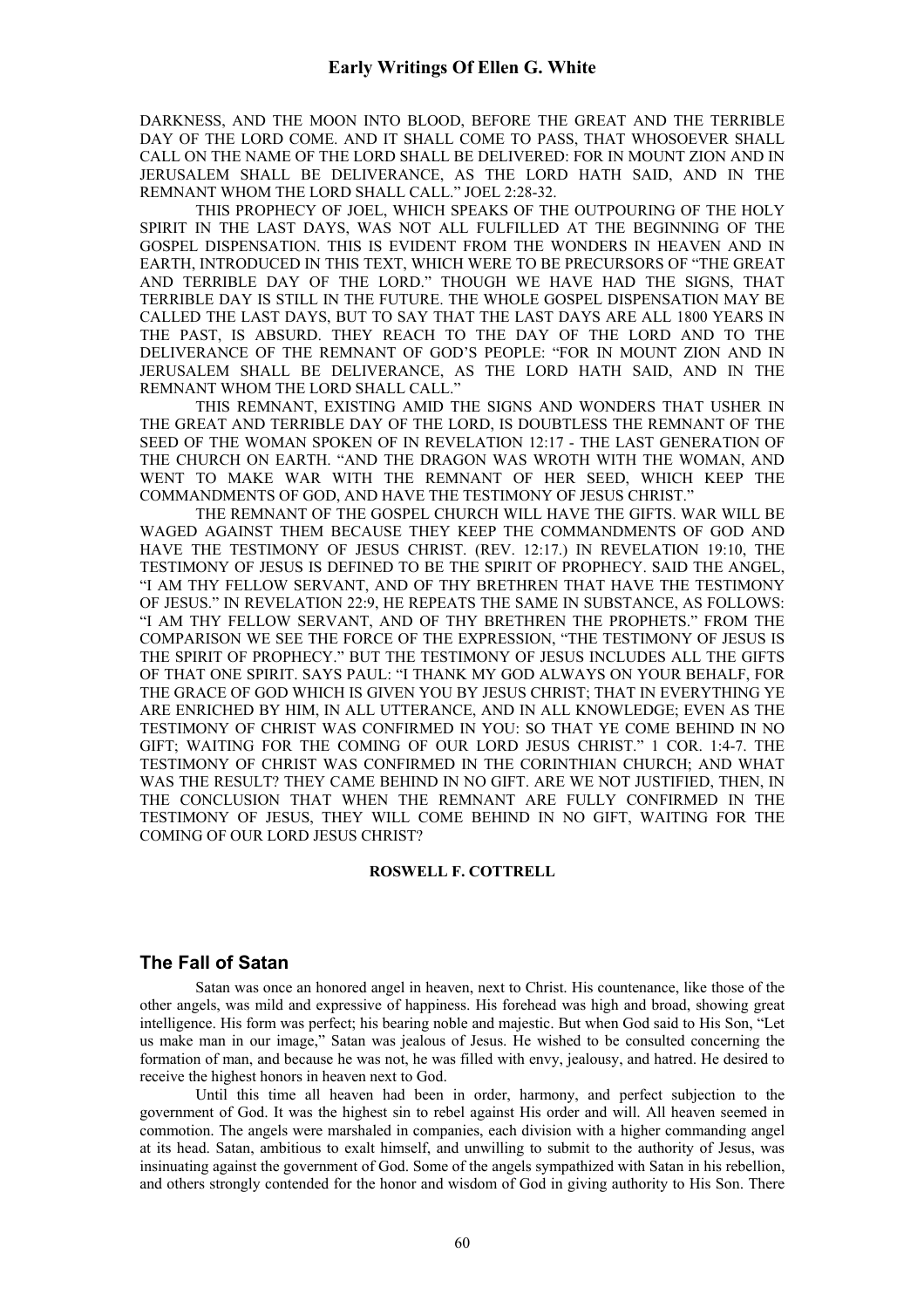DARKNESS, AND THE MOON INTO BLOOD, BEFORE THE GREAT AND THE TERRIBLE DAY OF THE LORD COME. AND IT SHALL COME TO PASS, THAT WHOSOEVER SHALL CALL ON THE NAME OF THE LORD SHALL BE DELIVERED: FOR IN MOUNT ZION AND IN JERUSALEM SHALL BE DELIVERANCE, AS THE LORD HATH SAID, AND IN THE REMNANT WHOM THE LORD SHALL CALL." JOEL 2:28-32.

THIS PROPHECY OF JOEL, WHICH SPEAKS OF THE OUTPOURING OF THE HOLY SPIRIT IN THE LAST DAYS, WAS NOT ALL FULFILLED AT THE BEGINNING OF THE GOSPEL DISPENSATION. THIS IS EVIDENT FROM THE WONDERS IN HEAVEN AND IN EARTH, INTRODUCED IN THIS TEXT, WHICH WERE TO BE PRECURSORS OF "THE GREAT AND TERRIBLE DAY OF THE LORD." THOUGH WE HAVE HAD THE SIGNS, THAT TERRIBLE DAY IS STILL IN THE FUTURE. THE WHOLE GOSPEL DISPENSATION MAY BE CALLED THE LAST DAYS, BUT TO SAY THAT THE LAST DAYS ARE ALL 1800 YEARS IN THE PAST, IS ABSURD. THEY REACH TO THE DAY OF THE LORD AND TO THE DELIVERANCE OF THE REMNANT OF GOD'S PEOPLE: "FOR IN MOUNT ZION AND IN JERUSALEM SHALL BE DELIVERANCE, AS THE LORD HATH SAID, AND IN THE REMNANT WHOM THE LORD SHALL CALL."

THIS REMNANT, EXISTING AMID THE SIGNS AND WONDERS THAT USHER IN THE GREAT AND TERRIBLE DAY OF THE LORD, IS DOUBTLESS THE REMNANT OF THE SEED OF THE WOMAN SPOKEN OF IN REVELATION 12:17 - THE LAST GENERATION OF THE CHURCH ON EARTH. "AND THE DRAGON WAS WROTH WITH THE WOMAN, AND WENT TO MAKE WAR WITH THE REMNANT OF HER SEED, WHICH KEEP THE COMMANDMENTS OF GOD, AND HAVE THE TESTIMONY OF JESUS CHRIST."

THE REMNANT OF THE GOSPEL CHURCH WILL HAVE THE GIFTS. WAR WILL BE WAGED AGAINST THEM BECAUSE THEY KEEP THE COMMANDMENTS OF GOD AND HAVE THE TESTIMONY OF JESUS CHRIST. (REV. 12:17.) IN REVELATION 19:10, THE TESTIMONY OF JESUS IS DEFINED TO BE THE SPIRIT OF PROPHECY. SAID THE ANGEL, "I AM THY FELLOW SERVANT, AND OF THY BRETHREN THAT HAVE THE TESTIMONY OF JESUS." IN REVELATION 22:9, HE REPEATS THE SAME IN SUBSTANCE, AS FOLLOWS: "I AM THY FELLOW SERVANT, AND OF THY BRETHREN THE PROPHETS." FROM THE COMPARISON WE SEE THE FORCE OF THE EXPRESSION, "THE TESTIMONY OF JESUS IS THE SPIRIT OF PROPHECY." BUT THE TESTIMONY OF JESUS INCLUDES ALL THE GIFTS OF THAT ONE SPIRIT. SAYS PAUL: "I THANK MY GOD ALWAYS ON YOUR BEHALF, FOR THE GRACE OF GOD WHICH IS GIVEN YOU BY JESUS CHRIST; THAT IN EVERYTHING YE ARE ENRICHED BY HIM, IN ALL UTTERANCE, AND IN ALL KNOWLEDGE; EVEN AS THE TESTIMONY OF CHRIST WAS CONFIRMED IN YOU: SO THAT YE COME BEHIND IN NO GIFT; WAITING FOR THE COMING OF OUR LORD JESUS CHRIST." 1 COR. 1:4-7. THE TESTIMONY OF CHRIST WAS CONFIRMED IN THE CORINTHIAN CHURCH; AND WHAT WAS THE RESULT? THEY CAME BEHIND IN NO GIFT. ARE WE NOT JUSTIFIED, THEN, IN THE CONCLUSION THAT WHEN THE REMNANT ARE FULLY CONFIRMED IN THE TESTIMONY OF JESUS, THEY WILL COME BEHIND IN NO GIFT, WAITING FOR THE COMING OF OUR LORD JESUS CHRIST?

**ROSWELL F. COTTRELL**

## The Fall of Satan

Satan was once an honored angel in heaven, next to Christ. His countenance, like those of the other angels, was mild and expressive of happiness. His forehead was high and broad, showing great intelligence. His form was perfect; his bearing noble and majestic. But when God said to His Son, "Let us make man in our image," Satan was jealous of Jesus. He wished to be consulted concerning the formation of man, and because he was not, he was filled with envy, jealousy, and hatred. He desired to receive the highest honors in heaven next to God.

Until this time all heaven had been in order, harmony, and perfect subjection to the government of God. It was the highest sin to rebel against His order and will. All heaven seemed in commotion. The angels were marshaled in companies, each division with a higher commanding angel at its head. Satan, ambitious to exalt himself, and unwilling to submit to the authority of Jesus, was insinuating against the government of God. Some of the angels sympathized with Satan in his rebellion, and others strongly contended for the honor and wisdom of God in giving authority to His Son. There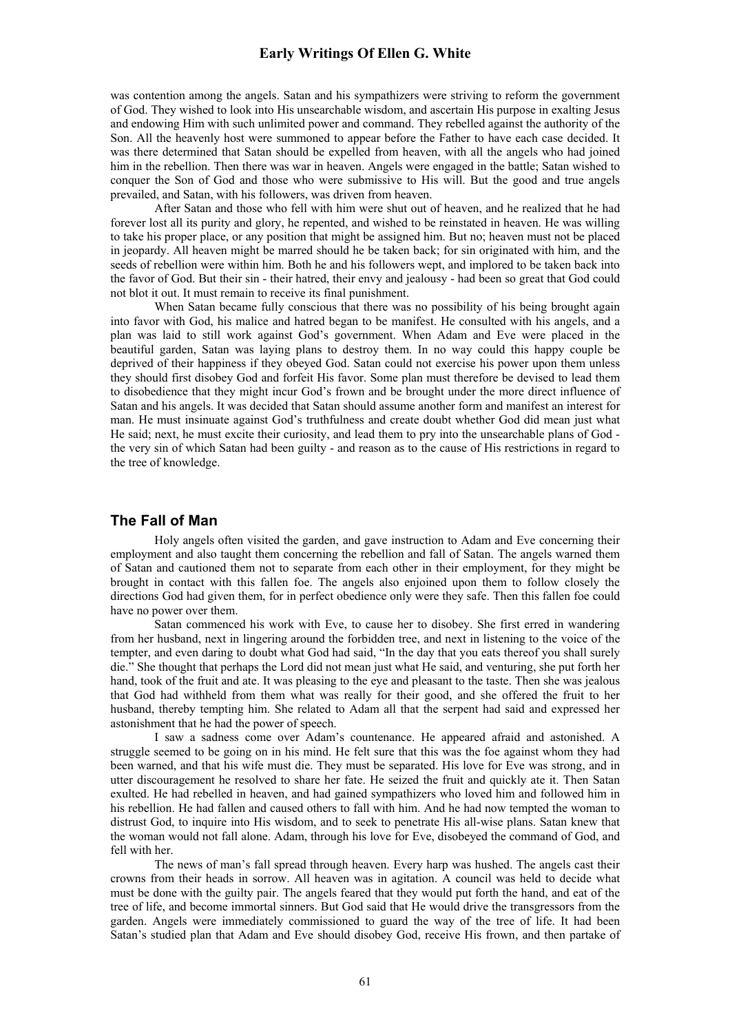was contention among the angels. Satan and his sympathizers were striving to reform the government of God. They wished to look into His unsearchable wisdom, and ascertain His purpose in exalting Jesus and endowing Him with such unlimited power and command. They rebelled against the authority of the Son. All the heavenly host were summoned to appear before the Father to have each case decided. It was there determined that Satan should be expelled from heaven, with all the angels who had joined him in the rebellion. Then there was war in heaven. Angels were engaged in the battle; Satan wished to conquer the Son of God and those who were submissive to His will. But the good and true angels prevailed, and Satan, with his followers, was driven from heaven.

After Satan and those who fell with him were shut out of heaven, and he realized that he had forever lost all its purity and glory, he repented, and wished to be reinstated in heaven. He was willing to take his proper place, or any position that might be assigned him. But no; heaven must not be placed in jeopardy. All heaven might be marred should he be taken back; for sin originated with him, and the seeds of rebellion were within him. Both he and his followers wept, and implored to be taken back into the favor of God. But their sin - their hatred, their envy and jealousy - had been so great that God could not blot it out. It must remain to receive its final punishment.

When Satan became fully conscious that there was no possibility of his being brought again into favor with God, his malice and hatred began to be manifest. He consulted with his angels, and a plan was laid to still work against God's government. When Adam and Eve were placed in the beautiful garden, Satan was laying plans to destroy them. In no way could this happy couple be deprived of their happiness if they obeyed God. Satan could not exercise his power upon them unless they should first disobey God and forfeit His favor. Some plan must therefore be devised to lead them to disobedience that they might incur God's frown and be brought under the more direct influence of Satan and his angels. It was decided that Satan should assume another form and manifest an interest for man. He must insinuate against God's truthfulness and create doubt whether God did mean just what He said; next, he must excite their curiosity, and lead them to pry into the unsearchable plans of God - the very sin of which Satan had been guilty - and reason as to the cause of His restrictions in regard to the tree of knowledge.

## The Fall of Man

Holy angels often visited the garden, and gave instruction to Adam and Eve concerning their employment and also taught them concerning the rebellion and fall of Satan. The angels warned them of Satan and cautioned them not to separate from each other in their employment, for they might be brought in contact with this fallen foe. The angels also enjoined upon them to follow closely the directions God had given them, for in perfect obedience only were they safe. Then this fallen foe could have no power over them.

Satan commenced his work with Eve, to cause her to disobey. She first erred in wandering from her husband, next in lingering around the forbidden tree, and next in listening to the voice of the tempter, and even daring to doubt what God had said, "In the day that you eats thereof you shall surely die." She thought that perhaps the Lord did not mean just what He said, and venturing, she put forth her hand, took of the fruit and ate. It was pleasing to the eye and pleasant to the taste. Then she was jealous that God had withheld from them what was really for their good, and she offered the fruit to her husband, thereby tempting him. She related to Adam all that the serpent had said and expressed her astonishment that he had the power of speech.

I saw a sadness come over Adam's countenance. He appeared afraid and astonished. A struggle seemed to be going on in his mind. He felt sure that this was the foe against whom they had been warned, and that his wife must die. They must be separated. His love for Eve was strong, and in utter discouragement he resolved to share her fate. He seized the fruit and quickly ate it. Then Satan exulted. He had rebelled in heaven, and had gained sympathizers who loved him and followed him in his rebellion. He had fallen and caused others to fall with him. And he had now tempted the woman to distrust God, to inquire into His wisdom, and to seek to penetrate His all-wise plans. Satan knew that the woman would not fall alone. Adam, through his love for Eve, disobeyed the command of God, and fell with her.

The news of man's fall spread through heaven. Every harp was hushed. The angels cast their crowns from their heads in sorrow. All heaven was in agitation. A council was held to decide what must be done with the guilty pair. The angels feared that they would put forth the hand, and eat of the tree of life, and become immortal sinners. But God said that He would drive the transgressors from the garden. Angels were immediately commissioned to guard the way of the tree of life. It had been Satan's studied plan that Adam and Eve should disobey God, receive His frown, and then partake of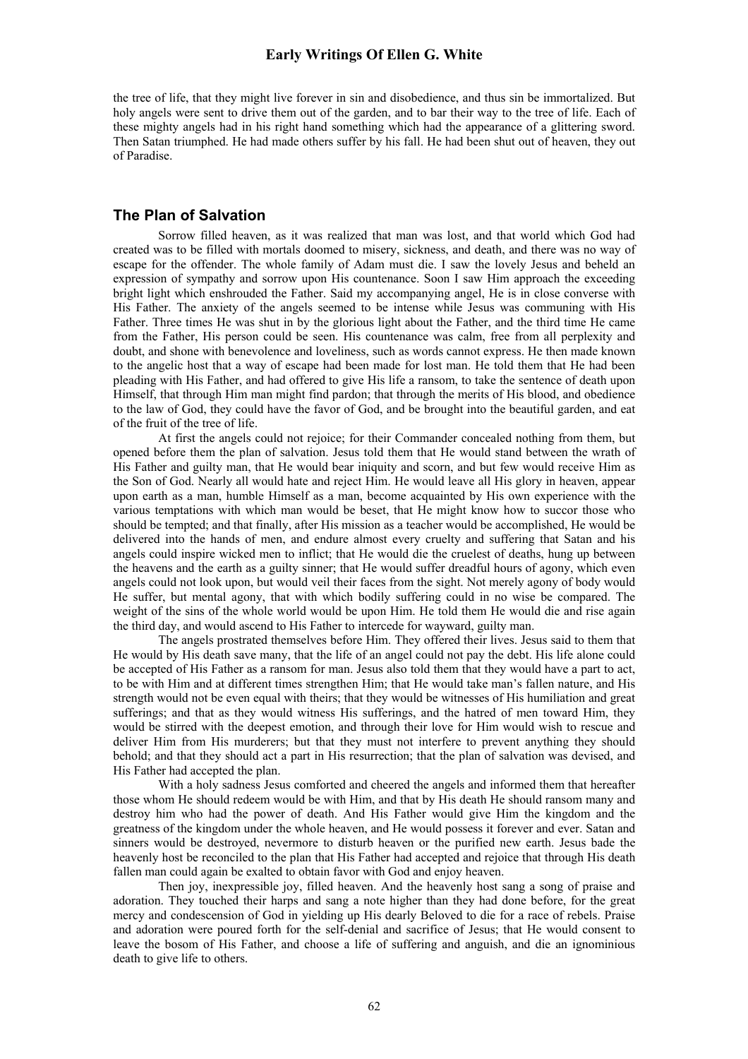the tree of life, that they might live forever in sin and disobedience, and thus sin be immortalized. But holy angels were sent to drive them out of the garden, and to bar their way to the tree of life. Each of these mighty angels had in his right hand something which had the appearance of a glittering sword. Then Satan triumphed. He had made others suffer by his fall. He had been shut out of heaven, they out of Paradise.

## The Plan of Salvation

Sorrow filled heaven, as it was realized that man was lost, and that world which God had created was to be filled with mortals doomed to misery, sickness, and death, and there was no way of escape for the offender. The whole family of Adam must die. I saw the lovely Jesus and beheld an expression of sympathy and sorrow upon His countenance. Soon I saw Him approach the exceeding bright light which enshrouded the Father. Said my accompanying angel, He is in close converse with His Father. The anxiety of the angels seemed to be intense while Jesus was communing with His Father. Three times He was shut in by the glorious light about the Father, and the third time He came from the Father, His person could be seen. His countenance was calm, free from all perplexity and doubt, and shone with benevolence and loveliness, such as words cannot express. He then made known to the angelic host that a way of escape had been made for lost man. He told them that He had been pleading with His Father, and had offered to give His life a ransom, to take the sentence of death upon Himself, that through Him man might find pardon; that through the merits of His blood, and obedience to the law of God, they could have the favor of God, and be brought into the beautiful garden, and eat of the fruit of the tree of life.

At first the angels could not rejoice; for their Commander concealed nothing from them, but opened before them the plan of salvation. Jesus told them that He would stand between the wrath of His Father and guilty man, that He would bear iniquity and scorn, and but few would receive Him as the Son of God. Nearly all would hate and reject Him. He would leave all His glory in heaven, appear upon earth as a man, humble Himself as a man, become acquainted by His own experience with the various temptations with which man would be beset, that He might know how to succor those who should be tempted; and that finally, after His mission as a teacher would be accomplished, He would be delivered into the hands of men, and endure almost every cruelty and suffering that Satan and his angels could inspire wicked men to inflict; that He would die the cruelest of deaths, hung up between the heavens and the earth as a guilty sinner; that He would suffer dreadful hours of agony, which even angels could not look upon, but would veil their faces from the sight. Not merely agony of body would He suffer, but mental agony, that with which bodily suffering could in no wise be compared. The weight of the sins of the whole world would be upon Him. He told them He would die and rise again the third day, and would ascend to His Father to intercede for wayward, guilty man.

The angels prostrated themselves before Him. They offered their lives. Jesus said to them that He would by His death save many, that the life of an angel could not pay the debt. His life alone could be accepted of His Father as a ransom for man. Jesus also told them that they would have a part to act, to be with Him and at different times strengthen Him; that He would take man's fallen nature, and His strength would not be even equal with theirs; that they would be witnesses of His humiliation and great sufferings; and that as they would witness His sufferings, and the hatred of men toward Him, they would be stirred with the deepest emotion, and through their love for Him would wish to rescue and deliver Him from His murderers; but that they must not interfere to prevent anything they should behold; and that they should act a part in His resurrection; that the plan of salvation was devised, and His Father had accepted the plan.

With a holy sadness Jesus comforted and cheered the angels and informed them that hereafter those whom He should redeem would be with Him, and that by His death He should ransom many and destroy him who had the power of death. And His Father would give Him the kingdom and the greatness of the kingdom under the whole heaven, and He would possess it forever and ever. Satan and sinners would be destroyed, nevermore to disturb heaven or the purified new earth. Jesus bade the heavenly host be reconciled to the plan that His Father had accepted and rejoice that through His death fallen man could again be exalted to obtain favor with God and enjoy heaven.

Then joy, inexpressible joy, filled heaven. And the heavenly host sang a song of praise and adoration. They touched their harps and sang a note higher than they had done before, for the great mercy and condescension of God in yielding up His dearly Beloved to die for a race of rebels. Praise and adoration were poured forth for the self-denial and sacrifice of Jesus; that He would consent to leave the bosom of His Father, and choose a life of suffering and anguish, and die an ignominious death to give life to others.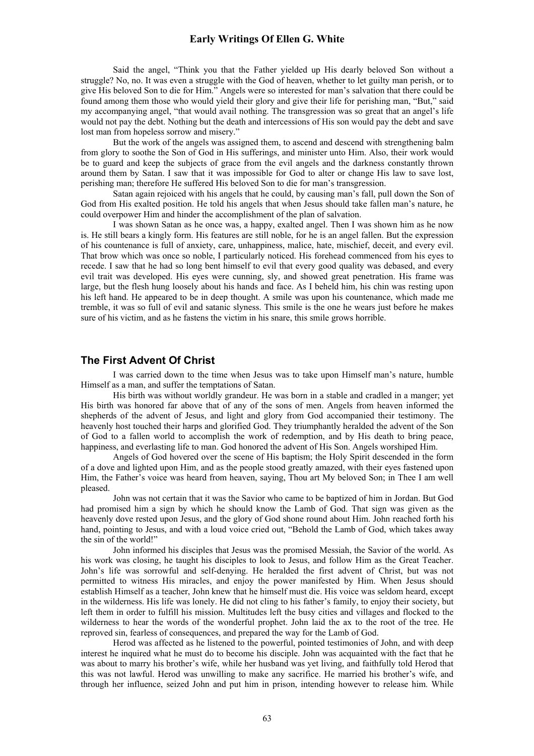Said the angel, "Think you that the Father yielded up His dearly beloved Son without a struggle? No, no. It was even a struggle with the God of heaven, whether to let guilty man perish, or to give His beloved Son to die for Him." Angels were so interested for man's salvation that there could be found among them those who would yield their glory and give their life for perishing man, "But," said my accompanying angel, "that would avail nothing. The transgression was so great that an angel's life would not pay the debt. Nothing but the death and intercessions of His son would pay the debt and save lost man from hopeless sorrow and misery."

But the work of the angels was assigned them, to ascend and descend with strengthening balm from glory to soothe the Son of God in His sufferings, and minister unto Him. Also, their work would be to guard and keep the subjects of grace from the evil angels and the darkness constantly thrown around them by Satan. I saw that it was impossible for God to alter or change His law to save lost, perishing man; therefore He suffered His beloved Son to die for man's transgression.

Satan again rejoiced with his angels that he could, by causing man's fall, pull down the Son of God from His exalted position. He told his angels that when Jesus should take fallen man's nature, he could overpower Him and hinder the accomplishment of the plan of salvation.

I was shown Satan as he once was, a happy, exalted angel. Then I was shown him as he now is. He still bears a kingly form. His features are still noble, for he is an angel fallen. But the expression of his countenance is full of anxiety, care, unhappiness, malice, hate, mischief, deceit, and every evil. That brow which was once so noble, I particularly noticed. His forehead commenced from his eyes to recede. I saw that he had so long bent himself to evil that every good quality was debased, and every evil trait was developed. His eyes were cunning, sly, and showed great penetration. His frame was large, but the flesh hung loosely about his hands and face. As I beheld him, his chin was resting upon his left hand. He appeared to be in deep thought. A smile was upon his countenance, which made me tremble, it was so full of evil and satanic slyness. This smile is the one he wears just before he makes sure of his victim, and as he fastens the victim in his snare, this smile grows horrible.

## The First Advent Of Christ

I was carried down to the time when Jesus was to take upon Himself man's nature, humble Himself as a man, and suffer the temptations of Satan.

His birth was without worldly grandeur. He was born in a stable and cradled in a manger; yet His birth was honored far above that of any of the sons of men. Angels from heaven informed the shepherds of the advent of Jesus, and light and glory from God accompanied their testimony. The heavenly host touched their harps and glorified God. They triumphantly heralded the advent of the Son of God to a fallen world to accomplish the work of redemption, and by His death to bring peace, happiness, and everlasting life to man. God honored the advent of His Son. Angels worshiped Him.

Angels of God hovered over the scene of His baptism; the Holy Spirit descended in the form of a dove and lighted upon Him, and as the people stood greatly amazed, with their eyes fastened upon Him, the Father's voice was heard from heaven, saying, Thou art My beloved Son; in Thee I am well pleased.

John was not certain that it was the Savior who came to be baptized of him in Jordan. But God had promised him a sign by which he should know the Lamb of God. That sign was given as the heavenly dove rested upon Jesus, and the glory of God shone round about Him. John reached forth his hand, pointing to Jesus, and with a loud voice cried out, "Behold the Lamb of God, which takes away the sin of the world!"

John informed his disciples that Jesus was the promised Messiah, the Savior of the world. As his work was closing, he taught his disciples to look to Jesus, and follow Him as the Great Teacher. John's life was sorrowful and self-denying. He heralded the first advent of Christ, but was not permitted to witness His miracles, and enjoy the power manifested by Him. When Jesus should establish Himself as a teacher, John knew that he himself must die. His voice was seldom heard, except in the wilderness. His life was lonely. He did not cling to his father's family, to enjoy their society, but left them in order to fulfill his mission. Multitudes left the busy cities and villages and flocked to the wilderness to hear the words of the wonderful prophet. John laid the ax to the root of the tree. He reproved sin, fearless of consequences, and prepared the way for the Lamb of God.

Herod was affected as he listened to the powerful, pointed testimonies of John, and with deep interest he inquired what he must do to become his disciple. John was acquainted with the fact that he was about to marry his brother's wife, while her husband was yet living, and faithfully told Herod that this was not lawful. Herod was unwilling to make any sacrifice. He married his brother's wife, and through her influence, seized John and put him in prison, intending however to release him. While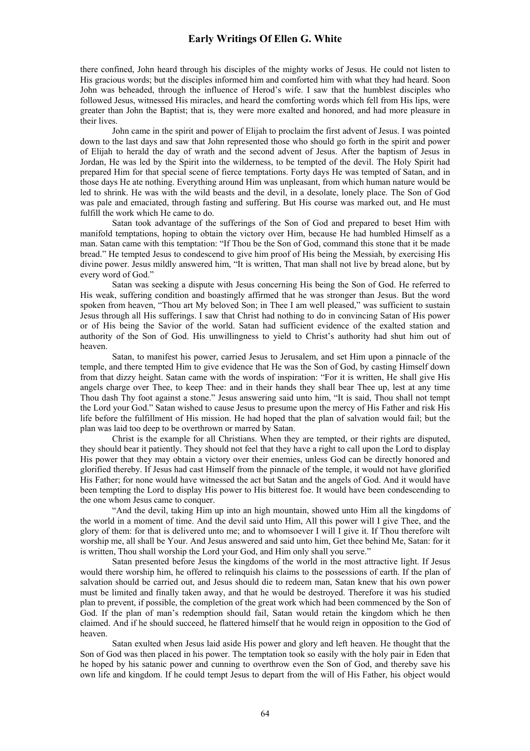there confined, John heard through his disciples of the mighty works of Jesus. He could not listen to His gracious words; but the disciples informed him and comforted him with what they had heard. Soon John was beheaded, through the influence of Herod's wife. I saw that the humblest disciples who followed Jesus, witnessed His miracles, and heard the comforting words which fell from His lips, were greater than John the Baptist; that is, they were more exalted and honored, and had more pleasure in their lives.

John came in the spirit and power of Elijah to proclaim the first advent of Jesus. I was pointed down to the last days and saw that John represented those who should go forth in the spirit and power of Elijah to herald the day of wrath and the second advent of Jesus. After the baptism of Jesus in Jordan, He was led by the Spirit into the wilderness, to be tempted of the devil. The Holy Spirit had prepared Him for that special scene of fierce temptations. Forty days He was tempted of Satan, and in those days He ate nothing. Everything around Him was unpleasant, from which human nature would be led to shrink. He was with the wild beasts and the devil, in a desolate, lonely place. The Son of God was pale and emaciated, through fasting and suffering. But His course was marked out, and He must fulfill the work which He came to do.

Satan took advantage of the sufferings of the Son of God and prepared to beset Him with manifold temptations, hoping to obtain the victory over Him, because He had humbled Himself as a man. Satan came with this temptation: "If Thou be the Son of God, command this stone that it be made bread." He tempted Jesus to condescend to give him proof of His being the Messiah, by exercising His divine power. Jesus mildly answered him, "It is written, That man shall not live by bread alone, but by every word of God."

Satan was seeking a dispute with Jesus concerning His being the Son of God. He referred to His weak, suffering condition and boastingly affirmed that he was stronger than Jesus. But the word spoken from heaven, "Thou art My beloved Son; in Thee I am well pleased," was sufficient to sustain Jesus through all His sufferings. I saw that Christ had nothing to do in convincing Satan of His power or of His being the Savior of the world. Satan had sufficient evidence of the exalted station and authority of the Son of God. His unwillingness to yield to Christ's authority had shut him out of heaven.

Satan, to manifest his power, carried Jesus to Jerusalem, and set Him upon a pinnacle of the temple, and there tempted Him to give evidence that He was the Son of God, by casting Himself down from that dizzy height. Satan came with the words of inspiration: "For it is written, He shall give His angels charge over Thee, to keep Thee: and in their hands they shall bear Thee up, lest at any time Thou dash Thy foot against a stone." Jesus answering said unto him, "It is said, Thou shall not tempt the Lord your God." Satan wished to cause Jesus to presume upon the mercy of His Father and risk His life before the fulfillment of His mission. He had hoped that the plan of salvation would fail; but the plan was laid too deep to be overthrown or marred by Satan.

Christ is the example for all Christians. When they are tempted, or their rights are disputed, they should bear it patiently. They should not feel that they have a right to call upon the Lord to display His power that they may obtain a victory over their enemies, unless God can be directly honored and glorified thereby. If Jesus had cast Himself from the pinnacle of the temple, it would not have glorified His Father; for none would have witnessed the act but Satan and the angels of God. And it would have been tempting the Lord to display His power to His bitterest foe. It would have been condescending to the one whom Jesus came to conquer.

"And the devil, taking Him up into an high mountain, showed unto Him all the kingdoms of the world in a moment of time. And the devil said unto Him, All this power will I give Thee, and the glory of them: for that is delivered unto me; and to whomsoever I will I give it. If Thou therefore wilt worship me, all shall be Your. And Jesus answered and said unto him, Get thee behind Me, Satan: for it is written, Thou shall worship the Lord your God, and Him only shall you serve."

Satan presented before Jesus the kingdoms of the world in the most attractive light. If Jesus would there worship him, he offered to relinquish his claims to the possessions of earth. If the plan of salvation should be carried out, and Jesus should die to redeem man, Satan knew that his own power must be limited and finally taken away, and that he would be destroyed. Therefore it was his studied plan to prevent, if possible, the completion of the great work which had been commenced by the Son of God. If the plan of man's redemption should fail, Satan would retain the kingdom which he then claimed. And if he should succeed, he flattered himself that he would reign in opposition to the God of heaven.

Satan exulted when Jesus laid aside His power and glory and left heaven. He thought that the Son of God was then placed in his power. The temptation took so easily with the holy pair in Eden that he hoped by his satanic power and cunning to overthrow even the Son of God, and thereby save his own life and kingdom. If he could tempt Jesus to depart from the will of His Father, his object would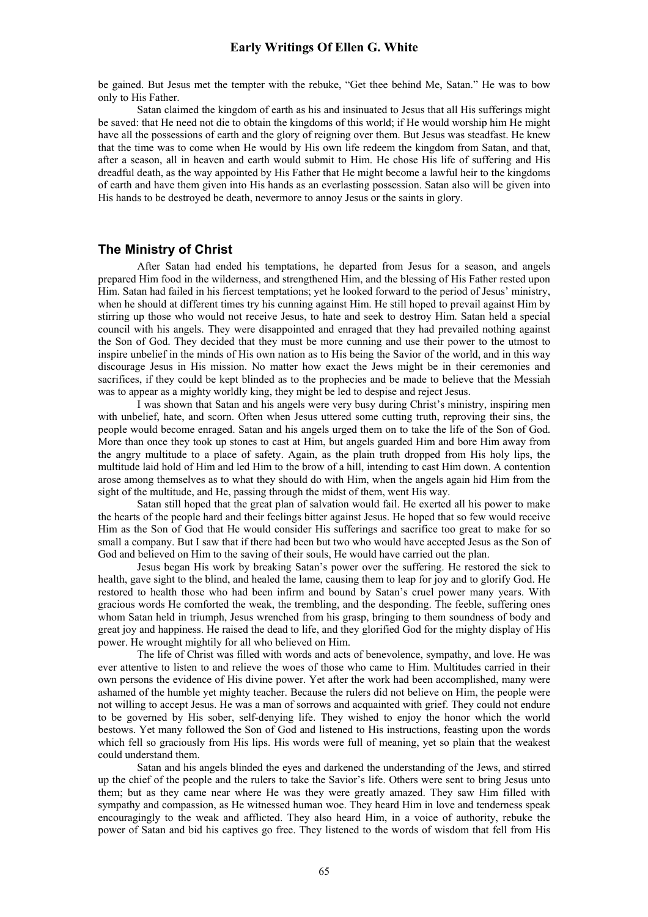be gained. But Jesus met the tempter with the rebuke, "Get thee behind Me, Satan." He was to bow only to His Father.

Satan claimed the kingdom of earth as his and insinuated to Jesus that all His sufferings might be saved: that He need not die to obtain the kingdoms of this world; if He would worship him He might have all the possessions of earth and the glory of reigning over them. But Jesus was steadfast. He knew that the time was to come when He would by His own life redeem the kingdom from Satan, and that, after a season, all in heaven and earth would submit to Him. He chose His life of suffering and His dreadful death, as the way appointed by His Father that He might become a lawful heir to the kingdoms of earth and have them given into His hands as an everlasting possession. Satan also will be given into His hands to be destroyed be death, nevermore to annoy Jesus or the saints in glory.

## The Ministry of Christ

After Satan had ended his temptations, he departed from Jesus for a season, and angels prepared Him food in the wilderness, and strengthened Him, and the blessing of His Father rested upon Him. Satan had failed in his fiercest temptations; yet he looked forward to the period of Jesus' ministry, when he should at different times try his cunning against Him. He still hoped to prevail against Him by stirring up those who would not receive Jesus, to hate and seek to destroy Him. Satan held a special council with his angels. They were disappointed and enraged that they had prevailed nothing against the Son of God. They decided that they must be more cunning and use their power to the utmost to inspire unbelief in the minds of His own nation as to His being the Savior of the world, and in this way discourage Jesus in His mission. No matter how exact the Jews might be in their ceremonies and sacrifices, if they could be kept blinded as to the prophecies and be made to believe that the Messiah was to appear as a mighty worldly king, they might be led to despise and reject Jesus.

I was shown that Satan and his angels were very busy during Christ's ministry, inspiring men with unbelief, hate, and scorn. Often when Jesus uttered some cutting truth, reproving their sins, the people would become enraged. Satan and his angels urged them on to take the life of the Son of God. More than once they took up stones to cast at Him, but angels guarded Him and bore Him away from the angry multitude to a place of safety. Again, as the plain truth dropped from His holy lips, the multitude laid hold of Him and led Him to the brow of a hill, intending to cast Him down. A contention arose among themselves as to what they should do with Him, when the angels again hid Him from the sight of the multitude, and He, passing through the midst of them, went His way.

Satan still hoped that the great plan of salvation would fail. He exerted all his power to make the hearts of the people hard and their feelings bitter against Jesus. He hoped that so few would receive Him as the Son of God that He would consider His sufferings and sacrifice too great to make for so small a company. But I saw that if there had been but two who would have accepted Jesus as the Son of God and believed on Him to the saving of their souls, He would have carried out the plan.

Jesus began His work by breaking Satan's power over the suffering. He restored the sick to health, gave sight to the blind, and healed the lame, causing them to leap for joy and to glorify God. He restored to health those who had been infirm and bound by Satan's cruel power many years. With gracious words He comforted the weak, the trembling, and the desponding. The feeble, suffering ones whom Satan held in triumph, Jesus wrenched from his grasp, bringing to them soundness of body and great joy and happiness. He raised the dead to life, and they glorified God for the mighty display of His power. He wrought mightily for all who believed on Him.

The life of Christ was filled with words and acts of benevolence, sympathy, and love. He was ever attentive to listen to and relieve the woes of those who came to Him. Multitudes carried in their own persons the evidence of His divine power. Yet after the work had been accomplished, many were ashamed of the humble yet mighty teacher. Because the rulers did not believe on Him, the people were not willing to accept Jesus. He was a man of sorrows and acquainted with grief. They could not endure to be governed by His sober, self-denying life. They wished to enjoy the honor which the world bestows. Yet many followed the Son of God and listened to His instructions, feasting upon the words which fell so graciously from His lips. His words were full of meaning, yet so plain that the weakest could understand them.

Satan and his angels blinded the eyes and darkened the understanding of the Jews, and stirred up the chief of the people and the rulers to take the Savior's life. Others were sent to bring Jesus unto them; but as they came near where He was they were greatly amazed. They saw Him filled with sympathy and compassion, as He witnessed human woe. They heard Him in love and tenderness speak encouragingly to the weak and afflicted. They also heard Him, in a voice of authority, rebuke the power of Satan and bid his captives go free. They listened to the words of wisdom that fell from His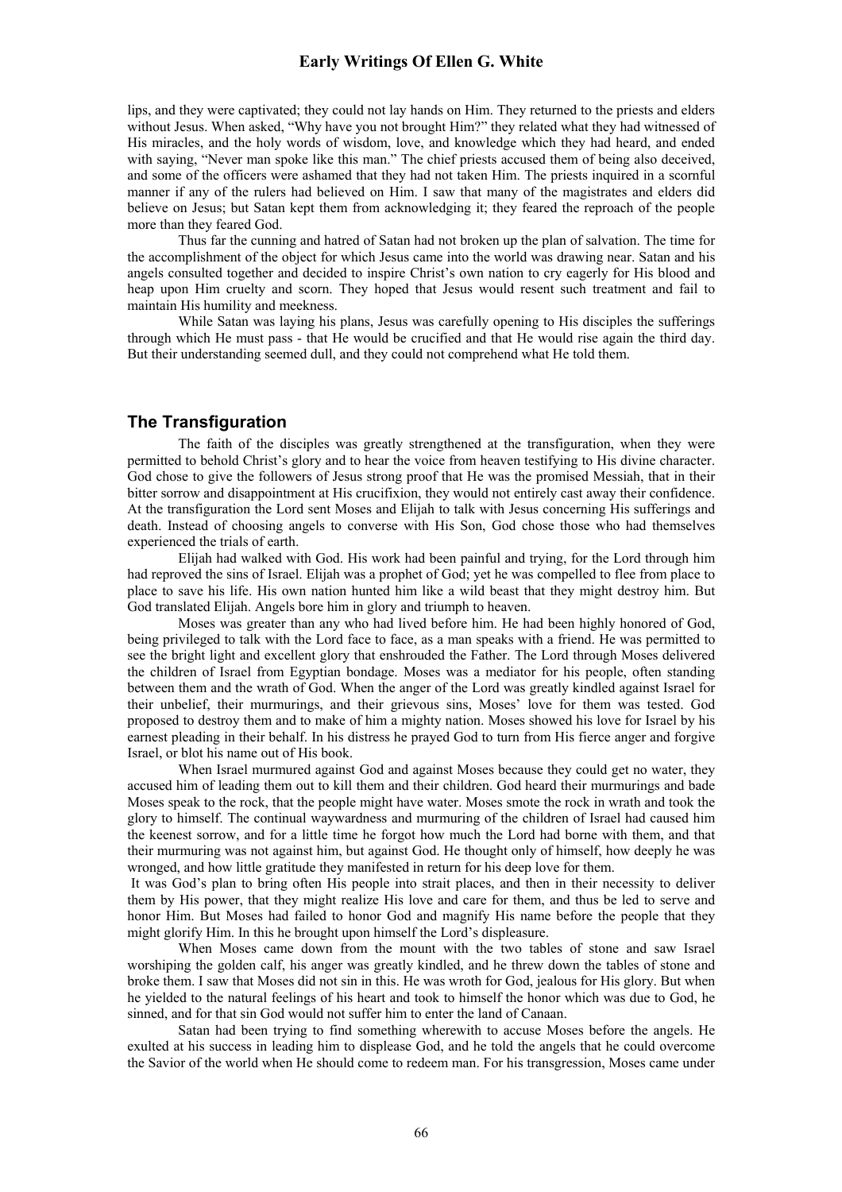lips, and they were captivated; they could not lay hands on Him. They returned to the priests and elders without Jesus. When asked, "Why have you not brought Him?" they related what they had witnessed of His miracles, and the holy words of wisdom, love, and knowledge which they had heard, and ended with saying, "Never man spoke like this man." The chief priests accused them of being also deceived, and some of the officers were ashamed that they had not taken Him. The priests inquired in a scornful manner if any of the rulers had believed on Him. I saw that many of the magistrates and elders did believe on Jesus; but Satan kept them from acknowledging it; they feared the reproach of the people more than they feared God.

Thus far the cunning and hatred of Satan had not broken up the plan of salvation. The time for the accomplishment of the object for which Jesus came into the world was drawing near. Satan and his angels consulted together and decided to inspire Christ's own nation to cry eagerly for His blood and heap upon Him cruelty and scorn. They hoped that Jesus would resent such treatment and fail to maintain His humility and meekness.

While Satan was laying his plans, Jesus was carefully opening to His disciples the sufferings through which He must pass - that He would be crucified and that He would rise again the third day. But their understanding seemed dull, and they could not comprehend what He told them.

## The Transfiguration

The faith of the disciples was greatly strengthened at the transfiguration, when they were permitted to behold Christ's glory and to hear the voice from heaven testifying to His divine character. God chose to give the followers of Jesus strong proof that He was the promised Messiah, that in their bitter sorrow and disappointment at His crucifixion, they would not entirely cast away their confidence. At the transfiguration the Lord sent Moses and Elijah to talk with Jesus concerning His sufferings and death. Instead of choosing angels to converse with His Son, God chose those who had themselves experienced the trials of earth.

Elijah had walked with God. His work had been painful and trying, for the Lord through him had reproved the sins of Israel. Elijah was a prophet of God; yet he was compelled to flee from place to place to save his life. His own nation hunted him like a wild beast that they might destroy him. But God translated Elijah. Angels bore him in glory and triumph to heaven.

Moses was greater than any who had lived before him. He had been highly honored of God, being privileged to talk with the Lord face to face, as a man speaks with a friend. He was permitted to see the bright light and excellent glory that enshrouded the Father. The Lord through Moses delivered the children of Israel from Egyptian bondage. Moses was a mediator for his people, often standing between them and the wrath of God. When the anger of the Lord was greatly kindled against Israel for their unbelief, their murmurings, and their grievous sins, Moses' love for them was tested. God proposed to destroy them and to make of him a mighty nation. Moses showed his love for Israel by his earnest pleading in their behalf. In his distress he prayed God to turn from His fierce anger and forgive Israel, or blot his name out of His book.

When Israel murmured against God and against Moses because they could get no water, they accused him of leading them out to kill them and their children. God heard their murmurings and bade Moses speak to the rock, that the people might have water. Moses smote the rock in wrath and took the glory to himself. The continual waywardness and murmuring of the children of Israel had caused him the keenest sorrow, and for a little time he forgot how much the Lord had borne with them, and that their murmuring was not against him, but against God. He thought only of himself, how deeply he was wronged, and how little gratitude they manifested in return for his deep love for them.

It was God's plan to bring often His people into strait places, and then in their necessity to deliver them by His power, that they might realize His love and care for them, and thus be led to serve and honor Him. But Moses had failed to honor God and magnify His name before the people that they might glorify Him. In this he brought upon himself the Lord's displeasure.

When Moses came down from the mount with the two tables of stone and saw Israel worshiping the golden calf, his anger was greatly kindled, and he threw down the tables of stone and broke them. I saw that Moses did not sin in this. He was wroth for God, jealous for His glory. But when he yielded to the natural feelings of his heart and took to himself the honor which was due to God, he sinned, and for that sin God would not suffer him to enter the land of Canaan.

Satan had been trying to find something wherewith to accuse Moses before the angels. He exulted at his success in leading him to displease God, and he told the angels that he could overcome the Savior of the world when He should come to redeem man. For his transgression, Moses came under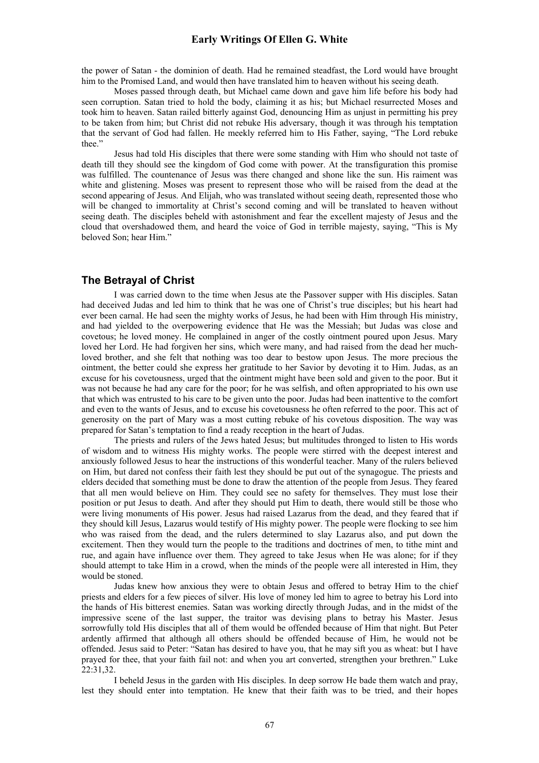the power of Satan - the dominion of death. Had he remained steadfast, the Lord would have brought him to the Promised Land, and would then have translated him to heaven without his seeing death.

Moses passed through death, but Michael came down and gave him life before his body had seen corruption. Satan tried to hold the body, claiming it as his; but Michael resurrected Moses and took him to heaven. Satan railed bitterly against God, denouncing Him as unjust in permitting his prey to be taken from him; but Christ did not rebuke His adversary, though it was through his temptation that the servant of God had fallen. He meekly referred him to His Father, saying, "The Lord rebuke thee."

Jesus had told His disciples that there were some standing with Him who should not taste of death till they should see the kingdom of God come with power. At the transfiguration this promise was fulfilled. The countenance of Jesus was there changed and shone like the sun. His raiment was white and glistening. Moses was present to represent those who will be raised from the dead at the second appearing of Jesus. And Elijah, who was translated without seeing death, represented those who will be changed to immortality at Christ's second coming and will be translated to heaven without seeing death. The disciples beheld with astonishment and fear the excellent majesty of Jesus and the cloud that overshadowed them, and heard the voice of God in terrible majesty, saying, "This is My beloved Son; hear Him."

## The Betrayal of Christ

I was carried down to the time when Jesus ate the Passover supper with His disciples. Satan had deceived Judas and led him to think that he was one of Christ's true disciples; but his heart had ever been carnal. He had seen the mighty works of Jesus, he had been with Him through His ministry, and had yielded to the overpowering evidence that He was the Messiah; but Judas was close and covetous; he loved money. He complained in anger of the costly ointment poured upon Jesus. Mary loved her Lord. He had forgiven her sins, which were many, and had raised from the dead her much-loved brother, and she felt that nothing was too dear to bestow upon Jesus. The more precious the ointment, the better could she express her gratitude to her Savior by devoting it to Him. Judas, as an excuse for his covetousness, urged that the ointment might have been sold and given to the poor. But it was not because he had any care for the poor; for he was selfish, and often appropriated to his own use that which was entrusted to his care to be given unto the poor. Judas had been inattentive to the comfort and even to the wants of Jesus, and to excuse his covetousness he often referred to the poor. This act of generosity on the part of Mary was a most cutting rebuke of his covetous disposition. The way was prepared for Satan's temptation to find a ready reception in the heart of Judas.

The priests and rulers of the Jews hated Jesus; but multitudes thronged to listen to His words of wisdom and to witness His mighty works. The people were stirred with the deepest interest and anxiously followed Jesus to hear the instructions of this wonderful teacher. Many of the rulers believed on Him, but dared not confess their faith lest they should be put out of the synagogue. The priests and elders decided that something must be done to draw the attention of the people from Jesus. They feared that all men would believe on Him. They could see no safety for themselves. They must lose their position or put Jesus to death. And after they should put Him to death, there would still be those who were living monuments of His power. Jesus had raised Lazarus from the dead, and they feared that if they should kill Jesus, Lazarus would testify of His mighty power. The people were flocking to see him who was raised from the dead, and the rulers determined to slay Lazarus also, and put down the excitement. Then they would turn the people to the traditions and doctrines of men, to tithe mint and rue, and again have influence over them. They agreed to take Jesus when He was alone; for if they should attempt to take Him in a crowd, when the minds of the people were all interested in Him, they would be stoned.

Judas knew how anxious they were to obtain Jesus and offered to betray Him to the chief priests and elders for a few pieces of silver. His love of money led him to agree to betray his Lord into the hands of His bitterest enemies. Satan was working directly through Judas, and in the midst of the impressive scene of the last supper, the traitor was devising plans to betray his Master. Jesus sorrowfully told His disciples that all of them would be offended because of Him that night. But Peter ardently affirmed that although all others should be offended because of Him, he would not be offended. Jesus said to Peter: "Satan has desired to have you, that he may sift you as wheat: but I have prayed for thee, that your faith fail not: and when you art converted, strengthen your brethren." Luke 22:31,32.

I beheld Jesus in the garden with His disciples. In deep sorrow He bade them watch and pray, lest they should enter into temptation. He knew that their faith was to be tried, and their hopes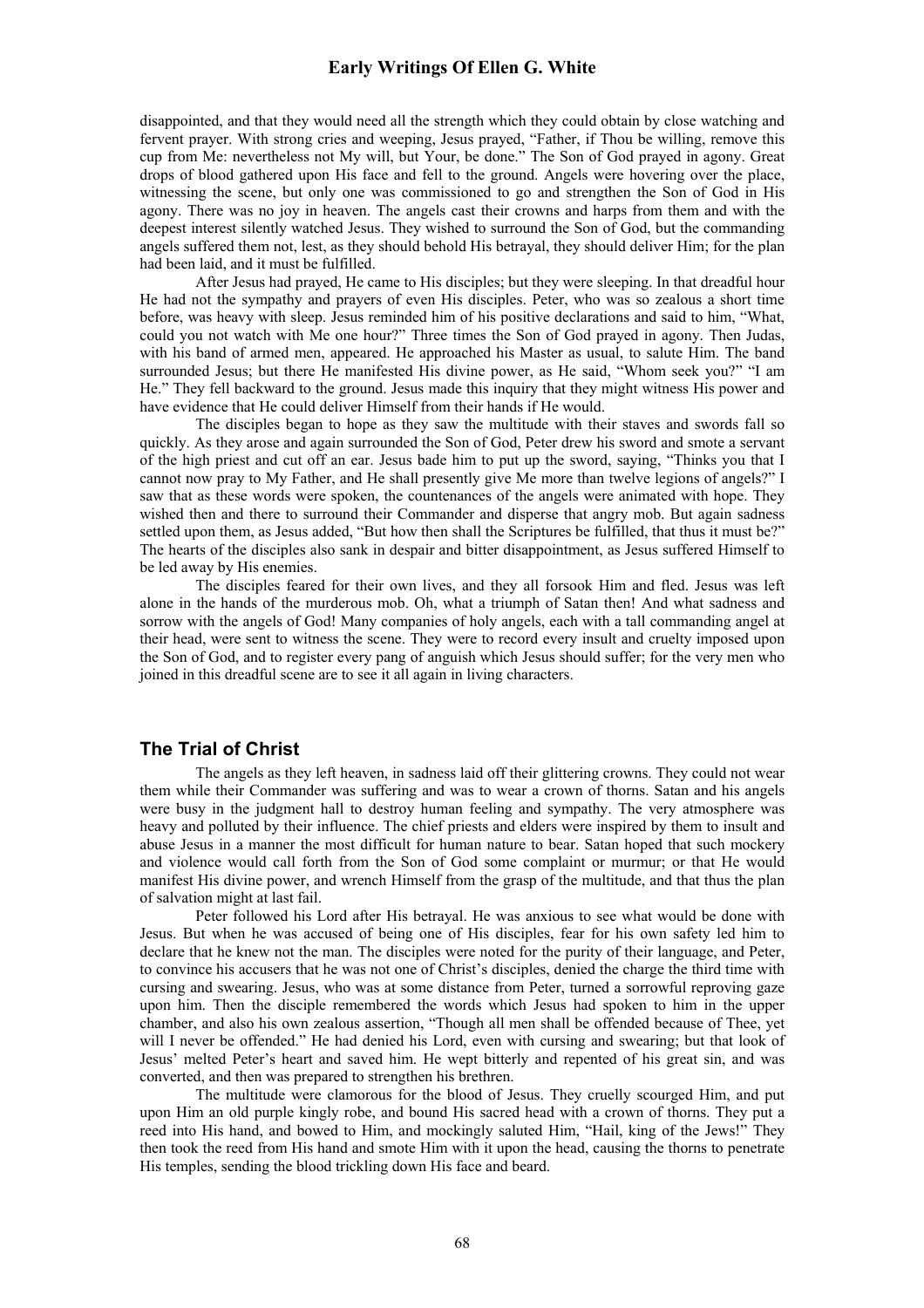disappointed, and that they would need all the strength which they could obtain by close watching and fervent prayer. With strong cries and weeping, Jesus prayed, "Father, if Thou be willing, remove this cup from Me: nevertheless not My will, but Your, be done." The Son of God prayed in agony. Great drops of blood gathered upon His face and fell to the ground. Angels were hovering over the place, witnessing the scene, but only one was commissioned to go and strengthen the Son of God in His agony. There was no joy in heaven. The angels cast their crowns and harps from them and with the deepest interest silently watched Jesus. They wished to surround the Son of God, but the commanding angels suffered them not, lest, as they should behold His betrayal, they should deliver Him; for the plan had been laid, and it must be fulfilled.

After Jesus had prayed, He came to His disciples; but they were sleeping. In that dreadful hour He had not the sympathy and prayers of even His disciples. Peter, who was so zealous a short time before, was heavy with sleep. Jesus reminded him of his positive declarations and said to him, "What, could you not watch with Me one hour?" Three times the Son of God prayed in agony. Then Judas, with his band of armed men, appeared. He approached his Master as usual, to salute Him. The band surrounded Jesus; but there He manifested His divine power, as He said, "Whom seek you?" "I am He." They fell backward to the ground. Jesus made this inquiry that they might witness His power and have evidence that He could deliver Himself from their hands if He would.

The disciples began to hope as they saw the multitude with their staves and swords fall so quickly. As they arose and again surrounded the Son of God, Peter drew his sword and smote a servant of the high priest and cut off an ear. Jesus bade him to put up the sword, saying, "Thinks you that I cannot now pray to My Father, and He shall presently give Me more than twelve legions of angels?" I saw that as these words were spoken, the countenances of the angels were animated with hope. They wished then and there to surround their Commander and disperse that angry mob. But again sadness settled upon them, as Jesus added, "But how then shall the Scriptures be fulfilled, that thus it must be?" The hearts of the disciples also sank in despair and bitter disappointment, as Jesus suffered Himself to be led away by His enemies.

The disciples feared for their own lives, and they all forsook Him and fled. Jesus was left alone in the hands of the murderous mob. Oh, what a triumph of Satan then! And what sadness and sorrow with the angels of God! Many companies of holy angels, each with a tall commanding angel at their head, were sent to witness the scene. They were to record every insult and cruelty imposed upon the Son of God, and to register every pang of anguish which Jesus should suffer; for the very men who joined in this dreadful scene are to see it all again in living characters.

## The Trial of Christ

The angels as they left heaven, in sadness laid off their glittering crowns. They could not wear them while their Commander was suffering and was to wear a crown of thorns. Satan and his angels were busy in the judgment hall to destroy human feeling and sympathy. The very atmosphere was heavy and polluted by their influence. The chief priests and elders were inspired by them to insult and abuse Jesus in a manner the most difficult for human nature to bear. Satan hoped that such mockery and violence would call forth from the Son of God some complaint or murmur; or that He would manifest His divine power, and wrench Himself from the grasp of the multitude, and that thus the plan of salvation might at last fail.

Peter followed his Lord after His betrayal. He was anxious to see what would be done with Jesus. But when he was accused of being one of His disciples, fear for his own safety led him to declare that he knew not the man. The disciples were noted for the purity of their language, and Peter, to convince his accusers that he was not one of Christ's disciples, denied the charge the third time with cursing and swearing. Jesus, who was at some distance from Peter, turned a sorrowful reproving gaze upon him. Then the disciple remembered the words which Jesus had spoken to him in the upper chamber, and also his own zealous assertion, "Though all men shall be offended because of Thee, yet will I never be offended." He had denied his Lord, even with cursing and swearing; but that look of Jesus' melted Peter's heart and saved him. He wept bitterly and repented of his great sin, and was converted, and then was prepared to strengthen his brethren.

The multitude were clamorous for the blood of Jesus. They cruelly scourged Him, and put upon Him an old purple kingly robe, and bound His sacred head with a crown of thorns. They put a reed into His hand, and bowed to Him, and mockingly saluted Him, "Hail, king of the Jews!" They then took the reed from His hand and smote Him with it upon the head, causing the thorns to penetrate His temples, sending the blood trickling down His face and beard.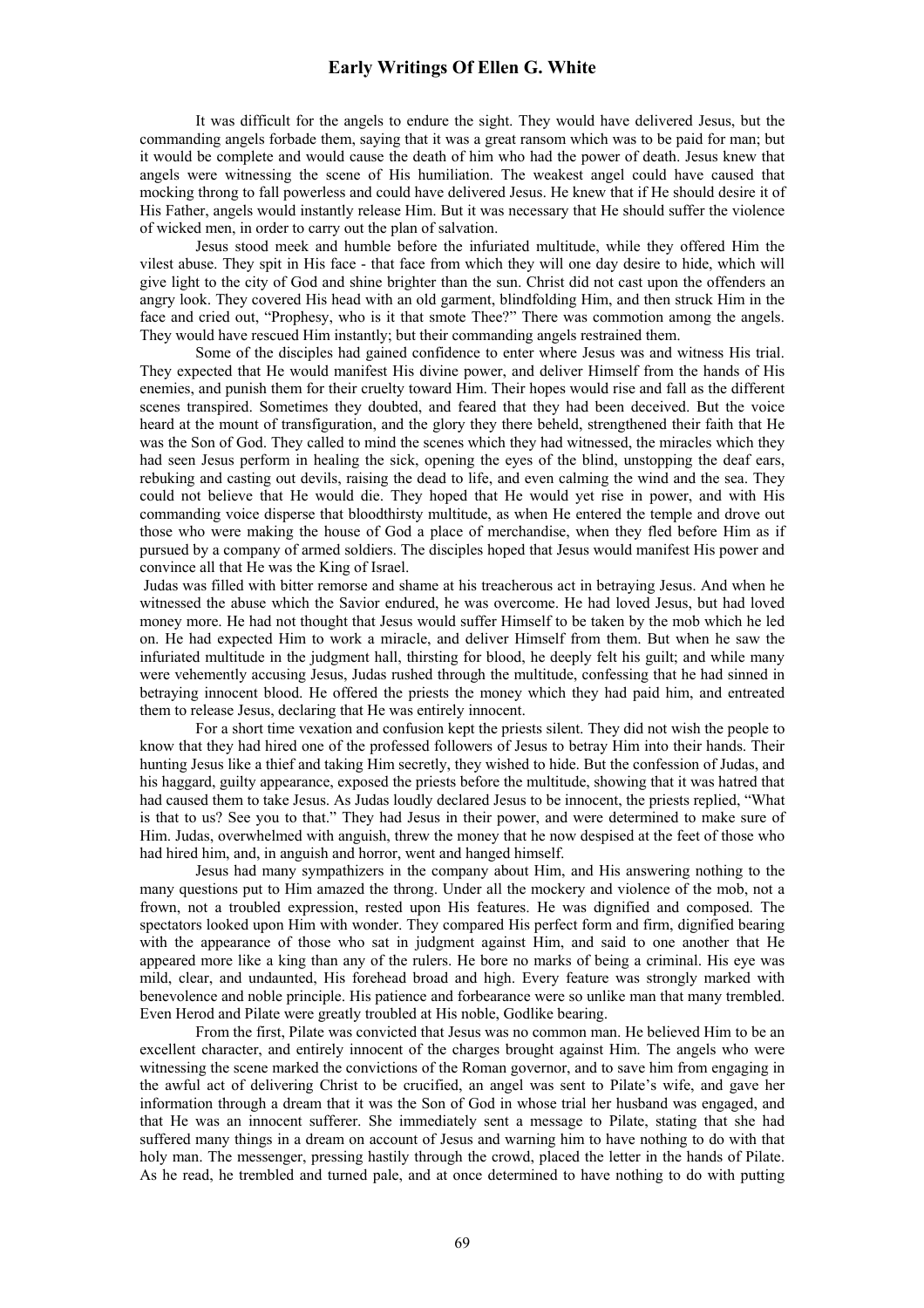It was difficult for the angels to endure the sight. They would have delivered Jesus, but the commanding angels forbade them, saying that it was a great ransom which was to be paid for man; but it would be complete and would cause the death of him who had the power of death. Jesus knew that angels were witnessing the scene of His humiliation. The weakest angel could have caused that mocking throng to fall powerless and could have delivered Jesus. He knew that if He should desire it of His Father, angels would instantly release Him. But it was necessary that He should suffer the violence of wicked men, in order to carry out the plan of salvation.

Jesus stood meek and humble before the infuriated multitude, while they offered Him the vilest abuse. They spit in His face - that face from which they will one day desire to hide, which will give light to the city of God and shine brighter than the sun. Christ did not cast upon the offenders an angry look. They covered His head with an old garment, blindfolding Him, and then struck Him in the face and cried out, "Prophesy, who is it that smote Thee?" There was commotion among the angels. They would have rescued Him instantly; but their commanding angels restrained them.

Some of the disciples had gained confidence to enter where Jesus was and witness His trial. They expected that He would manifest His divine power, and deliver Himself from the hands of His enemies, and punish them for their cruelty toward Him. Their hopes would rise and fall as the different scenes transpired. Sometimes they doubted, and feared that they had been deceived. But the voice heard at the mount of transfiguration, and the glory they there beheld, strengthened their faith that He was the Son of God. They called to mind the scenes which they had witnessed, the miracles which they had seen Jesus perform in healing the sick, opening the eyes of the blind, unstopping the deaf ears, rebuking and casting out devils, raising the dead to life, and even calming the wind and the sea. They could not believe that He would die. They hoped that He would yet rise in power, and with His commanding voice disperse that bloodthirsty multitude, as when He entered the temple and drove out those who were making the house of God a place of merchandise, when they fled before Him as if pursued by a company of armed soldiers. The disciples hoped that Jesus would manifest His power and convince all that He was the King of Israel.

Judas was filled with bitter remorse and shame at his treacherous act in betraying Jesus. And when he witnessed the abuse which the Savior endured, he was overcome. He had loved Jesus, but had loved money more. He had not thought that Jesus would suffer Himself to be taken by the mob which he led on. He had expected Him to work a miracle, and deliver Himself from them. But when he saw the infuriated multitude in the judgment hall, thirsting for blood, he deeply felt his guilt; and while many were vehemently accusing Jesus, Judas rushed through the multitude, confessing that he had sinned in betraying innocent blood. He offered the priests the money which they had paid him, and entreated them to release Jesus, declaring that He was entirely innocent.

For a short time vexation and confusion kept the priests silent. They did not wish the people to know that they had hired one of the professed followers of Jesus to betray Him into their hands. Their hunting Jesus like a thief and taking Him secretly, they wished to hide. But the confession of Judas, and his haggard, guilty appearance, exposed the priests before the multitude, showing that it was hatred that had caused them to take Jesus. As Judas loudly declared Jesus to be innocent, the priests replied, "What is that to us? See you to that." They had Jesus in their power, and were determined to make sure of Him. Judas, overwhelmed with anguish, threw the money that he now despised at the feet of those who had hired him, and, in anguish and horror, went and hanged himself.

Jesus had many sympathizers in the company about Him, and His answering nothing to the many questions put to Him amazed the throng. Under all the mockery and violence of the mob, not a frown, not a troubled expression, rested upon His features. He was dignified and composed. The spectators looked upon Him with wonder. They compared His perfect form and firm, dignified bearing with the appearance of those who sat in judgment against Him, and said to one another that He appeared more like a king than any of the rulers. He bore no marks of being a criminal. His eye was mild, clear, and undaunted, His forehead broad and high. Every feature was strongly marked with benevolence and noble principle. His patience and forbearance were so unlike man that many trembled. Even Herod and Pilate were greatly troubled at His noble, Godlike bearing.

From the first, Pilate was convicted that Jesus was no common man. He believed Him to be an excellent character, and entirely innocent of the charges brought against Him. The angels who were witnessing the scene marked the convictions of the Roman governor, and to save him from engaging in the awful act of delivering Christ to be crucified, an angel was sent to Pilate's wife, and gave her information through a dream that it was the Son of God in whose trial her husband was engaged, and that He was an innocent sufferer. She immediately sent a message to Pilate, stating that she had suffered many things in a dream on account of Jesus and warning him to have nothing to do with that holy man. The messenger, pressing hastily through the crowd, placed the letter in the hands of Pilate. As he read, he trembled and turned pale, and at once determined to have nothing to do with putting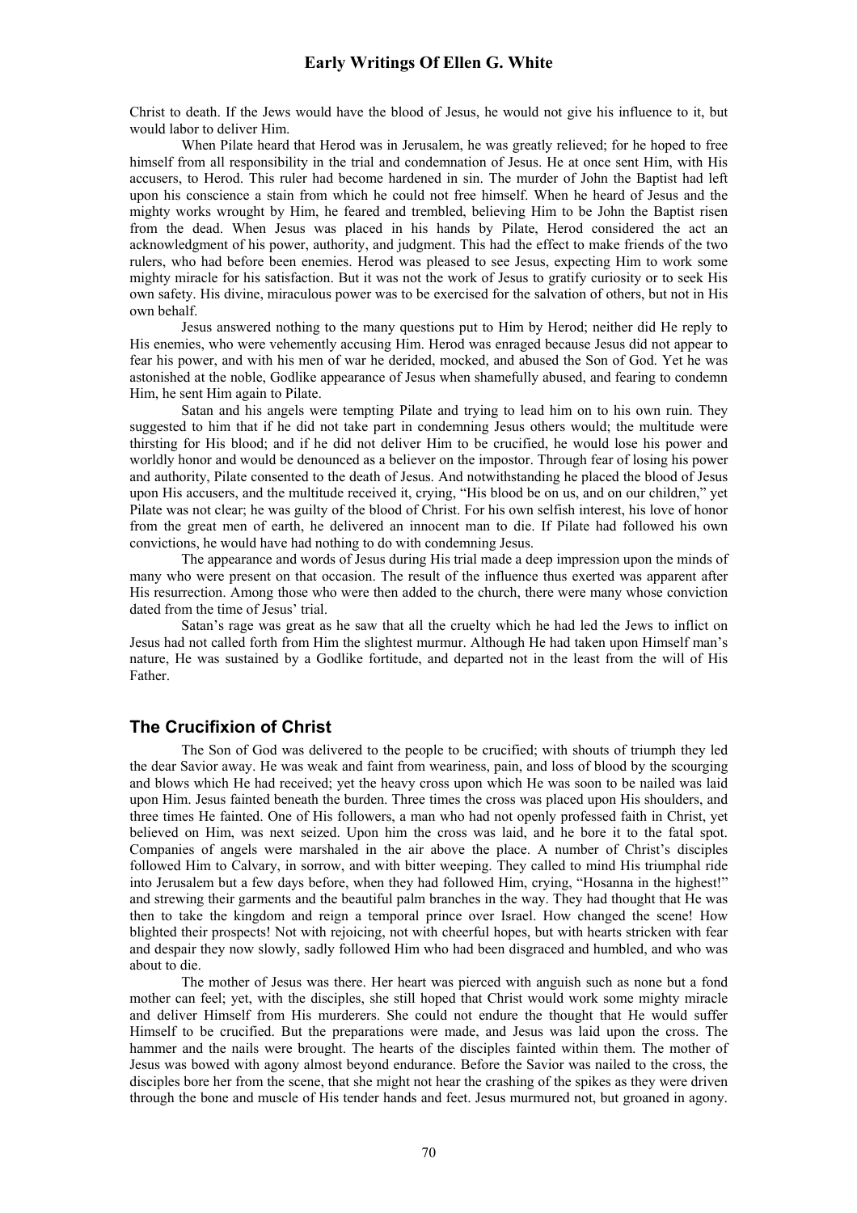Christ to death. If the Jews would have the blood of Jesus, he would not give his influence to it, but would labor to deliver Him.

When Pilate heard that Herod was in Jerusalem, he was greatly relieved; for he hoped to free himself from all responsibility in the trial and condemnation of Jesus. He at once sent Him, with His accusers, to Herod. This ruler had become hardened in sin. The murder of John the Baptist had left upon his conscience a stain from which he could not free himself. When he heard of Jesus and the mighty works wrought by Him, he feared and trembled, believing Him to be John the Baptist risen from the dead. When Jesus was placed in his hands by Pilate, Herod considered the act an acknowledgment of his power, authority, and judgment. This had the effect to make friends of the two rulers, who had before been enemies. Herod was pleased to see Jesus, expecting Him to work some mighty miracle for his satisfaction. But it was not the work of Jesus to gratify curiosity or to seek His own safety. His divine, miraculous power was to be exercised for the salvation of others, but not in His own behalf.

Jesus answered nothing to the many questions put to Him by Herod; neither did He reply to His enemies, who were vehemently accusing Him. Herod was enraged because Jesus did not appear to fear his power, and with his men of war he derided, mocked, and abused the Son of God. Yet he was astonished at the noble, Godlike appearance of Jesus when shamefully abused, and fearing to condemn Him, he sent Him again to Pilate.

Satan and his angels were tempting Pilate and trying to lead him on to his own ruin. They suggested to him that if he did not take part in condemning Jesus others would; the multitude were thirsting for His blood; and if he did not deliver Him to be crucified, he would lose his power and worldly honor and would be denounced as a believer on the impostor. Through fear of losing his power and authority, Pilate consented to the death of Jesus. And notwithstanding he placed the blood of Jesus upon His accusers, and the multitude received it, crying, "His blood be on us, and on our children," yet Pilate was not clear; he was guilty of the blood of Christ. For his own selfish interest, his love of honor from the great men of earth, he delivered an innocent man to die. If Pilate had followed his own convictions, he would have had nothing to do with condemning Jesus.

The appearance and words of Jesus during His trial made a deep impression upon the minds of many who were present on that occasion. The result of the influence thus exerted was apparent after His resurrection. Among those who were then added to the church, there were many whose conviction dated from the time of Jesus' trial.

Satan's rage was great as he saw that all the cruelty which he had led the Jews to inflict on Jesus had not called forth from Him the slightest murmur. Although He had taken upon Himself man's nature, He was sustained by a Godlike fortitude, and departed not in the least from the will of His Father.

## The Crucifixion of Christ

The Son of God was delivered to the people to be crucified; with shouts of triumph they led the dear Savior away. He was weak and faint from weariness, pain, and loss of blood by the scourging and blows which He had received; yet the heavy cross upon which He was soon to be nailed was laid upon Him. Jesus fainted beneath the burden. Three times the cross was placed upon His shoulders, and three times He fainted. One of His followers, a man who had not openly professed faith in Christ, yet believed on Him, was next seized. Upon him the cross was laid, and he bore it to the fatal spot. Companies of angels were marshaled in the air above the place. A number of Christ's disciples followed Him to Calvary, in sorrow, and with bitter weeping. They called to mind His triumphal ride into Jerusalem but a few days before, when they had followed Him, crying, "Hosanna in the highest!" and strewing their garments and the beautiful palm branches in the way. They had thought that He was then to take the kingdom and reign a temporal prince over Israel. How changed the scene! How blighted their prospects! Not with rejoicing, not with cheerful hopes, but with hearts stricken with fear and despair they now slowly, sadly followed Him who had been disgraced and humbled, and who was about to die.

The mother of Jesus was there. Her heart was pierced with anguish such as none but a fond mother can feel; yet, with the disciples, she still hoped that Christ would work some mighty miracle and deliver Himself from His murderers. She could not endure the thought that He would suffer Himself to be crucified. But the preparations were made, and Jesus was laid upon the cross. The hammer and the nails were brought. The hearts of the disciples fainted within them. The mother of Jesus was bowed with agony almost beyond endurance. Before the Savior was nailed to the cross, the disciples bore her from the scene, that she might not hear the crashing of the spikes as they were driven through the bone and muscle of His tender hands and feet. Jesus murmured not, but groaned in agony.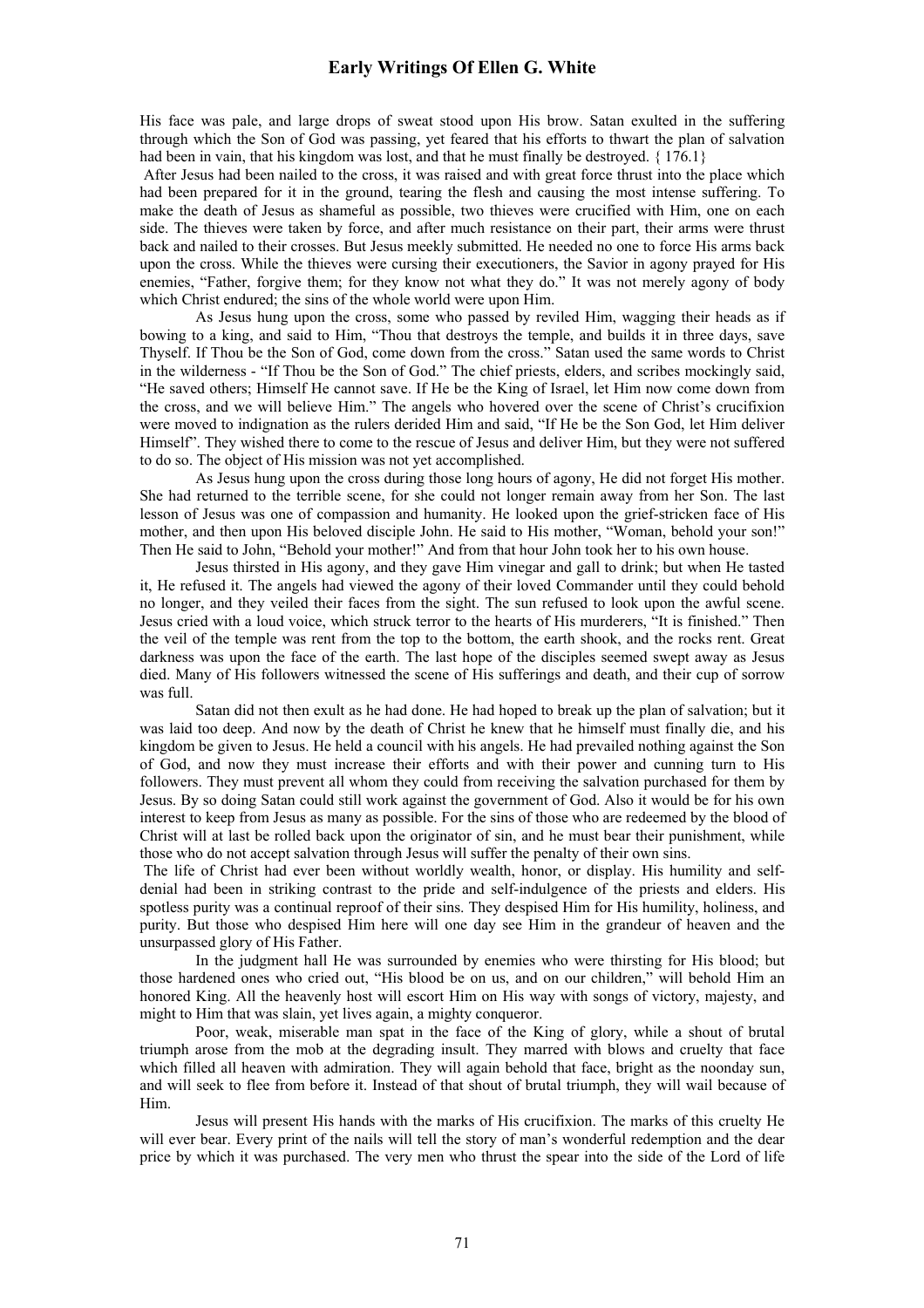His face was pale, and large drops of sweat stood upon His brow. Satan exulted in the suffering through which the Son of God was passing, yet feared that his efforts to thwart the plan of salvation had been in vain, that his kingdom was lost, and that he must finally be destroyed. { 176.1}

After Jesus had been nailed to the cross, it was raised and with great force thrust into the place which had been prepared for it in the ground, tearing the flesh and causing the most intense suffering. To make the death of Jesus as shameful as possible, two thieves were crucified with Him, one on each side. The thieves were taken by force, and after much resistance on their part, their arms were thrust back and nailed to their crosses. But Jesus meekly submitted. He needed no one to force His arms back upon the cross. While the thieves were cursing their executioners, the Savior in agony prayed for His enemies, "Father, forgive them; for they know not what they do." It was not merely agony of body which Christ endured; the sins of the whole world were upon Him.

As Jesus hung upon the cross, some who passed by reviled Him, wagging their heads as if bowing to a king, and said to Him, "Thou that destroys the temple, and builds it in three days, save Thyself. If Thou be the Son of God, come down from the cross." Satan used the same words to Christ in the wilderness - "If Thou be the Son of God." The chief priests, elders, and scribes mockingly said, "He saved others; Himself He cannot save. If He be the King of Israel, let Him now come down from the cross, and we will believe Him." The angels who hovered over the scene of Christ's crucifixion were moved to indignation as the rulers derided Him and said, "If He be the Son God, let Him deliver Himself". They wished there to come to the rescue of Jesus and deliver Him, but they were not suffered to do so. The object of His mission was not yet accomplished.

As Jesus hung upon the cross during those long hours of agony, He did not forget His mother. She had returned to the terrible scene, for she could not longer remain away from her Son. The last lesson of Jesus was one of compassion and humanity. He looked upon the grief-stricken face of His mother, and then upon His beloved disciple John. He said to His mother, "Woman, behold your son!" Then He said to John, "Behold your mother!" And from that hour John took her to his own house.

Jesus thirsted in His agony, and they gave Him vinegar and gall to drink; but when He tasted it, He refused it. The angels had viewed the agony of their loved Commander until they could behold no longer, and they veiled their faces from the sight. The sun refused to look upon the awful scene. Jesus cried with a loud voice, which struck terror to the hearts of His murderers, "It is finished." Then the veil of the temple was rent from the top to the bottom, the earth shook, and the rocks rent. Great darkness was upon the face of the earth. The last hope of the disciples seemed swept away as Jesus died. Many of His followers witnessed the scene of His sufferings and death, and their cup of sorrow was full.

Satan did not then exult as he had done. He had hoped to break up the plan of salvation; but it was laid too deep. And now by the death of Christ he knew that he himself must finally die, and his kingdom be given to Jesus. He held a council with his angels. He had prevailed nothing against the Son of God, and now they must increase their efforts and with their power and cunning turn to His followers. They must prevent all whom they could from receiving the salvation purchased for them by Jesus. By so doing Satan could still work against the government of God. Also it would be for his own interest to keep from Jesus as many as possible. For the sins of those who are redeemed by the blood of Christ will at last be rolled back upon the originator of sin, and he must bear their punishment, while those who do not accept salvation through Jesus will suffer the penalty of their own sins.

The life of Christ had ever been without worldly wealth, honor, or display. His humility and self-denial had been in striking contrast to the pride and self-indulgence of the priests and elders. His spotless purity was a continual reproof of their sins. They despised Him for His humility, holiness, and purity. But those who despised Him here will one day see Him in the grandeur of heaven and the unsurpassed glory of His Father.

In the judgment hall He was surrounded by enemies who were thirsting for His blood; but those hardened ones who cried out, "His blood be on us, and on our children," will behold Him an honored King. All the heavenly host will escort Him on His way with songs of victory, majesty, and might to Him that was slain, yet lives again, a mighty conqueror.

Poor, weak, miserable man spat in the face of the King of glory, while a shout of brutal triumph arose from the mob at the degrading insult. They marred with blows and cruelty that face which filled all heaven with admiration. They will again behold that face, bright as the noonday sun, and will seek to flee from before it. Instead of that shout of brutal triumph, they will wail because of Him.

Jesus will present His hands with the marks of His crucifixion. The marks of this cruelty He will ever bear. Every print of the nails will tell the story of man's wonderful redemption and the dear price by which it was purchased. The very men who thrust the spear into the side of the Lord of life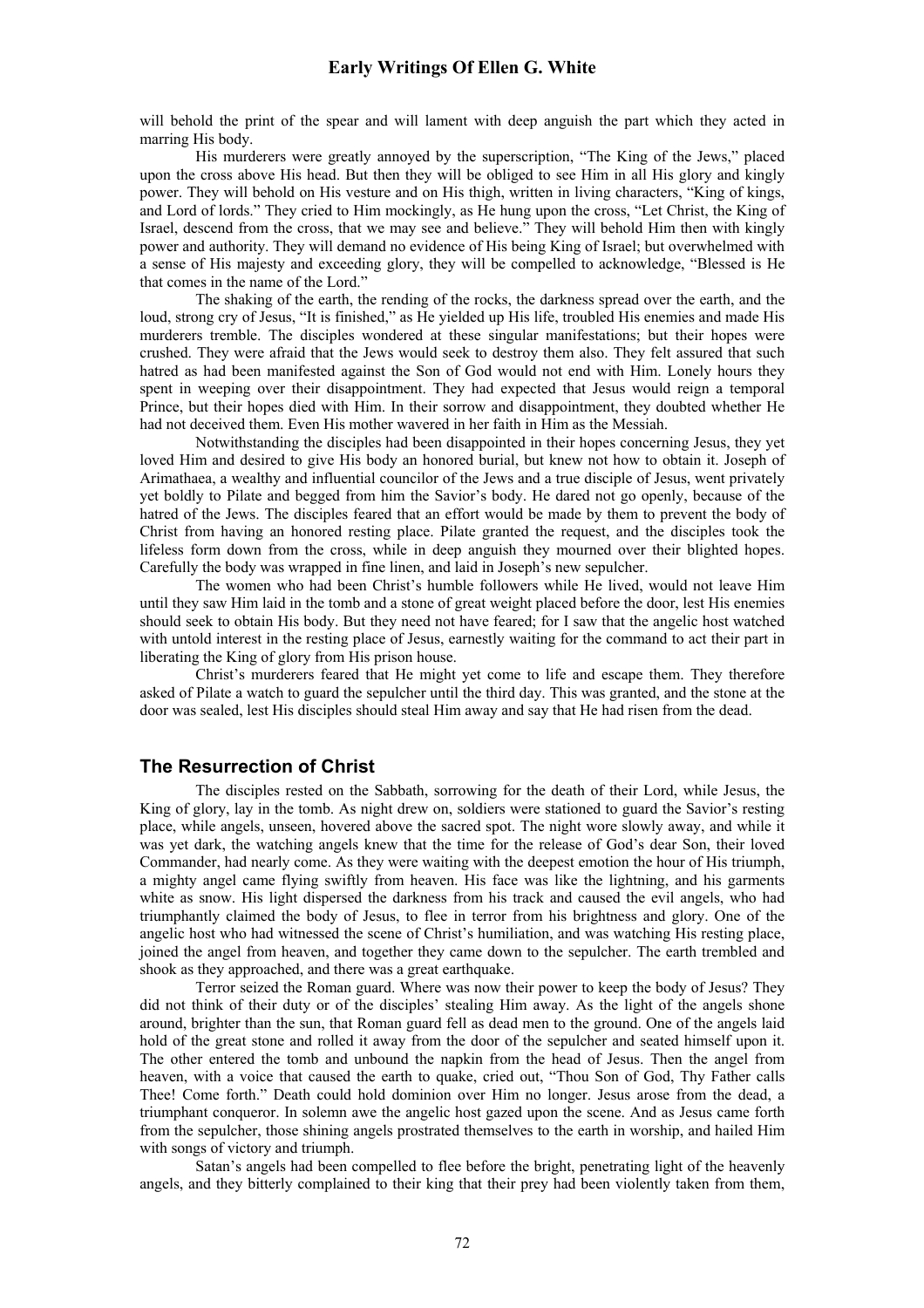will behold the print of the spear and will lament with deep anguish the part which they acted in marring His body.

His murderers were greatly annoyed by the superscription, "The King of the Jews," placed upon the cross above His head. But then they will be obliged to see Him in all His glory and kingly power. They will behold on His vesture and on His thigh, written in living characters, "King of kings, and Lord of lords." They cried to Him mockingly, as He hung upon the cross, "Let Christ, the King of Israel, descend from the cross, that we may see and believe." They will behold Him then with kingly power and authority. They will demand no evidence of His being King of Israel; but overwhelmed with a sense of His majesty and exceeding glory, they will be compelled to acknowledge, "Blessed is He that comes in the name of the Lord."

The shaking of the earth, the rending of the rocks, the darkness spread over the earth, and the loud, strong cry of Jesus, "It is finished," as He yielded up His life, troubled His enemies and made His murderers tremble. The disciples wondered at these singular manifestations; but their hopes were crushed. They were afraid that the Jews would seek to destroy them also. They felt assured that such hatred as had been manifested against the Son of God would not end with Him. Lonely hours they spent in weeping over their disappointment. They had expected that Jesus would reign a temporal Prince, but their hopes died with Him. In their sorrow and disappointment, they doubted whether He had not deceived them. Even His mother wavered in her faith in Him as the Messiah.

Notwithstanding the disciples had been disappointed in their hopes concerning Jesus, they yet loved Him and desired to give His body an honored burial, but knew not how to obtain it. Joseph of Arimathaea, a wealthy and influential councilor of the Jews and a true disciple of Jesus, went privately yet boldly to Pilate and begged from him the Savior's body. He dared not go openly, because of the hatred of the Jews. The disciples feared that an effort would be made by them to prevent the body of Christ from having an honored resting place. Pilate granted the request, and the disciples took the lifeless form down from the cross, while in deep anguish they mourned over their blighted hopes. Carefully the body was wrapped in fine linen, and laid in Joseph's new sepulcher.

The women who had been Christ's humble followers while He lived, would not leave Him until they saw Him laid in the tomb and a stone of great weight placed before the door, lest His enemies should seek to obtain His body. But they need not have feared; for I saw that the angelic host watched with untold interest in the resting place of Jesus, earnestly waiting for the command to act their part in liberating the King of glory from His prison house.

Christ's murderers feared that He might yet come to life and escape them. They therefore asked of Pilate a watch to guard the sepulcher until the third day. This was granted, and the stone at the door was sealed, lest His disciples should steal Him away and say that He had risen from the dead.

## The Resurrection of Christ

The disciples rested on the Sabbath, sorrowing for the death of their Lord, while Jesus, the King of glory, lay in the tomb. As night drew on, soldiers were stationed to guard the Savior's resting place, while angels, unseen, hovered above the sacred spot. The night wore slowly away, and while it was yet dark, the watching angels knew that the time for the release of God's dear Son, their loved Commander, had nearly come. As they were waiting with the deepest emotion the hour of His triumph, a mighty angel came flying swiftly from heaven. His face was like the lightning, and his garments white as snow. His light dispersed the darkness from his track and caused the evil angels, who had triumphantly claimed the body of Jesus, to flee in terror from his brightness and glory. One of the angelic host who had witnessed the scene of Christ's humiliation, and was watching His resting place, joined the angel from heaven, and together they came down to the sepulcher. The earth trembled and shook as they approached, and there was a great earthquake.

Terror seized the Roman guard. Where was now their power to keep the body of Jesus? They did not think of their duty or of the disciples' stealing Him away. As the light of the angels shone around, brighter than the sun, that Roman guard fell as dead men to the ground. One of the angels laid hold of the great stone and rolled it away from the door of the sepulcher and seated himself upon it. The other entered the tomb and unbound the napkin from the head of Jesus. Then the angel from heaven, with a voice that caused the earth to quake, cried out, "Thou Son of God, Thy Father calls Thee! Come forth." Death could hold dominion over Him no longer. Jesus arose from the dead, a triumphant conqueror. In solemn awe the angelic host gazed upon the scene. And as Jesus came forth from the sepulcher, those shining angels prostrated themselves to the earth in worship, and hailed Him with songs of victory and triumph.

Satan's angels had been compelled to flee before the bright, penetrating light of the heavenly angels, and they bitterly complained to their king that their prey had been violently taken from them,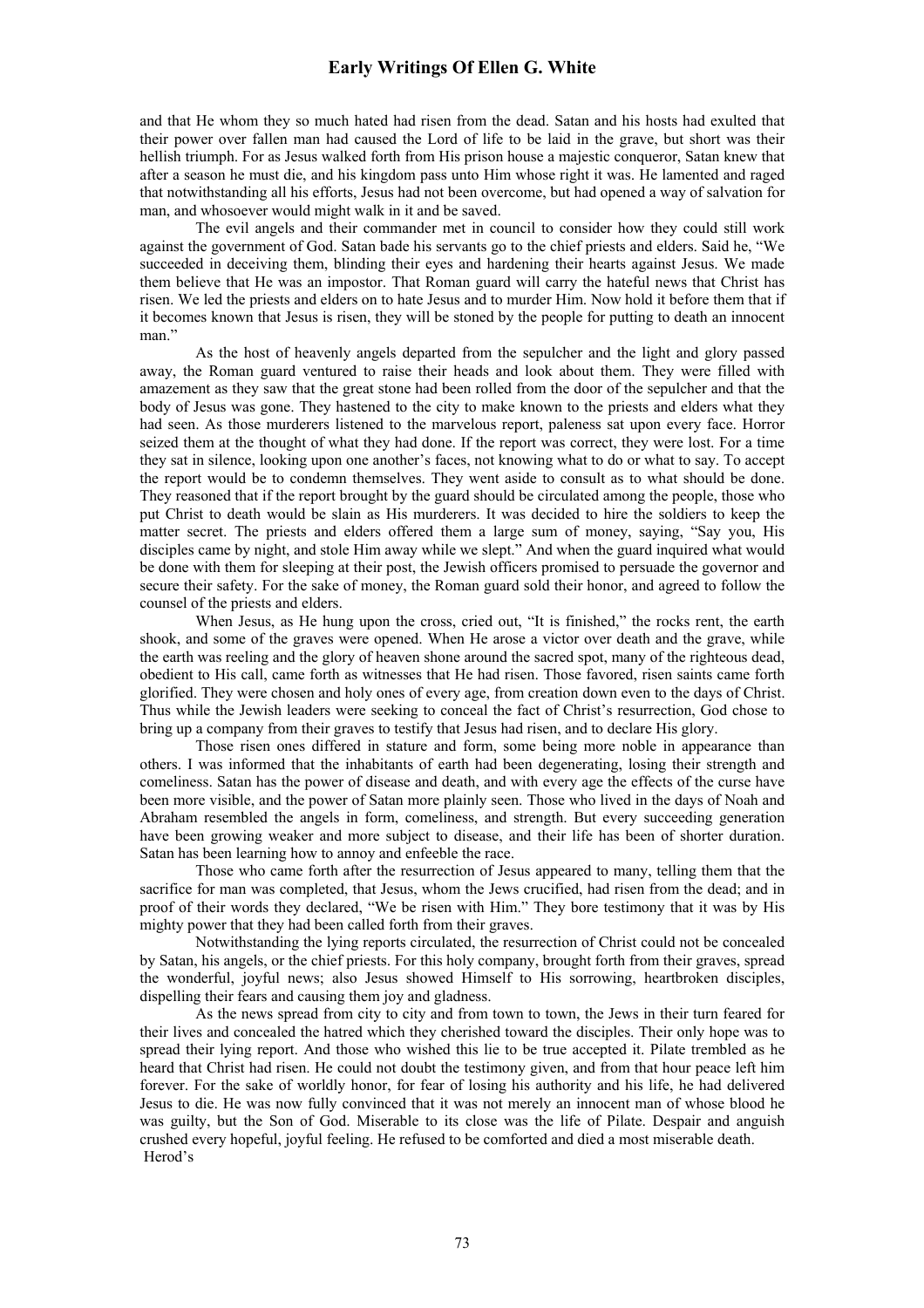and that He whom they so much hated had risen from the dead. Satan and his hosts had exulted that their power over fallen man had caused the Lord of life to be laid in the grave, but short was their hellish triumph. For as Jesus walked forth from His prison house a majestic conqueror, Satan knew that after a season he must die, and his kingdom pass unto Him whose right it was. He lamented and raged that notwithstanding all his efforts, Jesus had not been overcome, but had opened a way of salvation for man, and whosoever would might walk in it and be saved.

The evil angels and their commander met in council to consider how they could still work against the government of God. Satan bade his servants go to the chief priests and elders. Said he, "We succeeded in deceiving them, blinding their eyes and hardening their hearts against Jesus. We made them believe that He was an impostor. That Roman guard will carry the hateful news that Christ has risen. We led the priests and elders on to hate Jesus and to murder Him. Now hold it before them that if it becomes known that Jesus is risen, they will be stoned by the people for putting to death an innocent man."

As the host of heavenly angels departed from the sepulcher and the light and glory passed away, the Roman guard ventured to raise their heads and look about them. They were filled with amazement as they saw that the great stone had been rolled from the door of the sepulcher and that the body of Jesus was gone. They hastened to the city to make known to the priests and elders what they had seen. As those murderers listened to the marvelous report, paleness sat upon every face. Horror seized them at the thought of what they had done. If the report was correct, they were lost. For a time they sat in silence, looking upon one another's faces, not knowing what to do or what to say. To accept the report would be to condemn themselves. They went aside to consult as to what should be done. They reasoned that if the report brought by the guard should be circulated among the people, those who put Christ to death would be slain as His murderers. It was decided to hire the soldiers to keep the matter secret. The priests and elders offered them a large sum of money, saying, "Say you, His disciples came by night, and stole Him away while we slept." And when the guard inquired what would be done with them for sleeping at their post, the Jewish officers promised to persuade the governor and secure their safety. For the sake of money, the Roman guard sold their honor, and agreed to follow the counsel of the priests and elders.

When Jesus, as He hung upon the cross, cried out, "It is finished," the rocks rent, the earth shook, and some of the graves were opened. When He arose a victor over death and the grave, while the earth was reeling and the glory of heaven shone around the sacred spot, many of the righteous dead, obedient to His call, came forth as witnesses that He had risen. Those favored, risen saints came forth glorified. They were chosen and holy ones of every age, from creation down even to the days of Christ. Thus while the Jewish leaders were seeking to conceal the fact of Christ's resurrection, God chose to bring up a company from their graves to testify that Jesus had risen, and to declare His glory.

Those risen ones differed in stature and form, some being more noble in appearance than others. I was informed that the inhabitants of earth had been degenerating, losing their strength and comeliness. Satan has the power of disease and death, and with every age the effects of the curse have been more visible, and the power of Satan more plainly seen. Those who lived in the days of Noah and Abraham resembled the angels in form, comeliness, and strength. But every succeeding generation have been growing weaker and more subject to disease, and their life has been of shorter duration. Satan has been learning how to annoy and enfeeble the race.

Those who came forth after the resurrection of Jesus appeared to many, telling them that the sacrifice for man was completed, that Jesus, whom the Jews crucified, had risen from the dead; and in proof of their words they declared, "We be risen with Him." They bore testimony that it was by His mighty power that they had been called forth from their graves.

Notwithstanding the lying reports circulated, the resurrection of Christ could not be concealed by Satan, his angels, or the chief priests. For this holy company, brought forth from their graves, spread the wonderful, joyful news; also Jesus showed Himself to His sorrowing, heartbroken disciples, dispelling their fears and causing them joy and gladness.

As the news spread from city to city and from town to town, the Jews in their turn feared for their lives and concealed the hatred which they cherished toward the disciples. Their only hope was to spread their lying report. And those who wished this lie to be true accepted it. Pilate trembled as he heard that Christ had risen. He could not doubt the testimony given, and from that hour peace left him forever. For the sake of worldly honor, for fear of losing his authority and his life, he had delivered Jesus to die. He was now fully convinced that it was not merely an innocent man of whose blood he was guilty, but the Son of God. Miserable to its close was the life of Pilate. Despair and anguish crushed every hopeful, joyful feeling. He refused to be comforted and died a most miserable death.

Herod's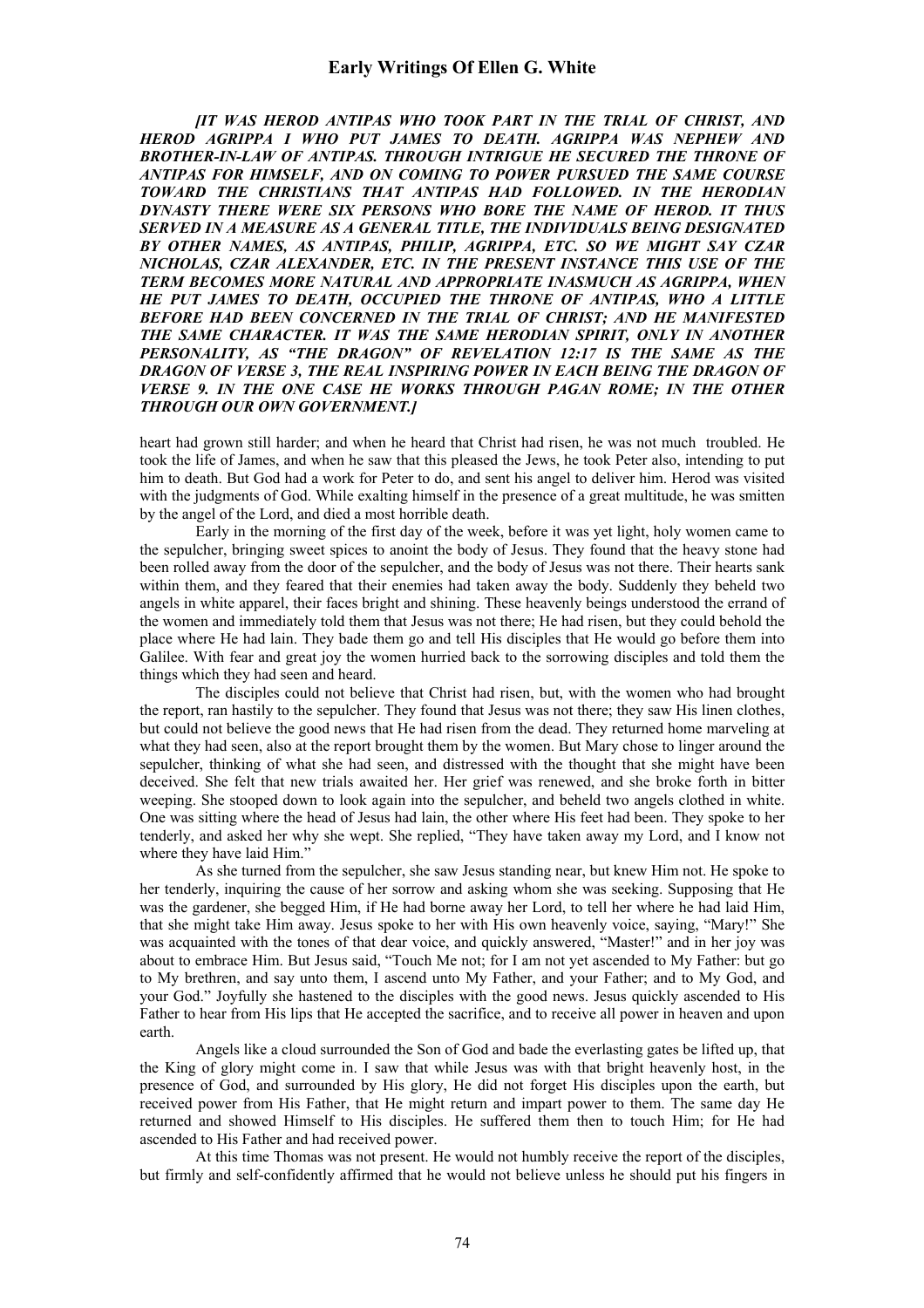***[IT WAS HEROD ANTIPAS WHO TOOK PART IN THE TRIAL OF CHRIST, AND HEROD AGRIPPA I WHO PUT JAMES TO DEATH. AGRIPPA WAS NEPHEW AND BROTHER-IN-LAW OF ANTIPAS. THROUGH INTRIGUE HE SECURED THE THRONE OF ANTIPAS FOR HIMSELF, AND ON COMING TO POWER PURSUED THE SAME COURSE TOWARD THE CHRISTIANS THAT ANTIPAS HAD FOLLOWED. IN THE HERODIAN DYNASTY THERE WERE SIX PERSONS WHO BORE THE NAME OF HEROD. IT THUS SERVED IN A MEASURE AS A GENERAL TITLE, THE INDIVIDUALS BEING DESIGNATED BY OTHER NAMES, AS ANTIPAS, PHILIP, AGRIPPA, ETC. SO WE MIGHT SAY CZAR NICHOLAS, CZAR ALEXANDER, ETC. IN THE PRESENT INSTANCE THIS USE OF THE TERM BECOMES MORE NATURAL AND APPROPRIATE INASMUCH AS AGRIPPA, WHEN HE PUT JAMES TO DEATH, OCCUPIED THE THRONE OF ANTIPAS, WHO A LITTLE BEFORE HAD BEEN CONCERNED IN THE TRIAL OF CHRIST; AND HE MANIFESTED THE SAME CHARACTER. IT WAS THE SAME HERODIAN SPIRIT, ONLY IN ANOTHER PERSONALITY, AS "THE DRAGON" OF REVELATION 12:17 IS THE SAME AS THE DRAGON OF VERSE 3, THE REAL INSPIRING POWER IN EACH BEING THE DRAGON OF VERSE 9. IN THE ONE CASE HE WORKS THROUGH PAGAN ROME; IN THE OTHER THROUGH OUR OWN GOVERNMENT.]***

heart had grown still harder; and when he heard that Christ had risen, he was not much troubled. He took the life of James, and when he saw that this pleased the Jews, he took Peter also, intending to put him to death. But God had a work for Peter to do, and sent his angel to deliver him. Herod was visited with the judgments of God. While exalting himself in the presence of a great multitude, he was smitten by the angel of the Lord, and died a most horrible death.

Early in the morning of the first day of the week, before it was yet light, holy women came to the sepulcher, bringing sweet spices to anoint the body of Jesus. They found that the heavy stone had been rolled away from the door of the sepulcher, and the body of Jesus was not there. Their hearts sank within them, and they feared that their enemies had taken away the body. Suddenly they beheld two angels in white apparel, their faces bright and shining. These heavenly beings understood the errand of the women and immediately told them that Jesus was not there; He had risen, but they could behold the place where He had lain. They bade them go and tell His disciples that He would go before them into Galilee. With fear and great joy the women hurried back to the sorrowing disciples and told them the things which they had seen and heard.

The disciples could not believe that Christ had risen, but, with the women who had brought the report, ran hastily to the sepulcher. They found that Jesus was not there; they saw His linen clothes, but could not believe the good news that He had risen from the dead. They returned home marveling at what they had seen, also at the report brought them by the women. But Mary chose to linger around the sepulcher, thinking of what she had seen, and distressed with the thought that she might have been deceived. She felt that new trials awaited her. Her grief was renewed, and she broke forth in bitter weeping. She stooped down to look again into the sepulcher, and beheld two angels clothed in white. One was sitting where the head of Jesus had lain, the other where His feet had been. They spoke to her tenderly, and asked her why she wept. She replied, "They have taken away my Lord, and I know not where they have laid Him."

As she turned from the sepulcher, she saw Jesus standing near, but knew Him not. He spoke to her tenderly, inquiring the cause of her sorrow and asking whom she was seeking. Supposing that He was the gardener, she begged Him, if He had borne away her Lord, to tell her where he had laid Him, that she might take Him away. Jesus spoke to her with His own heavenly voice, saying, "Mary!" She was acquainted with the tones of that dear voice, and quickly answered, "Master!" and in her joy was about to embrace Him. But Jesus said, "Touch Me not; for I am not yet ascended to My Father: but go to My brethren, and say unto them, I ascend unto My Father, and your Father; and to My God, and your God." Joyfully she hastened to the disciples with the good news. Jesus quickly ascended to His Father to hear from His lips that He accepted the sacrifice, and to receive all power in heaven and upon earth.

Angels like a cloud surrounded the Son of God and bade the everlasting gates be lifted up, that the King of glory might come in. I saw that while Jesus was with that bright heavenly host, in the presence of God, and surrounded by His glory, He did not forget His disciples upon the earth, but received power from His Father, that He might return and impart power to them. The same day He returned and showed Himself to His disciples. He suffered them then to touch Him; for He had ascended to His Father and had received power.

At this time Thomas was not present. He would not humbly receive the report of the disciples, but firmly and self-confidently affirmed that he would not believe unless he should put his fingers in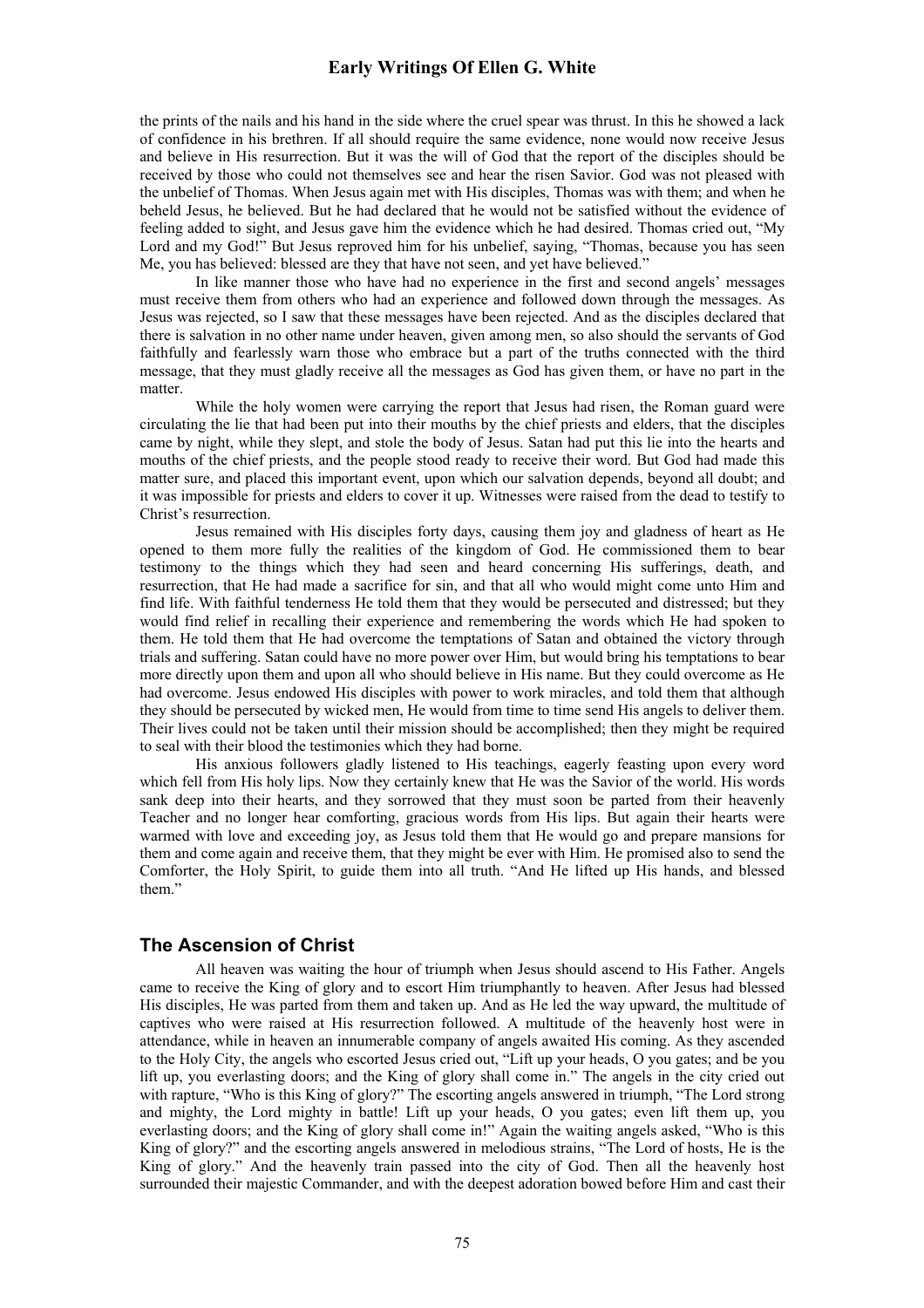the prints of the nails and his hand in the side where the cruel spear was thrust. In this he showed a lack of confidence in his brethren. If all should require the same evidence, none would now receive Jesus and believe in His resurrection. But it was the will of God that the report of the disciples should be received by those who could not themselves see and hear the risen Savior. God was not pleased with the unbelief of Thomas. When Jesus again met with His disciples, Thomas was with them; and when he beheld Jesus, he believed. But he had declared that he would not be satisfied without the evidence of feeling added to sight, and Jesus gave him the evidence which he had desired. Thomas cried out, "My Lord and my God!" But Jesus reproved him for his unbelief, saying, "Thomas, because you has seen Me, you has believed: blessed are they that have not seen, and yet have believed."

In like manner those who have had no experience in the first and second angels' messages must receive them from others who had an experience and followed down through the messages. As Jesus was rejected, so I saw that these messages have been rejected. And as the disciples declared that there is salvation in no other name under heaven, given among men, so also should the servants of God faithfully and fearlessly warn those who embrace but a part of the truths connected with the third message, that they must gladly receive all the messages as God has given them, or have no part in the matter.

While the holy women were carrying the report that Jesus had risen, the Roman guard were circulating the lie that had been put into their mouths by the chief priests and elders, that the disciples came by night, while they slept, and stole the body of Jesus. Satan had put this lie into the hearts and mouths of the chief priests, and the people stood ready to receive their word. But God had made this matter sure, and placed this important event, upon which our salvation depends, beyond all doubt; and it was impossible for priests and elders to cover it up. Witnesses were raised from the dead to testify to Christ's resurrection.

Jesus remained with His disciples forty days, causing them joy and gladness of heart as He opened to them more fully the realities of the kingdom of God. He commissioned them to bear testimony to the things which they had seen and heard concerning His sufferings, death, and resurrection, that He had made a sacrifice for sin, and that all who would might come unto Him and find life. With faithful tenderness He told them that they would be persecuted and distressed; but they would find relief in recalling their experience and remembering the words which He had spoken to them. He told them that He had overcome the temptations of Satan and obtained the victory through trials and suffering. Satan could have no more power over Him, but would bring his temptations to bear more directly upon them and upon all who should believe in His name. But they could overcome as He had overcome. Jesus endowed His disciples with power to work miracles, and told them that although they should be persecuted by wicked men, He would from time to time send His angels to deliver them. Their lives could not be taken until their mission should be accomplished; then they might be required to seal with their blood the testimonies which they had borne.

His anxious followers gladly listened to His teachings, eagerly feasting upon every word which fell from His holy lips. Now they certainly knew that He was the Savior of the world. His words sank deep into their hearts, and they sorrowed that they must soon be parted from their heavenly Teacher and no longer hear comforting, gracious words from His lips. But again their hearts were warmed with love and exceeding joy, as Jesus told them that He would go and prepare mansions for them and come again and receive them, that they might be ever with Him. He promised also to send the Comforter, the Holy Spirit, to guide them into all truth. "And He lifted up His hands, and blessed them."

## The Ascension of Christ

All heaven was waiting the hour of triumph when Jesus should ascend to His Father. Angels came to receive the King of glory and to escort Him triumphantly to heaven. After Jesus had blessed His disciples, He was parted from them and taken up. And as He led the way upward, the multitude of captives who were raised at His resurrection followed. A multitude of the heavenly host were in attendance, while in heaven an innumerable company of angels awaited His coming. As they ascended to the Holy City, the angels who escorted Jesus cried out, "Lift up your heads, O you gates; and be you lift up, you everlasting doors; and the King of glory shall come in." The angels in the city cried out with rapture, "Who is this King of glory?" The escorting angels answered in triumph, "The Lord strong and mighty, the Lord mighty in battle! Lift up your heads, O you gates; even lift them up, you everlasting doors; and the King of glory shall come in!" Again the waiting angels asked, "Who is this King of glory?" and the escorting angels answered in melodious strains, "The Lord of hosts, He is the King of glory." And the heavenly train passed into the city of God. Then all the heavenly host surrounded their majestic Commander, and with the deepest adoration bowed before Him and cast their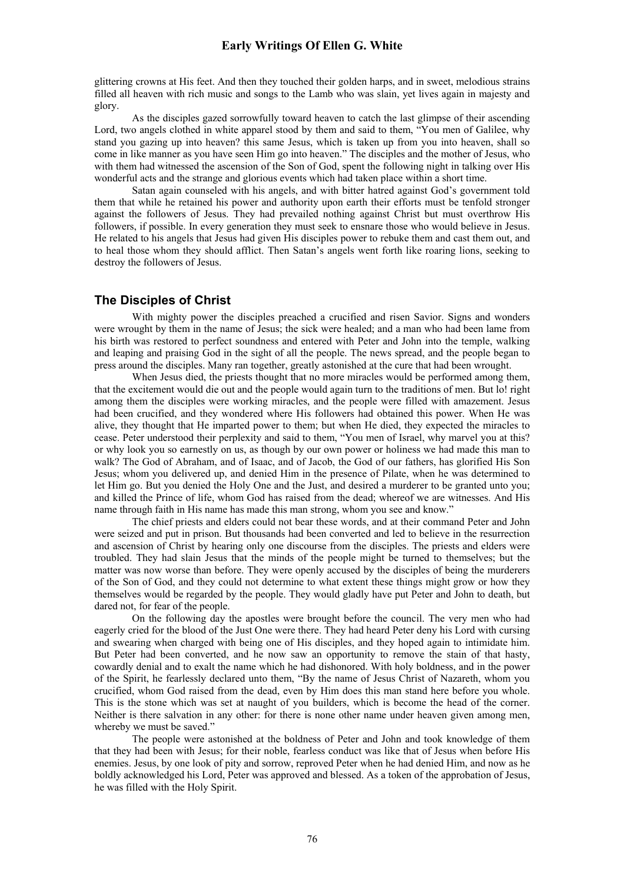glittering crowns at His feet. And then they touched their golden harps, and in sweet, melodious strains filled all heaven with rich music and songs to the Lamb who was slain, yet lives again in majesty and glory.

As the disciples gazed sorrowfully toward heaven to catch the last glimpse of their ascending Lord, two angels clothed in white apparel stood by them and said to them, "You men of Galilee, why stand you gazing up into heaven? this same Jesus, which is taken up from you into heaven, shall so come in like manner as you have seen Him go into heaven." The disciples and the mother of Jesus, who with them had witnessed the ascension of the Son of God, spent the following night in talking over His wonderful acts and the strange and glorious events which had taken place within a short time.

Satan again counseled with his angels, and with bitter hatred against God's government told them that while he retained his power and authority upon earth their efforts must be tenfold stronger against the followers of Jesus. They had prevailed nothing against Christ but must overthrow His followers, if possible. In every generation they must seek to ensnare those who would believe in Jesus. He related to his angels that Jesus had given His disciples power to rebuke them and cast them out, and to heal those whom they should afflict. Then Satan's angels went forth like roaring lions, seeking to destroy the followers of Jesus.

## The Disciples of Christ

With mighty power the disciples preached a crucified and risen Savior. Signs and wonders were wrought by them in the name of Jesus; the sick were healed; and a man who had been lame from his birth was restored to perfect soundness and entered with Peter and John into the temple, walking and leaping and praising God in the sight of all the people. The news spread, and the people began to press around the disciples. Many ran together, greatly astonished at the cure that had been wrought.

When Jesus died, the priests thought that no more miracles would be performed among them, that the excitement would die out and the people would again turn to the traditions of men. But lo! right among them the disciples were working miracles, and the people were filled with amazement. Jesus had been crucified, and they wondered where His followers had obtained this power. When He was alive, they thought that He imparted power to them; but when He died, they expected the miracles to cease. Peter understood their perplexity and said to them, "You men of Israel, why marvel you at this? or why look you so earnestly on us, as though by our own power or holiness we had made this man to walk? The God of Abraham, and of Isaac, and of Jacob, the God of our fathers, has glorified His Son Jesus; whom you delivered up, and denied Him in the presence of Pilate, when he was determined to let Him go. But you denied the Holy One and the Just, and desired a murderer to be granted unto you; and killed the Prince of life, whom God has raised from the dead; whereof we are witnesses. And His name through faith in His name has made this man strong, whom you see and know."

The chief priests and elders could not bear these words, and at their command Peter and John were seized and put in prison. But thousands had been converted and led to believe in the resurrection and ascension of Christ by hearing only one discourse from the disciples. The priests and elders were troubled. They had slain Jesus that the minds of the people might be turned to themselves; but the matter was now worse than before. They were openly accused by the disciples of being the murderers of the Son of God, and they could not determine to what extent these things might grow or how they themselves would be regarded by the people. They would gladly have put Peter and John to death, but dared not, for fear of the people.

On the following day the apostles were brought before the council. The very men who had eagerly cried for the blood of the Just One were there. They had heard Peter deny his Lord with cursing and swearing when charged with being one of His disciples, and they hoped again to intimidate him. But Peter had been converted, and he now saw an opportunity to remove the stain of that hasty, cowardly denial and to exalt the name which he had dishonored. With holy boldness, and in the power of the Spirit, he fearlessly declared unto them, "By the name of Jesus Christ of Nazareth, whom you crucified, whom God raised from the dead, even by Him does this man stand here before you whole. This is the stone which was set at naught of you builders, which is become the head of the corner. Neither is there salvation in any other: for there is none other name under heaven given among men, whereby we must be saved."

The people were astonished at the boldness of Peter and John and took knowledge of them that they had been with Jesus; for their noble, fearless conduct was like that of Jesus when before His enemies. Jesus, by one look of pity and sorrow, reproved Peter when he had denied Him, and now as he boldly acknowledged his Lord, Peter was approved and blessed. As a token of the approbation of Jesus, he was filled with the Holy Spirit.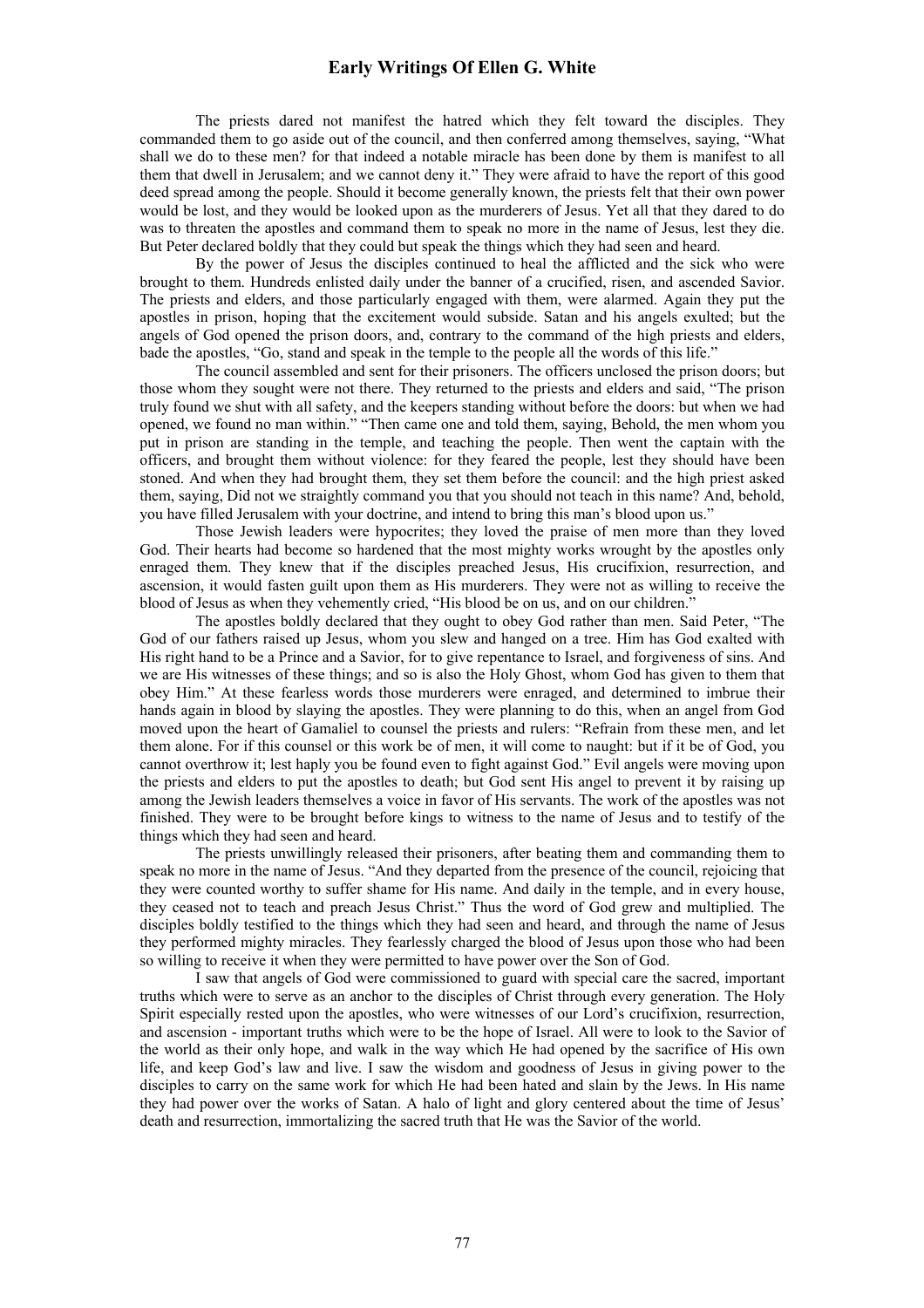The priests dared not manifest the hatred which they felt toward the disciples. They commanded them to go aside out of the council, and then conferred among themselves, saying, "What shall we do to these men? for that indeed a notable miracle has been done by them is manifest to all them that dwell in Jerusalem; and we cannot deny it." They were afraid to have the report of this good deed spread among the people. Should it become generally known, the priests felt that their own power would be lost, and they would be looked upon as the murderers of Jesus. Yet all that they dared to do was to threaten the apostles and command them to speak no more in the name of Jesus, lest they die. But Peter declared boldly that they could but speak the things which they had seen and heard.

By the power of Jesus the disciples continued to heal the afflicted and the sick who were brought to them. Hundreds enlisted daily under the banner of a crucified, risen, and ascended Savior. The priests and elders, and those particularly engaged with them, were alarmed. Again they put the apostles in prison, hoping that the excitement would subside. Satan and his angels exulted; but the angels of God opened the prison doors, and, contrary to the command of the high priests and elders, bade the apostles, "Go, stand and speak in the temple to the people all the words of this life."

The council assembled and sent for their prisoners. The officers unclosed the prison doors; but those whom they sought were not there. They returned to the priests and elders and said, "The prison truly found we shut with all safety, and the keepers standing without before the doors: but when we had opened, we found no man within." "Then came one and told them, saying, Behold, the men whom you put in prison are standing in the temple, and teaching the people. Then went the captain with the officers, and brought them without violence: for they feared the people, lest they should have been stoned. And when they had brought them, they set them before the council: and the high priest asked them, saying, Did not we straightly command you that you should not teach in this name? And, behold, you have filled Jerusalem with your doctrine, and intend to bring this man's blood upon us."

Those Jewish leaders were hypocrites; they loved the praise of men more than they loved God. Their hearts had become so hardened that the most mighty works wrought by the apostles only enraged them. They knew that if the disciples preached Jesus, His crucifixion, resurrection, and ascension, it would fasten guilt upon them as His murderers. They were not as willing to receive the blood of Jesus as when they vehemently cried, "His blood be on us, and on our children."

The apostles boldly declared that they ought to obey God rather than men. Said Peter, "The God of our fathers raised up Jesus, whom you slew and hanged on a tree. Him has God exalted with His right hand to be a Prince and a Savior, for to give repentance to Israel, and forgiveness of sins. And we are His witnesses of these things; and so is also the Holy Ghost, whom God has given to them that obey Him." At these fearless words those murderers were enraged, and determined to imbrue their hands again in blood by slaying the apostles. They were planning to do this, when an angel from God moved upon the heart of Gamaliel to counsel the priests and rulers: "Refrain from these men, and let them alone. For if this counsel or this work be of men, it will come to naught: but if it be of God, you cannot overthrow it; lest haply you be found even to fight against God." Evil angels were moving upon the priests and elders to put the apostles to death; but God sent His angel to prevent it by raising up among the Jewish leaders themselves a voice in favor of His servants. The work of the apostles was not finished. They were to be brought before kings to witness to the name of Jesus and to testify of the things which they had seen and heard.

The priests unwillingly released their prisoners, after beating them and commanding them to speak no more in the name of Jesus. "And they departed from the presence of the council, rejoicing that they were counted worthy to suffer shame for His name. And daily in the temple, and in every house, they ceased not to teach and preach Jesus Christ." Thus the word of God grew and multiplied. The disciples boldly testified to the things which they had seen and heard, and through the name of Jesus they performed mighty miracles. They fearlessly charged the blood of Jesus upon those who had been so willing to receive it when they were permitted to have power over the Son of God.

I saw that angels of God were commissioned to guard with special care the sacred, important truths which were to serve as an anchor to the disciples of Christ through every generation. The Holy Spirit especially rested upon the apostles, who were witnesses of our Lord's crucifixion, resurrection, and ascension - important truths which were to be the hope of Israel. All were to look to the Savior of the world as their only hope, and walk in the way which He had opened by the sacrifice of His own life, and keep God's law and live. I saw the wisdom and goodness of Jesus in giving power to the disciples to carry on the same work for which He had been hated and slain by the Jews. In His name they had power over the works of Satan. A halo of light and glory centered about the time of Jesus' death and resurrection, immortalizing the sacred truth that He was the Savior of the world.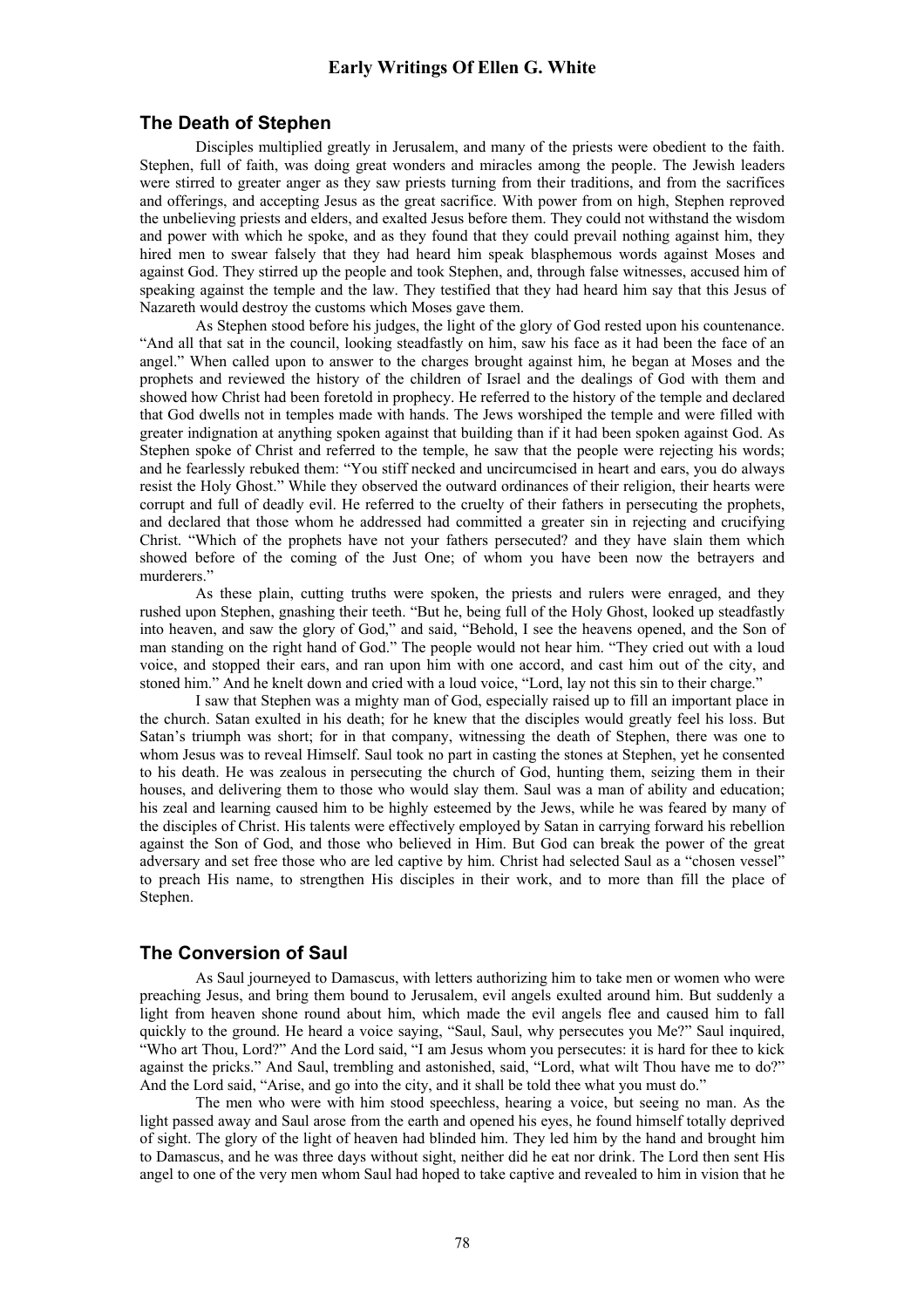## The Death of Stephen

Disciples multiplied greatly in Jerusalem, and many of the priests were obedient to the faith. Stephen, full of faith, was doing great wonders and miracles among the people. The Jewish leaders were stirred to greater anger as they saw priests turning from their traditions, and from the sacrifices and offerings, and accepting Jesus as the great sacrifice. With power from on high, Stephen reproved the unbelieving priests and elders, and exalted Jesus before them. They could not withstand the wisdom and power with which he spoke, and as they found that they could prevail nothing against him, they hired men to swear falsely that they had heard him speak blasphemous words against Moses and against God. They stirred up the people and took Stephen, and, through false witnesses, accused him of speaking against the temple and the law. They testified that they had heard him say that this Jesus of Nazareth would destroy the customs which Moses gave them.

As Stephen stood before his judges, the light of the glory of God rested upon his countenance. "And all that sat in the council, looking steadfastly on him, saw his face as it had been the face of an angel." When called upon to answer to the charges brought against him, he began at Moses and the prophets and reviewed the history of the children of Israel and the dealings of God with them and showed how Christ had been foretold in prophecy. He referred to the history of the temple and declared that God dwells not in temples made with hands. The Jews worshiped the temple and were filled with greater indignation at anything spoken against that building than if it had been spoken against God. As Stephen spoke of Christ and referred to the temple, he saw that the people were rejecting his words; and he fearlessly rebuked them: "You stiff necked and uncircumcised in heart and ears, you do always resist the Holy Ghost." While they observed the outward ordinances of their religion, their hearts were corrupt and full of deadly evil. He referred to the cruelty of their fathers in persecuting the prophets, and declared that those whom he addressed had committed a greater sin in rejecting and crucifying Christ. "Which of the prophets have not your fathers persecuted? and they have slain them which showed before of the coming of the Just One; of whom you have been now the betrayers and murderers."

As these plain, cutting truths were spoken, the priests and rulers were enraged, and they rushed upon Stephen, gnashing their teeth. "But he, being full of the Holy Ghost, looked up steadfastly into heaven, and saw the glory of God," and said, "Behold, I see the heavens opened, and the Son of man standing on the right hand of God." The people would not hear him. "They cried out with a loud voice, and stopped their ears, and ran upon him with one accord, and cast him out of the city, and stoned him." And he knelt down and cried with a loud voice, "Lord, lay not this sin to their charge."

I saw that Stephen was a mighty man of God, especially raised up to fill an important place in the church. Satan exulted in his death; for he knew that the disciples would greatly feel his loss. But Satan's triumph was short; for in that company, witnessing the death of Stephen, there was one to whom Jesus was to reveal Himself. Saul took no part in casting the stones at Stephen, yet he consented to his death. He was zealous in persecuting the church of God, hunting them, seizing them in their houses, and delivering them to those who would slay them. Saul was a man of ability and education; his zeal and learning caused him to be highly esteemed by the Jews, while he was feared by many of the disciples of Christ. His talents were effectively employed by Satan in carrying forward his rebellion against the Son of God, and those who believed in Him. But God can break the power of the great adversary and set free those who are led captive by him. Christ had selected Saul as a "chosen vessel" to preach His name, to strengthen His disciples in their work, and to more than fill the place of Stephen.

## The Conversion of Saul

As Saul journeyed to Damascus, with letters authorizing him to take men or women who were preaching Jesus, and bring them bound to Jerusalem, evil angels exulted around him. But suddenly a light from heaven shone round about him, which made the evil angels flee and caused him to fall quickly to the ground. He heard a voice saying, "Saul, Saul, why persecutes you Me?" Saul inquired, "Who art Thou, Lord?" And the Lord said, "I am Jesus whom you persecutes: it is hard for thee to kick against the pricks." And Saul, trembling and astonished, said, "Lord, what wilt Thou have me to do?" And the Lord said, "Arise, and go into the city, and it shall be told thee what you must do."

The men who were with him stood speechless, hearing a voice, but seeing no man. As the light passed away and Saul arose from the earth and opened his eyes, he found himself totally deprived of sight. The glory of the light of heaven had blinded him. They led him by the hand and brought him to Damascus, and he was three days without sight, neither did he eat nor drink. The Lord then sent His angel to one of the very men whom Saul had hoped to take captive and revealed to him in vision that he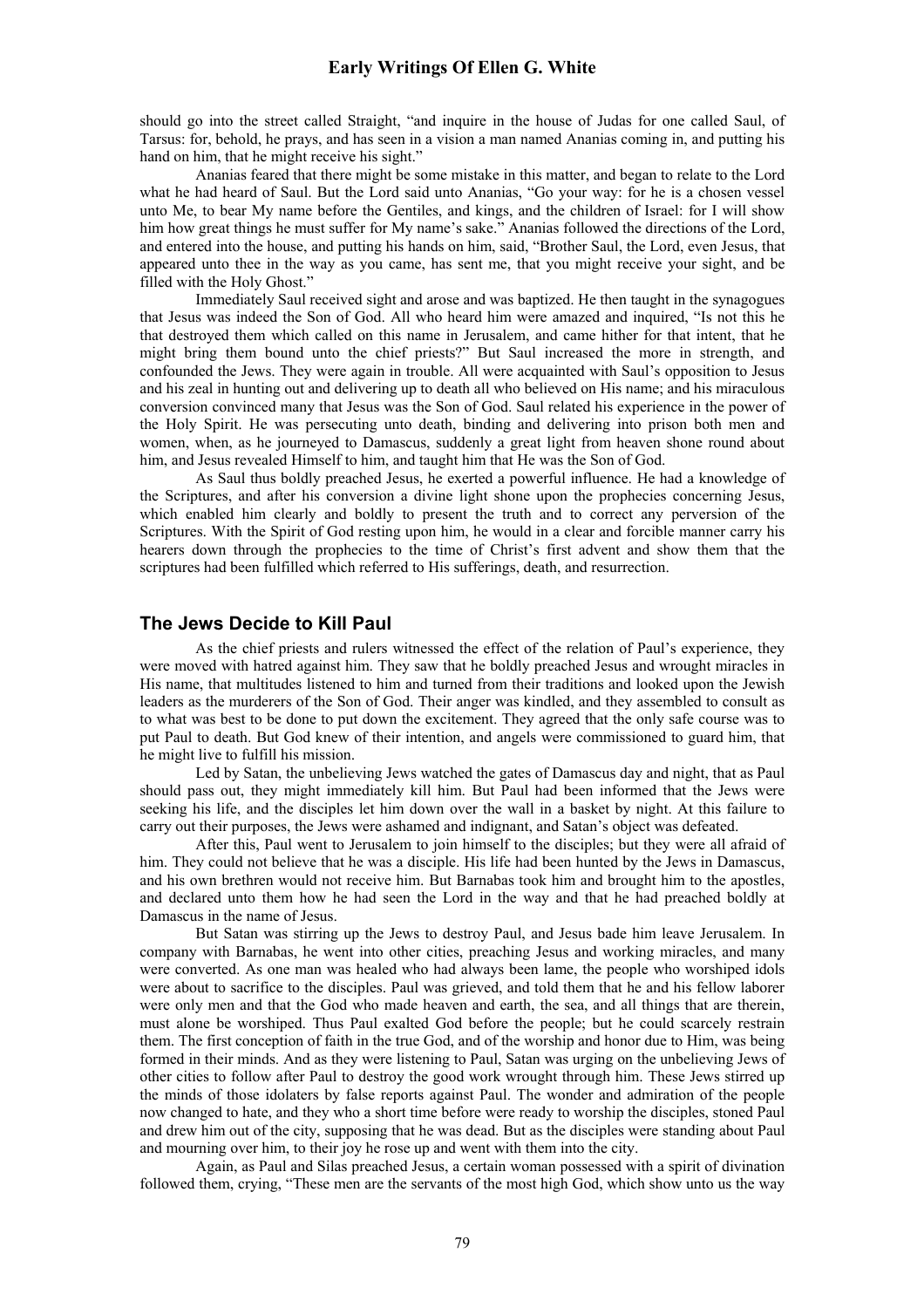should go into the street called Straight, "and inquire in the house of Judas for one called Saul, of Tarsus: for, behold, he prays, and has seen in a vision a man named Ananias coming in, and putting his hand on him, that he might receive his sight."

Ananias feared that there might be some mistake in this matter, and began to relate to the Lord what he had heard of Saul. But the Lord said unto Ananias, "Go your way: for he is a chosen vessel unto Me, to bear My name before the Gentiles, and kings, and the children of Israel: for I will show him how great things he must suffer for My name's sake." Ananias followed the directions of the Lord, and entered into the house, and putting his hands on him, said, "Brother Saul, the Lord, even Jesus, that appeared unto thee in the way as you came, has sent me, that you might receive your sight, and be filled with the Holy Ghost."

Immediately Saul received sight and arose and was baptized. He then taught in the synagogues that Jesus was indeed the Son of God. All who heard him were amazed and inquired, "Is not this he that destroyed them which called on this name in Jerusalem, and came hither for that intent, that he might bring them bound unto the chief priests?" But Saul increased the more in strength, and confounded the Jews. They were again in trouble. All were acquainted with Saul's opposition to Jesus and his zeal in hunting out and delivering up to death all who believed on His name; and his miraculous conversion convinced many that Jesus was the Son of God. Saul related his experience in the power of the Holy Spirit. He was persecuting unto death, binding and delivering into prison both men and women, when, as he journeyed to Damascus, suddenly a great light from heaven shone round about him, and Jesus revealed Himself to him, and taught him that He was the Son of God.

As Saul thus boldly preached Jesus, he exerted a powerful influence. He had a knowledge of the Scriptures, and after his conversion a divine light shone upon the prophecies concerning Jesus, which enabled him clearly and boldly to present the truth and to correct any perversion of the Scriptures. With the Spirit of God resting upon him, he would in a clear and forcible manner carry his hearers down through the prophecies to the time of Christ's first advent and show them that the scriptures had been fulfilled which referred to His sufferings, death, and resurrection.

## The Jews Decide to Kill Paul

As the chief priests and rulers witnessed the effect of the relation of Paul's experience, they were moved with hatred against him. They saw that he boldly preached Jesus and wrought miracles in His name, that multitudes listened to him and turned from their traditions and looked upon the Jewish leaders as the murderers of the Son of God. Their anger was kindled, and they assembled to consult as to what was best to be done to put down the excitement. They agreed that the only safe course was to put Paul to death. But God knew of their intention, and angels were commissioned to guard him, that he might live to fulfill his mission.

Led by Satan, the unbelieving Jews watched the gates of Damascus day and night, that as Paul should pass out, they might immediately kill him. But Paul had been informed that the Jews were seeking his life, and the disciples let him down over the wall in a basket by night. At this failure to carry out their purposes, the Jews were ashamed and indignant, and Satan's object was defeated.

After this, Paul went to Jerusalem to join himself to the disciples; but they were all afraid of him. They could not believe that he was a disciple. His life had been hunted by the Jews in Damascus, and his own brethren would not receive him. But Barnabas took him and brought him to the apostles, and declared unto them how he had seen the Lord in the way and that he had preached boldly at Damascus in the name of Jesus.

But Satan was stirring up the Jews to destroy Paul, and Jesus bade him leave Jerusalem. In company with Barnabas, he went into other cities, preaching Jesus and working miracles, and many were converted. As one man was healed who had always been lame, the people who worshiped idols were about to sacrifice to the disciples. Paul was grieved, and told them that he and his fellow laborer were only men and that the God who made heaven and earth, the sea, and all things that are therein, must alone be worshiped. Thus Paul exalted God before the people; but he could scarcely restrain them. The first conception of faith in the true God, and of the worship and honor due to Him, was being formed in their minds. And as they were listening to Paul, Satan was urging on the unbelieving Jews of other cities to follow after Paul to destroy the good work wrought through him. These Jews stirred up the minds of those idolaters by false reports against Paul. The wonder and admiration of the people now changed to hate, and they who a short time before were ready to worship the disciples, stoned Paul and drew him out of the city, supposing that he was dead. But as the disciples were standing about Paul and mourning over him, to their joy he rose up and went with them into the city.

Again, as Paul and Silas preached Jesus, a certain woman possessed with a spirit of divination followed them, crying, "These men are the servants of the most high God, which show unto us the way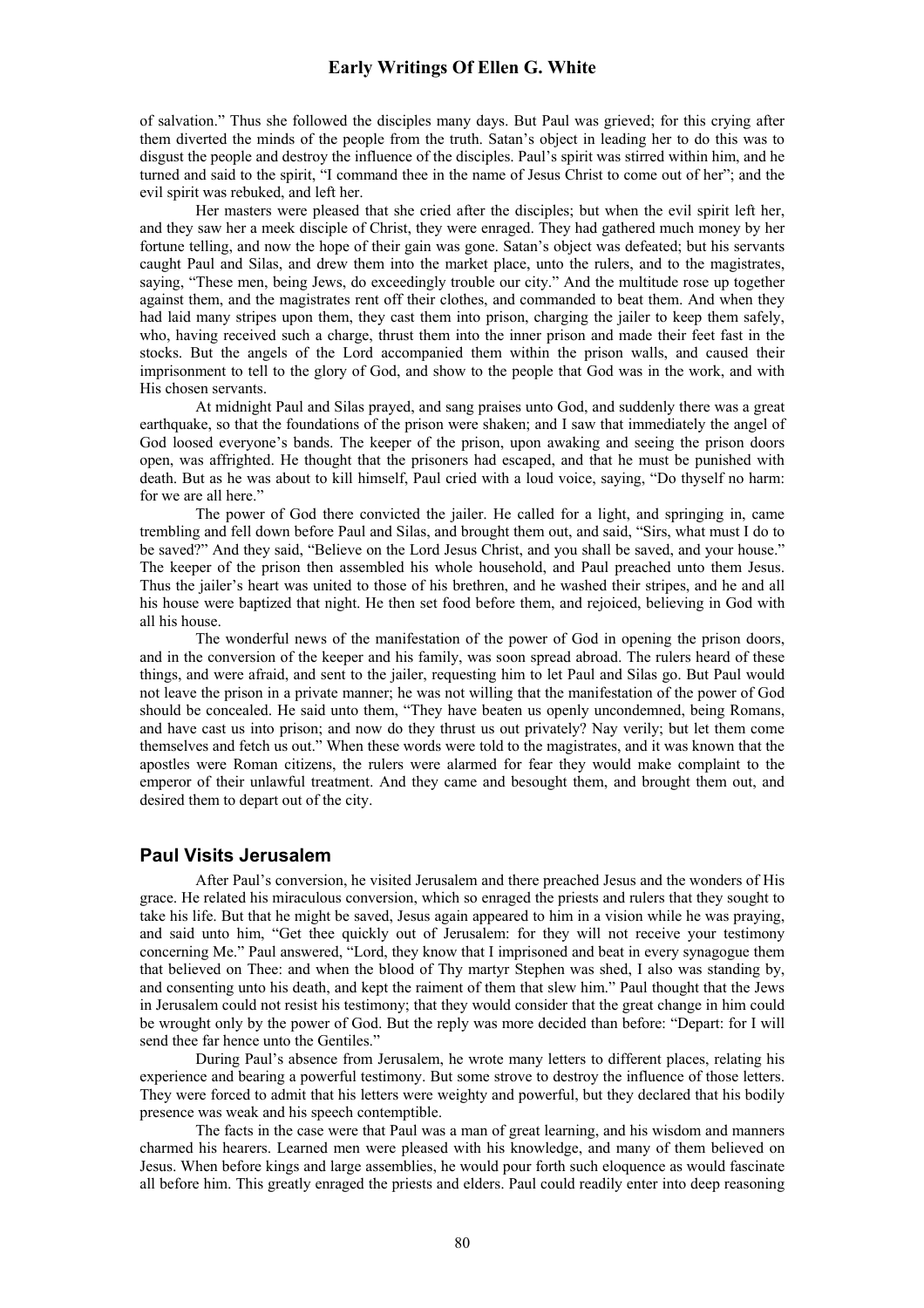of salvation." Thus she followed the disciples many days. But Paul was grieved; for this crying after them diverted the minds of the people from the truth. Satan's object in leading her to do this was to disgust the people and destroy the influence of the disciples. Paul's spirit was stirred within him, and he turned and said to the spirit, "I command thee in the name of Jesus Christ to come out of her"; and the evil spirit was rebuked, and left her.

Her masters were pleased that she cried after the disciples; but when the evil spirit left her, and they saw her a meek disciple of Christ, they were enraged. They had gathered much money by her fortune telling, and now the hope of their gain was gone. Satan's object was defeated; but his servants caught Paul and Silas, and drew them into the market place, unto the rulers, and to the magistrates, saying, "These men, being Jews, do exceedingly trouble our city." And the multitude rose up together against them, and the magistrates rent off their clothes, and commanded to beat them. And when they had laid many stripes upon them, they cast them into prison, charging the jailer to keep them safely, who, having received such a charge, thrust them into the inner prison and made their feet fast in the stocks. But the angels of the Lord accompanied them within the prison walls, and caused their imprisonment to tell to the glory of God, and show to the people that God was in the work, and with His chosen servants.

At midnight Paul and Silas prayed, and sang praises unto God, and suddenly there was a great earthquake, so that the foundations of the prison were shaken; and I saw that immediately the angel of God loosed everyone's bands. The keeper of the prison, upon awaking and seeing the prison doors open, was affrighted. He thought that the prisoners had escaped, and that he must be punished with death. But as he was about to kill himself, Paul cried with a loud voice, saying, "Do thyself no harm: for we are all here."

The power of God there convicted the jailer. He called for a light, and springing in, came trembling and fell down before Paul and Silas, and brought them out, and said, "Sirs, what must I do to be saved?" And they said, "Believe on the Lord Jesus Christ, and you shall be saved, and your house." The keeper of the prison then assembled his whole household, and Paul preached unto them Jesus. Thus the jailer's heart was united to those of his brethren, and he washed their stripes, and he and all his house were baptized that night. He then set food before them, and rejoiced, believing in God with all his house.

The wonderful news of the manifestation of the power of God in opening the prison doors, and in the conversion of the keeper and his family, was soon spread abroad. The rulers heard of these things, and were afraid, and sent to the jailer, requesting him to let Paul and Silas go. But Paul would not leave the prison in a private manner; he was not willing that the manifestation of the power of God should be concealed. He said unto them, "They have beaten us openly uncondemned, being Romans, and have cast us into prison; and now do they thrust us out privately? Nay verily; but let them come themselves and fetch us out." When these words were told to the magistrates, and it was known that the apostles were Roman citizens, the rulers were alarmed for fear they would make complaint to the emperor of their unlawful treatment. And they came and besought them, and brought them out, and desired them to depart out of the city.

## Paul Visits Jerusalem

After Paul's conversion, he visited Jerusalem and there preached Jesus and the wonders of His grace. He related his miraculous conversion, which so enraged the priests and rulers that they sought to take his life. But that he might be saved, Jesus again appeared to him in a vision while he was praying, and said unto him, "Get thee quickly out of Jerusalem: for they will not receive your testimony concerning Me." Paul answered, "Lord, they know that I imprisoned and beat in every synagogue them that believed on Thee: and when the blood of Thy martyr Stephen was shed, I also was standing by, and consenting unto his death, and kept the raiment of them that slew him." Paul thought that the Jews in Jerusalem could not resist his testimony; that they would consider that the great change in him could be wrought only by the power of God. But the reply was more decided than before: "Depart: for I will send thee far hence unto the Gentiles."

During Paul's absence from Jerusalem, he wrote many letters to different places, relating his experience and bearing a powerful testimony. But some strove to destroy the influence of those letters. They were forced to admit that his letters were weighty and powerful, but they declared that his bodily presence was weak and his speech contemptible.

The facts in the case were that Paul was a man of great learning, and his wisdom and manners charmed his hearers. Learned men were pleased with his knowledge, and many of them believed on Jesus. When before kings and large assemblies, he would pour forth such eloquence as would fascinate all before him. This greatly enraged the priests and elders. Paul could readily enter into deep reasoning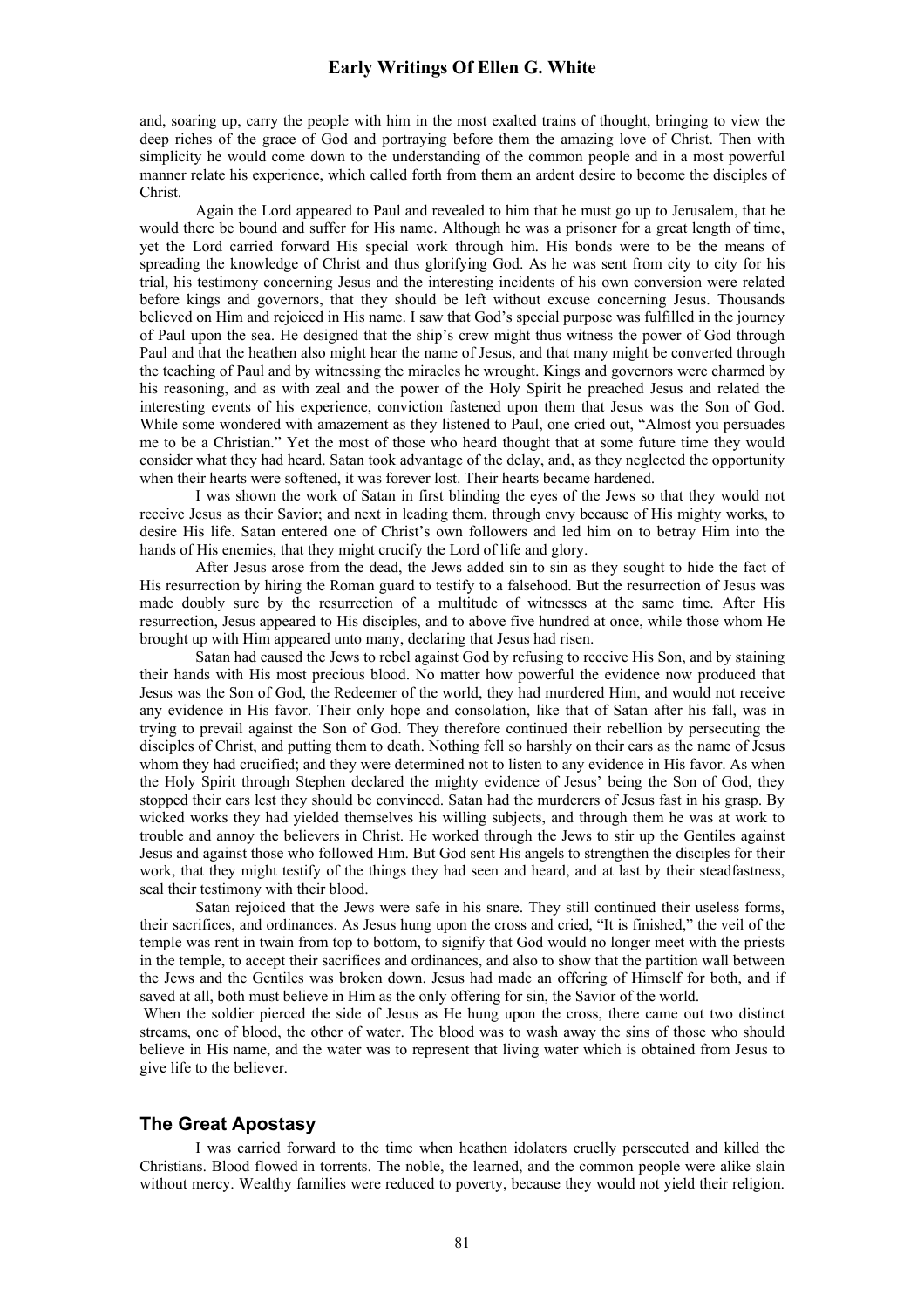and, soaring up, carry the people with him in the most exalted trains of thought, bringing to view the deep riches of the grace of God and portraying before them the amazing love of Christ. Then with simplicity he would come down to the understanding of the common people and in a most powerful manner relate his experience, which called forth from them an ardent desire to become the disciples of Christ.

Again the Lord appeared to Paul and revealed to him that he must go up to Jerusalem, that he would there be bound and suffer for His name. Although he was a prisoner for a great length of time, yet the Lord carried forward His special work through him. His bonds were to be the means of spreading the knowledge of Christ and thus glorifying God. As he was sent from city to city for his trial, his testimony concerning Jesus and the interesting incidents of his own conversion were related before kings and governors, that they should be left without excuse concerning Jesus. Thousands believed on Him and rejoiced in His name. I saw that God's special purpose was fulfilled in the journey of Paul upon the sea. He designed that the ship's crew might thus witness the power of God through Paul and that the heathen also might hear the name of Jesus, and that many might be converted through the teaching of Paul and by witnessing the miracles he wrought. Kings and governors were charmed by his reasoning, and as with zeal and the power of the Holy Spirit he preached Jesus and related the interesting events of his experience, conviction fastened upon them that Jesus was the Son of God. While some wondered with amazement as they listened to Paul, one cried out, "Almost you persuades me to be a Christian." Yet the most of those who heard thought that at some future time they would consider what they had heard. Satan took advantage of the delay, and, as they neglected the opportunity when their hearts were softened, it was forever lost. Their hearts became hardened.

I was shown the work of Satan in first blinding the eyes of the Jews so that they would not receive Jesus as their Savior; and next in leading them, through envy because of His mighty works, to desire His life. Satan entered one of Christ's own followers and led him on to betray Him into the hands of His enemies, that they might crucify the Lord of life and glory.

After Jesus arose from the dead, the Jews added sin to sin as they sought to hide the fact of His resurrection by hiring the Roman guard to testify to a falsehood. But the resurrection of Jesus was made doubly sure by the resurrection of a multitude of witnesses at the same time. After His resurrection, Jesus appeared to His disciples, and to above five hundred at once, while those whom He brought up with Him appeared unto many, declaring that Jesus had risen.

Satan had caused the Jews to rebel against God by refusing to receive His Son, and by staining their hands with His most precious blood. No matter how powerful the evidence now produced that Jesus was the Son of God, the Redeemer of the world, they had murdered Him, and would not receive any evidence in His favor. Their only hope and consolation, like that of Satan after his fall, was in trying to prevail against the Son of God. They therefore continued their rebellion by persecuting the disciples of Christ, and putting them to death. Nothing fell so harshly on their ears as the name of Jesus whom they had crucified; and they were determined not to listen to any evidence in His favor. As when the Holy Spirit through Stephen declared the mighty evidence of Jesus' being the Son of God, they stopped their ears lest they should be convinced. Satan had the murderers of Jesus fast in his grasp. By wicked works they had yielded themselves his willing subjects, and through them he was at work to trouble and annoy the believers in Christ. He worked through the Jews to stir up the Gentiles against Jesus and against those who followed Him. But God sent His angels to strengthen the disciples for their work, that they might testify of the things they had seen and heard, and at last by their steadfastness, seal their testimony with their blood.

Satan rejoiced that the Jews were safe in his snare. They still continued their useless forms, their sacrifices, and ordinances. As Jesus hung upon the cross and cried, "It is finished," the veil of the temple was rent in twain from top to bottom, to signify that God would no longer meet with the priests in the temple, to accept their sacrifices and ordinances, and also to show that the partition wall between the Jews and the Gentiles was broken down. Jesus had made an offering of Himself for both, and if saved at all, both must believe in Him as the only offering for sin, the Savior of the world.

When the soldier pierced the side of Jesus as He hung upon the cross, there came out two distinct streams, one of blood, the other of water. The blood was to wash away the sins of those who should believe in His name, and the water was to represent that living water which is obtained from Jesus to give life to the believer.

## The Great Apostasy

I was carried forward to the time when heathen idolaters cruelly persecuted and killed the Christians. Blood flowed in torrents. The noble, the learned, and the common people were alike slain without mercy. Wealthy families were reduced to poverty, because they would not yield their religion.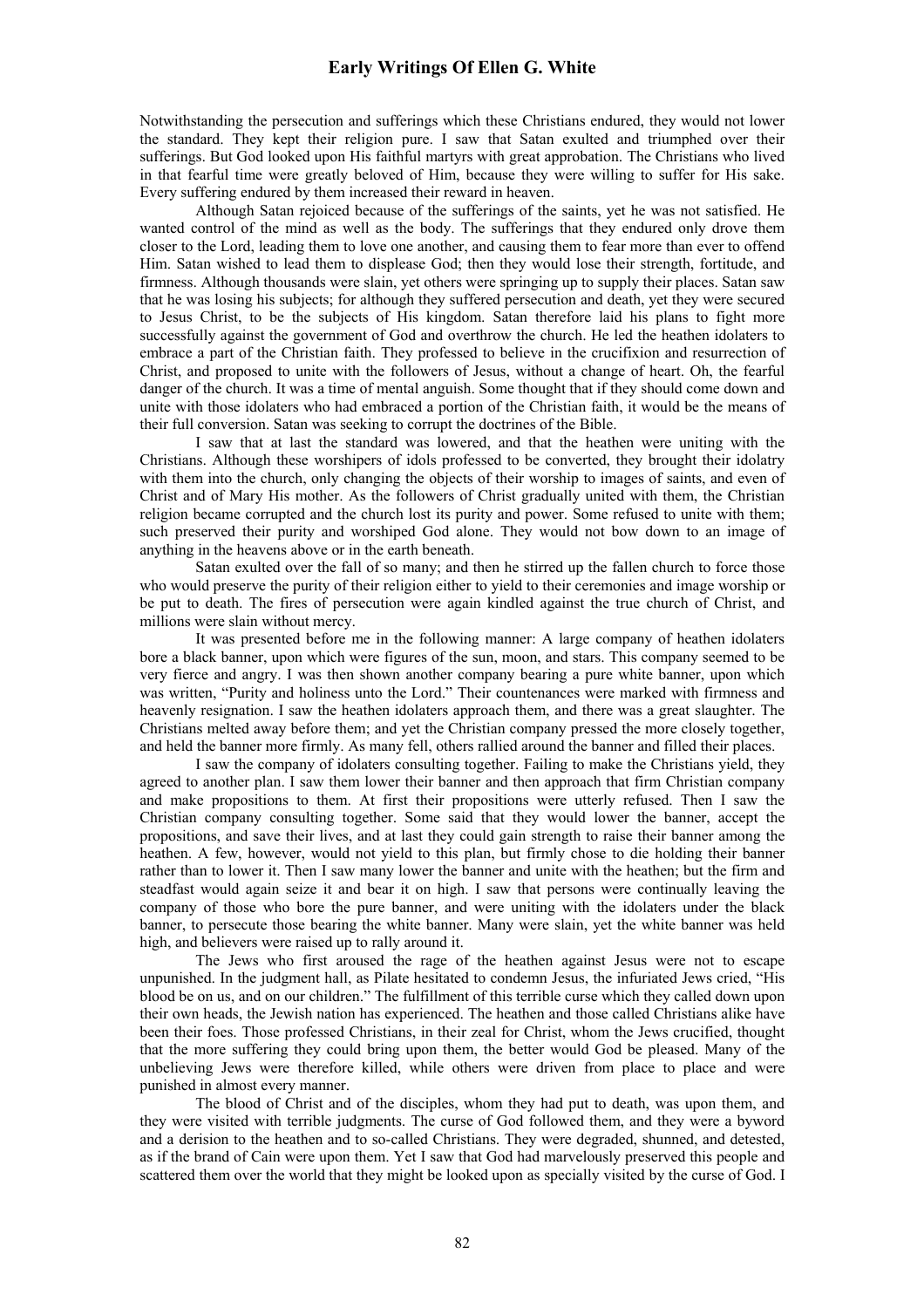Notwithstanding the persecution and sufferings which these Christians endured, they would not lower the standard. They kept their religion pure. I saw that Satan exulted and triumphed over their sufferings. But God looked upon His faithful martyrs with great approbation. The Christians who lived in that fearful time were greatly beloved of Him, because they were willing to suffer for His sake. Every suffering endured by them increased their reward in heaven.

Although Satan rejoiced because of the sufferings of the saints, yet he was not satisfied. He wanted control of the mind as well as the body. The sufferings that they endured only drove them closer to the Lord, leading them to love one another, and causing them to fear more than ever to offend Him. Satan wished to lead them to displease God; then they would lose their strength, fortitude, and firmness. Although thousands were slain, yet others were springing up to supply their places. Satan saw that he was losing his subjects; for although they suffered persecution and death, yet they were secured to Jesus Christ, to be the subjects of His kingdom. Satan therefore laid his plans to fight more successfully against the government of God and overthrow the church. He led the heathen idolaters to embrace a part of the Christian faith. They professed to believe in the crucifixion and resurrection of Christ, and proposed to unite with the followers of Jesus, without a change of heart. Oh, the fearful danger of the church. It was a time of mental anguish. Some thought that if they should come down and unite with those idolaters who had embraced a portion of the Christian faith, it would be the means of their full conversion. Satan was seeking to corrupt the doctrines of the Bible.

I saw that at last the standard was lowered, and that the heathen were uniting with the Christians. Although these worshipers of idols professed to be converted, they brought their idolatry with them into the church, only changing the objects of their worship to images of saints, and even of Christ and of Mary His mother. As the followers of Christ gradually united with them, the Christian religion became corrupted and the church lost its purity and power. Some refused to unite with them; such preserved their purity and worshiped God alone. They would not bow down to an image of anything in the heavens above or in the earth beneath.

Satan exulted over the fall of so many; and then he stirred up the fallen church to force those who would preserve the purity of their religion either to yield to their ceremonies and image worship or be put to death. The fires of persecution were again kindled against the true church of Christ, and millions were slain without mercy.

It was presented before me in the following manner: A large company of heathen idolaters bore a black banner, upon which were figures of the sun, moon, and stars. This company seemed to be very fierce and angry. I was then shown another company bearing a pure white banner, upon which was written, "Purity and holiness unto the Lord." Their countenances were marked with firmness and heavenly resignation. I saw the heathen idolaters approach them, and there was a great slaughter. The Christians melted away before them; and yet the Christian company pressed the more closely together, and held the banner more firmly. As many fell, others rallied around the banner and filled their places.

I saw the company of idolaters consulting together. Failing to make the Christians yield, they agreed to another plan. I saw them lower their banner and then approach that firm Christian company and make propositions to them. At first their propositions were utterly refused. Then I saw the Christian company consulting together. Some said that they would lower the banner, accept the propositions, and save their lives, and at last they could gain strength to raise their banner among the heathen. A few, however, would not yield to this plan, but firmly chose to die holding their banner rather than to lower it. Then I saw many lower the banner and unite with the heathen; but the firm and steadfast would again seize it and bear it on high. I saw that persons were continually leaving the company of those who bore the pure banner, and were uniting with the idolaters under the black banner, to persecute those bearing the white banner. Many were slain, yet the white banner was held high, and believers were raised up to rally around it.

The Jews who first aroused the rage of the heathen against Jesus were not to escape unpunished. In the judgment hall, as Pilate hesitated to condemn Jesus, the infuriated Jews cried, "His blood be on us, and on our children." The fulfillment of this terrible curse which they called down upon their own heads, the Jewish nation has experienced. The heathen and those called Christians alike have been their foes. Those professed Christians, in their zeal for Christ, whom the Jews crucified, thought that the more suffering they could bring upon them, the better would God be pleased. Many of the unbelieving Jews were therefore killed, while others were driven from place to place and were punished in almost every manner.

The blood of Christ and of the disciples, whom they had put to death, was upon them, and they were visited with terrible judgments. The curse of God followed them, and they were a byword and a derision to the heathen and to so-called Christians. They were degraded, shunned, and detested, as if the brand of Cain were upon them. Yet I saw that God had marvelously preserved this people and scattered them over the world that they might be looked upon as specially visited by the curse of God. I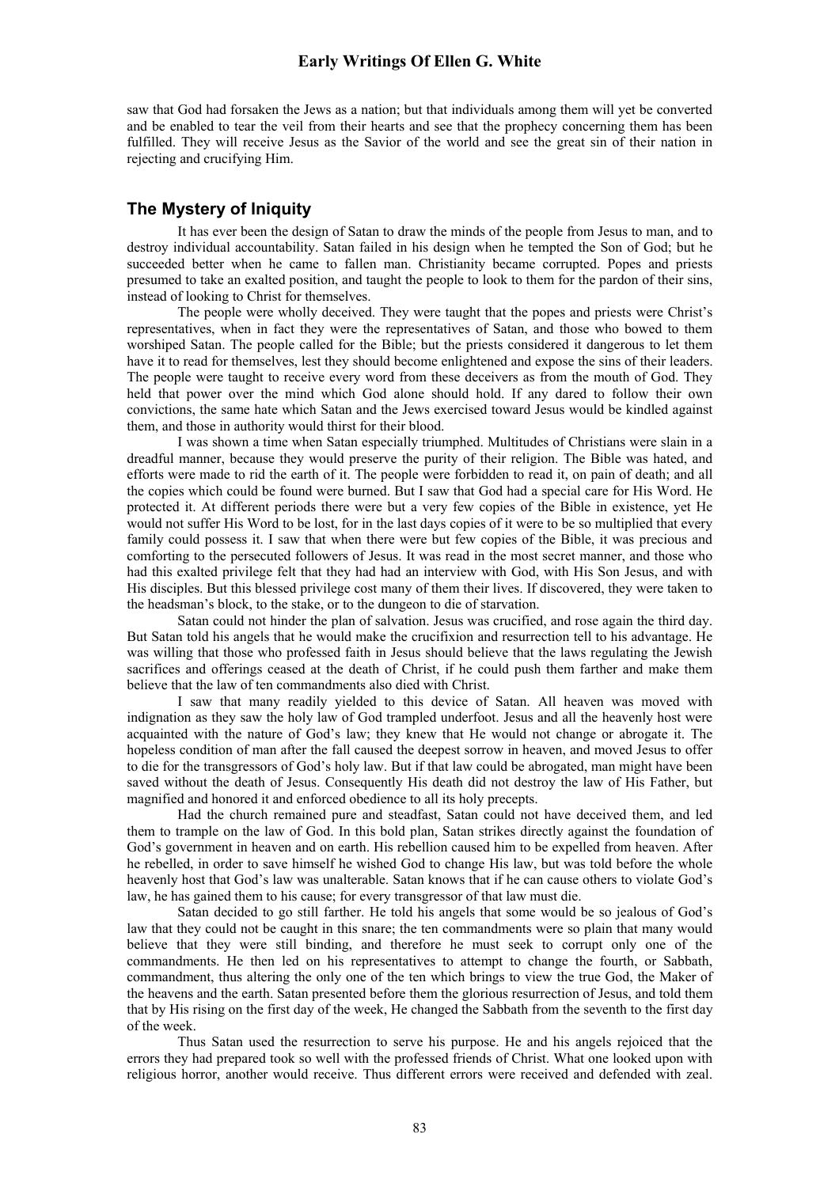saw that God had forsaken the Jews as a nation; but that individuals among them will yet be converted and be enabled to tear the veil from their hearts and see that the prophecy concerning them has been fulfilled. They will receive Jesus as the Savior of the world and see the great sin of their nation in rejecting and crucifying Him.

## The Mystery of Iniquity

It has ever been the design of Satan to draw the minds of the people from Jesus to man, and to destroy individual accountability. Satan failed in his design when he tempted the Son of God; but he succeeded better when he came to fallen man. Christianity became corrupted. Popes and priests presumed to take an exalted position, and taught the people to look to them for the pardon of their sins, instead of looking to Christ for themselves.

The people were wholly deceived. They were taught that the popes and priests were Christ's representatives, when in fact they were the representatives of Satan, and those who bowed to them worshiped Satan. The people called for the Bible; but the priests considered it dangerous to let them have it to read for themselves, lest they should become enlightened and expose the sins of their leaders. The people were taught to receive every word from these deceivers as from the mouth of God. They held that power over the mind which God alone should hold. If any dared to follow their own convictions, the same hate which Satan and the Jews exercised toward Jesus would be kindled against them, and those in authority would thirst for their blood.

I was shown a time when Satan especially triumphed. Multitudes of Christians were slain in a dreadful manner, because they would preserve the purity of their religion. The Bible was hated, and efforts were made to rid the earth of it. The people were forbidden to read it, on pain of death; and all the copies which could be found were burned. But I saw that God had a special care for His Word. He protected it. At different periods there were but a very few copies of the Bible in existence, yet He would not suffer His Word to be lost, for in the last days copies of it were to be so multiplied that every family could possess it. I saw that when there were but few copies of the Bible, it was precious and comforting to the persecuted followers of Jesus. It was read in the most secret manner, and those who had this exalted privilege felt that they had had an interview with God, with His Son Jesus, and with His disciples. But this blessed privilege cost many of them their lives. If discovered, they were taken to the headsman's block, to the stake, or to the dungeon to die of starvation.

Satan could not hinder the plan of salvation. Jesus was crucified, and rose again the third day. But Satan told his angels that he would make the crucifixion and resurrection tell to his advantage. He was willing that those who professed faith in Jesus should believe that the laws regulating the Jewish sacrifices and offerings ceased at the death of Christ, if he could push them farther and make them believe that the law of ten commandments also died with Christ.

I saw that many readily yielded to this device of Satan. All heaven was moved with indignation as they saw the holy law of God trampled underfoot. Jesus and all the heavenly host were acquainted with the nature of God's law; they knew that He would not change or abrogate it. The hopeless condition of man after the fall caused the deepest sorrow in heaven, and moved Jesus to offer to die for the transgressors of God's holy law. But if that law could be abrogated, man might have been saved without the death of Jesus. Consequently His death did not destroy the law of His Father, but magnified and honored it and enforced obedience to all its holy precepts.

Had the church remained pure and steadfast, Satan could not have deceived them, and led them to trample on the law of God. In this bold plan, Satan strikes directly against the foundation of God's government in heaven and on earth. His rebellion caused him to be expelled from heaven. After he rebelled, in order to save himself he wished God to change His law, but was told before the whole heavenly host that God's law was unalterable. Satan knows that if he can cause others to violate God's law, he has gained them to his cause; for every transgressor of that law must die.

Satan decided to go still farther. He told his angels that some would be so jealous of God's law that they could not be caught in this snare; the ten commandments were so plain that many would believe that they were still binding, and therefore he must seek to corrupt only one of the commandments. He then led on his representatives to attempt to change the fourth, or Sabbath, commandment, thus altering the only one of the ten which brings to view the true God, the Maker of the heavens and the earth. Satan presented before them the glorious resurrection of Jesus, and told them that by His rising on the first day of the week, He changed the Sabbath from the seventh to the first day of the week.

Thus Satan used the resurrection to serve his purpose. He and his angels rejoiced that the errors they had prepared took so well with the professed friends of Christ. What one looked upon with religious horror, another would receive. Thus different errors were received and defended with zeal.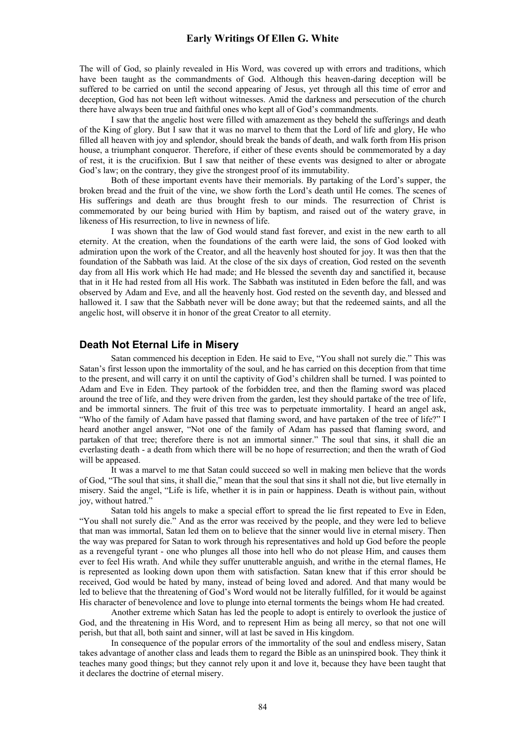The will of God, so plainly revealed in His Word, was covered up with errors and traditions, which have been taught as the commandments of God. Although this heaven-daring deception will be suffered to be carried on until the second appearing of Jesus, yet through all this time of error and deception, God has not been left without witnesses. Amid the darkness and persecution of the church there have always been true and faithful ones who kept all of God's commandments.

I saw that the angelic host were filled with amazement as they beheld the sufferings and death of the King of glory. But I saw that it was no marvel to them that the Lord of life and glory, He who filled all heaven with joy and splendor, should break the bands of death, and walk forth from His prison house, a triumphant conqueror. Therefore, if either of these events should be commemorated by a day of rest, it is the crucifixion. But I saw that neither of these events was designed to alter or abrogate God's law; on the contrary, they give the strongest proof of its immutability.

Both of these important events have their memorials. By partaking of the Lord's supper, the broken bread and the fruit of the vine, we show forth the Lord's death until He comes. The scenes of His sufferings and death are thus brought fresh to our minds. The resurrection of Christ is commemorated by our being buried with Him by baptism, and raised out of the watery grave, in likeness of His resurrection, to live in newness of life.

I was shown that the law of God would stand fast forever, and exist in the new earth to all eternity. At the creation, when the foundations of the earth were laid, the sons of God looked with admiration upon the work of the Creator, and all the heavenly host shouted for joy. It was then that the foundation of the Sabbath was laid. At the close of the six days of creation, God rested on the seventh day from all His work which He had made; and He blessed the seventh day and sanctified it, because that in it He had rested from all His work. The Sabbath was instituted in Eden before the fall, and was observed by Adam and Eve, and all the heavenly host. God rested on the seventh day, and blessed and hallowed it. I saw that the Sabbath never will be done away; but that the redeemed saints, and all the angelic host, will observe it in honor of the great Creator to all eternity.

## Death Not Eternal Life in Misery

Satan commenced his deception in Eden. He said to Eve, "You shall not surely die." This was Satan's first lesson upon the immortality of the soul, and he has carried on this deception from that time to the present, and will carry it on until the captivity of God's children shall be turned. I was pointed to Adam and Eve in Eden. They partook of the forbidden tree, and then the flaming sword was placed around the tree of life, and they were driven from the garden, lest they should partake of the tree of life, and be immortal sinners. The fruit of this tree was to perpetuate immortality. I heard an angel ask, "Who of the family of Adam have passed that flaming sword, and have partaken of the tree of life?" I heard another angel answer, "Not one of the family of Adam has passed that flaming sword, and partaken of that tree; therefore there is not an immortal sinner." The soul that sins, it shall die an everlasting death - a death from which there will be no hope of resurrection; and then the wrath of God will be appeased.

It was a marvel to me that Satan could succeed so well in making men believe that the words of God, "The soul that sins, it shall die," mean that the soul that sins it shall not die, but live eternally in misery. Said the angel, "Life is life, whether it is in pain or happiness. Death is without pain, without joy, without hatred."

Satan told his angels to make a special effort to spread the lie first repeated to Eve in Eden, "You shall not surely die." And as the error was received by the people, and they were led to believe that man was immortal, Satan led them on to believe that the sinner would live in eternal misery. Then the way was prepared for Satan to work through his representatives and hold up God before the people as a revengeful tyrant - one who plunges all those into hell who do not please Him, and causes them ever to feel His wrath. And while they suffer unutterable anguish, and writhe in the eternal flames, He is represented as looking down upon them with satisfaction. Satan knew that if this error should be received, God would be hated by many, instead of being loved and adored. And that many would be led to believe that the threatening of God's Word would not be literally fulfilled, for it would be against His character of benevolence and love to plunge into eternal torments the beings whom He had created.

Another extreme which Satan has led the people to adopt is entirely to overlook the justice of God, and the threatening in His Word, and to represent Him as being all mercy, so that not one will perish, but that all, both saint and sinner, will at last be saved in His kingdom.

In consequence of the popular errors of the immortality of the soul and endless misery, Satan takes advantage of another class and leads them to regard the Bible as an uninspired book. They think it teaches many good things; but they cannot rely upon it and love it, because they have been taught that it declares the doctrine of eternal misery.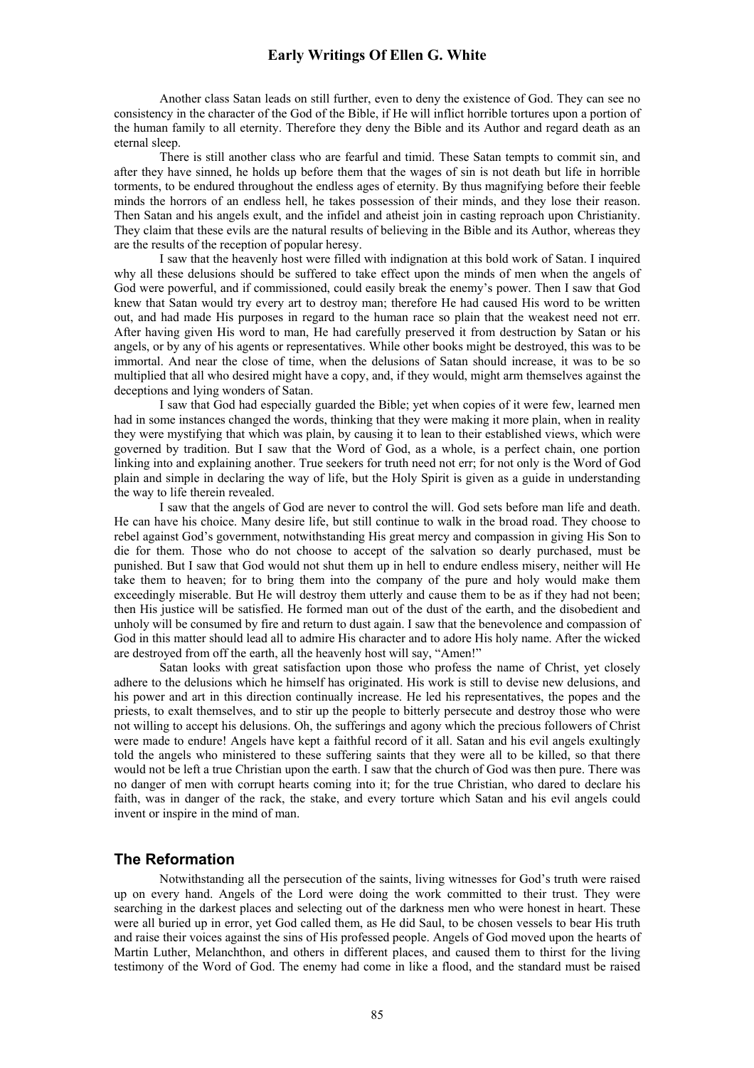Another class Satan leads on still further, even to deny the existence of God. They can see no consistency in the character of the God of the Bible, if He will inflict horrible tortures upon a portion of the human family to all eternity. Therefore they deny the Bible and its Author and regard death as an eternal sleep.

There is still another class who are fearful and timid. These Satan tempts to commit sin, and after they have sinned, he holds up before them that the wages of sin is not death but life in horrible torments, to be endured throughout the endless ages of eternity. By thus magnifying before their feeble minds the horrors of an endless hell, he takes possession of their minds, and they lose their reason. Then Satan and his angels exult, and the infidel and atheist join in casting reproach upon Christianity. They claim that these evils are the natural results of believing in the Bible and its Author, whereas they are the results of the reception of popular heresy.

I saw that the heavenly host were filled with indignation at this bold work of Satan. I inquired why all these delusions should be suffered to take effect upon the minds of men when the angels of God were powerful, and if commissioned, could easily break the enemy's power. Then I saw that God knew that Satan would try every art to destroy man; therefore He had caused His word to be written out, and had made His purposes in regard to the human race so plain that the weakest need not err. After having given His word to man, He had carefully preserved it from destruction by Satan or his angels, or by any of his agents or representatives. While other books might be destroyed, this was to be immortal. And near the close of time, when the delusions of Satan should increase, it was to be so multiplied that all who desired might have a copy, and, if they would, might arm themselves against the deceptions and lying wonders of Satan.

I saw that God had especially guarded the Bible; yet when copies of it were few, learned men had in some instances changed the words, thinking that they were making it more plain, when in reality they were mystifying that which was plain, by causing it to lean to their established views, which were governed by tradition. But I saw that the Word of God, as a whole, is a perfect chain, one portion linking into and explaining another. True seekers for truth need not err; for not only is the Word of God plain and simple in declaring the way of life, but the Holy Spirit is given as a guide in understanding the way to life therein revealed.

I saw that the angels of God are never to control the will. God sets before man life and death. He can have his choice. Many desire life, but still continue to walk in the broad road. They choose to rebel against God's government, notwithstanding His great mercy and compassion in giving His Son to die for them. Those who do not choose to accept of the salvation so dearly purchased, must be punished. But I saw that God would not shut them up in hell to endure endless misery, neither will He take them to heaven; for to bring them into the company of the pure and holy would make them exceedingly miserable. But He will destroy them utterly and cause them to be as if they had not been; then His justice will be satisfied. He formed man out of the dust of the earth, and the disobedient and unholy will be consumed by fire and return to dust again. I saw that the benevolence and compassion of God in this matter should lead all to admire His character and to adore His holy name. After the wicked are destroyed from off the earth, all the heavenly host will say, "Amen!"

Satan looks with great satisfaction upon those who profess the name of Christ, yet closely adhere to the delusions which he himself has originated. His work is still to devise new delusions, and his power and art in this direction continually increase. He led his representatives, the popes and the priests, to exalt themselves, and to stir up the people to bitterly persecute and destroy those who were not willing to accept his delusions. Oh, the sufferings and agony which the precious followers of Christ were made to endure! Angels have kept a faithful record of it all. Satan and his evil angels exultingly told the angels who ministered to these suffering saints that they were all to be killed, so that there would not be left a true Christian upon the earth. I saw that the church of God was then pure. There was no danger of men with corrupt hearts coming into it; for the true Christian, who dared to declare his faith, was in danger of the rack, the stake, and every torture which Satan and his evil angels could invent or inspire in the mind of man.

## The Reformation

Notwithstanding all the persecution of the saints, living witnesses for God's truth were raised up on every hand. Angels of the Lord were doing the work committed to their trust. They were searching in the darkest places and selecting out of the darkness men who were honest in heart. These were all buried up in error, yet God called them, as He did Saul, to be chosen vessels to bear His truth and raise their voices against the sins of His professed people. Angels of God moved upon the hearts of Martin Luther, Melanchthon, and others in different places, and caused them to thirst for the living testimony of the Word of God. The enemy had come in like a flood, and the standard must be raised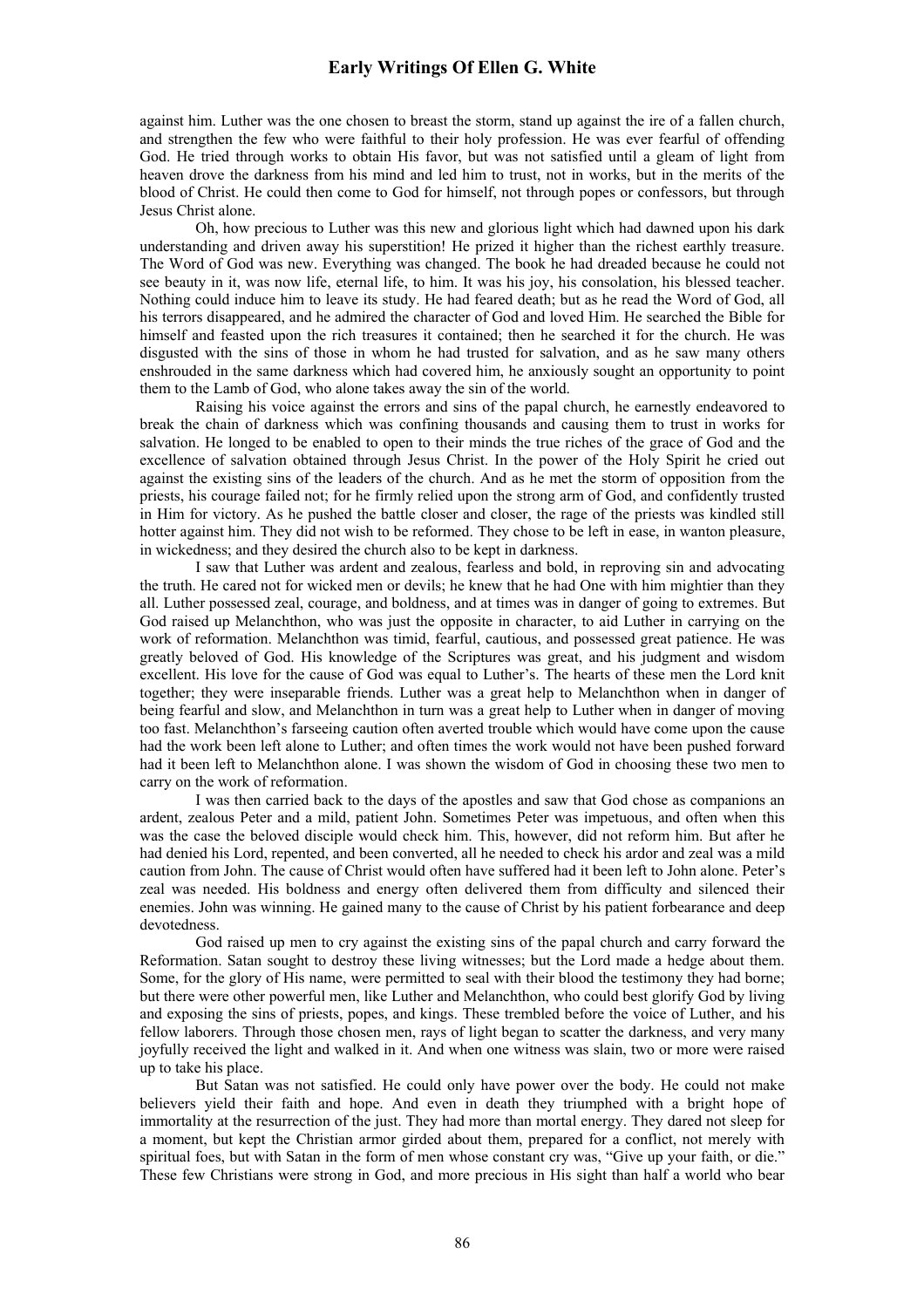against him. Luther was the one chosen to breast the storm, stand up against the ire of a fallen church, and strengthen the few who were faithful to their holy profession. He was ever fearful of offending God. He tried through works to obtain His favor, but was not satisfied until a gleam of light from heaven drove the darkness from his mind and led him to trust, not in works, but in the merits of the blood of Christ. He could then come to God for himself, not through popes or confessors, but through Jesus Christ alone.

Oh, how precious to Luther was this new and glorious light which had dawned upon his dark understanding and driven away his superstition! He prized it higher than the richest earthly treasure. The Word of God was new. Everything was changed. The book he had dreaded because he could not see beauty in it, was now life, eternal life, to him. It was his joy, his consolation, his blessed teacher. Nothing could induce him to leave its study. He had feared death; but as he read the Word of God, all his terrors disappeared, and he admired the character of God and loved Him. He searched the Bible for himself and feasted upon the rich treasures it contained; then he searched it for the church. He was disgusted with the sins of those in whom he had trusted for salvation, and as he saw many others enshrouded in the same darkness which had covered him, he anxiously sought an opportunity to point them to the Lamb of God, who alone takes away the sin of the world.

Raising his voice against the errors and sins of the papal church, he earnestly endeavored to break the chain of darkness which was confining thousands and causing them to trust in works for salvation. He longed to be enabled to open to their minds the true riches of the grace of God and the excellence of salvation obtained through Jesus Christ. In the power of the Holy Spirit he cried out against the existing sins of the leaders of the church. And as he met the storm of opposition from the priests, his courage failed not; for he firmly relied upon the strong arm of God, and confidently trusted in Him for victory. As he pushed the battle closer and closer, the rage of the priests was kindled still hotter against him. They did not wish to be reformed. They chose to be left in ease, in wanton pleasure, in wickedness; and they desired the church also to be kept in darkness.

I saw that Luther was ardent and zealous, fearless and bold, in reproving sin and advocating the truth. He cared not for wicked men or devils; he knew that he had One with him mightier than they all. Luther possessed zeal, courage, and boldness, and at times was in danger of going to extremes. But God raised up Melanchthon, who was just the opposite in character, to aid Luther in carrying on the work of reformation. Melanchthon was timid, fearful, cautious, and possessed great patience. He was greatly beloved of God. His knowledge of the Scriptures was great, and his judgment and wisdom excellent. His love for the cause of God was equal to Luther's. The hearts of these men the Lord knit together; they were inseparable friends. Luther was a great help to Melanchthon when in danger of being fearful and slow, and Melanchthon in turn was a great help to Luther when in danger of moving too fast. Melanchthon's farseeing caution often averted trouble which would have come upon the cause had the work been left alone to Luther; and often times the work would not have been pushed forward had it been left to Melanchthon alone. I was shown the wisdom of God in choosing these two men to carry on the work of reformation.

I was then carried back to the days of the apostles and saw that God chose as companions an ardent, zealous Peter and a mild, patient John. Sometimes Peter was impetuous, and often when this was the case the beloved disciple would check him. This, however, did not reform him. But after he had denied his Lord, repented, and been converted, all he needed to check his ardor and zeal was a mild caution from John. The cause of Christ would often have suffered had it been left to John alone. Peter's zeal was needed. His boldness and energy often delivered them from difficulty and silenced their enemies. John was winning. He gained many to the cause of Christ by his patient forbearance and deep devotedness.

God raised up men to cry against the existing sins of the papal church and carry forward the Reformation. Satan sought to destroy these living witnesses; but the Lord made a hedge about them. Some, for the glory of His name, were permitted to seal with their blood the testimony they had borne; but there were other powerful men, like Luther and Melanchthon, who could best glorify God by living and exposing the sins of priests, popes, and kings. These trembled before the voice of Luther, and his fellow laborers. Through those chosen men, rays of light began to scatter the darkness, and very many joyfully received the light and walked in it. And when one witness was slain, two or more were raised up to take his place.

But Satan was not satisfied. He could only have power over the body. He could not make believers yield their faith and hope. And even in death they triumphed with a bright hope of immortality at the resurrection of the just. They had more than mortal energy. They dared not sleep for a moment, but kept the Christian armor girded about them, prepared for a conflict, not merely with spiritual foes, but with Satan in the form of men whose constant cry was, "Give up your faith, or die." These few Christians were strong in God, and more precious in His sight than half a world who bear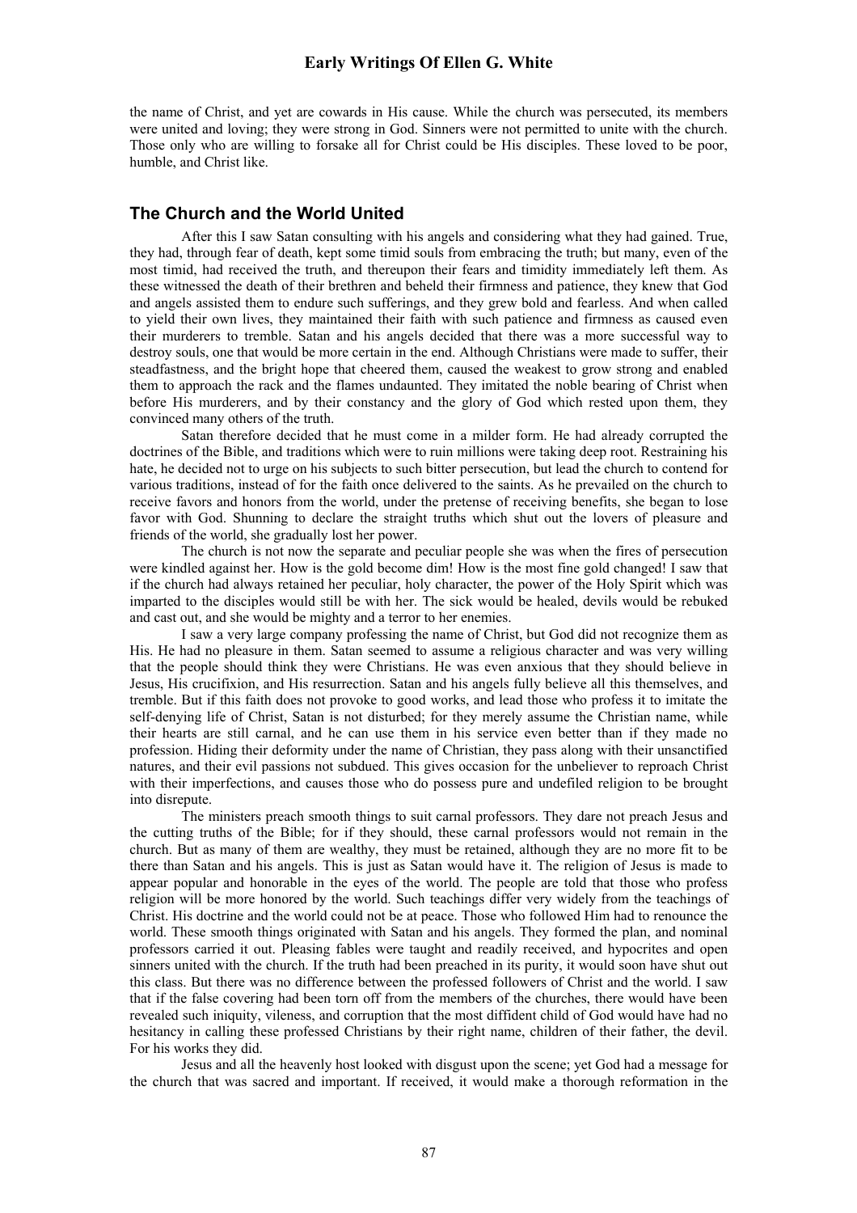the name of Christ, and yet are cowards in His cause. While the church was persecuted, its members were united and loving; they were strong in God. Sinners were not permitted to unite with the church. Those only who are willing to forsake all for Christ could be His disciples. These loved to be poor, humble, and Christ like.

## The Church and the World United

After this I saw Satan consulting with his angels and considering what they had gained. True, they had, through fear of death, kept some timid souls from embracing the truth; but many, even of the most timid, had received the truth, and thereupon their fears and timidity immediately left them. As these witnessed the death of their brethren and beheld their firmness and patience, they knew that God and angels assisted them to endure such sufferings, and they grew bold and fearless. And when called to yield their own lives, they maintained their faith with such patience and firmness as caused even their murderers to tremble. Satan and his angels decided that there was a more successful way to destroy souls, one that would be more certain in the end. Although Christians were made to suffer, their steadfastness, and the bright hope that cheered them, caused the weakest to grow strong and enabled them to approach the rack and the flames undaunted. They imitated the noble bearing of Christ when before His murderers, and by their constancy and the glory of God which rested upon them, they convinced many others of the truth.

Satan therefore decided that he must come in a milder form. He had already corrupted the doctrines of the Bible, and traditions which were to ruin millions were taking deep root. Restraining his hate, he decided not to urge on his subjects to such bitter persecution, but lead the church to contend for various traditions, instead of for the faith once delivered to the saints. As he prevailed on the church to receive favors and honors from the world, under the pretense of receiving benefits, she began to lose favor with God. Shunning to declare the straight truths which shut out the lovers of pleasure and friends of the world, she gradually lost her power.

The church is not now the separate and peculiar people she was when the fires of persecution were kindled against her. How is the gold become dim! How is the most fine gold changed! I saw that if the church had always retained her peculiar, holy character, the power of the Holy Spirit which was imparted to the disciples would still be with her. The sick would be healed, devils would be rebuked and cast out, and she would be mighty and a terror to her enemies.

I saw a very large company professing the name of Christ, but God did not recognize them as His. He had no pleasure in them. Satan seemed to assume a religious character and was very willing that the people should think they were Christians. He was even anxious that they should believe in Jesus, His crucifixion, and His resurrection. Satan and his angels fully believe all this themselves, and tremble. But if this faith does not provoke to good works, and lead those who profess it to imitate the self-denying life of Christ, Satan is not disturbed; for they merely assume the Christian name, while their hearts are still carnal, and he can use them in his service even better than if they made no profession. Hiding their deformity under the name of Christian, they pass along with their unsanctified natures, and their evil passions not subdued. This gives occasion for the unbeliever to reproach Christ with their imperfections, and causes those who do possess pure and undefiled religion to be brought into disrepute.

The ministers preach smooth things to suit carnal professors. They dare not preach Jesus and the cutting truths of the Bible; for if they should, these carnal professors would not remain in the church. But as many of them are wealthy, they must be retained, although they are no more fit to be there than Satan and his angels. This is just as Satan would have it. The religion of Jesus is made to appear popular and honorable in the eyes of the world. The people are told that those who profess religion will be more honored by the world. Such teachings differ very widely from the teachings of Christ. His doctrine and the world could not be at peace. Those who followed Him had to renounce the world. These smooth things originated with Satan and his angels. They formed the plan, and nominal professors carried it out. Pleasing fables were taught and readily received, and hypocrites and open sinners united with the church. If the truth had been preached in its purity, it would soon have shut out this class. But there was no difference between the professed followers of Christ and the world. I saw that if the false covering had been torn off from the members of the churches, there would have been revealed such iniquity, vileness, and corruption that the most diffident child of God would have had no hesitancy in calling these professed Christians by their right name, children of their father, the devil. For his works they did.

Jesus and all the heavenly host looked with disgust upon the scene; yet God had a message for the church that was sacred and important. If received, it would make a thorough reformation in the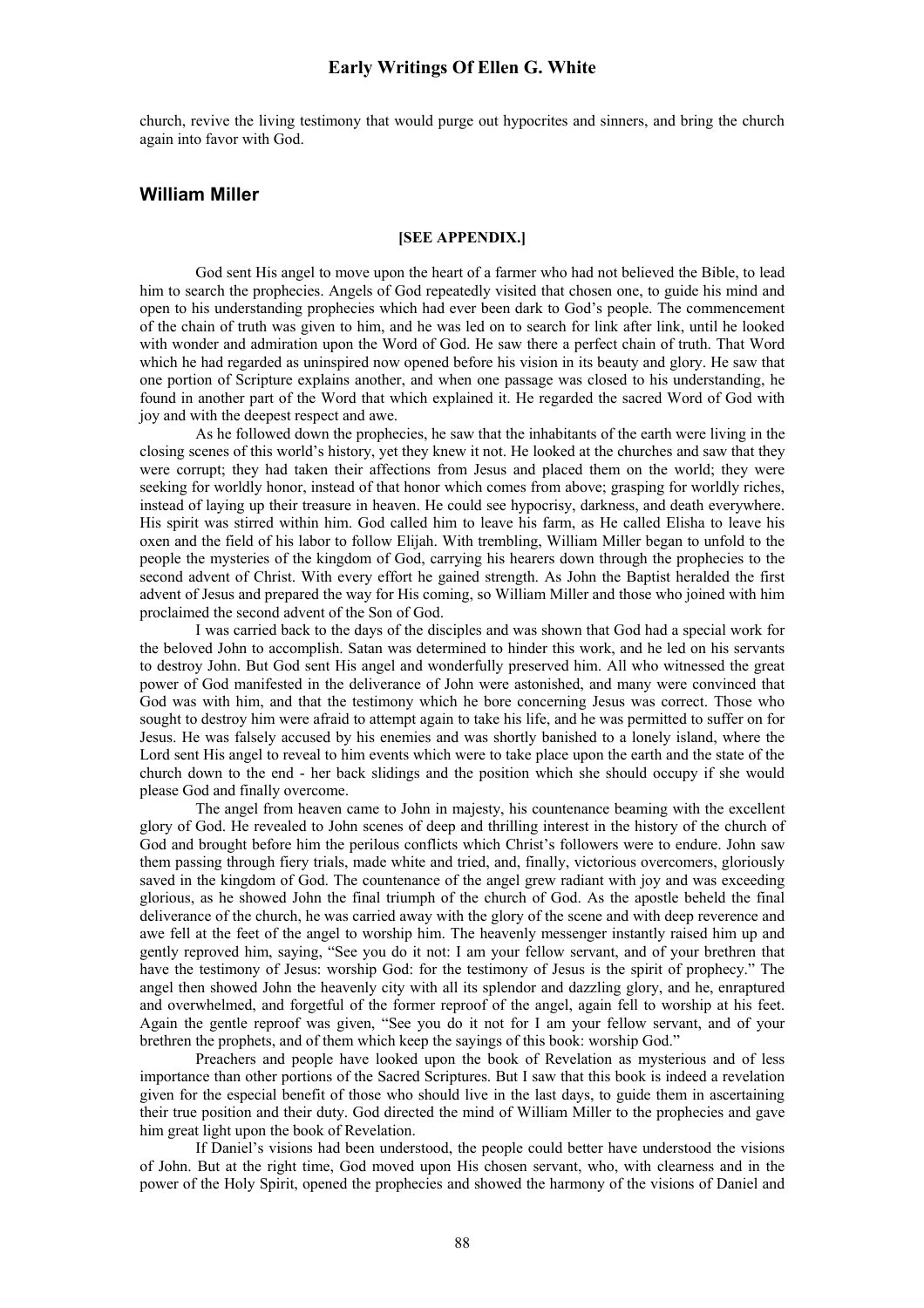church, revive the living testimony that would purge out hypocrites and sinners, and bring the church again into favor with God.

## William Miller

**[SEE APPENDIX.]**

God sent His angel to move upon the heart of a farmer who had not believed the Bible, to lead him to search the prophecies. Angels of God repeatedly visited that chosen one, to guide his mind and open to his understanding prophecies which had ever been dark to God's people. The commencement of the chain of truth was given to him, and he was led on to search for link after link, until he looked with wonder and admiration upon the Word of God. He saw there a perfect chain of truth. That Word which he had regarded as uninspired now opened before his vision in its beauty and glory. He saw that one portion of Scripture explains another, and when one passage was closed to his understanding, he found in another part of the Word that which explained it. He regarded the sacred Word of God with joy and with the deepest respect and awe.

As he followed down the prophecies, he saw that the inhabitants of the earth were living in the closing scenes of this world's history, yet they knew it not. He looked at the churches and saw that they were corrupt; they had taken their affections from Jesus and placed them on the world; they were seeking for worldly honor, instead of that honor which comes from above; grasping for worldly riches, instead of laying up their treasure in heaven. He could see hypocrisy, darkness, and death everywhere. His spirit was stirred within him. God called him to leave his farm, as He called Elisha to leave his oxen and the field of his labor to follow Elijah. With trembling, William Miller began to unfold to the people the mysteries of the kingdom of God, carrying his hearers down through the prophecies to the second advent of Christ. With every effort he gained strength. As John the Baptist heralded the first advent of Jesus and prepared the way for His coming, so William Miller and those who joined with him proclaimed the second advent of the Son of God.

I was carried back to the days of the disciples and was shown that God had a special work for the beloved John to accomplish. Satan was determined to hinder this work, and he led on his servants to destroy John. But God sent His angel and wonderfully preserved him. All who witnessed the great power of God manifested in the deliverance of John were astonished, and many were convinced that God was with him, and that the testimony which he bore concerning Jesus was correct. Those who sought to destroy him were afraid to attempt again to take his life, and he was permitted to suffer on for Jesus. He was falsely accused by his enemies and was shortly banished to a lonely island, where the Lord sent His angel to reveal to him events which were to take place upon the earth and the state of the church down to the end - her back slidings and the position which she should occupy if she would please God and finally overcome.

The angel from heaven came to John in majesty, his countenance beaming with the excellent glory of God. He revealed to John scenes of deep and thrilling interest in the history of the church of God and brought before him the perilous conflicts which Christ's followers were to endure. John saw them passing through fiery trials, made white and tried, and, finally, victorious overcomers, gloriously saved in the kingdom of God. The countenance of the angel grew radiant with joy and was exceeding glorious, as he showed John the final triumph of the church of God. As the apostle beheld the final deliverance of the church, he was carried away with the glory of the scene and with deep reverence and awe fell at the feet of the angel to worship him. The heavenly messenger instantly raised him up and gently reproved him, saying, "See you do it not: I am your fellow servant, and of your brethren that have the testimony of Jesus: worship God: for the testimony of Jesus is the spirit of prophecy." The angel then showed John the heavenly city with all its splendor and dazzling glory, and he, enraptured and overwhelmed, and forgetful of the former reproof of the angel, again fell to worship at his feet. Again the gentle reproof was given, "See you do it not for I am your fellow servant, and of your brethren the prophets, and of them which keep the sayings of this book: worship God."

Preachers and people have looked upon the book of Revelation as mysterious and of less importance than other portions of the Sacred Scriptures. But I saw that this book is indeed a revelation given for the especial benefit of those who should live in the last days, to guide them in ascertaining their true position and their duty. God directed the mind of William Miller to the prophecies and gave him great light upon the book of Revelation.

If Daniel's visions had been understood, the people could better have understood the visions of John. But at the right time, God moved upon His chosen servant, who, with clearness and in the power of the Holy Spirit, opened the prophecies and showed the harmony of the visions of Daniel and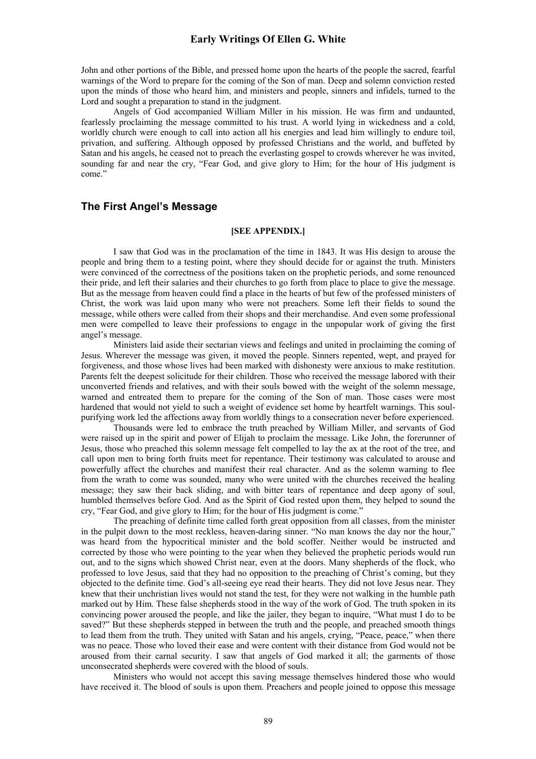John and other portions of the Bible, and pressed home upon the hearts of the people the sacred, fearful warnings of the Word to prepare for the coming of the Son of man. Deep and solemn conviction rested upon the minds of those who heard him, and ministers and people, sinners and infidels, turned to the Lord and sought a preparation to stand in the judgment.

Angels of God accompanied William Miller in his mission. He was firm and undaunted, fearlessly proclaiming the message committed to his trust. A world lying in wickedness and a cold, worldly church were enough to call into action all his energies and lead him willingly to endure toil, privation, and suffering. Although opposed by professed Christians and the world, and buffeted by Satan and his angels, he ceased not to preach the everlasting gospel to crowds wherever he was invited, sounding far and near the cry, "Fear God, and give glory to Him; for the hour of His judgment is come."

## The First Angel's Message

**[SEE APPENDIX.]**

I saw that God was in the proclamation of the time in 1843. It was His design to arouse the people and bring them to a testing point, where they should decide for or against the truth. Ministers were convinced of the correctness of the positions taken on the prophetic periods, and some renounced their pride, and left their salaries and their churches to go forth from place to place to give the message. But as the message from heaven could find a place in the hearts of but few of the professed ministers of Christ, the work was laid upon many who were not preachers. Some left their fields to sound the message, while others were called from their shops and their merchandise. And even some professional men were compelled to leave their professions to engage in the unpopular work of giving the first angel's message.

Ministers laid aside their sectarian views and feelings and united in proclaiming the coming of Jesus. Wherever the message was given, it moved the people. Sinners repented, wept, and prayed for forgiveness, and those whose lives had been marked with dishonesty were anxious to make restitution. Parents felt the deepest solicitude for their children. Those who received the message labored with their unconverted friends and relatives, and with their souls bowed with the weight of the solemn message, warned and entreated them to prepare for the coming of the Son of man. Those cases were most hardened that would not yield to such a weight of evidence set home by heartfelt warnings. This soul-purifying work led the affections away from worldly things to a consecration never before experienced.

Thousands were led to embrace the truth preached by William Miller, and servants of God were raised up in the spirit and power of Elijah to proclaim the message. Like John, the forerunner of Jesus, those who preached this solemn message felt compelled to lay the ax at the root of the tree, and call upon men to bring forth fruits meet for repentance. Their testimony was calculated to arouse and powerfully affect the churches and manifest their real character. And as the solemn warning to flee from the wrath to come was sounded, many who were united with the churches received the healing message; they saw their back sliding, and with bitter tears of repentance and deep agony of soul, humbled themselves before God. And as the Spirit of God rested upon them, they helped to sound the cry, "Fear God, and give glory to Him; for the hour of His judgment is come."

The preaching of definite time called forth great opposition from all classes, from the minister in the pulpit down to the most reckless, heaven-daring sinner. "No man knows the day nor the hour," was heard from the hypocritical minister and the bold scoffer. Neither would be instructed and corrected by those who were pointing to the year when they believed the prophetic periods would run out, and to the signs which showed Christ near, even at the doors. Many shepherds of the flock, who professed to love Jesus, said that they had no opposition to the preaching of Christ's coming, but they objected to the definite time. God's all-seeing eye read their hearts. They did not love Jesus near. They knew that their unchristian lives would not stand the test, for they were not walking in the humble path marked out by Him. These false shepherds stood in the way of the work of God. The truth spoken in its convincing power aroused the people, and like the jailer, they began to inquire, "What must I do to be saved?" But these shepherds stepped in between the truth and the people, and preached smooth things to lead them from the truth. They united with Satan and his angels, crying, "Peace, peace," when there was no peace. Those who loved their ease and were content with their distance from God would not be aroused from their carnal security. I saw that angels of God marked it all; the garments of those unconsecrated shepherds were covered with the blood of souls.

Ministers who would not accept this saving message themselves hindered those who would have received it. The blood of souls is upon them. Preachers and people joined to oppose this message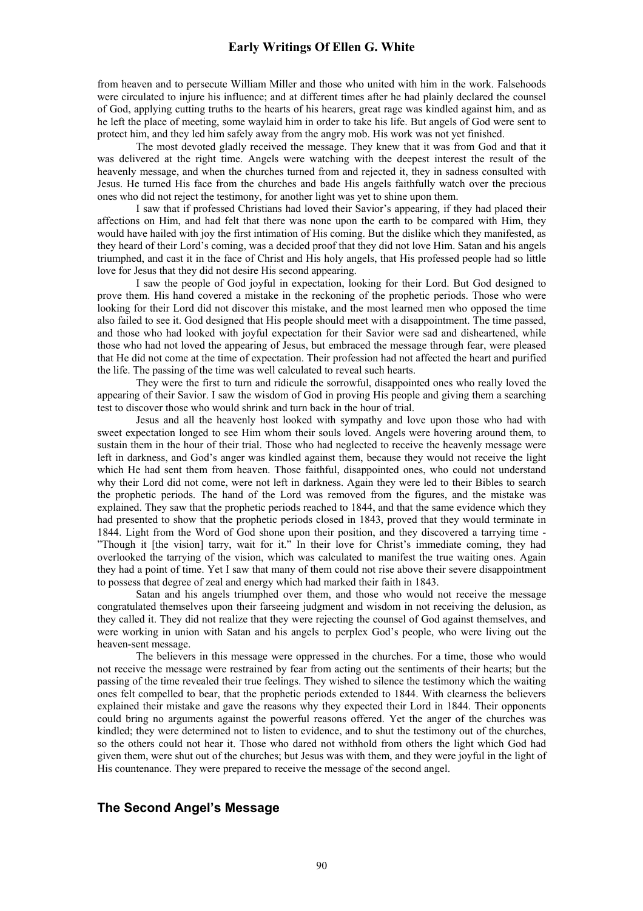from heaven and to persecute William Miller and those who united with him in the work. Falsehoods were circulated to injure his influence; and at different times after he had plainly declared the counsel of God, applying cutting truths to the hearts of his hearers, great rage was kindled against him, and as he left the place of meeting, some waylaid him in order to take his life. But angels of God were sent to protect him, and they led him safely away from the angry mob. His work was not yet finished.

The most devoted gladly received the message. They knew that it was from God and that it was delivered at the right time. Angels were watching with the deepest interest the result of the heavenly message, and when the churches turned from and rejected it, they in sadness consulted with Jesus. He turned His face from the churches and bade His angels faithfully watch over the precious ones who did not reject the testimony, for another light was yet to shine upon them.

I saw that if professed Christians had loved their Savior's appearing, if they had placed their affections on Him, and had felt that there was none upon the earth to be compared with Him, they would have hailed with joy the first intimation of His coming. But the dislike which they manifested, as they heard of their Lord's coming, was a decided proof that they did not love Him. Satan and his angels triumphed, and cast it in the face of Christ and His holy angels, that His professed people had so little love for Jesus that they did not desire His second appearing.

I saw the people of God joyful in expectation, looking for their Lord. But God designed to prove them. His hand covered a mistake in the reckoning of the prophetic periods. Those who were looking for their Lord did not discover this mistake, and the most learned men who opposed the time also failed to see it. God designed that His people should meet with a disappointment. The time passed, and those who had looked with joyful expectation for their Savior were sad and disheartened, while those who had not loved the appearing of Jesus, but embraced the message through fear, were pleased that He did not come at the time of expectation. Their profession had not affected the heart and purified the life. The passing of the time was well calculated to reveal such hearts.

They were the first to turn and ridicule the sorrowful, disappointed ones who really loved the appearing of their Savior. I saw the wisdom of God in proving His people and giving them a searching test to discover those who would shrink and turn back in the hour of trial.

Jesus and all the heavenly host looked with sympathy and love upon those who had with sweet expectation longed to see Him whom their souls loved. Angels were hovering around them, to sustain them in the hour of their trial. Those who had neglected to receive the heavenly message were left in darkness, and God's anger was kindled against them, because they would not receive the light which He had sent them from heaven. Those faithful, disappointed ones, who could not understand why their Lord did not come, were not left in darkness. Again they were led to their Bibles to search the prophetic periods. The hand of the Lord was removed from the figures, and the mistake was explained. They saw that the prophetic periods reached to 1844, and that the same evidence which they had presented to show that the prophetic periods closed in 1843, proved that they would terminate in 1844. Light from the Word of God shone upon their position, and they discovered a tarrying time - "Though it [the vision] tarry, wait for it." In their love for Christ's immediate coming, they had overlooked the tarrying of the vision, which was calculated to manifest the true waiting ones. Again they had a point of time. Yet I saw that many of them could not rise above their severe disappointment to possess that degree of zeal and energy which had marked their faith in 1843.

Satan and his angels triumphed over them, and those who would not receive the message congratulated themselves upon their farseeing judgment and wisdom in not receiving the delusion, as they called it. They did not realize that they were rejecting the counsel of God against themselves, and were working in union with Satan and his angels to perplex God's people, who were living out the heaven-sent message.

The believers in this message were oppressed in the churches. For a time, those who would not receive the message were restrained by fear from acting out the sentiments of their hearts; but the passing of the time revealed their true feelings. They wished to silence the testimony which the waiting ones felt compelled to bear, that the prophetic periods extended to 1844. With clearness the believers explained their mistake and gave the reasons why they expected their Lord in 1844. Their opponents could bring no arguments against the powerful reasons offered. Yet the anger of the churches was kindled; they were determined not to listen to evidence, and to shut the testimony out of the churches, so the others could not hear it. Those who dared not withhold from others the light which God had given them, were shut out of the churches; but Jesus was with them, and they were joyful in the light of His countenance. They were prepared to receive the message of the second angel.

## The Second Angel's Message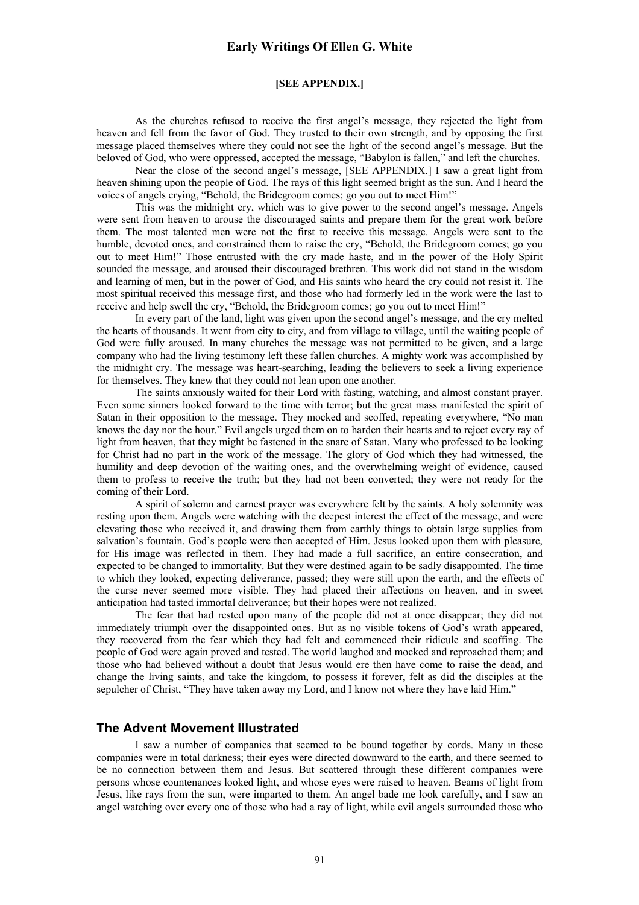**[SEE APPENDIX.]**

As the churches refused to receive the first angel's message, they rejected the light from heaven and fell from the favor of God. They trusted to their own strength, and by opposing the first message placed themselves where they could not see the light of the second angel's message. But the beloved of God, who were oppressed, accepted the message, "Babylon is fallen," and left the churches.

Near the close of the second angel's message, [SEE APPENDIX.] I saw a great light from heaven shining upon the people of God. The rays of this light seemed bright as the sun. And I heard the voices of angels crying, "Behold, the Bridegroom comes; go you out to meet Him!"

This was the midnight cry, which was to give power to the second angel's message. Angels were sent from heaven to arouse the discouraged saints and prepare them for the great work before them. The most talented men were not the first to receive this message. Angels were sent to the humble, devoted ones, and constrained them to raise the cry, "Behold, the Bridegroom comes; go you out to meet Him!" Those entrusted with the cry made haste, and in the power of the Holy Spirit sounded the message, and aroused their discouraged brethren. This work did not stand in the wisdom and learning of men, but in the power of God, and His saints who heard the cry could not resist it. The most spiritual received this message first, and those who had formerly led in the work were the last to receive and help swell the cry, "Behold, the Bridegroom comes; go you out to meet Him!"

In every part of the land, light was given upon the second angel's message, and the cry melted the hearts of thousands. It went from city to city, and from village to village, until the waiting people of God were fully aroused. In many churches the message was not permitted to be given, and a large company who had the living testimony left these fallen churches. A mighty work was accomplished by the midnight cry. The message was heart-searching, leading the believers to seek a living experience for themselves. They knew that they could not lean upon one another.

The saints anxiously waited for their Lord with fasting, watching, and almost constant prayer. Even some sinners looked forward to the time with terror; but the great mass manifested the spirit of Satan in their opposition to the message. They mocked and scoffed, repeating everywhere, "No man knows the day nor the hour." Evil angels urged them on to harden their hearts and to reject every ray of light from heaven, that they might be fastened in the snare of Satan. Many who professed to be looking for Christ had no part in the work of the message. The glory of God which they had witnessed, the humility and deep devotion of the waiting ones, and the overwhelming weight of evidence, caused them to profess to receive the truth; but they had not been converted; they were not ready for the coming of their Lord.

A spirit of solemn and earnest prayer was everywhere felt by the saints. A holy solemnity was resting upon them. Angels were watching with the deepest interest the effect of the message, and were elevating those who received it, and drawing them from earthly things to obtain large supplies from salvation's fountain. God's people were then accepted of Him. Jesus looked upon them with pleasure, for His image was reflected in them. They had made a full sacrifice, an entire consecration, and expected to be changed to immortality. But they were destined again to be sadly disappointed. The time to which they looked, expecting deliverance, passed; they were still upon the earth, and the effects of the curse never seemed more visible. They had placed their affections on heaven, and in sweet anticipation had tasted immortal deliverance; but their hopes were not realized.

The fear that had rested upon many of the people did not at once disappear; they did not immediately triumph over the disappointed ones. But as no visible tokens of God's wrath appeared, they recovered from the fear which they had felt and commenced their ridicule and scoffing. The people of God were again proved and tested. The world laughed and mocked and reproached them; and those who had believed without a doubt that Jesus would ere then have come to raise the dead, and change the living saints, and take the kingdom, to possess it forever, felt as did the disciples at the sepulcher of Christ, "They have taken away my Lord, and I know not where they have laid Him."

## The Advent Movement Illustrated

I saw a number of companies that seemed to be bound together by cords. Many in these companies were in total darkness; their eyes were directed downward to the earth, and there seemed to be no connection between them and Jesus. But scattered through these different companies were persons whose countenances looked light, and whose eyes were raised to heaven. Beams of light from Jesus, like rays from the sun, were imparted to them. An angel bade me look carefully, and I saw an angel watching over every one of those who had a ray of light, while evil angels surrounded those who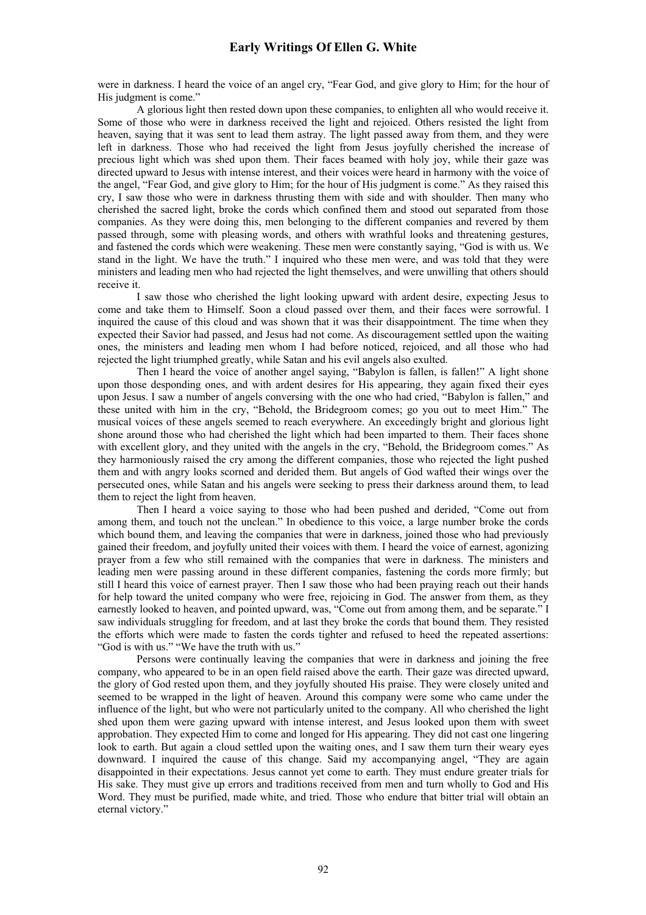were in darkness. I heard the voice of an angel cry, "Fear God, and give glory to Him; for the hour of His judgment is come."

A glorious light then rested down upon these companies, to enlighten all who would receive it. Some of those who were in darkness received the light and rejoiced. Others resisted the light from heaven, saying that it was sent to lead them astray. The light passed away from them, and they were left in darkness. Those who had received the light from Jesus joyfully cherished the increase of precious light which was shed upon them. Their faces beamed with holy joy, while their gaze was directed upward to Jesus with intense interest, and their voices were heard in harmony with the voice of the angel, "Fear God, and give glory to Him; for the hour of His judgment is come." As they raised this cry, I saw those who were in darkness thrusting them with side and with shoulder. Then many who cherished the sacred light, broke the cords which confined them and stood out separated from those companies. As they were doing this, men belonging to the different companies and revered by them passed through, some with pleasing words, and others with wrathful looks and threatening gestures, and fastened the cords which were weakening. These men were constantly saying, "God is with us. We stand in the light. We have the truth." I inquired who these men were, and was told that they were ministers and leading men who had rejected the light themselves, and were unwilling that others should receive it.

I saw those who cherished the light looking upward with ardent desire, expecting Jesus to come and take them to Himself. Soon a cloud passed over them, and their faces were sorrowful. I inquired the cause of this cloud and was shown that it was their disappointment. The time when they expected their Savior had passed, and Jesus had not come. As discouragement settled upon the waiting ones, the ministers and leading men whom I had before noticed, rejoiced, and all those who had rejected the light triumphed greatly, while Satan and his evil angels also exulted.

Then I heard the voice of another angel saying, "Babylon is fallen, is fallen!" A light shone upon those desponding ones, and with ardent desires for His appearing, they again fixed their eyes upon Jesus. I saw a number of angels conversing with the one who had cried, "Babylon is fallen," and these united with him in the cry, "Behold, the Bridegroom comes; go you out to meet Him." The musical voices of these angels seemed to reach everywhere. An exceedingly bright and glorious light shone around those who had cherished the light which had been imparted to them. Their faces shone with excellent glory, and they united with the angels in the cry, "Behold, the Bridegroom comes." As they harmoniously raised the cry among the different companies, those who rejected the light pushed them and with angry looks scorned and derided them. But angels of God wafted their wings over the persecuted ones, while Satan and his angels were seeking to press their darkness around them, to lead them to reject the light from heaven.

Then I heard a voice saying to those who had been pushed and derided, "Come out from among them, and touch not the unclean." In obedience to this voice, a large number broke the cords which bound them, and leaving the companies that were in darkness, joined those who had previously gained their freedom, and joyfully united their voices with them. I heard the voice of earnest, agonizing prayer from a few who still remained with the companies that were in darkness. The ministers and leading men were passing around in these different companies, fastening the cords more firmly; but still I heard this voice of earnest prayer. Then I saw those who had been praying reach out their hands for help toward the united company who were free, rejoicing in God. The answer from them, as they earnestly looked to heaven, and pointed upward, was, "Come out from among them, and be separate." I saw individuals struggling for freedom, and at last they broke the cords that bound them. They resisted the efforts which were made to fasten the cords tighter and refused to heed the repeated assertions: "God is with us." "We have the truth with us."

Persons were continually leaving the companies that were in darkness and joining the free company, who appeared to be in an open field raised above the earth. Their gaze was directed upward, the glory of God rested upon them, and they joyfully shouted His praise. They were closely united and seemed to be wrapped in the light of heaven. Around this company were some who came under the influence of the light, but who were not particularly united to the company. All who cherished the light shed upon them were gazing upward with intense interest, and Jesus looked upon them with sweet approbation. They expected Him to come and longed for His appearing. They did not cast one lingering look to earth. But again a cloud settled upon the waiting ones, and I saw them turn their weary eyes downward. I inquired the cause of this change. Said my accompanying angel, "They are again disappointed in their expectations. Jesus cannot yet come to earth. They must endure greater trials for His sake. They must give up errors and traditions received from men and turn wholly to God and His Word. They must be purified, made white, and tried. Those who endure that bitter trial will obtain an eternal victory."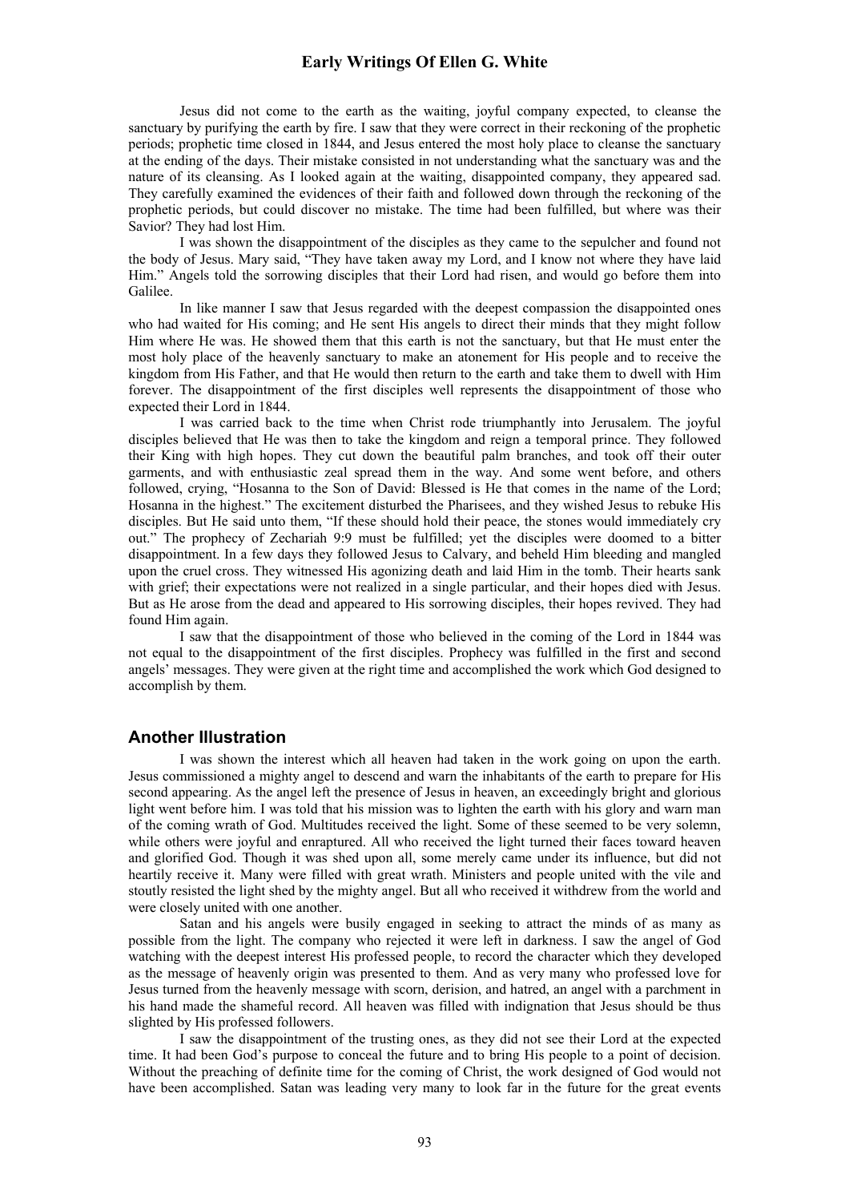Jesus did not come to the earth as the waiting, joyful company expected, to cleanse the sanctuary by purifying the earth by fire. I saw that they were correct in their reckoning of the prophetic periods; prophetic time closed in 1844, and Jesus entered the most holy place to cleanse the sanctuary at the ending of the days. Their mistake consisted in not understanding what the sanctuary was and the nature of its cleansing. As I looked again at the waiting, disappointed company, they appeared sad. They carefully examined the evidences of their faith and followed down through the reckoning of the prophetic periods, but could discover no mistake. The time had been fulfilled, but where was their Savior? They had lost Him.

I was shown the disappointment of the disciples as they came to the sepulcher and found not the body of Jesus. Mary said, "They have taken away my Lord, and I know not where they have laid Him." Angels told the sorrowing disciples that their Lord had risen, and would go before them into Galilee.

In like manner I saw that Jesus regarded with the deepest compassion the disappointed ones who had waited for His coming; and He sent His angels to direct their minds that they might follow Him where He was. He showed them that this earth is not the sanctuary, but that He must enter the most holy place of the heavenly sanctuary to make an atonement for His people and to receive the kingdom from His Father, and that He would then return to the earth and take them to dwell with Him forever. The disappointment of the first disciples well represents the disappointment of those who expected their Lord in 1844.

I was carried back to the time when Christ rode triumphantly into Jerusalem. The joyful disciples believed that He was then to take the kingdom and reign a temporal prince. They followed their King with high hopes. They cut down the beautiful palm branches, and took off their outer garments, and with enthusiastic zeal spread them in the way. And some went before, and others followed, crying, "Hosanna to the Son of David: Blessed is He that comes in the name of the Lord; Hosanna in the highest." The excitement disturbed the Pharisees, and they wished Jesus to rebuke His disciples. But He said unto them, "If these should hold their peace, the stones would immediately cry out." The prophecy of Zechariah 9:9 must be fulfilled; yet the disciples were doomed to a bitter disappointment. In a few days they followed Jesus to Calvary, and beheld Him bleeding and mangled upon the cruel cross. They witnessed His agonizing death and laid Him in the tomb. Their hearts sank with grief; their expectations were not realized in a single particular, and their hopes died with Jesus. But as He arose from the dead and appeared to His sorrowing disciples, their hopes revived. They had found Him again.

I saw that the disappointment of those who believed in the coming of the Lord in 1844 was not equal to the disappointment of the first disciples. Prophecy was fulfilled in the first and second angels' messages. They were given at the right time and accomplished the work which God designed to accomplish by them.

## Another Illustration

I was shown the interest which all heaven had taken in the work going on upon the earth. Jesus commissioned a mighty angel to descend and warn the inhabitants of the earth to prepare for His second appearing. As the angel left the presence of Jesus in heaven, an exceedingly bright and glorious light went before him. I was told that his mission was to lighten the earth with his glory and warn man of the coming wrath of God. Multitudes received the light. Some of these seemed to be very solemn, while others were joyful and enraptured. All who received the light turned their faces toward heaven and glorified God. Though it was shed upon all, some merely came under its influence, but did not heartily receive it. Many were filled with great wrath. Ministers and people united with the vile and stoutly resisted the light shed by the mighty angel. But all who received it withdrew from the world and were closely united with one another.

Satan and his angels were busily engaged in seeking to attract the minds of as many as possible from the light. The company who rejected it were left in darkness. I saw the angel of God watching with the deepest interest His professed people, to record the character which they developed as the message of heavenly origin was presented to them. And as very many who professed love for Jesus turned from the heavenly message with scorn, derision, and hatred, an angel with a parchment in his hand made the shameful record. All heaven was filled with indignation that Jesus should be thus slighted by His professed followers.

I saw the disappointment of the trusting ones, as they did not see their Lord at the expected time. It had been God's purpose to conceal the future and to bring His people to a point of decision. Without the preaching of definite time for the coming of Christ, the work designed of God would not have been accomplished. Satan was leading very many to look far in the future for the great events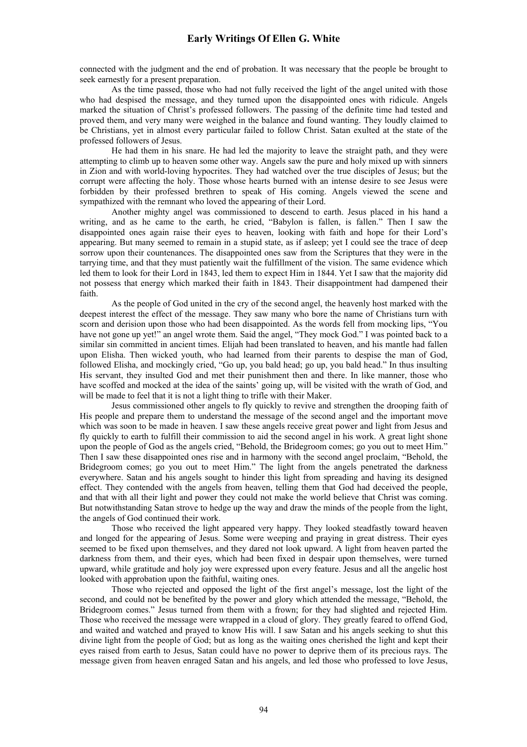connected with the judgment and the end of probation. It was necessary that the people be brought to seek earnestly for a present preparation.

As the time passed, those who had not fully received the light of the angel united with those who had despised the message, and they turned upon the disappointed ones with ridicule. Angels marked the situation of Christ's professed followers. The passing of the definite time had tested and proved them, and very many were weighed in the balance and found wanting. They loudly claimed to be Christians, yet in almost every particular failed to follow Christ. Satan exulted at the state of the professed followers of Jesus.

He had them in his snare. He had led the majority to leave the straight path, and they were attempting to climb up to heaven some other way. Angels saw the pure and holy mixed up with sinners in Zion and with world-loving hypocrites. They had watched over the true disciples of Jesus; but the corrupt were affecting the holy. Those whose hearts burned with an intense desire to see Jesus were forbidden by their professed brethren to speak of His coming. Angels viewed the scene and sympathized with the remnant who loved the appearing of their Lord.

Another mighty angel was commissioned to descend to earth. Jesus placed in his hand a writing, and as he came to the earth, he cried, "Babylon is fallen, is fallen." Then I saw the disappointed ones again raise their eyes to heaven, looking with faith and hope for their Lord's appearing. But many seemed to remain in a stupid state, as if asleep; yet I could see the trace of deep sorrow upon their countenances. The disappointed ones saw from the Scriptures that they were in the tarrying time, and that they must patiently wait the fulfillment of the vision. The same evidence which led them to look for their Lord in 1843, led them to expect Him in 1844. Yet I saw that the majority did not possess that energy which marked their faith in 1843. Their disappointment had dampened their faith.

As the people of God united in the cry of the second angel, the heavenly host marked with the deepest interest the effect of the message. They saw many who bore the name of Christians turn with scorn and derision upon those who had been disappointed. As the words fell from mocking lips, "You have not gone up yet!" an angel wrote them. Said the angel, "They mock God." I was pointed back to a similar sin committed in ancient times. Elijah had been translated to heaven, and his mantle had fallen upon Elisha. Then wicked youth, who had learned from their parents to despise the man of God, followed Elisha, and mockingly cried, "Go up, you bald head; go up, you bald head." In thus insulting His servant, they insulted God and met their punishment then and there. In like manner, those who have scoffed and mocked at the idea of the saints' going up, will be visited with the wrath of God, and will be made to feel that it is not a light thing to trifle with their Maker.

Jesus commissioned other angels to fly quickly to revive and strengthen the drooping faith of His people and prepare them to understand the message of the second angel and the important move which was soon to be made in heaven. I saw these angels receive great power and light from Jesus and fly quickly to earth to fulfill their commission to aid the second angel in his work. A great light shone upon the people of God as the angels cried, "Behold, the Bridegroom comes; go you out to meet Him." Then I saw these disappointed ones rise and in harmony with the second angel proclaim, "Behold, the Bridegroom comes; go you out to meet Him." The light from the angels penetrated the darkness everywhere. Satan and his angels sought to hinder this light from spreading and having its designed effect. They contended with the angels from heaven, telling them that God had deceived the people, and that with all their light and power they could not make the world believe that Christ was coming. But notwithstanding Satan strove to hedge up the way and draw the minds of the people from the light, the angels of God continued their work.

Those who received the light appeared very happy. They looked steadfastly toward heaven and longed for the appearing of Jesus. Some were weeping and praying in great distress. Their eyes seemed to be fixed upon themselves, and they dared not look upward. A light from heaven parted the darkness from them, and their eyes, which had been fixed in despair upon themselves, were turned upward, while gratitude and holy joy were expressed upon every feature. Jesus and all the angelic host looked with approbation upon the faithful, waiting ones.

Those who rejected and opposed the light of the first angel's message, lost the light of the second, and could not be benefited by the power and glory which attended the message, "Behold, the Bridegroom comes." Jesus turned from them with a frown; for they had slighted and rejected Him. Those who received the message were wrapped in a cloud of glory. They greatly feared to offend God, and waited and watched and prayed to know His will. I saw Satan and his angels seeking to shut this divine light from the people of God; but as long as the waiting ones cherished the light and kept their eyes raised from earth to Jesus, Satan could have no power to deprive them of its precious rays. The message given from heaven enraged Satan and his angels, and led those who professed to love Jesus,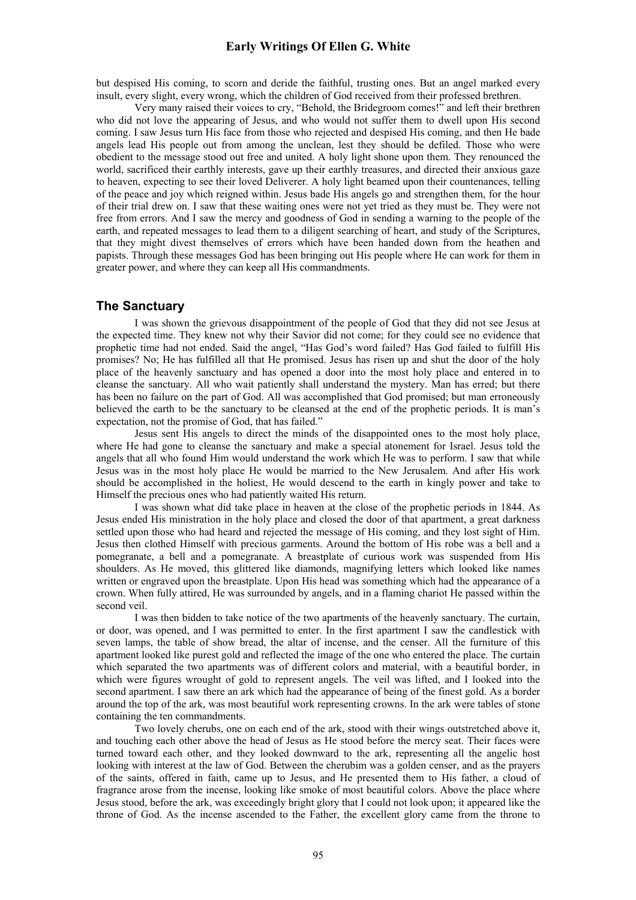but despised His coming, to scorn and deride the faithful, trusting ones. But an angel marked every insult, every slight, every wrong, which the children of God received from their professed brethren.

Very many raised their voices to cry, "Behold, the Bridegroom comes!" and left their brethren who did not love the appearing of Jesus, and who would not suffer them to dwell upon His second coming. I saw Jesus turn His face from those who rejected and despised His coming, and then He bade angels lead His people out from among the unclean, lest they should be defiled. Those who were obedient to the message stood out free and united. A holy light shone upon them. They renounced the world, sacrificed their earthly interests, gave up their earthly treasures, and directed their anxious gaze to heaven, expecting to see their loved Deliverer. A holy light beamed upon their countenances, telling of the peace and joy which reigned within. Jesus bade His angels go and strengthen them, for the hour of their trial drew on. I saw that these waiting ones were not yet tried as they must be. They were not free from errors. And I saw the mercy and goodness of God in sending a warning to the people of the earth, and repeated messages to lead them to a diligent searching of heart, and study of the Scriptures, that they might divest themselves of errors which have been handed down from the heathen and papists. Through these messages God has been bringing out His people where He can work for them in greater power, and where they can keep all His commandments.

## The Sanctuary

I was shown the grievous disappointment of the people of God that they did not see Jesus at the expected time. They knew not why their Savior did not come; for they could see no evidence that prophetic time had not ended. Said the angel, "Has God's word failed? Has God failed to fulfill His promises? No; He has fulfilled all that He promised. Jesus has risen up and shut the door of the holy place of the heavenly sanctuary and has opened a door into the most holy place and entered in to cleanse the sanctuary. All who wait patiently shall understand the mystery. Man has erred; but there has been no failure on the part of God. All was accomplished that God promised; but man erroneously believed the earth to be the sanctuary to be cleansed at the end of the prophetic periods. It is man's expectation, not the promise of God, that has failed."

Jesus sent His angels to direct the minds of the disappointed ones to the most holy place, where He had gone to cleanse the sanctuary and make a special atonement for Israel. Jesus told the angels that all who found Him would understand the work which He was to perform. I saw that while Jesus was in the most holy place He would be married to the New Jerusalem. And after His work should be accomplished in the holiest, He would descend to the earth in kingly power and take to Himself the precious ones who had patiently waited His return.

I was shown what did take place in heaven at the close of the prophetic periods in 1844. As Jesus ended His ministration in the holy place and closed the door of that apartment, a great darkness settled upon those who had heard and rejected the message of His coming, and they lost sight of Him. Jesus then clothed Himself with precious garments. Around the bottom of His robe was a bell and a pomegranate, a bell and a pomegranate. A breastplate of curious work was suspended from His shoulders. As He moved, this glittered like diamonds, magnifying letters which looked like names written or engraved upon the breastplate. Upon His head was something which had the appearance of a crown. When fully attired, He was surrounded by angels, and in a flaming chariot He passed within the second veil.

I was then bidden to take notice of the two apartments of the heavenly sanctuary. The curtain, or door, was opened, and I was permitted to enter. In the first apartment I saw the candlestick with seven lamps, the table of show bread, the altar of incense, and the censer. All the furniture of this apartment looked like purest gold and reflected the image of the one who entered the place. The curtain which separated the two apartments was of different colors and material, with a beautiful border, in which were figures wrought of gold to represent angels. The veil was lifted, and I looked into the second apartment. I saw there an ark which had the appearance of being of the finest gold. As a border around the top of the ark, was most beautiful work representing crowns. In the ark were tables of stone containing the ten commandments.

Two lovely cherubs, one on each end of the ark, stood with their wings outstretched above it, and touching each other above the head of Jesus as He stood before the mercy seat. Their faces were turned toward each other, and they looked downward to the ark, representing all the angelic host looking with interest at the law of God. Between the cherubim was a golden censer, and as the prayers of the saints, offered in faith, came up to Jesus, and He presented them to His father, a cloud of fragrance arose from the incense, looking like smoke of most beautiful colors. Above the place where Jesus stood, before the ark, was exceedingly bright glory that I could not look upon; it appeared like the throne of God. As the incense ascended to the Father, the excellent glory came from the throne to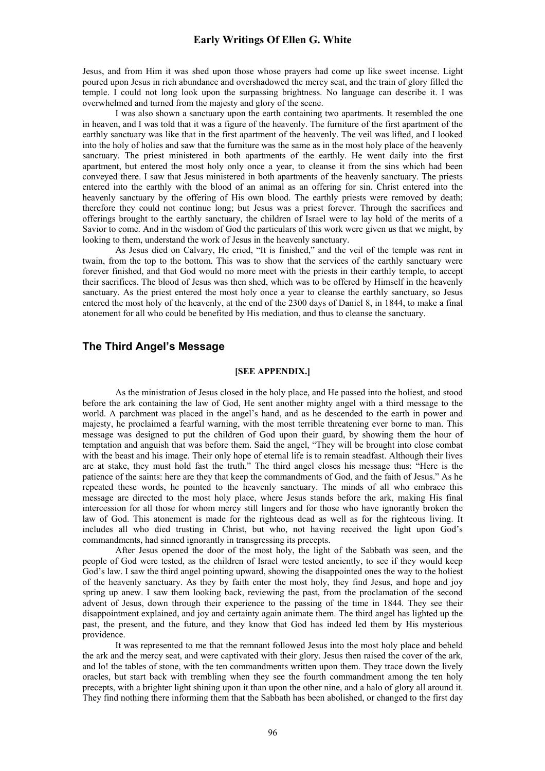Jesus, and from Him it was shed upon those whose prayers had come up like sweet incense. Light poured upon Jesus in rich abundance and overshadowed the mercy seat, and the train of glory filled the temple. I could not long look upon the surpassing brightness. No language can describe it. I was overwhelmed and turned from the majesty and glory of the scene.

I was also shown a sanctuary upon the earth containing two apartments. It resembled the one in heaven, and I was told that it was a figure of the heavenly. The furniture of the first apartment of the earthly sanctuary was like that in the first apartment of the heavenly. The veil was lifted, and I looked into the holy of holies and saw that the furniture was the same as in the most holy place of the heavenly sanctuary. The priest ministered in both apartments of the earthly. He went daily into the first apartment, but entered the most holy only once a year, to cleanse it from the sins which had been conveyed there. I saw that Jesus ministered in both apartments of the heavenly sanctuary. The priests entered into the earthly with the blood of an animal as an offering for sin. Christ entered into the heavenly sanctuary by the offering of His own blood. The earthly priests were removed by death; therefore they could not continue long; but Jesus was a priest forever. Through the sacrifices and offerings brought to the earthly sanctuary, the children of Israel were to lay hold of the merits of a Savior to come. And in the wisdom of God the particulars of this work were given us that we might, by looking to them, understand the work of Jesus in the heavenly sanctuary.

As Jesus died on Calvary, He cried, "It is finished," and the veil of the temple was rent in twain, from the top to the bottom. This was to show that the services of the earthly sanctuary were forever finished, and that God would no more meet with the priests in their earthly temple, to accept their sacrifices. The blood of Jesus was then shed, which was to be offered by Himself in the heavenly sanctuary. As the priest entered the most holy once a year to cleanse the earthly sanctuary, so Jesus entered the most holy of the heavenly, at the end of the 2300 days of Daniel 8, in 1844, to make a final atonement for all who could be benefited by His mediation, and thus to cleanse the sanctuary.

## The Third Angel's Message

**[SEE APPENDIX.]**

As the ministration of Jesus closed in the holy place, and He passed into the holiest, and stood before the ark containing the law of God, He sent another mighty angel with a third message to the world. A parchment was placed in the angel's hand, and as he descended to the earth in power and majesty, he proclaimed a fearful warning, with the most terrible threatening ever borne to man. This message was designed to put the children of God upon their guard, by showing them the hour of temptation and anguish that was before them. Said the angel, "They will be brought into close combat with the beast and his image. Their only hope of eternal life is to remain steadfast. Although their lives are at stake, they must hold fast the truth." The third angel closes his message thus: "Here is the patience of the saints: here are they that keep the commandments of God, and the faith of Jesus." As he repeated these words, he pointed to the heavenly sanctuary. The minds of all who embrace this message are directed to the most holy place, where Jesus stands before the ark, making His final intercession for all those for whom mercy still lingers and for those who have ignorantly broken the law of God. This atonement is made for the righteous dead as well as for the righteous living. It includes all who died trusting in Christ, but who, not having received the light upon God's commandments, had sinned ignorantly in transgressing its precepts.

After Jesus opened the door of the most holy, the light of the Sabbath was seen, and the people of God were tested, as the children of Israel were tested anciently, to see if they would keep God's law. I saw the third angel pointing upward, showing the disappointed ones the way to the holiest of the heavenly sanctuary. As they by faith enter the most holy, they find Jesus, and hope and joy spring up anew. I saw them looking back, reviewing the past, from the proclamation of the second advent of Jesus, down through their experience to the passing of the time in 1844. They see their disappointment explained, and joy and certainty again animate them. The third angel has lighted up the past, the present, and the future, and they know that God has indeed led them by His mysterious providence.

It was represented to me that the remnant followed Jesus into the most holy place and beheld the ark and the mercy seat, and were captivated with their glory. Jesus then raised the cover of the ark, and lo! the tables of stone, with the ten commandments written upon them. They trace down the lively oracles, but start back with trembling when they see the fourth commandment among the ten holy precepts, with a brighter light shining upon it than upon the other nine, and a halo of glory all around it. They find nothing there informing them that the Sabbath has been abolished, or changed to the first day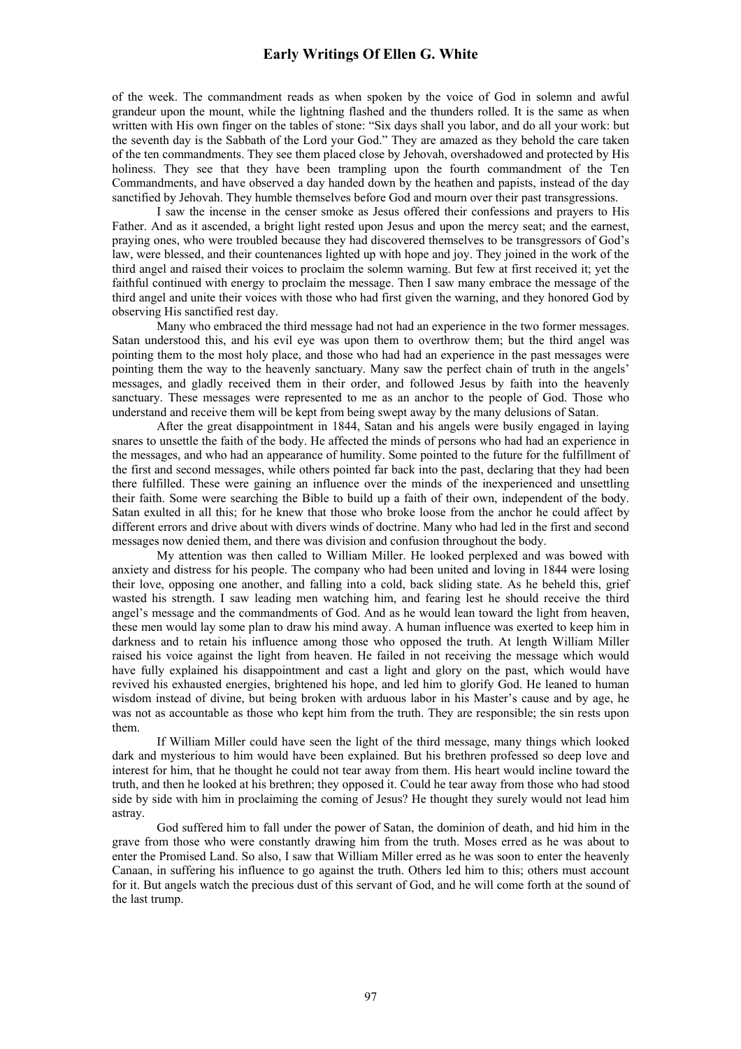of the week. The commandment reads as when spoken by the voice of God in solemn and awful grandeur upon the mount, while the lightning flashed and the thunders rolled. It is the same as when written with His own finger on the tables of stone: "Six days shall you labor, and do all your work: but the seventh day is the Sabbath of the Lord your God." They are amazed as they behold the care taken of the ten commandments. They see them placed close by Jehovah, overshadowed and protected by His holiness. They see that they have been trampling upon the fourth commandment of the Ten Commandments, and have observed a day handed down by the heathen and papists, instead of the day sanctified by Jehovah. They humble themselves before God and mourn over their past transgressions.

I saw the incense in the censer smoke as Jesus offered their confessions and prayers to His Father. And as it ascended, a bright light rested upon Jesus and upon the mercy seat; and the earnest, praying ones, who were troubled because they had discovered themselves to be transgressors of God's law, were blessed, and their countenances lighted up with hope and joy. They joined in the work of the third angel and raised their voices to proclaim the solemn warning. But few at first received it; yet the faithful continued with energy to proclaim the message. Then I saw many embrace the message of the third angel and unite their voices with those who had first given the warning, and they honored God by observing His sanctified rest day.

Many who embraced the third message had not had an experience in the two former messages. Satan understood this, and his evil eye was upon them to overthrow them; but the third angel was pointing them to the most holy place, and those who had had an experience in the past messages were pointing them the way to the heavenly sanctuary. Many saw the perfect chain of truth in the angels' messages, and gladly received them in their order, and followed Jesus by faith into the heavenly sanctuary. These messages were represented to me as an anchor to the people of God. Those who understand and receive them will be kept from being swept away by the many delusions of Satan.

After the great disappointment in 1844, Satan and his angels were busily engaged in laying snares to unsettle the faith of the body. He affected the minds of persons who had had an experience in the messages, and who had an appearance of humility. Some pointed to the future for the fulfillment of the first and second messages, while others pointed far back into the past, declaring that they had been there fulfilled. These were gaining an influence over the minds of the inexperienced and unsettling their faith. Some were searching the Bible to build up a faith of their own, independent of the body. Satan exulted in all this; for he knew that those who broke loose from the anchor he could affect by different errors and drive about with divers winds of doctrine. Many who had led in the first and second messages now denied them, and there was division and confusion throughout the body.

My attention was then called to William Miller. He looked perplexed and was bowed with anxiety and distress for his people. The company who had been united and loving in 1844 were losing their love, opposing one another, and falling into a cold, back sliding state. As he beheld this, grief wasted his strength. I saw leading men watching him, and fearing lest he should receive the third angel's message and the commandments of God. And as he would lean toward the light from heaven, these men would lay some plan to draw his mind away. A human influence was exerted to keep him in darkness and to retain his influence among those who opposed the truth. At length William Miller raised his voice against the light from heaven. He failed in not receiving the message which would have fully explained his disappointment and cast a light and glory on the past, which would have revived his exhausted energies, brightened his hope, and led him to glorify God. He leaned to human wisdom instead of divine, but being broken with arduous labor in his Master's cause and by age, he was not as accountable as those who kept him from the truth. They are responsible; the sin rests upon them.

If William Miller could have seen the light of the third message, many things which looked dark and mysterious to him would have been explained. But his brethren professed so deep love and interest for him, that he thought he could not tear away from them. His heart would incline toward the truth, and then he looked at his brethren; they opposed it. Could he tear away from those who had stood side by side with him in proclaiming the coming of Jesus? He thought they surely would not lead him astray.

God suffered him to fall under the power of Satan, the dominion of death, and hid him in the grave from those who were constantly drawing him from the truth. Moses erred as he was about to enter the Promised Land. So also, I saw that William Miller erred as he was soon to enter the heavenly Canaan, in suffering his influence to go against the truth. Others led him to this; others must account for it. But angels watch the precious dust of this servant of God, and he will come forth at the sound of the last trump.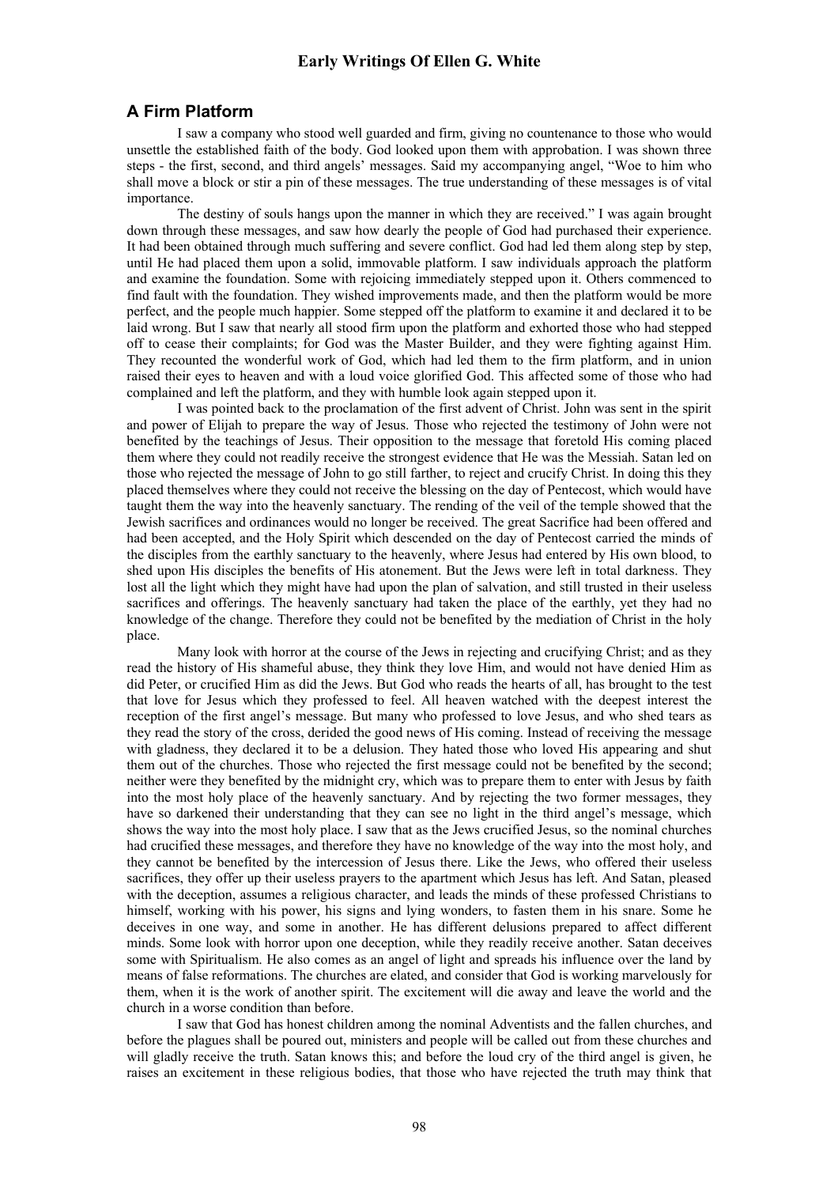## A Firm Platform

I saw a company who stood well guarded and firm, giving no countenance to those who would unsettle the established faith of the body. God looked upon them with approbation. I was shown three steps - the first, second, and third angels' messages. Said my accompanying angel, "Woe to him who shall move a block or stir a pin of these messages. The true understanding of these messages is of vital importance.

The destiny of souls hangs upon the manner in which they are received." I was again brought down through these messages, and saw how dearly the people of God had purchased their experience. It had been obtained through much suffering and severe conflict. God had led them along step by step, until He had placed them upon a solid, immovable platform. I saw individuals approach the platform and examine the foundation. Some with rejoicing immediately stepped upon it. Others commenced to find fault with the foundation. They wished improvements made, and then the platform would be more perfect, and the people much happier. Some stepped off the platform to examine it and declared it to be laid wrong. But I saw that nearly all stood firm upon the platform and exhorted those who had stepped off to cease their complaints; for God was the Master Builder, and they were fighting against Him. They recounted the wonderful work of God, which had led them to the firm platform, and in union raised their eyes to heaven and with a loud voice glorified God. This affected some of those who had complained and left the platform, and they with humble look again stepped upon it.

I was pointed back to the proclamation of the first advent of Christ. John was sent in the spirit and power of Elijah to prepare the way of Jesus. Those who rejected the testimony of John were not benefited by the teachings of Jesus. Their opposition to the message that foretold His coming placed them where they could not readily receive the strongest evidence that He was the Messiah. Satan led on those who rejected the message of John to go still farther, to reject and crucify Christ. In doing this they placed themselves where they could not receive the blessing on the day of Pentecost, which would have taught them the way into the heavenly sanctuary. The rending of the veil of the temple showed that the Jewish sacrifices and ordinances would no longer be received. The great Sacrifice had been offered and had been accepted, and the Holy Spirit which descended on the day of Pentecost carried the minds of the disciples from the earthly sanctuary to the heavenly, where Jesus had entered by His own blood, to shed upon His disciples the benefits of His atonement. But the Jews were left in total darkness. They lost all the light which they might have had upon the plan of salvation, and still trusted in their useless sacrifices and offerings. The heavenly sanctuary had taken the place of the earthly, yet they had no knowledge of the change. Therefore they could not be benefited by the mediation of Christ in the holy place.

Many look with horror at the course of the Jews in rejecting and crucifying Christ; and as they read the history of His shameful abuse, they think they love Him, and would not have denied Him as did Peter, or crucified Him as did the Jews. But God who reads the hearts of all, has brought to the test that love for Jesus which they professed to feel. All heaven watched with the deepest interest the reception of the first angel's message. But many who professed to love Jesus, and who shed tears as they read the story of the cross, derided the good news of His coming. Instead of receiving the message with gladness, they declared it to be a delusion. They hated those who loved His appearing and shut them out of the churches. Those who rejected the first message could not be benefited by the second; neither were they benefited by the midnight cry, which was to prepare them to enter with Jesus by faith into the most holy place of the heavenly sanctuary. And by rejecting the two former messages, they have so darkened their understanding that they can see no light in the third angel's message, which shows the way into the most holy place. I saw that as the Jews crucified Jesus, so the nominal churches had crucified these messages, and therefore they have no knowledge of the way into the most holy, and they cannot be benefited by the intercession of Jesus there. Like the Jews, who offered their useless sacrifices, they offer up their useless prayers to the apartment which Jesus has left. And Satan, pleased with the deception, assumes a religious character, and leads the minds of these professed Christians to himself, working with his power, his signs and lying wonders, to fasten them in his snare. Some he deceives in one way, and some in another. He has different delusions prepared to affect different minds. Some look with horror upon one deception, while they readily receive another. Satan deceives some with Spiritualism. He also comes as an angel of light and spreads his influence over the land by means of false reformations. The churches are elated, and consider that God is working marvelously for them, when it is the work of another spirit. The excitement will die away and leave the world and the church in a worse condition than before.

I saw that God has honest children among the nominal Adventists and the fallen churches, and before the plagues shall be poured out, ministers and people will be called out from these churches and will gladly receive the truth. Satan knows this; and before the loud cry of the third angel is given, he raises an excitement in these religious bodies, that those who have rejected the truth may think that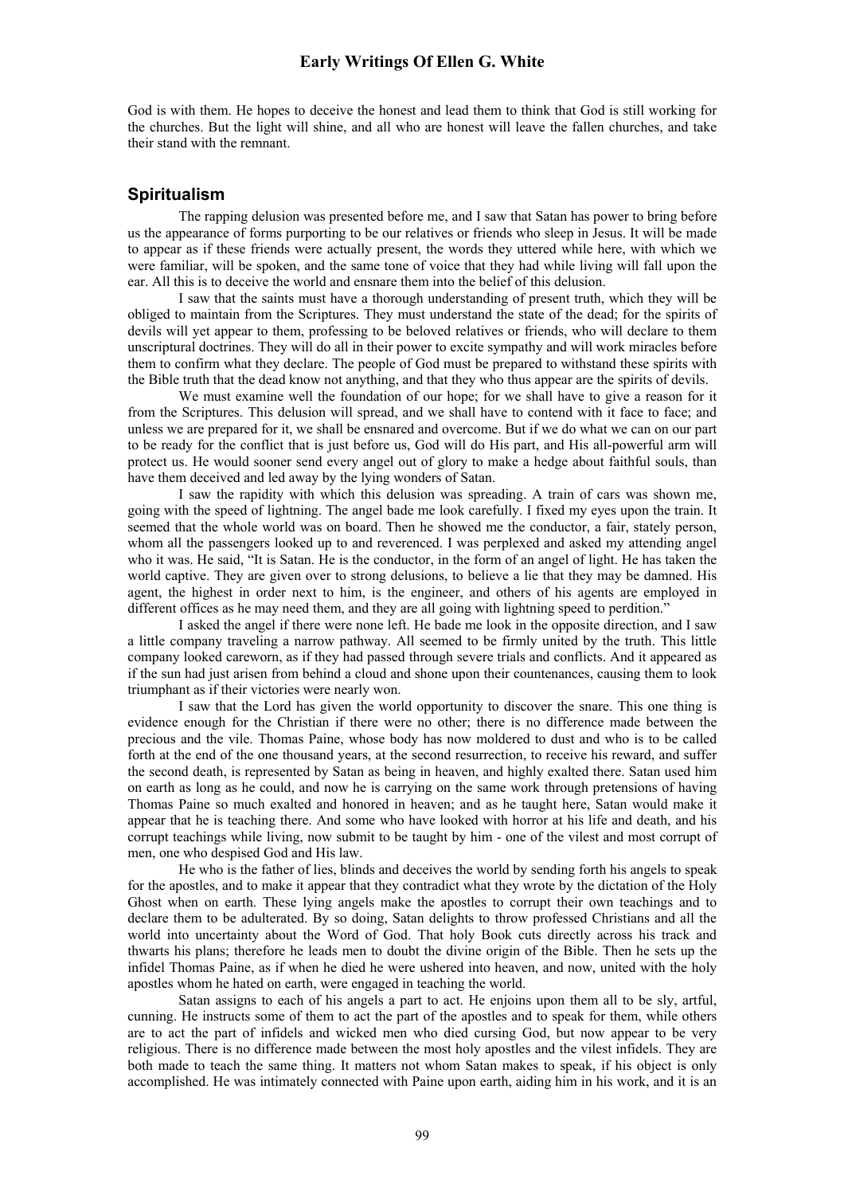God is with them. He hopes to deceive the honest and lead them to think that God is still working for the churches. But the light will shine, and all who are honest will leave the fallen churches, and take their stand with the remnant.

## Spiritualism

The rapping delusion was presented before me, and I saw that Satan has power to bring before us the appearance of forms purporting to be our relatives or friends who sleep in Jesus. It will be made to appear as if these friends were actually present, the words they uttered while here, with which we were familiar, will be spoken, and the same tone of voice that they had while living will fall upon the ear. All this is to deceive the world and ensnare them into the belief of this delusion.

I saw that the saints must have a thorough understanding of present truth, which they will be obliged to maintain from the Scriptures. They must understand the state of the dead; for the spirits of devils will yet appear to them, professing to be beloved relatives or friends, who will declare to them unscriptural doctrines. They will do all in their power to excite sympathy and will work miracles before them to confirm what they declare. The people of God must be prepared to withstand these spirits with the Bible truth that the dead know not anything, and that they who thus appear are the spirits of devils.

We must examine well the foundation of our hope; for we shall have to give a reason for it from the Scriptures. This delusion will spread, and we shall have to contend with it face to face; and unless we are prepared for it, we shall be ensnared and overcome. But if we do what we can on our part to be ready for the conflict that is just before us, God will do His part, and His all-powerful arm will protect us. He would sooner send every angel out of glory to make a hedge about faithful souls, than have them deceived and led away by the lying wonders of Satan.

I saw the rapidity with which this delusion was spreading. A train of cars was shown me, going with the speed of lightning. The angel bade me look carefully. I fixed my eyes upon the train. It seemed that the whole world was on board. Then he showed me the conductor, a fair, stately person, whom all the passengers looked up to and reverenced. I was perplexed and asked my attending angel who it was. He said, "It is Satan. He is the conductor, in the form of an angel of light. He has taken the world captive. They are given over to strong delusions, to believe a lie that they may be damned. His agent, the highest in order next to him, is the engineer, and others of his agents are employed in different offices as he may need them, and they are all going with lightning speed to perdition."

I asked the angel if there were none left. He bade me look in the opposite direction, and I saw a little company traveling a narrow pathway. All seemed to be firmly united by the truth. This little company looked careworn, as if they had passed through severe trials and conflicts. And it appeared as if the sun had just arisen from behind a cloud and shone upon their countenances, causing them to look triumphant as if their victories were nearly won.

I saw that the Lord has given the world opportunity to discover the snare. This one thing is evidence enough for the Christian if there were no other; there is no difference made between the precious and the vile. Thomas Paine, whose body has now moldered to dust and who is to be called forth at the end of the one thousand years, at the second resurrection, to receive his reward, and suffer the second death, is represented by Satan as being in heaven, and highly exalted there. Satan used him on earth as long as he could, and now he is carrying on the same work through pretensions of having Thomas Paine so much exalted and honored in heaven; and as he taught here, Satan would make it appear that he is teaching there. And some who have looked with horror at his life and death, and his corrupt teachings while living, now submit to be taught by him - one of the vilest and most corrupt of men, one who despised God and His law.

He who is the father of lies, blinds and deceives the world by sending forth his angels to speak for the apostles, and to make it appear that they contradict what they wrote by the dictation of the Holy Ghost when on earth. These lying angels make the apostles to corrupt their own teachings and to declare them to be adulterated. By so doing, Satan delights to throw professed Christians and all the world into uncertainty about the Word of God. That holy Book cuts directly across his track and thwarts his plans; therefore he leads men to doubt the divine origin of the Bible. Then he sets up the infidel Thomas Paine, as if when he died he were ushered into heaven, and now, united with the holy apostles whom he hated on earth, were engaged in teaching the world.

Satan assigns to each of his angels a part to act. He enjoins upon them all to be sly, artful, cunning. He instructs some of them to act the part of the apostles and to speak for them, while others are to act the part of infidels and wicked men who died cursing God, but now appear to be very religious. There is no difference made between the most holy apostles and the vilest infidels. They are both made to teach the same thing. It matters not whom Satan makes to speak, if his object is only accomplished. He was intimately connected with Paine upon earth, aiding him in his work, and it is an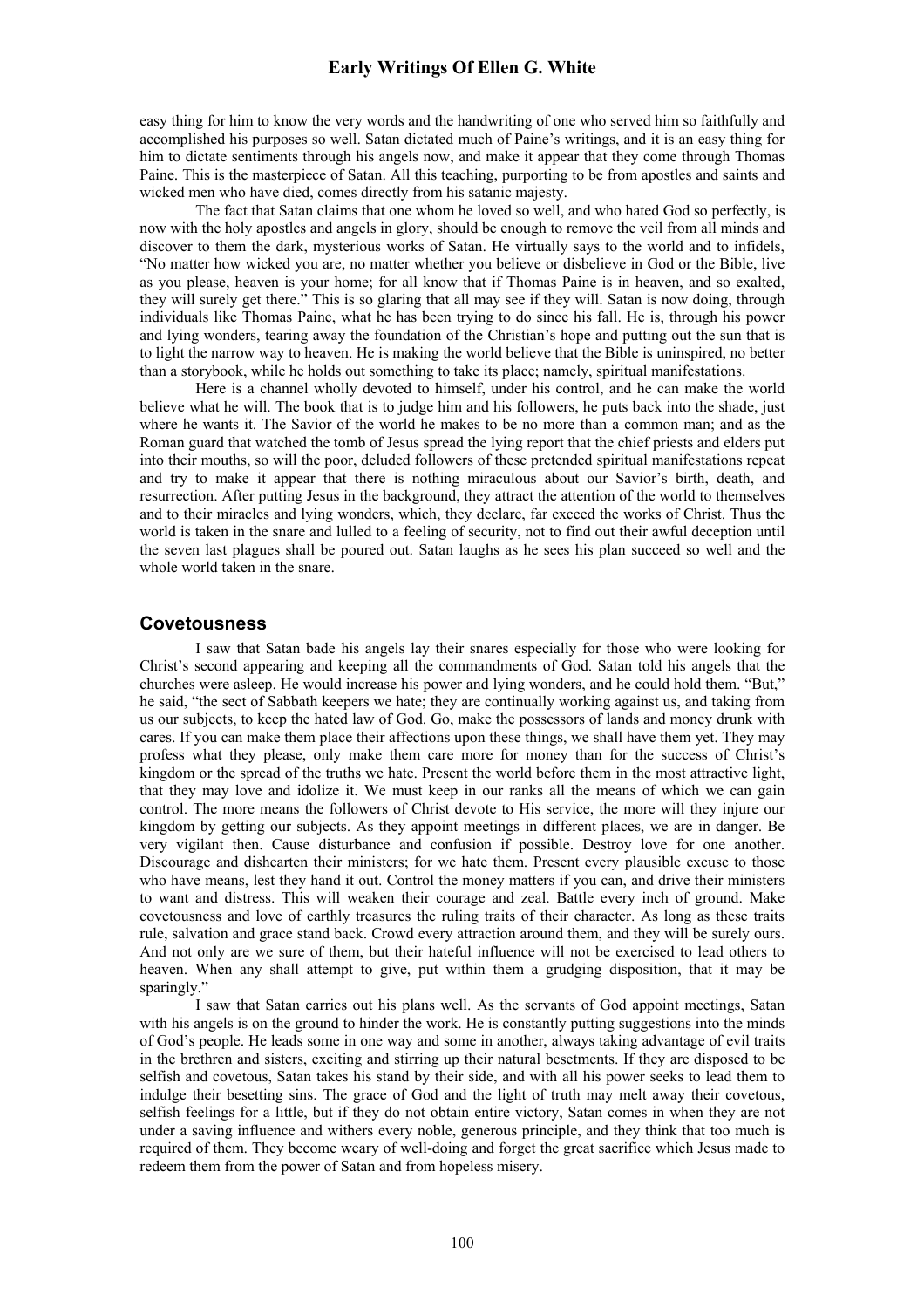easy thing for him to know the very words and the handwriting of one who served him so faithfully and accomplished his purposes so well. Satan dictated much of Paine's writings, and it is an easy thing for him to dictate sentiments through his angels now, and make it appear that they come through Thomas Paine. This is the masterpiece of Satan. All this teaching, purporting to be from apostles and saints and wicked men who have died, comes directly from his satanic majesty.

The fact that Satan claims that one whom he loved so well, and who hated God so perfectly, is now with the holy apostles and angels in glory, should be enough to remove the veil from all minds and discover to them the dark, mysterious works of Satan. He virtually says to the world and to infidels, "No matter how wicked you are, no matter whether you believe or disbelieve in God or the Bible, live as you please, heaven is your home; for all know that if Thomas Paine is in heaven, and so exalted, they will surely get there." This is so glaring that all may see if they will. Satan is now doing, through individuals like Thomas Paine, what he has been trying to do since his fall. He is, through his power and lying wonders, tearing away the foundation of the Christian's hope and putting out the sun that is to light the narrow way to heaven. He is making the world believe that the Bible is uninspired, no better than a storybook, while he holds out something to take its place; namely, spiritual manifestations.

Here is a channel wholly devoted to himself, under his control, and he can make the world believe what he will. The book that is to judge him and his followers, he puts back into the shade, just where he wants it. The Savior of the world he makes to be no more than a common man; and as the Roman guard that watched the tomb of Jesus spread the lying report that the chief priests and elders put into their mouths, so will the poor, deluded followers of these pretended spiritual manifestations repeat and try to make it appear that there is nothing miraculous about our Savior's birth, death, and resurrection. After putting Jesus in the background, they attract the attention of the world to themselves and to their miracles and lying wonders, which, they declare, far exceed the works of Christ. Thus the world is taken in the snare and lulled to a feeling of security, not to find out their awful deception until the seven last plagues shall be poured out. Satan laughs as he sees his plan succeed so well and the whole world taken in the snare.

## Covetousness

I saw that Satan bade his angels lay their snares especially for those who were looking for Christ's second appearing and keeping all the commandments of God. Satan told his angels that the churches were asleep. He would increase his power and lying wonders, and he could hold them. "But," he said, "the sect of Sabbath keepers we hate; they are continually working against us, and taking from us our subjects, to keep the hated law of God. Go, make the possessors of lands and money drunk with cares. If you can make them place their affections upon these things, we shall have them yet. They may profess what they please, only make them care more for money than for the success of Christ's kingdom or the spread of the truths we hate. Present the world before them in the most attractive light, that they may love and idolize it. We must keep in our ranks all the means of which we can gain control. The more means the followers of Christ devote to His service, the more will they injure our kingdom by getting our subjects. As they appoint meetings in different places, we are in danger. Be very vigilant then. Cause disturbance and confusion if possible. Destroy love for one another. Discourage and dishearten their ministers; for we hate them. Present every plausible excuse to those who have means, lest they hand it out. Control the money matters if you can, and drive their ministers to want and distress. This will weaken their courage and zeal. Battle every inch of ground. Make covetousness and love of earthly treasures the ruling traits of their character. As long as these traits rule, salvation and grace stand back. Crowd every attraction around them, and they will be surely ours. And not only are we sure of them, but their hateful influence will not be exercised to lead others to heaven. When any shall attempt to give, put within them a grudging disposition, that it may be sparingly."

I saw that Satan carries out his plans well. As the servants of God appoint meetings, Satan with his angels is on the ground to hinder the work. He is constantly putting suggestions into the minds of God's people. He leads some in one way and some in another, always taking advantage of evil traits in the brethren and sisters, exciting and stirring up their natural besetments. If they are disposed to be selfish and covetous, Satan takes his stand by their side, and with all his power seeks to lead them to indulge their besetting sins. The grace of God and the light of truth may melt away their covetous, selfish feelings for a little, but if they do not obtain entire victory, Satan comes in when they are not under a saving influence and withers every noble, generous principle, and they think that too much is required of them. They become weary of well-doing and forget the great sacrifice which Jesus made to redeem them from the power of Satan and from hopeless misery.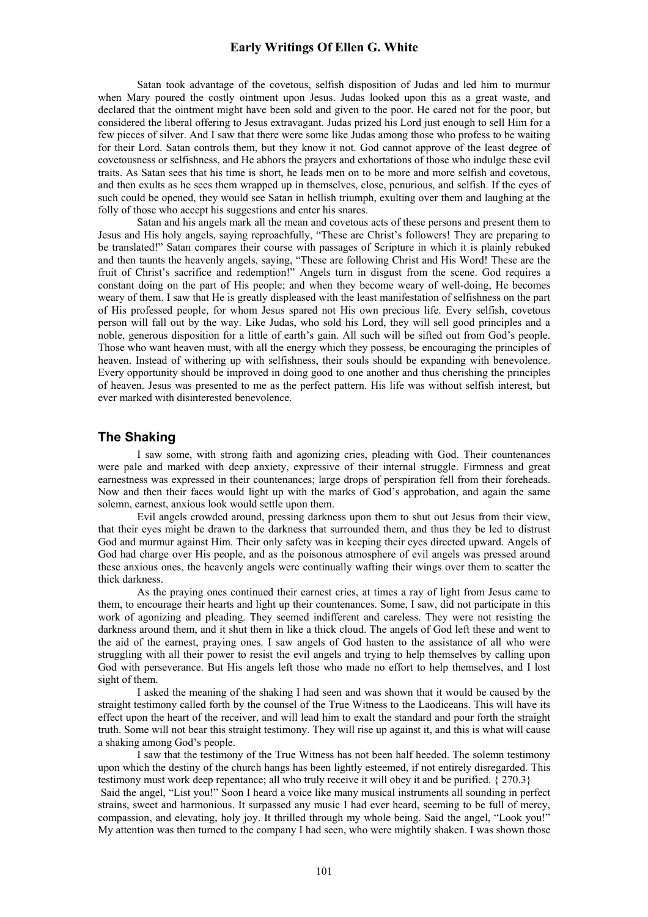Satan took advantage of the covetous, selfish disposition of Judas and led him to murmur when Mary poured the costly ointment upon Jesus. Judas looked upon this as a great waste, and declared that the ointment might have been sold and given to the poor. He cared not for the poor, but considered the liberal offering to Jesus extravagant. Judas prized his Lord just enough to sell Him for a few pieces of silver. And I saw that there were some like Judas among those who profess to be waiting for their Lord. Satan controls them, but they know it not. God cannot approve of the least degree of covetousness or selfishness, and He abhors the prayers and exhortations of those who indulge these evil traits. As Satan sees that his time is short, he leads men on to be more and more selfish and covetous, and then exults as he sees them wrapped up in themselves, close, penurious, and selfish. If the eyes of such could be opened, they would see Satan in hellish triumph, exulting over them and laughing at the folly of those who accept his suggestions and enter his snares.

Satan and his angels mark all the mean and covetous acts of these persons and present them to Jesus and His holy angels, saying reproachfully, "These are Christ's followers! They are preparing to be translated!" Satan compares their course with passages of Scripture in which it is plainly rebuked and then taunts the heavenly angels, saying, "These are following Christ and His Word! These are the fruit of Christ's sacrifice and redemption!" Angels turn in disgust from the scene. God requires a constant doing on the part of His people; and when they become weary of well-doing, He becomes weary of them. I saw that He is greatly displeased with the least manifestation of selfishness on the part of His professed people, for whom Jesus spared not His own precious life. Every selfish, covetous person will fall out by the way. Like Judas, who sold his Lord, they will sell good principles and a noble, generous disposition for a little of earth's gain. All such will be sifted out from God's people. Those who want heaven must, with all the energy which they possess, be encouraging the principles of heaven. Instead of withering up with selfishness, their souls should be expanding with benevolence. Every opportunity should be improved in doing good to one another and thus cherishing the principles of heaven. Jesus was presented to me as the perfect pattern. His life was without selfish interest, but ever marked with disinterested benevolence.

## The Shaking

I saw some, with strong faith and agonizing cries, pleading with God. Their countenances were pale and marked with deep anxiety, expressive of their internal struggle. Firmness and great earnestness was expressed in their countenances; large drops of perspiration fell from their foreheads. Now and then their faces would light up with the marks of God's approbation, and again the same solemn, earnest, anxious look would settle upon them.

Evil angels crowded around, pressing darkness upon them to shut out Jesus from their view, that their eyes might be drawn to the darkness that surrounded them, and thus they be led to distrust God and murmur against Him. Their only safety was in keeping their eyes directed upward. Angels of God had charge over His people, and as the poisonous atmosphere of evil angels was pressed around these anxious ones, the heavenly angels were continually wafting their wings over them to scatter the thick darkness.

As the praying ones continued their earnest cries, at times a ray of light from Jesus came to them, to encourage their hearts and light up their countenances. Some, I saw, did not participate in this work of agonizing and pleading. They seemed indifferent and careless. They were not resisting the darkness around them, and it shut them in like a thick cloud. The angels of God left these and went to the aid of the earnest, praying ones. I saw angels of God hasten to the assistance of all who were struggling with all their power to resist the evil angels and trying to help themselves by calling upon God with perseverance. But His angels left those who made no effort to help themselves, and I lost sight of them.

I asked the meaning of the shaking I had seen and was shown that it would be caused by the straight testimony called forth by the counsel of the True Witness to the Laodiceans. This will have its effect upon the heart of the receiver, and will lead him to exalt the standard and pour forth the straight truth. Some will not bear this straight testimony. They will rise up against it, and this is what will cause a shaking among God's people.

I saw that the testimony of the True Witness has not been half heeded. The solemn testimony upon which the destiny of the church hangs has been lightly esteemed, if not entirely disregarded. This testimony must work deep repentance; all who truly receive it will obey it and be purified. { 270.3}

Said the angel, "List you!" Soon I heard a voice like many musical instruments all sounding in perfect strains, sweet and harmonious. It surpassed any music I had ever heard, seeming to be full of mercy, compassion, and elevating, holy joy. It thrilled through my whole being. Said the angel, "Look you!" My attention was then turned to the company I had seen, who were mightily shaken. I was shown those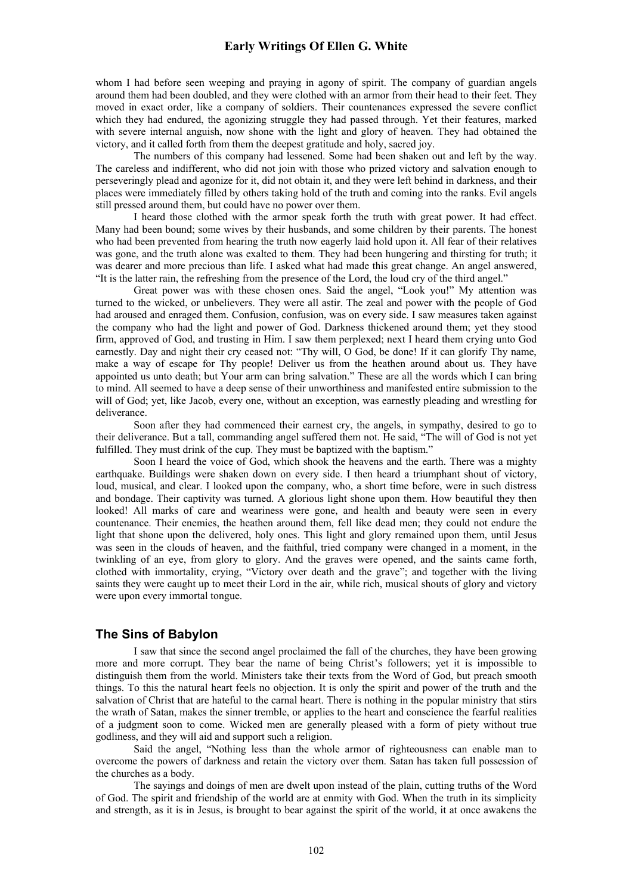whom I had before seen weeping and praying in agony of spirit. The company of guardian angels around them had been doubled, and they were clothed with an armor from their head to their feet. They moved in exact order, like a company of soldiers. Their countenances expressed the severe conflict which they had endured, the agonizing struggle they had passed through. Yet their features, marked with severe internal anguish, now shone with the light and glory of heaven. They had obtained the victory, and it called forth from them the deepest gratitude and holy, sacred joy.

The numbers of this company had lessened. Some had been shaken out and left by the way. The careless and indifferent, who did not join with those who prized victory and salvation enough to perseveringly plead and agonize for it, did not obtain it, and they were left behind in darkness, and their places were immediately filled by others taking hold of the truth and coming into the ranks. Evil angels still pressed around them, but could have no power over them.

I heard those clothed with the armor speak forth the truth with great power. It had effect. Many had been bound; some wives by their husbands, and some children by their parents. The honest who had been prevented from hearing the truth now eagerly laid hold upon it. All fear of their relatives was gone, and the truth alone was exalted to them. They had been hungering and thirsting for truth; it was dearer and more precious than life. I asked what had made this great change. An angel answered, "It is the latter rain, the refreshing from the presence of the Lord, the loud cry of the third angel."

Great power was with these chosen ones. Said the angel, "Look you!" My attention was turned to the wicked, or unbelievers. They were all astir. The zeal and power with the people of God had aroused and enraged them. Confusion, confusion, was on every side. I saw measures taken against the company who had the light and power of God. Darkness thickened around them; yet they stood firm, approved of God, and trusting in Him. I saw them perplexed; next I heard them crying unto God earnestly. Day and night their cry ceased not: "Thy will, O God, be done! If it can glorify Thy name, make a way of escape for Thy people! Deliver us from the heathen around about us. They have appointed us unto death; but Your arm can bring salvation." These are all the words which I can bring to mind. All seemed to have a deep sense of their unworthiness and manifested entire submission to the will of God; yet, like Jacob, every one, without an exception, was earnestly pleading and wrestling for deliverance.

Soon after they had commenced their earnest cry, the angels, in sympathy, desired to go to their deliverance. But a tall, commanding angel suffered them not. He said, "The will of God is not yet fulfilled. They must drink of the cup. They must be baptized with the baptism."

Soon I heard the voice of God, which shook the heavens and the earth. There was a mighty earthquake. Buildings were shaken down on every side. I then heard a triumphant shout of victory, loud, musical, and clear. I looked upon the company, who, a short time before, were in such distress and bondage. Their captivity was turned. A glorious light shone upon them. How beautiful they then looked! All marks of care and weariness were gone, and health and beauty were seen in every countenance. Their enemies, the heathen around them, fell like dead men; they could not endure the light that shone upon the delivered, holy ones. This light and glory remained upon them, until Jesus was seen in the clouds of heaven, and the faithful, tried company were changed in a moment, in the twinkling of an eye, from glory to glory. And the graves were opened, and the saints came forth, clothed with immortality, crying, "Victory over death and the grave"; and together with the living saints they were caught up to meet their Lord in the air, while rich, musical shouts of glory and victory were upon every immortal tongue.

## The Sins of Babylon

I saw that since the second angel proclaimed the fall of the churches, they have been growing more and more corrupt. They bear the name of being Christ's followers; yet it is impossible to distinguish them from the world. Ministers take their texts from the Word of God, but preach smooth things. To this the natural heart feels no objection. It is only the spirit and power of the truth and the salvation of Christ that are hateful to the carnal heart. There is nothing in the popular ministry that stirs the wrath of Satan, makes the sinner tremble, or applies to the heart and conscience the fearful realities of a judgment soon to come. Wicked men are generally pleased with a form of piety without true godliness, and they will aid and support such a religion.

Said the angel, "Nothing less than the whole armor of righteousness can enable man to overcome the powers of darkness and retain the victory over them. Satan has taken full possession of the churches as a body.

The sayings and doings of men are dwelt upon instead of the plain, cutting truths of the Word of God. The spirit and friendship of the world are at enmity with God. When the truth in its simplicity and strength, as it is in Jesus, is brought to bear against the spirit of the world, it at once awakens the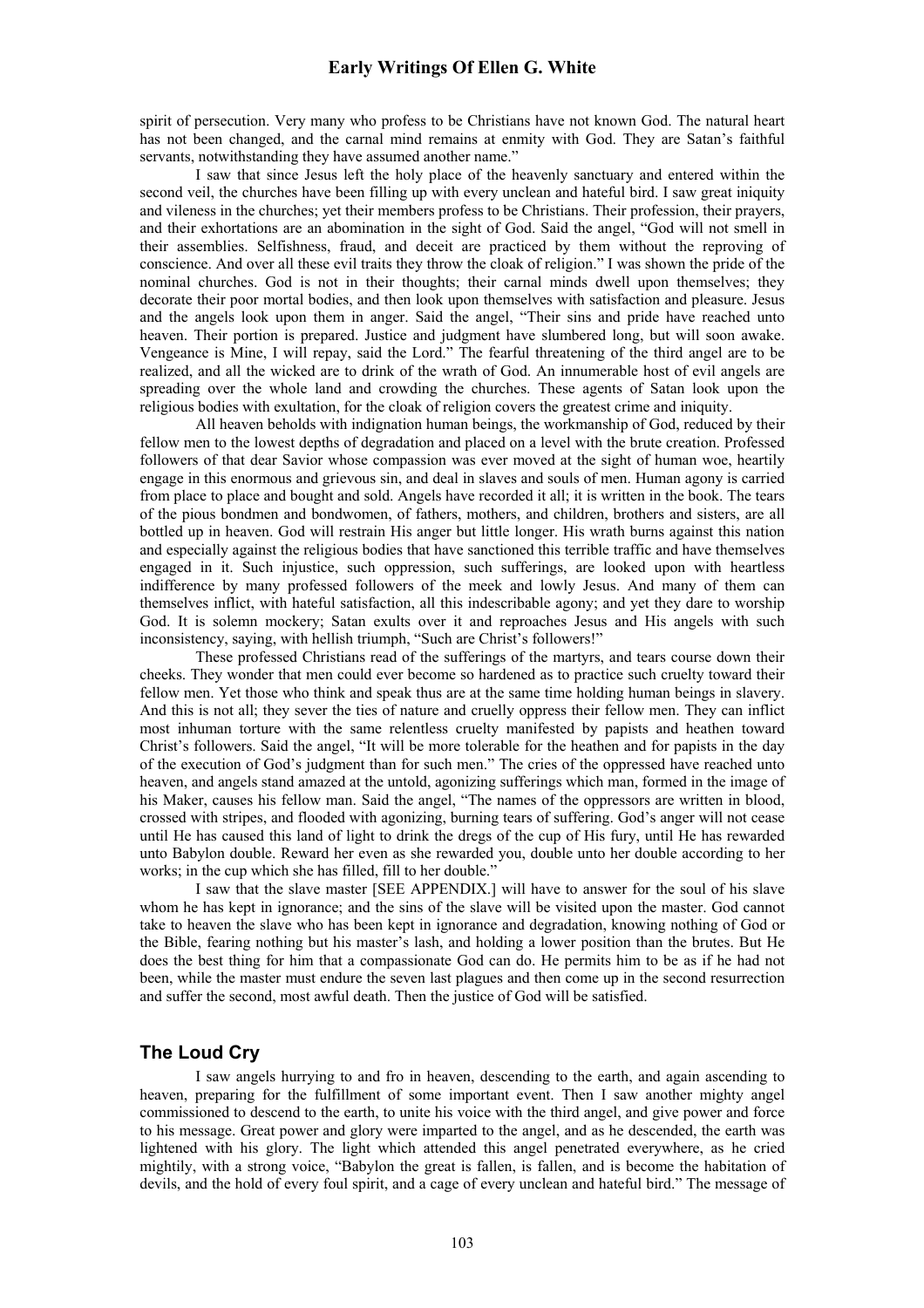spirit of persecution. Very many who profess to be Christians have not known God. The natural heart has not been changed, and the carnal mind remains at enmity with God. They are Satan's faithful servants, notwithstanding they have assumed another name."

I saw that since Jesus left the holy place of the heavenly sanctuary and entered within the second veil, the churches have been filling up with every unclean and hateful bird. I saw great iniquity and vileness in the churches; yet their members profess to be Christians. Their profession, their prayers, and their exhortations are an abomination in the sight of God. Said the angel, "God will not smell in their assemblies. Selfishness, fraud, and deceit are practiced by them without the reproving of conscience. And over all these evil traits they throw the cloak of religion." I was shown the pride of the nominal churches. God is not in their thoughts; their carnal minds dwell upon themselves; they decorate their poor mortal bodies, and then look upon themselves with satisfaction and pleasure. Jesus and the angels look upon them in anger. Said the angel, "Their sins and pride have reached unto heaven. Their portion is prepared. Justice and judgment have slumbered long, but will soon awake. Vengeance is Mine, I will repay, said the Lord." The fearful threatening of the third angel are to be realized, and all the wicked are to drink of the wrath of God. An innumerable host of evil angels are spreading over the whole land and crowding the churches. These agents of Satan look upon the religious bodies with exultation, for the cloak of religion covers the greatest crime and iniquity.

All heaven beholds with indignation human beings, the workmanship of God, reduced by their fellow men to the lowest depths of degradation and placed on a level with the brute creation. Professed followers of that dear Savior whose compassion was ever moved at the sight of human woe, heartily engage in this enormous and grievous sin, and deal in slaves and souls of men. Human agony is carried from place to place and bought and sold. Angels have recorded it all; it is written in the book. The tears of the pious bondmen and bondwomen, of fathers, mothers, and children, brothers and sisters, are all bottled up in heaven. God will restrain His anger but little longer. His wrath burns against this nation and especially against the religious bodies that have sanctioned this terrible traffic and have themselves engaged in it. Such injustice, such oppression, such sufferings, are looked upon with heartless indifference by many professed followers of the meek and lowly Jesus. And many of them can themselves inflict, with hateful satisfaction, all this indescribable agony; and yet they dare to worship God. It is solemn mockery; Satan exults over it and reproaches Jesus and His angels with such inconsistency, saying, with hellish triumph, "Such are Christ's followers!"

These professed Christians read of the sufferings of the martyrs, and tears course down their cheeks. They wonder that men could ever become so hardened as to practice such cruelty toward their fellow men. Yet those who think and speak thus are at the same time holding human beings in slavery. And this is not all; they sever the ties of nature and cruelly oppress their fellow men. They can inflict most inhuman torture with the same relentless cruelty manifested by papists and heathen toward Christ's followers. Said the angel, "It will be more tolerable for the heathen and for papists in the day of the execution of God's judgment than for such men." The cries of the oppressed have reached unto heaven, and angels stand amazed at the untold, agonizing sufferings which man, formed in the image of his Maker, causes his fellow man. Said the angel, "The names of the oppressors are written in blood, crossed with stripes, and flooded with agonizing, burning tears of suffering. God's anger will not cease until He has caused this land of light to drink the dregs of the cup of His fury, until He has rewarded unto Babylon double. Reward her even as she rewarded you, double unto her double according to her works; in the cup which she has filled, fill to her double."

I saw that the slave master [SEE APPENDIX.] will have to answer for the soul of his slave whom he has kept in ignorance; and the sins of the slave will be visited upon the master. God cannot take to heaven the slave who has been kept in ignorance and degradation, knowing nothing of God or the Bible, fearing nothing but his master's lash, and holding a lower position than the brutes. But He does the best thing for him that a compassionate God can do. He permits him to be as if he had not been, while the master must endure the seven last plagues and then come up in the second resurrection and suffer the second, most awful death. Then the justice of God will be satisfied.

## The Loud Cry

I saw angels hurrying to and fro in heaven, descending to the earth, and again ascending to heaven, preparing for the fulfillment of some important event. Then I saw another mighty angel commissioned to descend to the earth, to unite his voice with the third angel, and give power and force to his message. Great power and glory were imparted to the angel, and as he descended, the earth was lightened with his glory. The light which attended this angel penetrated everywhere, as he cried mightily, with a strong voice, "Babylon the great is fallen, is fallen, and is become the habitation of devils, and the hold of every foul spirit, and a cage of every unclean and hateful bird." The message of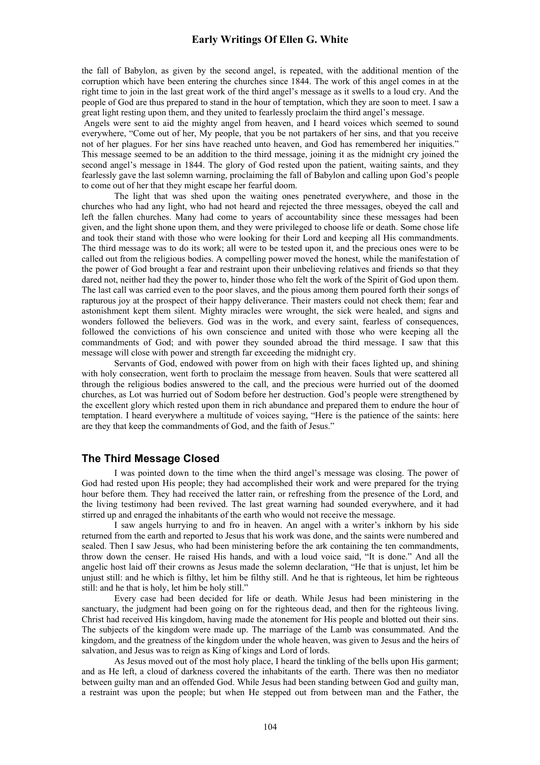the fall of Babylon, as given by the second angel, is repeated, with the additional mention of the corruption which have been entering the churches since 1844. The work of this angel comes in at the right time to join in the last great work of the third angel's message as it swells to a loud cry. And the people of God are thus prepared to stand in the hour of temptation, which they are soon to meet. I saw a great light resting upon them, and they united to fearlessly proclaim the third angel's message.

Angels were sent to aid the mighty angel from heaven, and I heard voices which seemed to sound everywhere, "Come out of her, My people, that you be not partakers of her sins, and that you receive not of her plagues. For her sins have reached unto heaven, and God has remembered her iniquities." This message seemed to be an addition to the third message, joining it as the midnight cry joined the second angel's message in 1844. The glory of God rested upon the patient, waiting saints, and they fearlessly gave the last solemn warning, proclaiming the fall of Babylon and calling upon God's people to come out of her that they might escape her fearful doom.

The light that was shed upon the waiting ones penetrated everywhere, and those in the churches who had any light, who had not heard and rejected the three messages, obeyed the call and left the fallen churches. Many had come to years of accountability since these messages had been given, and the light shone upon them, and they were privileged to choose life or death. Some chose life and took their stand with those who were looking for their Lord and keeping all His commandments. The third message was to do its work; all were to be tested upon it, and the precious ones were to be called out from the religious bodies. A compelling power moved the honest, while the manifestation of the power of God brought a fear and restraint upon their unbelieving relatives and friends so that they dared not, neither had they the power to, hinder those who felt the work of the Spirit of God upon them. The last call was carried even to the poor slaves, and the pious among them poured forth their songs of rapturous joy at the prospect of their happy deliverance. Their masters could not check them; fear and astonishment kept them silent. Mighty miracles were wrought, the sick were healed, and signs and wonders followed the believers. God was in the work, and every saint, fearless of consequences, followed the convictions of his own conscience and united with those who were keeping all the commandments of God; and with power they sounded abroad the third message. I saw that this message will close with power and strength far exceeding the midnight cry.

Servants of God, endowed with power from on high with their faces lighted up, and shining with holy consecration, went forth to proclaim the message from heaven. Souls that were scattered all through the religious bodies answered to the call, and the precious were hurried out of the doomed churches, as Lot was hurried out of Sodom before her destruction. God's people were strengthened by the excellent glory which rested upon them in rich abundance and prepared them to endure the hour of temptation. I heard everywhere a multitude of voices saying, "Here is the patience of the saints: here are they that keep the commandments of God, and the faith of Jesus."

## The Third Message Closed

I was pointed down to the time when the third angel's message was closing. The power of God had rested upon His people; they had accomplished their work and were prepared for the trying hour before them. They had received the latter rain, or refreshing from the presence of the Lord, and the living testimony had been revived. The last great warning had sounded everywhere, and it had stirred up and enraged the inhabitants of the earth who would not receive the message.

I saw angels hurrying to and fro in heaven. An angel with a writer's inkhorn by his side returned from the earth and reported to Jesus that his work was done, and the saints were numbered and sealed. Then I saw Jesus, who had been ministering before the ark containing the ten commandments, throw down the censer. He raised His hands, and with a loud voice said, "It is done." And all the angelic host laid off their crowns as Jesus made the solemn declaration, "He that is unjust, let him be unjust still: and he which is filthy, let him be filthy still. And he that is righteous, let him be righteous still: and he that is holy, let him be holy still."

Every case had been decided for life or death. While Jesus had been ministering in the sanctuary, the judgment had been going on for the righteous dead, and then for the righteous living. Christ had received His kingdom, having made the atonement for His people and blotted out their sins. The subjects of the kingdom were made up. The marriage of the Lamb was consummated. And the kingdom, and the greatness of the kingdom under the whole heaven, was given to Jesus and the heirs of salvation, and Jesus was to reign as King of kings and Lord of lords.

As Jesus moved out of the most holy place, I heard the tinkling of the bells upon His garment; and as He left, a cloud of darkness covered the inhabitants of the earth. There was then no mediator between guilty man and an offended God. While Jesus had been standing between God and guilty man, a restraint was upon the people; but when He stepped out from between man and the Father, the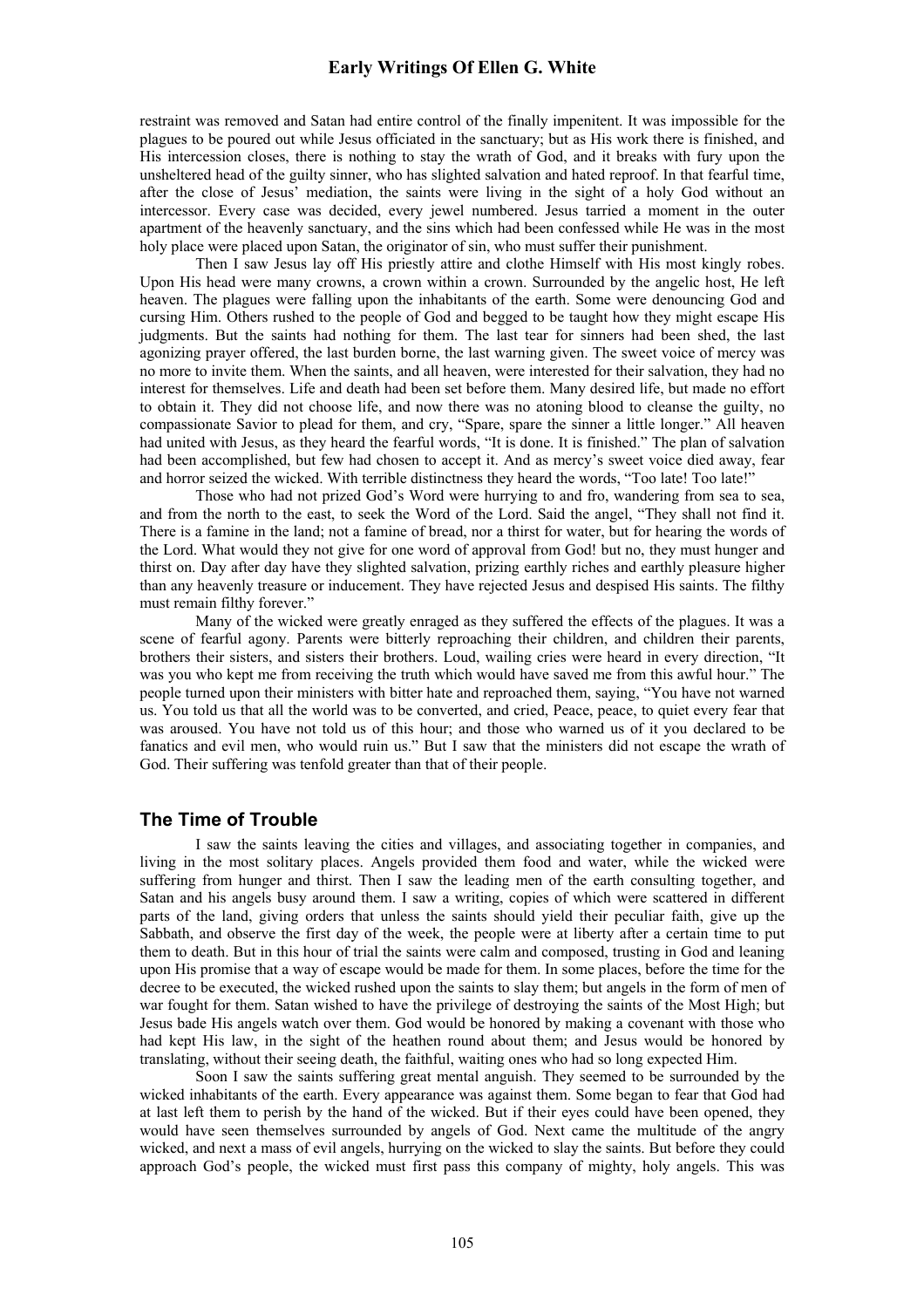restraint was removed and Satan had entire control of the finally impenitent. It was impossible for the plagues to be poured out while Jesus officiated in the sanctuary; but as His work there is finished, and His intercession closes, there is nothing to stay the wrath of God, and it breaks with fury upon the unsheltered head of the guilty sinner, who has slighted salvation and hated reproof. In that fearful time, after the close of Jesus' mediation, the saints were living in the sight of a holy God without an intercessor. Every case was decided, every jewel numbered. Jesus tarried a moment in the outer apartment of the heavenly sanctuary, and the sins which had been confessed while He was in the most holy place were placed upon Satan, the originator of sin, who must suffer their punishment.

Then I saw Jesus lay off His priestly attire and clothe Himself with His most kingly robes. Upon His head were many crowns, a crown within a crown. Surrounded by the angelic host, He left heaven. The plagues were falling upon the inhabitants of the earth. Some were denouncing God and cursing Him. Others rushed to the people of God and begged to be taught how they might escape His judgments. But the saints had nothing for them. The last tear for sinners had been shed, the last agonizing prayer offered, the last burden borne, the last warning given. The sweet voice of mercy was no more to invite them. When the saints, and all heaven, were interested for their salvation, they had no interest for themselves. Life and death had been set before them. Many desired life, but made no effort to obtain it. They did not choose life, and now there was no atoning blood to cleanse the guilty, no compassionate Savior to plead for them, and cry, "Spare, spare the sinner a little longer." All heaven had united with Jesus, as they heard the fearful words, "It is done. It is finished." The plan of salvation had been accomplished, but few had chosen to accept it. And as mercy's sweet voice died away, fear and horror seized the wicked. With terrible distinctness they heard the words, "Too late! Too late!"

Those who had not prized God's Word were hurrying to and fro, wandering from sea to sea, and from the north to the east, to seek the Word of the Lord. Said the angel, "They shall not find it. There is a famine in the land; not a famine of bread, nor a thirst for water, but for hearing the words of the Lord. What would they not give for one word of approval from God! but no, they must hunger and thirst on. Day after day have they slighted salvation, prizing earthly riches and earthly pleasure higher than any heavenly treasure or inducement. They have rejected Jesus and despised His saints. The filthy must remain filthy forever."

Many of the wicked were greatly enraged as they suffered the effects of the plagues. It was a scene of fearful agony. Parents were bitterly reproaching their children, and children their parents, brothers their sisters, and sisters their brothers. Loud, wailing cries were heard in every direction, "It was you who kept me from receiving the truth which would have saved me from this awful hour." The people turned upon their ministers with bitter hate and reproached them, saying, "You have not warned us. You told us that all the world was to be converted, and cried, Peace, peace, to quiet every fear that was aroused. You have not told us of this hour; and those who warned us of it you declared to be fanatics and evil men, who would ruin us." But I saw that the ministers did not escape the wrath of God. Their suffering was tenfold greater than that of their people.

## The Time of Trouble

I saw the saints leaving the cities and villages, and associating together in companies, and living in the most solitary places. Angels provided them food and water, while the wicked were suffering from hunger and thirst. Then I saw the leading men of the earth consulting together, and Satan and his angels busy around them. I saw a writing, copies of which were scattered in different parts of the land, giving orders that unless the saints should yield their peculiar faith, give up the Sabbath, and observe the first day of the week, the people were at liberty after a certain time to put them to death. But in this hour of trial the saints were calm and composed, trusting in God and leaning upon His promise that a way of escape would be made for them. In some places, before the time for the decree to be executed, the wicked rushed upon the saints to slay them; but angels in the form of men of war fought for them. Satan wished to have the privilege of destroying the saints of the Most High; but Jesus bade His angels watch over them. God would be honored by making a covenant with those who had kept His law, in the sight of the heathen round about them; and Jesus would be honored by translating, without their seeing death, the faithful, waiting ones who had so long expected Him.

Soon I saw the saints suffering great mental anguish. They seemed to be surrounded by the wicked inhabitants of the earth. Every appearance was against them. Some began to fear that God had at last left them to perish by the hand of the wicked. But if their eyes could have been opened, they would have seen themselves surrounded by angels of God. Next came the multitude of the angry wicked, and next a mass of evil angels, hurrying on the wicked to slay the saints. But before they could approach God's people, the wicked must first pass this company of mighty, holy angels. This was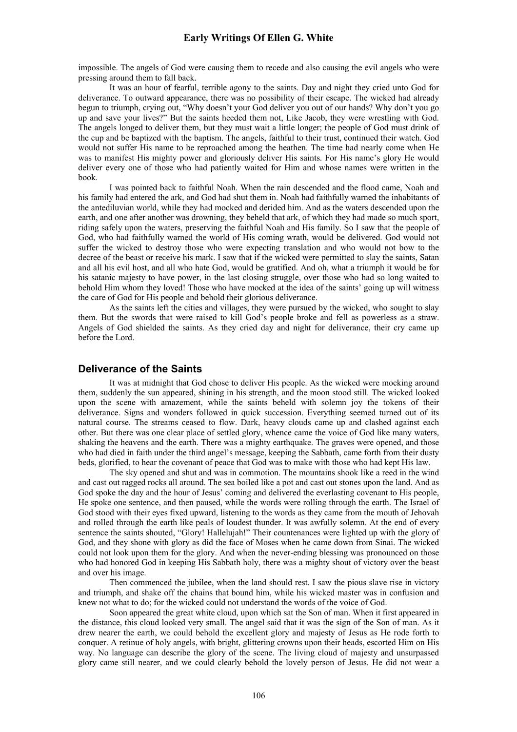impossible. The angels of God were causing them to recede and also causing the evil angels who were pressing around them to fall back.

It was an hour of fearful, terrible agony to the saints. Day and night they cried unto God for deliverance. To outward appearance, there was no possibility of their escape. The wicked had already begun to triumph, crying out, "Why doesn't your God deliver you out of our hands? Why don't you go up and save your lives?" But the saints heeded them not, Like Jacob, they were wrestling with God. The angels longed to deliver them, but they must wait a little longer; the people of God must drink of the cup and be baptized with the baptism. The angels, faithful to their trust, continued their watch. God would not suffer His name to be reproached among the heathen. The time had nearly come when He was to manifest His mighty power and gloriously deliver His saints. For His name's glory He would deliver every one of those who had patiently waited for Him and whose names were written in the book.

I was pointed back to faithful Noah. When the rain descended and the flood came, Noah and his family had entered the ark, and God had shut them in. Noah had faithfully warned the inhabitants of the antediluvian world, while they had mocked and derided him. And as the waters descended upon the earth, and one after another was drowning, they beheld that ark, of which they had made so much sport, riding safely upon the waters, preserving the faithful Noah and His family. So I saw that the people of God, who had faithfully warned the world of His coming wrath, would be delivered. God would not suffer the wicked to destroy those who were expecting translation and who would not bow to the decree of the beast or receive his mark. I saw that if the wicked were permitted to slay the saints, Satan and all his evil host, and all who hate God, would be gratified. And oh, what a triumph it would be for his satanic majesty to have power, in the last closing struggle, over those who had so long waited to behold Him whom they loved! Those who have mocked at the idea of the saints' going up will witness the care of God for His people and behold their glorious deliverance.

As the saints left the cities and villages, they were pursued by the wicked, who sought to slay them. But the swords that were raised to kill God's people broke and fell as powerless as a straw. Angels of God shielded the saints. As they cried day and night for deliverance, their cry came up before the Lord.

## Deliverance of the Saints

It was at midnight that God chose to deliver His people. As the wicked were mocking around them, suddenly the sun appeared, shining in his strength, and the moon stood still. The wicked looked upon the scene with amazement, while the saints beheld with solemn joy the tokens of their deliverance. Signs and wonders followed in quick succession. Everything seemed turned out of its natural course. The streams ceased to flow. Dark, heavy clouds came up and clashed against each other. But there was one clear place of settled glory, whence came the voice of God like many waters, shaking the heavens and the earth. There was a mighty earthquake. The graves were opened, and those who had died in faith under the third angel's message, keeping the Sabbath, came forth from their dusty beds, glorified, to hear the covenant of peace that God was to make with those who had kept His law.

The sky opened and shut and was in commotion. The mountains shook like a reed in the wind and cast out ragged rocks all around. The sea boiled like a pot and cast out stones upon the land. And as God spoke the day and the hour of Jesus' coming and delivered the everlasting covenant to His people, He spoke one sentence, and then paused, while the words were rolling through the earth. The Israel of God stood with their eyes fixed upward, listening to the words as they came from the mouth of Jehovah and rolled through the earth like peals of loudest thunder. It was awfully solemn. At the end of every sentence the saints shouted, "Glory! Hallelujah!" Their countenances were lighted up with the glory of God, and they shone with glory as did the face of Moses when he came down from Sinai. The wicked could not look upon them for the glory. And when the never-ending blessing was pronounced on those who had honored God in keeping His Sabbath holy, there was a mighty shout of victory over the beast and over his image.

Then commenced the jubilee, when the land should rest. I saw the pious slave rise in victory and triumph, and shake off the chains that bound him, while his wicked master was in confusion and knew not what to do; for the wicked could not understand the words of the voice of God.

Soon appeared the great white cloud, upon which sat the Son of man. When it first appeared in the distance, this cloud looked very small. The angel said that it was the sign of the Son of man. As it drew nearer the earth, we could behold the excellent glory and majesty of Jesus as He rode forth to conquer. A retinue of holy angels, with bright, glittering crowns upon their heads, escorted Him on His way. No language can describe the glory of the scene. The living cloud of majesty and unsurpassed glory came still nearer, and we could clearly behold the lovely person of Jesus. He did not wear a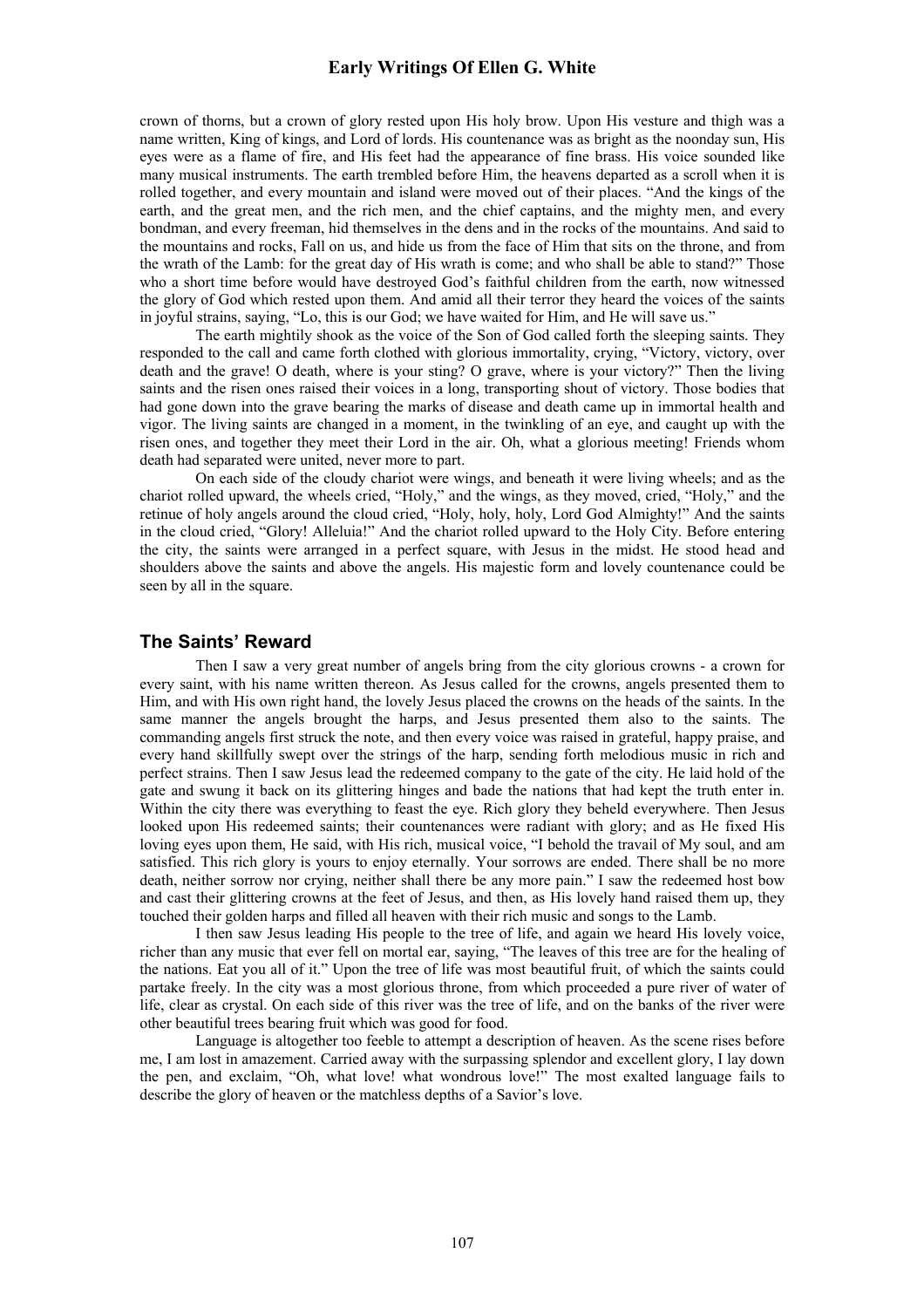crown of thorns, but a crown of glory rested upon His holy brow. Upon His vesture and thigh was a name written, King of kings, and Lord of lords. His countenance was as bright as the noonday sun, His eyes were as a flame of fire, and His feet had the appearance of fine brass. His voice sounded like many musical instruments. The earth trembled before Him, the heavens departed as a scroll when it is rolled together, and every mountain and island were moved out of their places. "And the kings of the earth, and the great men, and the rich men, and the chief captains, and the mighty men, and every bondman, and every freeman, hid themselves in the dens and in the rocks of the mountains. And said to the mountains and rocks, Fall on us, and hide us from the face of Him that sits on the throne, and from the wrath of the Lamb: for the great day of His wrath is come; and who shall be able to stand?" Those who a short time before would have destroyed God's faithful children from the earth, now witnessed the glory of God which rested upon them. And amid all their terror they heard the voices of the saints in joyful strains, saying, "Lo, this is our God; we have waited for Him, and He will save us."

The earth mightily shook as the voice of the Son of God called forth the sleeping saints. They responded to the call and came forth clothed with glorious immortality, crying, "Victory, victory, over death and the grave! O death, where is your sting? O grave, where is your victory?" Then the living saints and the risen ones raised their voices in a long, transporting shout of victory. Those bodies that had gone down into the grave bearing the marks of disease and death came up in immortal health and vigor. The living saints are changed in a moment, in the twinkling of an eye, and caught up with the risen ones, and together they meet their Lord in the air. Oh, what a glorious meeting! Friends whom death had separated were united, never more to part.

On each side of the cloudy chariot were wings, and beneath it were living wheels; and as the chariot rolled upward, the wheels cried, "Holy," and the wings, as they moved, cried, "Holy," and the retinue of holy angels around the cloud cried, "Holy, holy, holy, Lord God Almighty!" And the saints in the cloud cried, "Glory! Alleluia!" And the chariot rolled upward to the Holy City. Before entering the city, the saints were arranged in a perfect square, with Jesus in the midst. He stood head and shoulders above the saints and above the angels. His majestic form and lovely countenance could be seen by all in the square.

## The Saints' Reward

Then I saw a very great number of angels bring from the city glorious crowns - a crown for every saint, with his name written thereon. As Jesus called for the crowns, angels presented them to Him, and with His own right hand, the lovely Jesus placed the crowns on the heads of the saints. In the same manner the angels brought the harps, and Jesus presented them also to the saints. The commanding angels first struck the note, and then every voice was raised in grateful, happy praise, and every hand skillfully swept over the strings of the harp, sending forth melodious music in rich and perfect strains. Then I saw Jesus lead the redeemed company to the gate of the city. He laid hold of the gate and swung it back on its glittering hinges and bade the nations that had kept the truth enter in. Within the city there was everything to feast the eye. Rich glory they beheld everywhere. Then Jesus looked upon His redeemed saints; their countenances were radiant with glory; and as He fixed His loving eyes upon them, He said, with His rich, musical voice, "I behold the travail of My soul, and am satisfied. This rich glory is yours to enjoy eternally. Your sorrows are ended. There shall be no more death, neither sorrow nor crying, neither shall there be any more pain." I saw the redeemed host bow and cast their glittering crowns at the feet of Jesus, and then, as His lovely hand raised them up, they touched their golden harps and filled all heaven with their rich music and songs to the Lamb.

I then saw Jesus leading His people to the tree of life, and again we heard His lovely voice, richer than any music that ever fell on mortal ear, saying, "The leaves of this tree are for the healing of the nations. Eat you all of it." Upon the tree of life was most beautiful fruit, of which the saints could partake freely. In the city was a most glorious throne, from which proceeded a pure river of water of life, clear as crystal. On each side of this river was the tree of life, and on the banks of the river were other beautiful trees bearing fruit which was good for food.

Language is altogether too feeble to attempt a description of heaven. As the scene rises before me, I am lost in amazement. Carried away with the surpassing splendor and excellent glory, I lay down the pen, and exclaim, "Oh, what love! what wondrous love!" The most exalted language fails to describe the glory of heaven or the matchless depths of a Savior's love.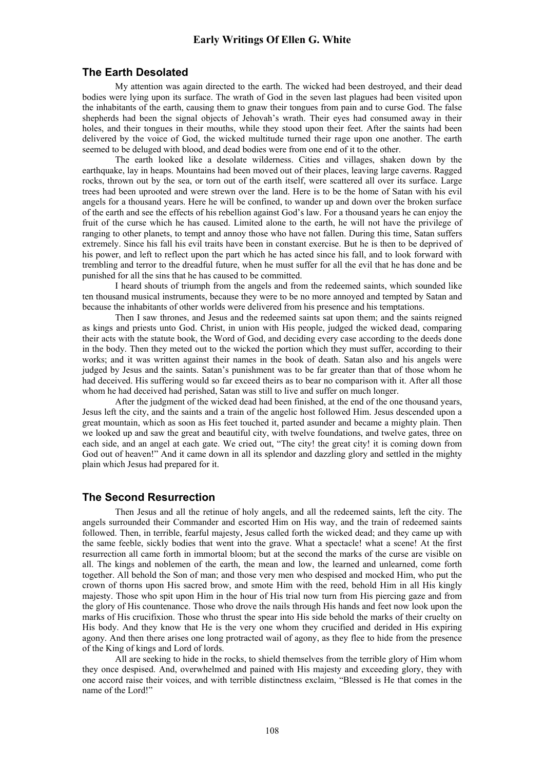## The Earth Desolated

My attention was again directed to the earth. The wicked had been destroyed, and their dead bodies were lying upon its surface. The wrath of God in the seven last plagues had been visited upon the inhabitants of the earth, causing them to gnaw their tongues from pain and to curse God. The false shepherds had been the signal objects of Jehovah's wrath. Their eyes had consumed away in their holes, and their tongues in their mouths, while they stood upon their feet. After the saints had been delivered by the voice of God, the wicked multitude turned their rage upon one another. The earth seemed to be deluged with blood, and dead bodies were from one end of it to the other.

The earth looked like a desolate wilderness. Cities and villages, shaken down by the earthquake, lay in heaps. Mountains had been moved out of their places, leaving large caverns. Ragged rocks, thrown out by the sea, or torn out of the earth itself, were scattered all over its surface. Large trees had been uprooted and were strewn over the land. Here is to be the home of Satan with his evil angels for a thousand years. Here he will be confined, to wander up and down over the broken surface of the earth and see the effects of his rebellion against God's law. For a thousand years he can enjoy the fruit of the curse which he has caused. Limited alone to the earth, he will not have the privilege of ranging to other planets, to tempt and annoy those who have not fallen. During this time, Satan suffers extremely. Since his fall his evil traits have been in constant exercise. But he is then to be deprived of his power, and left to reflect upon the part which he has acted since his fall, and to look forward with trembling and terror to the dreadful future, when he must suffer for all the evil that he has done and be punished for all the sins that he has caused to be committed.

I heard shouts of triumph from the angels and from the redeemed saints, which sounded like ten thousand musical instruments, because they were to be no more annoyed and tempted by Satan and because the inhabitants of other worlds were delivered from his presence and his temptations.

Then I saw thrones, and Jesus and the redeemed saints sat upon them; and the saints reigned as kings and priests unto God. Christ, in union with His people, judged the wicked dead, comparing their acts with the statute book, the Word of God, and deciding every case according to the deeds done in the body. Then they meted out to the wicked the portion which they must suffer, according to their works; and it was written against their names in the book of death. Satan also and his angels were judged by Jesus and the saints. Satan's punishment was to be far greater than that of those whom he had deceived. His suffering would so far exceed theirs as to bear no comparison with it. After all those whom he had deceived had perished, Satan was still to live and suffer on much longer.

After the judgment of the wicked dead had been finished, at the end of the one thousand years, Jesus left the city, and the saints and a train of the angelic host followed Him. Jesus descended upon a great mountain, which as soon as His feet touched it, parted asunder and became a mighty plain. Then we looked up and saw the great and beautiful city, with twelve foundations, and twelve gates, three on each side, and an angel at each gate. We cried out, "The city! the great city! it is coming down from God out of heaven!" And it came down in all its splendor and dazzling glory and settled in the mighty plain which Jesus had prepared for it.

## The Second Resurrection

Then Jesus and all the retinue of holy angels, and all the redeemed saints, left the city. The angels surrounded their Commander and escorted Him on His way, and the train of redeemed saints followed. Then, in terrible, fearful majesty, Jesus called forth the wicked dead; and they came up with the same feeble, sickly bodies that went into the grave. What a spectacle! what a scene! At the first resurrection all came forth in immortal bloom; but at the second the marks of the curse are visible on all. The kings and noblemen of the earth, the mean and low, the learned and unlearned, come forth together. All behold the Son of man; and those very men who despised and mocked Him, who put the crown of thorns upon His sacred brow, and smote Him with the reed, behold Him in all His kingly majesty. Those who spit upon Him in the hour of His trial now turn from His piercing gaze and from the glory of His countenance. Those who drove the nails through His hands and feet now look upon the marks of His crucifixion. Those who thrust the spear into His side behold the marks of their cruelty on His body. And they know that He is the very one whom they crucified and derided in His expiring agony. And then there arises one long protracted wail of agony, as they flee to hide from the presence of the King of kings and Lord of lords.

All are seeking to hide in the rocks, to shield themselves from the terrible glory of Him whom they once despised. And, overwhelmed and pained with His majesty and exceeding glory, they with one accord raise their voices, and with terrible distinctness exclaim, "Blessed is He that comes in the name of the Lord!"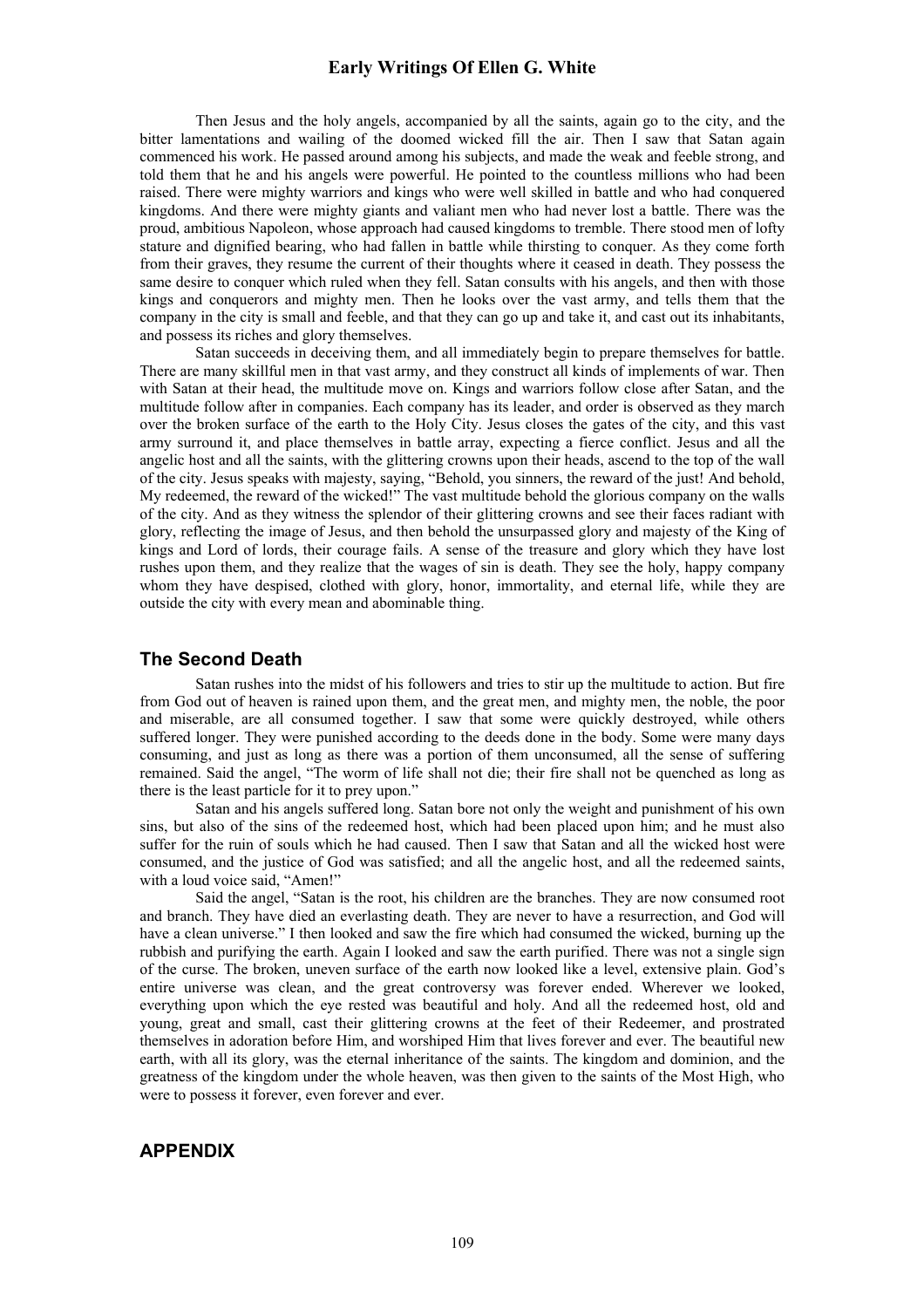Then Jesus and the holy angels, accompanied by all the saints, again go to the city, and the bitter lamentations and wailing of the doomed wicked fill the air. Then I saw that Satan again commenced his work. He passed around among his subjects, and made the weak and feeble strong, and told them that he and his angels were powerful. He pointed to the countless millions who had been raised. There were mighty warriors and kings who were well skilled in battle and who had conquered kingdoms. And there were mighty giants and valiant men who had never lost a battle. There was the proud, ambitious Napoleon, whose approach had caused kingdoms to tremble. There stood men of lofty stature and dignified bearing, who had fallen in battle while thirsting to conquer. As they come forth from their graves, they resume the current of their thoughts where it ceased in death. They possess the same desire to conquer which ruled when they fell. Satan consults with his angels, and then with those kings and conquerors and mighty men. Then he looks over the vast army, and tells them that the company in the city is small and feeble, and that they can go up and take it, and cast out its inhabitants, and possess its riches and glory themselves.

Satan succeeds in deceiving them, and all immediately begin to prepare themselves for battle. There are many skillful men in that vast army, and they construct all kinds of implements of war. Then with Satan at their head, the multitude move on. Kings and warriors follow close after Satan, and the multitude follow after in companies. Each company has its leader, and order is observed as they march over the broken surface of the earth to the Holy City. Jesus closes the gates of the city, and this vast army surround it, and place themselves in battle array, expecting a fierce conflict. Jesus and all the angelic host and all the saints, with the glittering crowns upon their heads, ascend to the top of the wall of the city. Jesus speaks with majesty, saying, "Behold, you sinners, the reward of the just! And behold, My redeemed, the reward of the wicked!" The vast multitude behold the glorious company on the walls of the city. And as they witness the splendor of their glittering crowns and see their faces radiant with glory, reflecting the image of Jesus, and then behold the unsurpassed glory and majesty of the King of kings and Lord of lords, their courage fails. A sense of the treasure and glory which they have lost rushes upon them, and they realize that the wages of sin is death. They see the holy, happy company whom they have despised, clothed with glory, honor, immortality, and eternal life, while they are outside the city with every mean and abominable thing.

## The Second Death

Satan rushes into the midst of his followers and tries to stir up the multitude to action. But fire from God out of heaven is rained upon them, and the great men, and mighty men, the noble, the poor and miserable, are all consumed together. I saw that some were quickly destroyed, while others suffered longer. They were punished according to the deeds done in the body. Some were many days consuming, and just as long as there was a portion of them unconsumed, all the sense of suffering remained. Said the angel, "The worm of life shall not die; their fire shall not be quenched as long as there is the least particle for it to prey upon."

Satan and his angels suffered long. Satan bore not only the weight and punishment of his own sins, but also of the sins of the redeemed host, which had been placed upon him; and he must also suffer for the ruin of souls which he had caused. Then I saw that Satan and all the wicked host were consumed, and the justice of God was satisfied; and all the angelic host, and all the redeemed saints, with a loud voice said, "Amen!"

Said the angel, "Satan is the root, his children are the branches. They are now consumed root and branch. They have died an everlasting death. They are never to have a resurrection, and God will have a clean universe." I then looked and saw the fire which had consumed the wicked, burning up the rubbish and purifying the earth. Again I looked and saw the earth purified. There was not a single sign of the curse. The broken, uneven surface of the earth now looked like a level, extensive plain. God's entire universe was clean, and the great controversy was forever ended. Wherever we looked, everything upon which the eye rested was beautiful and holy. And all the redeemed host, old and young, great and small, cast their glittering crowns at the feet of their Redeemer, and prostrated themselves in adoration before Him, and worshiped Him that lives forever and ever. The beautiful new earth, with all its glory, was the eternal inheritance of the saints. The kingdom and dominion, and the greatness of the kingdom under the whole heaven, was then given to the saints of the Most High, who were to possess it forever, even forever and ever.

## APPENDIX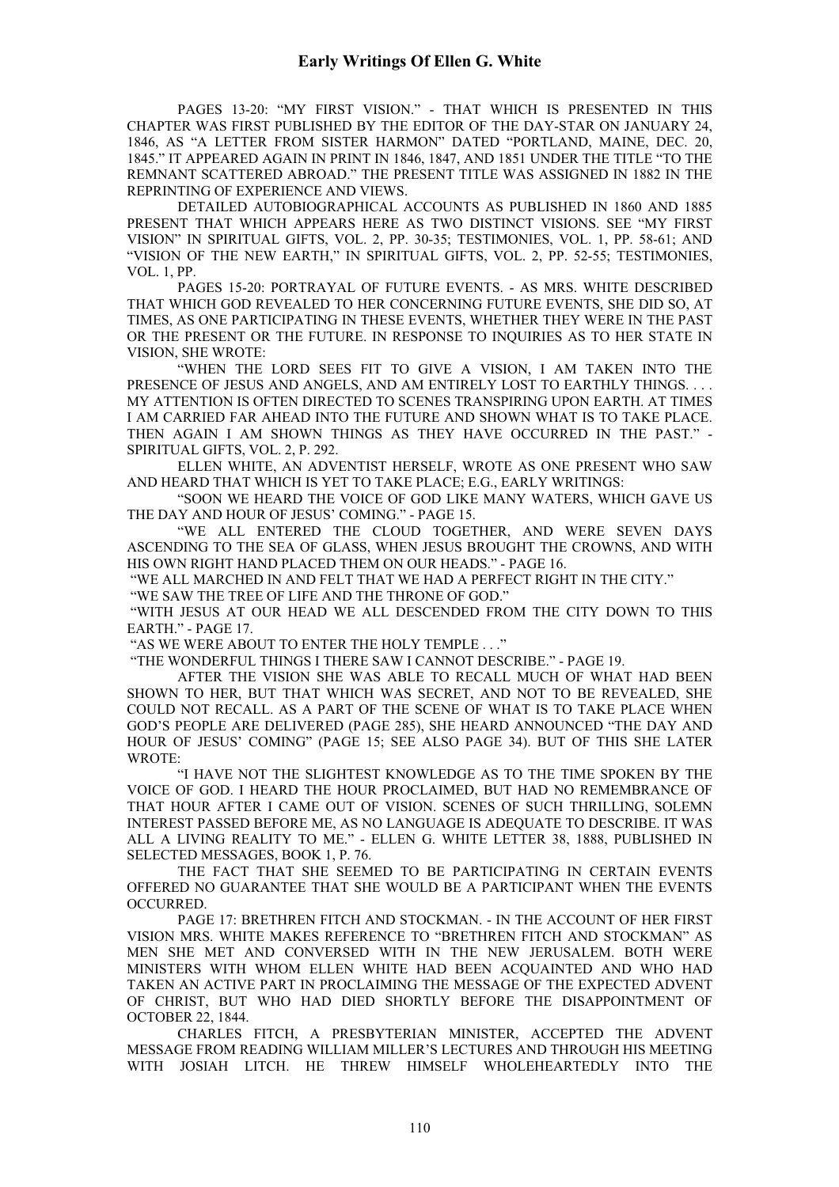PAGES 13-20: "MY FIRST VISION." - THAT WHICH IS PRESENTED IN THIS CHAPTER WAS FIRST PUBLISHED BY THE EDITOR OF THE DAY-STAR ON JANUARY 24, 1846, AS "A LETTER FROM SISTER HARMON" DATED "PORTLAND, MAINE, DEC. 20, 1845." IT APPEARED AGAIN IN PRINT IN 1846, 1847, AND 1851 UNDER THE TITLE "TO THE REMNANT SCATTERED ABROAD." THE PRESENT TITLE WAS ASSIGNED IN 1882 IN THE REPRINTING OF EXPERIENCE AND VIEWS.

DETAILED AUTOBIOGRAPHICAL ACCOUNTS AS PUBLISHED IN 1860 AND 1885 PRESENT THAT WHICH APPEARS HERE AS TWO DISTINCT VISIONS. SEE "MY FIRST VISION" IN SPIRITUAL GIFTS, VOL. 2, PP. 30-35; TESTIMONIES, VOL. 1, PP. 58-61; AND "VISION OF THE NEW EARTH," IN SPIRITUAL GIFTS, VOL. 2, PP. 52-55; TESTIMONIES, VOL. 1, PP.

PAGES 15-20: PORTRAYAL OF FUTURE EVENTS. - AS MRS. WHITE DESCRIBED THAT WHICH GOD REVEALED TO HER CONCERNING FUTURE EVENTS, SHE DID SO, AT TIMES, AS ONE PARTICIPATING IN THESE EVENTS, WHETHER THEY WERE IN THE PAST OR THE PRESENT OR THE FUTURE. IN RESPONSE TO INQUIRIES AS TO HER STATE IN VISION, SHE WROTE:

"WHEN THE LORD SEES FIT TO GIVE A VISION, I AM TAKEN INTO THE PRESENCE OF JESUS AND ANGELS, AND AM ENTIRELY LOST TO EARTHLY THINGS. . . . MY ATTENTION IS OFTEN DIRECTED TO SCENES TRANSPIRING UPON EARTH. AT TIMES I AM CARRIED FAR AHEAD INTO THE FUTURE AND SHOWN WHAT IS TO TAKE PLACE. THEN AGAIN I AM SHOWN THINGS AS THEY HAVE OCCURRED IN THE PAST." - SPIRITUAL GIFTS, VOL. 2, P. 292.

ELLEN WHITE, AN ADVENTIST HERSELF, WROTE AS ONE PRESENT WHO SAW AND HEARD THAT WHICH IS YET TO TAKE PLACE; E.G., EARLY WRITINGS:

"SOON WE HEARD THE VOICE OF GOD LIKE MANY WATERS, WHICH GAVE US THE DAY AND HOUR OF JESUS' COMING." - PAGE 15.

"WE ALL ENTERED THE CLOUD TOGETHER, AND WERE SEVEN DAYS ASCENDING TO THE SEA OF GLASS, WHEN JESUS BROUGHT THE CROWNS, AND WITH HIS OWN RIGHT HAND PLACED THEM ON OUR HEADS." - PAGE 16.

"WE ALL MARCHED IN AND FELT THAT WE HAD A PERFECT RIGHT IN THE CITY."

"WE SAW THE TREE OF LIFE AND THE THRONE OF GOD."

"WITH JESUS AT OUR HEAD WE ALL DESCENDED FROM THE CITY DOWN TO THIS EARTH." - PAGE 17.

"AS WE WERE ABOUT TO ENTER THE HOLY TEMPLE . . ."

"THE WONDERFUL THINGS I THERE SAW I CANNOT DESCRIBE." - PAGE 19.

AFTER THE VISION SHE WAS ABLE TO RECALL MUCH OF WHAT HAD BEEN SHOWN TO HER, BUT THAT WHICH WAS SECRET, AND NOT TO BE REVEALED, SHE COULD NOT RECALL. AS A PART OF THE SCENE OF WHAT IS TO TAKE PLACE WHEN GOD'S PEOPLE ARE DELIVERED (PAGE 285), SHE HEARD ANNOUNCED "THE DAY AND HOUR OF JESUS' COMING" (PAGE 15; SEE ALSO PAGE 34). BUT OF THIS SHE LATER WROTE:

"I HAVE NOT THE SLIGHTEST KNOWLEDGE AS TO THE TIME SPOKEN BY THE VOICE OF GOD. I HEARD THE HOUR PROCLAIMED, BUT HAD NO REMEMBRANCE OF THAT HOUR AFTER I CAME OUT OF VISION. SCENES OF SUCH THRILLING, SOLEMN INTEREST PASSED BEFORE ME, AS NO LANGUAGE IS ADEQUATE TO DESCRIBE. IT WAS ALL A LIVING REALITY TO ME." - ELLEN G. WHITE LETTER 38, 1888, PUBLISHED IN SELECTED MESSAGES, BOOK 1, P. 76.

THE FACT THAT SHE SEEMED TO BE PARTICIPATING IN CERTAIN EVENTS OFFERED NO GUARANTEE THAT SHE WOULD BE A PARTICIPANT WHEN THE EVENTS OCCURRED.

PAGE 17: BRETHREN FITCH AND STOCKMAN. - IN THE ACCOUNT OF HER FIRST VISION MRS. WHITE MAKES REFERENCE TO "BRETHREN FITCH AND STOCKMAN" AS MEN SHE MET AND CONVERSED WITH IN THE NEW JERUSALEM. BOTH WERE MINISTERS WITH WHOM ELLEN WHITE HAD BEEN ACQUAINTED AND WHO HAD TAKEN AN ACTIVE PART IN PROCLAIMING THE MESSAGE OF THE EXPECTED ADVENT OF CHRIST, BUT WHO HAD DIED SHORTLY BEFORE THE DISAPPOINTMENT OF OCTOBER 22, 1844.

CHARLES FITCH, A PRESBYTERIAN MINISTER, ACCEPTED THE ADVENT MESSAGE FROM READING WILLIAM MILLER'S LECTURES AND THROUGH HIS MEETING WITH JOSIAH LITCH. HE THREW HIMSELF WHOLEHEARTEDLY INTO THE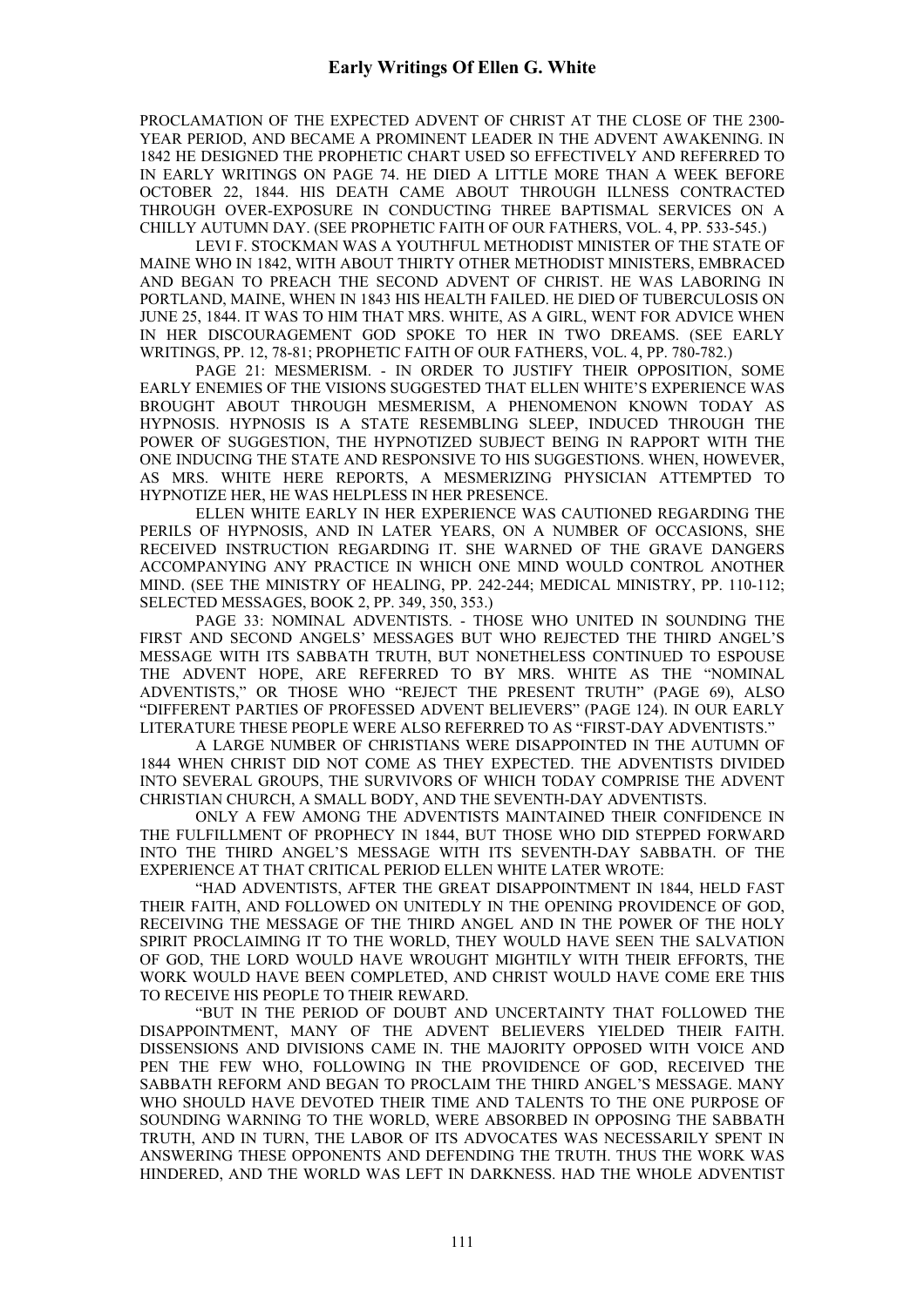PROCLAMATION OF THE EXPECTED ADVENT OF CHRIST AT THE CLOSE OF THE 2300-YEAR PERIOD, AND BECAME A PROMINENT LEADER IN THE ADVENT AWAKENING. IN 1842 HE DESIGNED THE PROPHETIC CHART USED SO EFFECTIVELY AND REFERRED TO IN EARLY WRITINGS ON PAGE 74. HE DIED A LITTLE MORE THAN A WEEK BEFORE OCTOBER 22, 1844. HIS DEATH CAME ABOUT THROUGH ILLNESS CONTRACTED THROUGH OVER-EXPOSURE IN CONDUCTING THREE BAPTISMAL SERVICES ON A CHILLY AUTUMN DAY. (SEE PROPHETIC FAITH OF OUR FATHERS, VOL. 4, PP. 533-545.)

LEVI F. STOCKMAN WAS A YOUTHFUL METHODIST MINISTER OF THE STATE OF MAINE WHO IN 1842, WITH ABOUT THIRTY OTHER METHODIST MINISTERS, EMBRACED AND BEGAN TO PREACH THE SECOND ADVENT OF CHRIST. HE WAS LABORING IN PORTLAND, MAINE, WHEN IN 1843 HIS HEALTH FAILED. HE DIED OF TUBERCULOSIS ON JUNE 25, 1844. IT WAS TO HIM THAT MRS. WHITE, AS A GIRL, WENT FOR ADVICE WHEN IN HER DISCOURAGEMENT GOD SPOKE TO HER IN TWO DREAMS. (SEE EARLY WRITINGS, PP. 12, 78-81; PROPHETIC FAITH OF OUR FATHERS, VOL. 4, PP. 780-782.)

PAGE 21: MESMERISM. - IN ORDER TO JUSTIFY THEIR OPPOSITION, SOME EARLY ENEMIES OF THE VISIONS SUGGESTED THAT ELLEN WHITE'S EXPERIENCE WAS BROUGHT ABOUT THROUGH MESMERISM, A PHENOMENON KNOWN TODAY AS HYPNOSIS. HYPNOSIS IS A STATE RESEMBLING SLEEP, INDUCED THROUGH THE POWER OF SUGGESTION, THE HYPNOTIZED SUBJECT BEING IN RAPPORT WITH THE ONE INDUCING THE STATE AND RESPONSIVE TO HIS SUGGESTIONS. WHEN, HOWEVER, AS MRS. WHITE HERE REPORTS, A MESMERIZING PHYSICIAN ATTEMPTED TO HYPNOTIZE HER, HE WAS HELPLESS IN HER PRESENCE.

ELLEN WHITE EARLY IN HER EXPERIENCE WAS CAUTIONED REGARDING THE PERILS OF HYPNOSIS, AND IN LATER YEARS, ON A NUMBER OF OCCASIONS, SHE RECEIVED INSTRUCTION REGARDING IT. SHE WARNED OF THE GRAVE DANGERS ACCOMPANYING ANY PRACTICE IN WHICH ONE MIND WOULD CONTROL ANOTHER MIND. (SEE THE MINISTRY OF HEALING, PP. 242-244; MEDICAL MINISTRY, PP. 110-112; SELECTED MESSAGES, BOOK 2, PP. 349, 350, 353.)

PAGE 33: NOMINAL ADVENTISTS. - THOSE WHO UNITED IN SOUNDING THE FIRST AND SECOND ANGELS' MESSAGES BUT WHO REJECTED THE THIRD ANGEL'S MESSAGE WITH ITS SABBATH TRUTH, BUT NONETHELESS CONTINUED TO ESPOUSE THE ADVENT HOPE, ARE REFERRED TO BY MRS. WHITE AS THE "NOMINAL ADVENTISTS," OR THOSE WHO "REJECT THE PRESENT TRUTH" (PAGE 69), ALSO "DIFFERENT PARTIES OF PROFESSED ADVENT BELIEVERS" (PAGE 124). IN OUR EARLY LITERATURE THESE PEOPLE WERE ALSO REFERRED TO AS "FIRST-DAY ADVENTISTS."

A LARGE NUMBER OF CHRISTIANS WERE DISAPPOINTED IN THE AUTUMN OF 1844 WHEN CHRIST DID NOT COME AS THEY EXPECTED. THE ADVENTISTS DIVIDED INTO SEVERAL GROUPS, THE SURVIVORS OF WHICH TODAY COMPRISE THE ADVENT CHRISTIAN CHURCH, A SMALL BODY, AND THE SEVENTH-DAY ADVENTISTS.

ONLY A FEW AMONG THE ADVENTISTS MAINTAINED THEIR CONFIDENCE IN THE FULFILLMENT OF PROPHECY IN 1844, BUT THOSE WHO DID STEPPED FORWARD INTO THE THIRD ANGEL'S MESSAGE WITH ITS SEVENTH-DAY SABBATH. OF THE EXPERIENCE AT THAT CRITICAL PERIOD ELLEN WHITE LATER WROTE:

"HAD ADVENTISTS, AFTER THE GREAT DISAPPOINTMENT IN 1844, HELD FAST THEIR FAITH, AND FOLLOWED ON UNITEDLY IN THE OPENING PROVIDENCE OF GOD, RECEIVING THE MESSAGE OF THE THIRD ANGEL AND IN THE POWER OF THE HOLY SPIRIT PROCLAIMING IT TO THE WORLD, THEY WOULD HAVE SEEN THE SALVATION OF GOD, THE LORD WOULD HAVE WROUGHT MIGHTILY WITH THEIR EFFORTS, THE WORK WOULD HAVE BEEN COMPLETED, AND CHRIST WOULD HAVE COME ERE THIS TO RECEIVE HIS PEOPLE TO THEIR REWARD.

"BUT IN THE PERIOD OF DOUBT AND UNCERTAINTY THAT FOLLOWED THE DISAPPOINTMENT, MANY OF THE ADVENT BELIEVERS YIELDED THEIR FAITH. DISSENSIONS AND DIVISIONS CAME IN. THE MAJORITY OPPOSED WITH VOICE AND PEN THE FEW WHO, FOLLOWING IN THE PROVIDENCE OF GOD, RECEIVED THE SABBATH REFORM AND BEGAN TO PROCLAIM THE THIRD ANGEL'S MESSAGE. MANY WHO SHOULD HAVE DEVOTED THEIR TIME AND TALENTS TO THE ONE PURPOSE OF SOUNDING WARNING TO THE WORLD, WERE ABSORBED IN OPPOSING THE SABBATH TRUTH, AND IN TURN, THE LABOR OF ITS ADVOCATES WAS NECESSARILY SPENT IN ANSWERING THESE OPPONENTS AND DEFENDING THE TRUTH. THUS THE WORK WAS HINDERED, AND THE WORLD WAS LEFT IN DARKNESS. HAD THE WHOLE ADVENTIST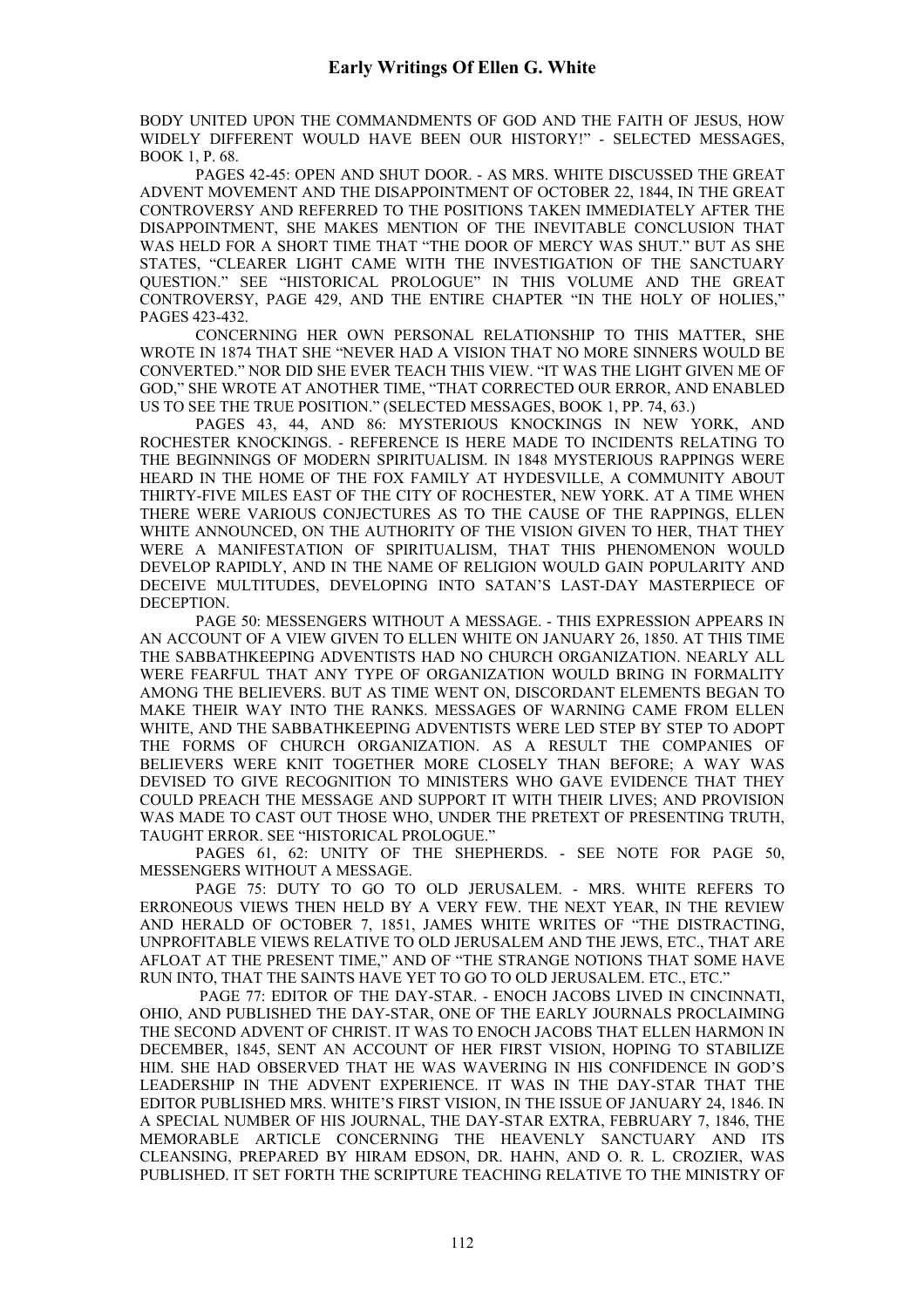BODY UNITED UPON THE COMMANDMENTS OF GOD AND THE FAITH OF JESUS, HOW WIDELY DIFFERENT WOULD HAVE BEEN OUR HISTORY!" - SELECTED MESSAGES, BOOK 1, P. 68.

PAGES 42-45: OPEN AND SHUT DOOR. - AS MRS. WHITE DISCUSSED THE GREAT ADVENT MOVEMENT AND THE DISAPPOINTMENT OF OCTOBER 22, 1844, IN THE GREAT CONTROVERSY AND REFERRED TO THE POSITIONS TAKEN IMMEDIATELY AFTER THE DISAPPOINTMENT, SHE MAKES MENTION OF THE INEVITABLE CONCLUSION THAT WAS HELD FOR A SHORT TIME THAT "THE DOOR OF MERCY WAS SHUT." BUT AS SHE STATES, "CLEARER LIGHT CAME WITH THE INVESTIGATION OF THE SANCTUARY QUESTION." SEE "HISTORICAL PROLOGUE" IN THIS VOLUME AND THE GREAT CONTROVERSY, PAGE 429, AND THE ENTIRE CHAPTER "IN THE HOLY OF HOLIES," PAGES 423-432.

CONCERNING HER OWN PERSONAL RELATIONSHIP TO THIS MATTER, SHE WROTE IN 1874 THAT SHE "NEVER HAD A VISION THAT NO MORE SINNERS WOULD BE CONVERTED." NOR DID SHE EVER TEACH THIS VIEW. "IT WAS THE LIGHT GIVEN ME OF GOD," SHE WROTE AT ANOTHER TIME, "THAT CORRECTED OUR ERROR, AND ENABLED US TO SEE THE TRUE POSITION." (SELECTED MESSAGES, BOOK 1, PP. 74, 63.)

PAGES 43, 44, AND 86: MYSTERIOUS KNOCKINGS IN NEW YORK, AND ROCHESTER KNOCKINGS. - REFERENCE IS HERE MADE TO INCIDENTS RELATING TO THE BEGINNINGS OF MODERN SPIRITUALISM. IN 1848 MYSTERIOUS RAPPINGS WERE HEARD IN THE HOME OF THE FOX FAMILY AT HYDESVILLE, A COMMUNITY ABOUT THIRTY-FIVE MILES EAST OF THE CITY OF ROCHESTER, NEW YORK. AT A TIME WHEN THERE WERE VARIOUS CONJECTURES AS TO THE CAUSE OF THE RAPPINGS, ELLEN WHITE ANNOUNCED, ON THE AUTHORITY OF THE VISION GIVEN TO HER, THAT THEY WERE A MANIFESTATION OF SPIRITUALISM, THAT THIS PHENOMENON WOULD DEVELOP RAPIDLY, AND IN THE NAME OF RELIGION WOULD GAIN POPULARITY AND DECEIVE MULTITUDES, DEVELOPING INTO SATAN'S LAST-DAY MASTERPIECE OF DECEPTION.

PAGE 50: MESSENGERS WITHOUT A MESSAGE. - THIS EXPRESSION APPEARS IN AN ACCOUNT OF A VIEW GIVEN TO ELLEN WHITE ON JANUARY 26, 1850. AT THIS TIME THE SABBATHKEEPING ADVENTISTS HAD NO CHURCH ORGANIZATION. NEARLY ALL WERE FEARFUL THAT ANY TYPE OF ORGANIZATION WOULD BRING IN FORMALITY AMONG THE BELIEVERS. BUT AS TIME WENT ON, DISCORDANT ELEMENTS BEGAN TO MAKE THEIR WAY INTO THE RANKS. MESSAGES OF WARNING CAME FROM ELLEN WHITE, AND THE SABBATHKEEPING ADVENTISTS WERE LED STEP BY STEP TO ADOPT THE FORMS OF CHURCH ORGANIZATION. AS A RESULT THE COMPANIES OF BELIEVERS WERE KNIT TOGETHER MORE CLOSELY THAN BEFORE; A WAY WAS DEVISED TO GIVE RECOGNITION TO MINISTERS WHO GAVE EVIDENCE THAT THEY COULD PREACH THE MESSAGE AND SUPPORT IT WITH THEIR LIVES; AND PROVISION WAS MADE TO CAST OUT THOSE WHO, UNDER THE PRETEXT OF PRESENTING TRUTH, TAUGHT ERROR. SEE "HISTORICAL PROLOGUE."

PAGES 61, 62: UNITY OF THE SHEPHERDS. - SEE NOTE FOR PAGE 50, MESSENGERS WITHOUT A MESSAGE.

PAGE 75: DUTY TO GO TO OLD JERUSALEM. - MRS. WHITE REFERS TO ERRONEOUS VIEWS THEN HELD BY A VERY FEW. THE NEXT YEAR, IN THE REVIEW AND HERALD OF OCTOBER 7, 1851, JAMES WHITE WRITES OF "THE DISTRACTING, UNPROFITABLE VIEWS RELATIVE TO OLD JERUSALEM AND THE JEWS, ETC., THAT ARE AFLOAT AT THE PRESENT TIME," AND OF "THE STRANGE NOTIONS THAT SOME HAVE RUN INTO, THAT THE SAINTS HAVE YET TO GO TO OLD JERUSALEM. ETC., ETC."

PAGE 77: EDITOR OF THE DAY-STAR. - ENOCH JACOBS LIVED IN CINCINNATI, OHIO, AND PUBLISHED THE DAY-STAR, ONE OF THE EARLY JOURNALS PROCLAIMING THE SECOND ADVENT OF CHRIST. IT WAS TO ENOCH JACOBS THAT ELLEN HARMON IN DECEMBER, 1845, SENT AN ACCOUNT OF HER FIRST VISION, HOPING TO STABILIZE HIM. SHE HAD OBSERVED THAT HE WAS WAVERING IN HIS CONFIDENCE IN GOD'S LEADERSHIP IN THE ADVENT EXPERIENCE. IT WAS IN THE DAY-STAR THAT THE EDITOR PUBLISHED MRS. WHITE'S FIRST VISION, IN THE ISSUE OF JANUARY 24, 1846. IN A SPECIAL NUMBER OF HIS JOURNAL, THE DAY-STAR EXTRA, FEBRUARY 7, 1846, THE MEMORABLE ARTICLE CONCERNING THE HEAVENLY SANCTUARY AND ITS CLEANSING, PREPARED BY HIRAM EDSON, DR. HAHN, AND O. R. L. CROZIER, WAS PUBLISHED. IT SET FORTH THE SCRIPTURE TEACHING RELATIVE TO THE MINISTRY OF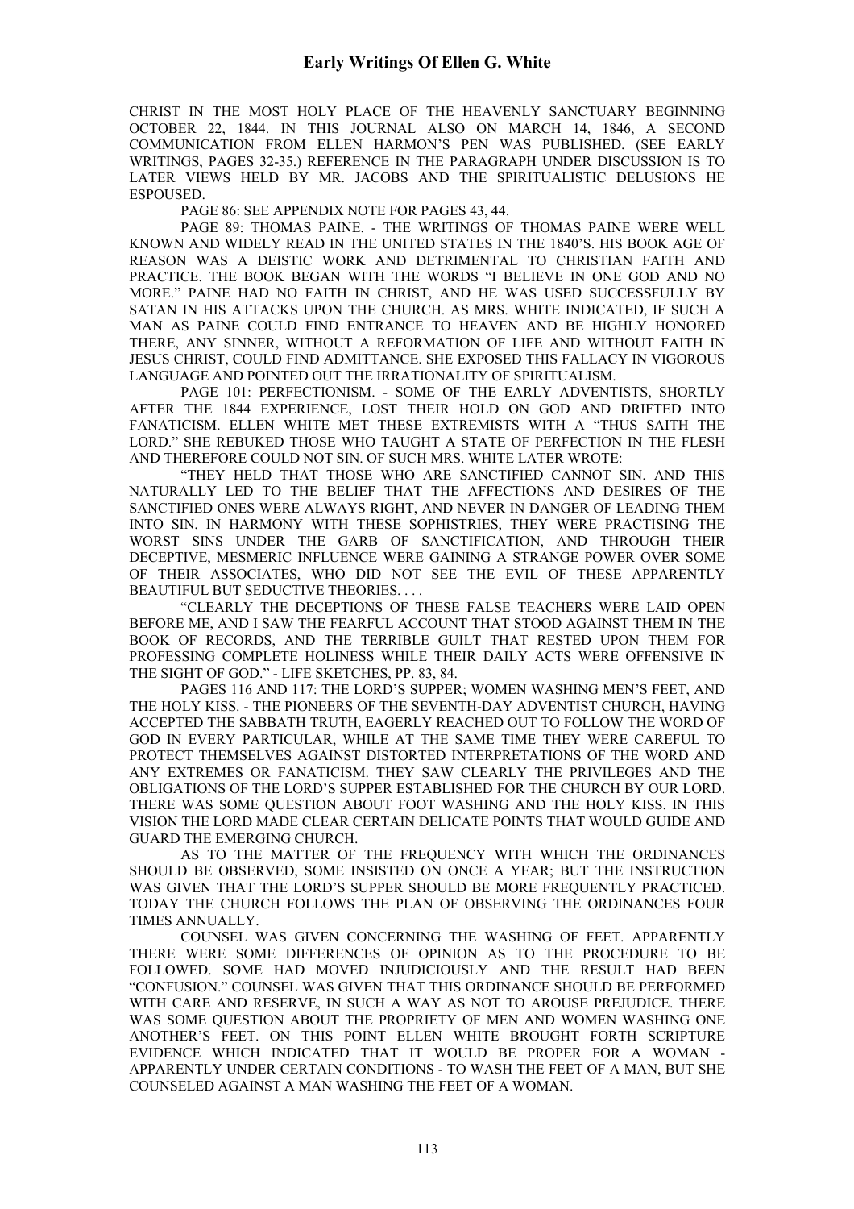CHRIST IN THE MOST HOLY PLACE OF THE HEAVENLY SANCTUARY BEGINNING OCTOBER 22, 1844. IN THIS JOURNAL ALSO ON MARCH 14, 1846, A SECOND COMMUNICATION FROM ELLEN HARMON'S PEN WAS PUBLISHED. (SEE EARLY WRITINGS, PAGES 32-35.) REFERENCE IN THE PARAGRAPH UNDER DISCUSSION IS TO LATER VIEWS HELD BY MR. JACOBS AND THE SPIRITUALISTIC DELUSIONS HE ESPOUSED.

PAGE 86: SEE APPENDIX NOTE FOR PAGES 43, 44.

PAGE 89: THOMAS PAINE. - THE WRITINGS OF THOMAS PAINE WERE WELL KNOWN AND WIDELY READ IN THE UNITED STATES IN THE 1840'S. HIS BOOK AGE OF REASON WAS A DEISTIC WORK AND DETRIMENTAL TO CHRISTIAN FAITH AND PRACTICE. THE BOOK BEGAN WITH THE WORDS "I BELIEVE IN ONE GOD AND NO MORE." PAINE HAD NO FAITH IN CHRIST, AND HE WAS USED SUCCESSFULLY BY SATAN IN HIS ATTACKS UPON THE CHURCH. AS MRS. WHITE INDICATED, IF SUCH A MAN AS PAINE COULD FIND ENTRANCE TO HEAVEN AND BE HIGHLY HONORED THERE, ANY SINNER, WITHOUT A REFORMATION OF LIFE AND WITHOUT FAITH IN JESUS CHRIST, COULD FIND ADMITTANCE. SHE EXPOSED THIS FALLACY IN VIGOROUS LANGUAGE AND POINTED OUT THE IRRATIONALITY OF SPIRITUALISM.

PAGE 101: PERFECTIONISM. - SOME OF THE EARLY ADVENTISTS, SHORTLY AFTER THE 1844 EXPERIENCE, LOST THEIR HOLD ON GOD AND DRIFTED INTO FANATICISM. ELLEN WHITE MET THESE EXTREMISTS WITH A "THUS SAITH THE LORD." SHE REBUKED THOSE WHO TAUGHT A STATE OF PERFECTION IN THE FLESH AND THEREFORE COULD NOT SIN. OF SUCH MRS. WHITE LATER WROTE:

"THEY HELD THAT THOSE WHO ARE SANCTIFIED CANNOT SIN. AND THIS NATURALLY LED TO THE BELIEF THAT THE AFFECTIONS AND DESIRES OF THE SANCTIFIED ONES WERE ALWAYS RIGHT, AND NEVER IN DANGER OF LEADING THEM INTO SIN. IN HARMONY WITH THESE SOPHISTRIES, THEY WERE PRACTISING THE WORST SINS UNDER THE GARB OF SANCTIFICATION, AND THROUGH THEIR DECEPTIVE, MESMERIC INFLUENCE WERE GAINING A STRANGE POWER OVER SOME OF THEIR ASSOCIATES, WHO DID NOT SEE THE EVIL OF THESE APPARENTLY BEAUTIFUL BUT SEDUCTIVE THEORIES. . . .

"CLEARLY THE DECEPTIONS OF THESE FALSE TEACHERS WERE LAID OPEN BEFORE ME, AND I SAW THE FEARFUL ACCOUNT THAT STOOD AGAINST THEM IN THE BOOK OF RECORDS, AND THE TERRIBLE GUILT THAT RESTED UPON THEM FOR PROFESSING COMPLETE HOLINESS WHILE THEIR DAILY ACTS WERE OFFENSIVE IN THE SIGHT OF GOD." - LIFE SKETCHES, PP. 83, 84.

PAGES 116 AND 117: THE LORD'S SUPPER; WOMEN WASHING MEN'S FEET, AND THE HOLY KISS. - THE PIONEERS OF THE SEVENTH-DAY ADVENTIST CHURCH, HAVING ACCEPTED THE SABBATH TRUTH, EAGERLY REACHED OUT TO FOLLOW THE WORD OF GOD IN EVERY PARTICULAR, WHILE AT THE SAME TIME THEY WERE CAREFUL TO PROTECT THEMSELVES AGAINST DISTORTED INTERPRETATIONS OF THE WORD AND ANY EXTREMES OR FANATICISM. THEY SAW CLEARLY THE PRIVILEGES AND THE OBLIGATIONS OF THE LORD'S SUPPER ESTABLISHED FOR THE CHURCH BY OUR LORD. THERE WAS SOME QUESTION ABOUT FOOT WASHING AND THE HOLY KISS. IN THIS VISION THE LORD MADE CLEAR CERTAIN DELICATE POINTS THAT WOULD GUIDE AND GUARD THE EMERGING CHURCH.

AS TO THE MATTER OF THE FREQUENCY WITH WHICH THE ORDINANCES SHOULD BE OBSERVED, SOME INSISTED ON ONCE A YEAR; BUT THE INSTRUCTION WAS GIVEN THAT THE LORD'S SUPPER SHOULD BE MORE FREQUENTLY PRACTICED. TODAY THE CHURCH FOLLOWS THE PLAN OF OBSERVING THE ORDINANCES FOUR TIMES ANNUALLY.

COUNSEL WAS GIVEN CONCERNING THE WASHING OF FEET. APPARENTLY THERE WERE SOME DIFFERENCES OF OPINION AS TO THE PROCEDURE TO BE FOLLOWED. SOME HAD MOVED INJUDICIOUSLY AND THE RESULT HAD BEEN "CONFUSION." COUNSEL WAS GIVEN THAT THIS ORDINANCE SHOULD BE PERFORMED WITH CARE AND RESERVE, IN SUCH A WAY AS NOT TO AROUSE PREJUDICE. THERE WAS SOME QUESTION ABOUT THE PROPRIETY OF MEN AND WOMEN WASHING ONE ANOTHER'S FEET. ON THIS POINT ELLEN WHITE BROUGHT FORTH SCRIPTURE EVIDENCE WHICH INDICATED THAT IT WOULD BE PROPER FOR A WOMAN - APPARENTLY UNDER CERTAIN CONDITIONS - TO WASH THE FEET OF A MAN, BUT SHE COUNSELED AGAINST A MAN WASHING THE FEET OF A WOMAN.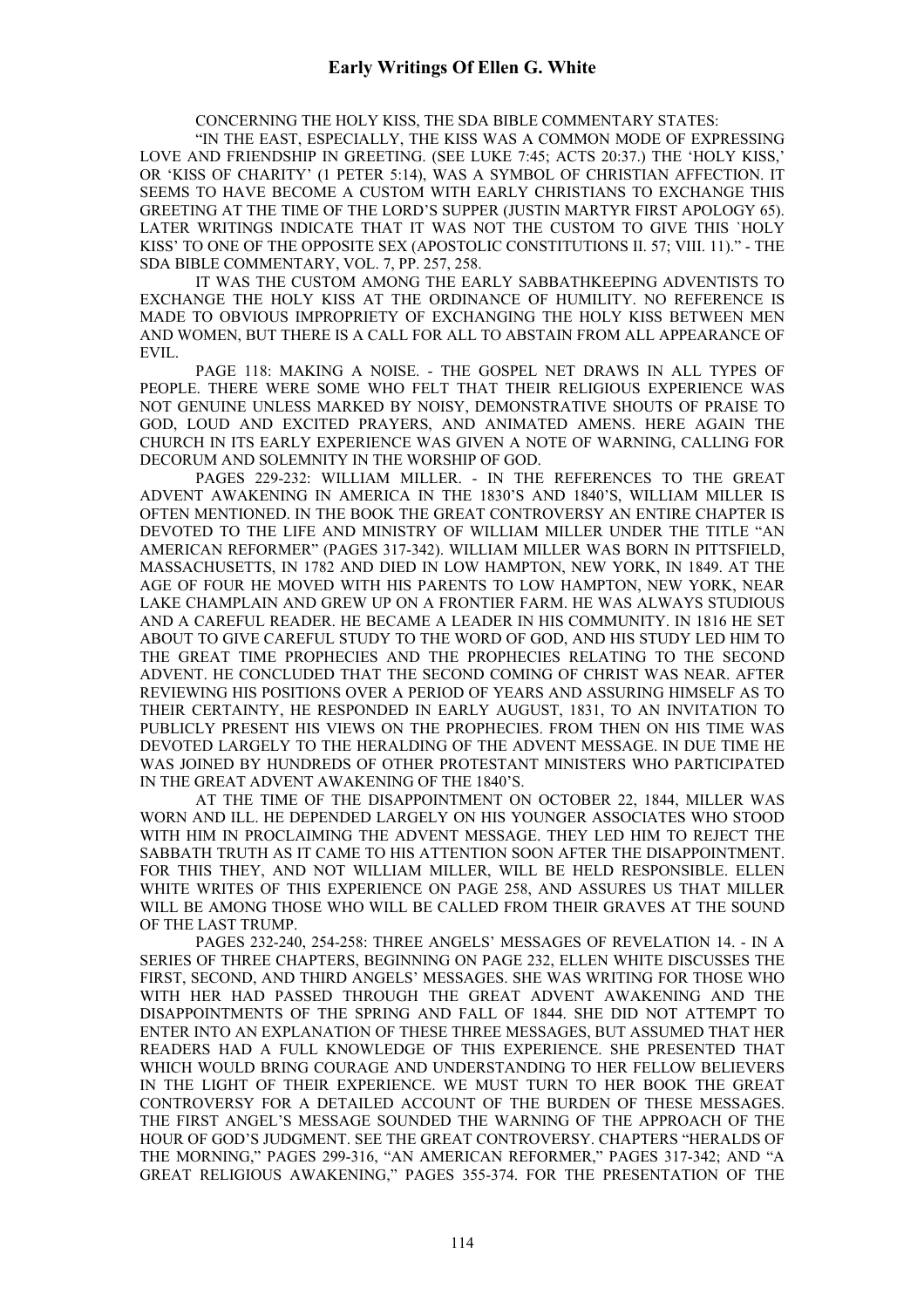CONCERNING THE HOLY KISS, THE SDA BIBLE COMMENTARY STATES:

"IN THE EAST, ESPECIALLY, THE KISS WAS A COMMON MODE OF EXPRESSING LOVE AND FRIENDSHIP IN GREETING. (SEE LUKE 7:45; ACTS 20:37.) THE 'HOLY KISS,' OR 'KISS OF CHARITY' (1 PETER 5:14), WAS A SYMBOL OF CHRISTIAN AFFECTION. IT SEEMS TO HAVE BECOME A CUSTOM WITH EARLY CHRISTIANS TO EXCHANGE THIS GREETING AT THE TIME OF THE LORD'S SUPPER (JUSTIN MARTYR FIRST APOLOGY 65). LATER WRITINGS INDICATE THAT IT WAS NOT THE CUSTOM TO GIVE THIS `HOLY KISS' TO ONE OF THE OPPOSITE SEX (APOSTOLIC CONSTITUTIONS II. 57; VIII. 11)." - THE SDA BIBLE COMMENTARY, VOL. 7, PP. 257, 258.

IT WAS THE CUSTOM AMONG THE EARLY SABBATHKEEPING ADVENTISTS TO EXCHANGE THE HOLY KISS AT THE ORDINANCE OF HUMILITY. NO REFERENCE IS MADE TO OBVIOUS IMPROPRIETY OF EXCHANGING THE HOLY KISS BETWEEN MEN AND WOMEN, BUT THERE IS A CALL FOR ALL TO ABSTAIN FROM ALL APPEARANCE OF EVIL.

PAGE 118: MAKING A NOISE. - THE GOSPEL NET DRAWS IN ALL TYPES OF PEOPLE. THERE WERE SOME WHO FELT THAT THEIR RELIGIOUS EXPERIENCE WAS NOT GENUINE UNLESS MARKED BY NOISY, DEMONSTRATIVE SHOUTS OF PRAISE TO GOD, LOUD AND EXCITED PRAYERS, AND ANIMATED AMENS. HERE AGAIN THE CHURCH IN ITS EARLY EXPERIENCE WAS GIVEN A NOTE OF WARNING, CALLING FOR DECORUM AND SOLEMNITY IN THE WORSHIP OF GOD.

PAGES 229-232: WILLIAM MILLER. - IN THE REFERENCES TO THE GREAT ADVENT AWAKENING IN AMERICA IN THE 1830'S AND 1840'S, WILLIAM MILLER IS OFTEN MENTIONED. IN THE BOOK THE GREAT CONTROVERSY AN ENTIRE CHAPTER IS DEVOTED TO THE LIFE AND MINISTRY OF WILLIAM MILLER UNDER THE TITLE "AN AMERICAN REFORMER" (PAGES 317-342). WILLIAM MILLER WAS BORN IN PITTSFIELD, MASSACHUSETTS, IN 1782 AND DIED IN LOW HAMPTON, NEW YORK, IN 1849. AT THE AGE OF FOUR HE MOVED WITH HIS PARENTS TO LOW HAMPTON, NEW YORK, NEAR LAKE CHAMPLAIN AND GREW UP ON A FRONTIER FARM. HE WAS ALWAYS STUDIOUS AND A CAREFUL READER. HE BECAME A LEADER IN HIS COMMUNITY. IN 1816 HE SET ABOUT TO GIVE CAREFUL STUDY TO THE WORD OF GOD, AND HIS STUDY LED HIM TO THE GREAT TIME PROPHECIES AND THE PROPHECIES RELATING TO THE SECOND ADVENT. HE CONCLUDED THAT THE SECOND COMING OF CHRIST WAS NEAR. AFTER REVIEWING HIS POSITIONS OVER A PERIOD OF YEARS AND ASSURING HIMSELF AS TO THEIR CERTAINTY, HE RESPONDED IN EARLY AUGUST, 1831, TO AN INVITATION TO PUBLICLY PRESENT HIS VIEWS ON THE PROPHECIES. FROM THEN ON HIS TIME WAS DEVOTED LARGELY TO THE HERALDING OF THE ADVENT MESSAGE. IN DUE TIME HE WAS JOINED BY HUNDREDS OF OTHER PROTESTANT MINISTERS WHO PARTICIPATED IN THE GREAT ADVENT AWAKENING OF THE 1840'S.

AT THE TIME OF THE DISAPPOINTMENT ON OCTOBER 22, 1844, MILLER WAS WORN AND ILL. HE DEPENDED LARGELY ON HIS YOUNGER ASSOCIATES WHO STOOD WITH HIM IN PROCLAIMING THE ADVENT MESSAGE. THEY LED HIM TO REJECT THE SABBATH TRUTH AS IT CAME TO HIS ATTENTION SOON AFTER THE DISAPPOINTMENT. FOR THIS THEY, AND NOT WILLIAM MILLER, WILL BE HELD RESPONSIBLE. ELLEN WHITE WRITES OF THIS EXPERIENCE ON PAGE 258, AND ASSURES US THAT MILLER WILL BE AMONG THOSE WHO WILL BE CALLED FROM THEIR GRAVES AT THE SOUND OF THE LAST TRUMP.

PAGES 232-240, 254-258: THREE ANGELS' MESSAGES OF REVELATION 14. - IN A SERIES OF THREE CHAPTERS, BEGINNING ON PAGE 232, ELLEN WHITE DISCUSSES THE FIRST, SECOND, AND THIRD ANGELS' MESSAGES. SHE WAS WRITING FOR THOSE WHO WITH HER HAD PASSED THROUGH THE GREAT ADVENT AWAKENING AND THE DISAPPOINTMENTS OF THE SPRING AND FALL OF 1844. SHE DID NOT ATTEMPT TO ENTER INTO AN EXPLANATION OF THESE THREE MESSAGES, BUT ASSUMED THAT HER READERS HAD A FULL KNOWLEDGE OF THIS EXPERIENCE. SHE PRESENTED THAT WHICH WOULD BRING COURAGE AND UNDERSTANDING TO HER FELLOW BELIEVERS IN THE LIGHT OF THEIR EXPERIENCE. WE MUST TURN TO HER BOOK THE GREAT CONTROVERSY FOR A DETAILED ACCOUNT OF THE BURDEN OF THESE MESSAGES. THE FIRST ANGEL'S MESSAGE SOUNDED THE WARNING OF THE APPROACH OF THE HOUR OF GOD'S JUDGMENT. SEE THE GREAT CONTROVERSY. CHAPTERS "HERALDS OF THE MORNING," PAGES 299-316, "AN AMERICAN REFORMER," PAGES 317-342; AND "A GREAT RELIGIOUS AWAKENING," PAGES 355-374. FOR THE PRESENTATION OF THE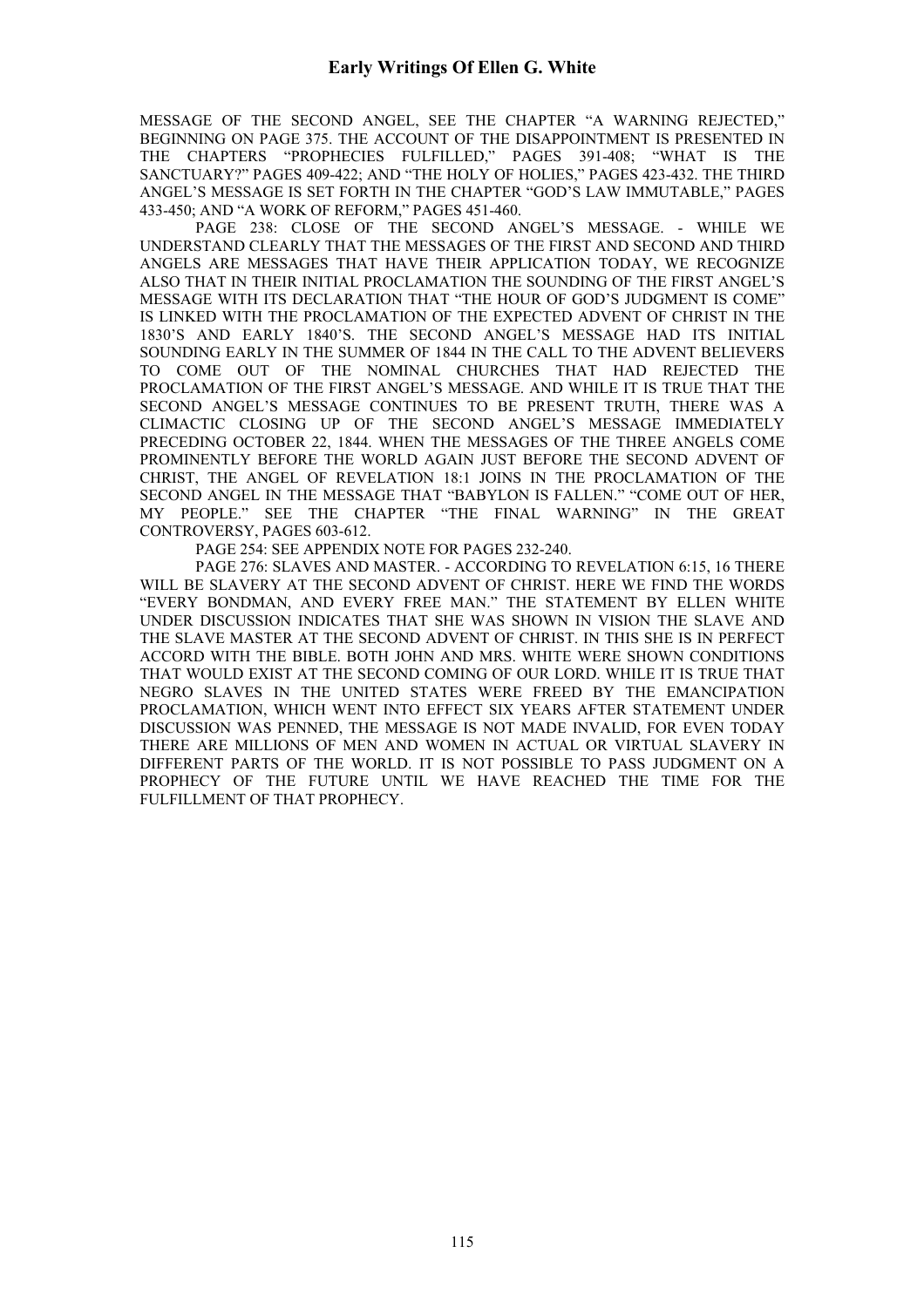MESSAGE OF THE SECOND ANGEL, SEE THE CHAPTER "A WARNING REJECTED," BEGINNING ON PAGE 375. THE ACCOUNT OF THE DISAPPOINTMENT IS PRESENTED IN THE CHAPTERS "PROPHECIES FULFILLED," PAGES 391-408; "WHAT IS THE SANCTUARY?" PAGES 409-422; AND "THE HOLY OF HOLIES," PAGES 423-432. THE THIRD ANGEL'S MESSAGE IS SET FORTH IN THE CHAPTER "GOD'S LAW IMMUTABLE," PAGES 433-450; AND "A WORK OF REFORM," PAGES 451-460.

PAGE 238: CLOSE OF THE SECOND ANGEL'S MESSAGE. - WHILE WE UNDERSTAND CLEARLY THAT THE MESSAGES OF THE FIRST AND SECOND AND THIRD ANGELS ARE MESSAGES THAT HAVE THEIR APPLICATION TODAY, WE RECOGNIZE ALSO THAT IN THEIR INITIAL PROCLAMATION THE SOUNDING OF THE FIRST ANGEL'S MESSAGE WITH ITS DECLARATION THAT "THE HOUR OF GOD'S JUDGMENT IS COME" IS LINKED WITH THE PROCLAMATION OF THE EXPECTED ADVENT OF CHRIST IN THE 1830'S AND EARLY 1840'S. THE SECOND ANGEL'S MESSAGE HAD ITS INITIAL SOUNDING EARLY IN THE SUMMER OF 1844 IN THE CALL TO THE ADVENT BELIEVERS TO COME OUT OF THE NOMINAL CHURCHES THAT HAD REJECTED THE PROCLAMATION OF THE FIRST ANGEL'S MESSAGE. AND WHILE IT IS TRUE THAT THE SECOND ANGEL'S MESSAGE CONTINUES TO BE PRESENT TRUTH, THERE WAS A CLIMACTIC CLOSING UP OF THE SECOND ANGEL'S MESSAGE IMMEDIATELY PRECEDING OCTOBER 22, 1844. WHEN THE MESSAGES OF THE THREE ANGELS COME PROMINENTLY BEFORE THE WORLD AGAIN JUST BEFORE THE SECOND ADVENT OF CHRIST, THE ANGEL OF REVELATION 18:1 JOINS IN THE PROCLAMATION OF THE SECOND ANGEL IN THE MESSAGE THAT "BABYLON IS FALLEN." "COME OUT OF HER, MY PEOPLE." SEE THE CHAPTER "THE FINAL WARNING" IN THE GREAT CONTROVERSY, PAGES 603-612.

PAGE 254: SEE APPENDIX NOTE FOR PAGES 232-240.

PAGE 276: SLAVES AND MASTER. - ACCORDING TO REVELATION 6:15, 16 THERE WILL BE SLAVERY AT THE SECOND ADVENT OF CHRIST. HERE WE FIND THE WORDS "EVERY BONDMAN, AND EVERY FREE MAN." THE STATEMENT BY ELLEN WHITE UNDER DISCUSSION INDICATES THAT SHE WAS SHOWN IN VISION THE SLAVE AND THE SLAVE MASTER AT THE SECOND ADVENT OF CHRIST. IN THIS SHE IS IN PERFECT ACCORD WITH THE BIBLE. BOTH JOHN AND MRS. WHITE WERE SHOWN CONDITIONS THAT WOULD EXIST AT THE SECOND COMING OF OUR LORD. WHILE IT IS TRUE THAT NEGRO SLAVES IN THE UNITED STATES WERE FREED BY THE EMANCIPATION PROCLAMATION, WHICH WENT INTO EFFECT SIX YEARS AFTER STATEMENT UNDER DISCUSSION WAS PENNED, THE MESSAGE IS NOT MADE INVALID, FOR EVEN TODAY THERE ARE MILLIONS OF MEN AND WOMEN IN ACTUAL OR VIRTUAL SLAVERY IN DIFFERENT PARTS OF THE WORLD. IT IS NOT POSSIBLE TO PASS JUDGMENT ON A PROPHECY OF THE FUTURE UNTIL WE HAVE REACHED THE TIME FOR THE FULFILLMENT OF THAT PROPHECY.